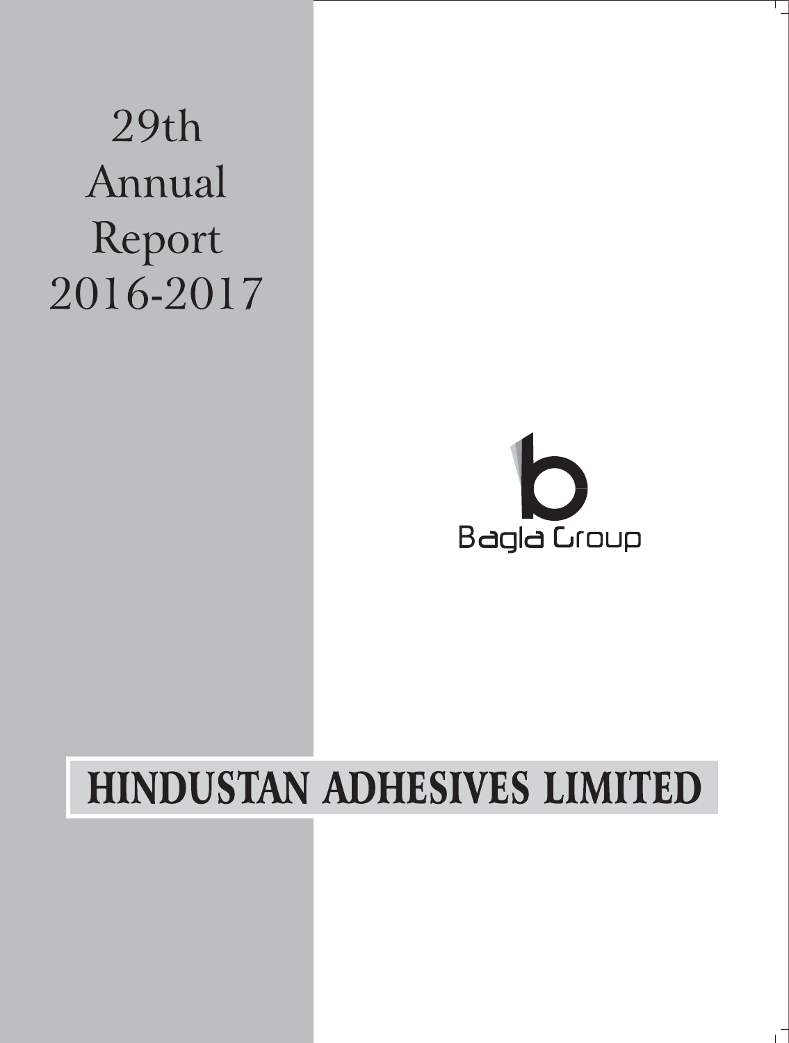# 29th Annual Report 2016-2017

Bagla Group

# HINDUSTAN ADHESIVES LIMITED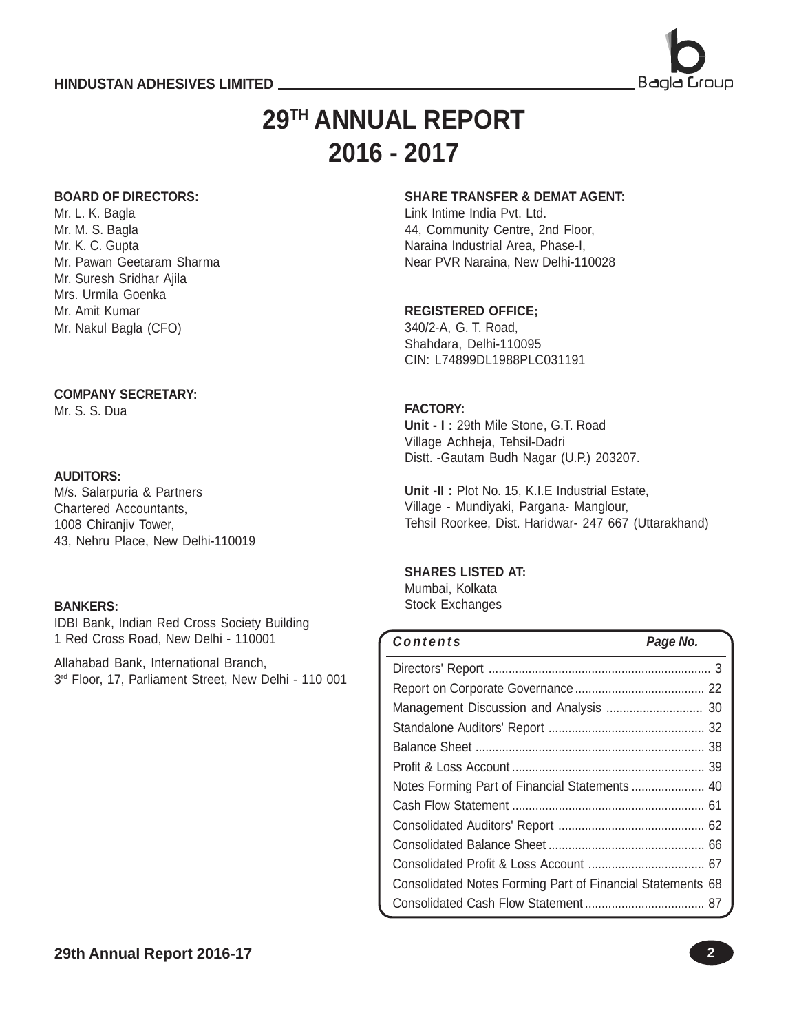# 29TH ANNUAL REPORT 2016 - 2017

**BOARD OF DIRECTORS:**
Mr. L. K. Bagla
Mr. M. S. Bagla
Mr. K. C. Gupta
Mr. Pawan Geetaram Sharma
Mr. Suresh Sridhar Ajila
Mrs. Urmila Goenka
Mr. Amit Kumar
Mr. Nakul Bagla (CFO)

**COMPANY SECRETARY:**
Mr. S. S. Dua

**AUDITORS:**
M/s. Salarpuria & Partners
Chartered Accountants,
1008 Chiranjiv Tower,
43, Nehru Place, New Delhi-110019

**BANKERS:**
IDBI Bank, Indian Red Cross Society Building
1 Red Cross Road, New Delhi - 110001

Allahabad Bank, International Branch,
3rd Floor, 17, Parliament Street, New Delhi - 110 001

**SHARE TRANSFER & DEMAT AGENT:**
Link Intime India Pvt. Ltd.
44, Community Centre, 2nd Floor,
Naraina Industrial Area, Phase-I,
Near PVR Naraina, New Delhi-110028

**REGISTERED OFFICE;**
340/2-A, G. T. Road,
Shahdara, Delhi-110095
CIN: L74899DL1988PLC031191

**FACTORY:**
**Unit - I :** 29th Mile Stone, G.T. Road
Village Achheja, Tehsil-Dadri
Distt. -Gautam Budh Nagar (U.P.) 203207.

**Unit -II :** Plot No. 15, K.I.E Industrial Estate,
Village - Mundiyaki, Pargana- Manglour,
Tehsil Roorkee, Dist. Haridwar- 247 667 (Uttarakhand)

**SHARES LISTED AT:**
Mumbai, Kolkata
Stock Exchanges

| *Contents* | *Page No.* |
|---|---|
| Directors' Report | 3 |
| Report on Corporate Governance | 22 |
| Management Discussion and Analysis | 30 |
| Standalone Auditors' Report | 32 |
| Balance Sheet | 38 |
| Profit & Loss Account | 39 |
| Notes Forming Part of Financial Statements | 40 |
| Cash Flow Statement | 61 |
| Consolidated Auditors' Report | 62 |
| Consolidated Balance Sheet | 66 |
| Consolidated Profit & Loss Account | 67 |
| Consolidated Notes Forming Part of Financial Statements | 68 |
| Consolidated Cash Flow Statement | 87 |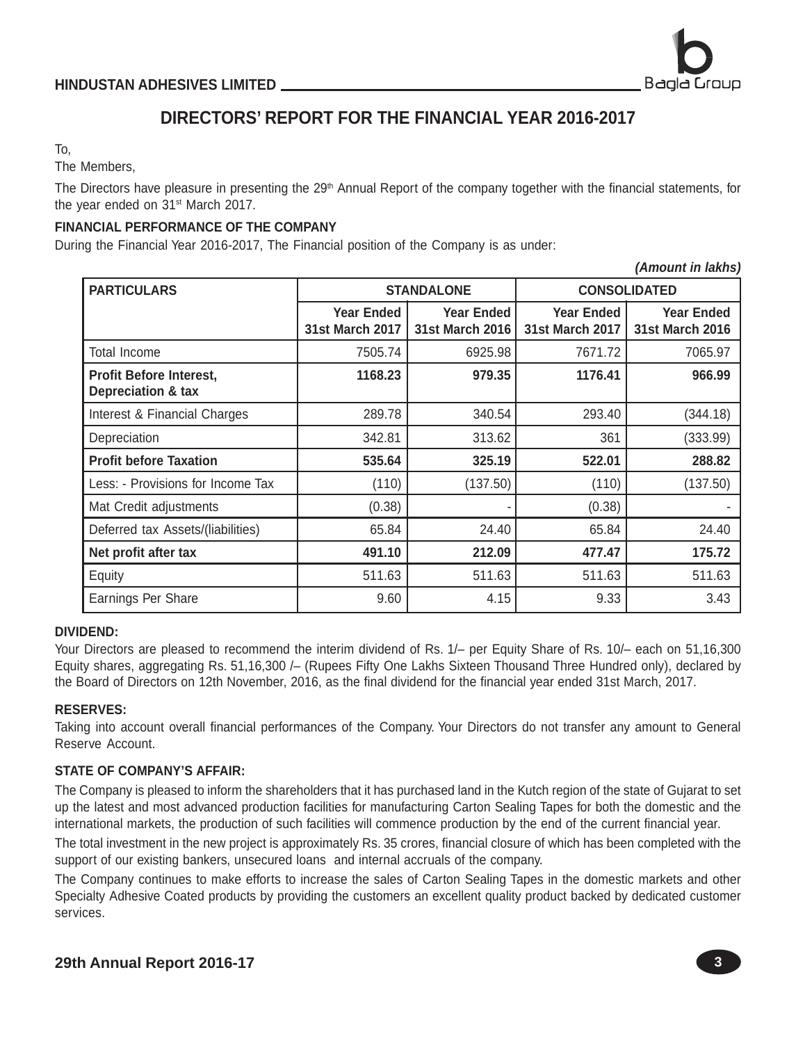# DIRECTORS' REPORT FOR THE FINANCIAL YEAR 2016-2017

To,

The Members,

The Directors have pleasure in presenting the 29th Annual Report of the company together with the financial statements, for the year ended on 31st March 2017.

**FINANCIAL PERFORMANCE OF THE COMPANY**

During the Financial Year 2016-2017, The Financial position of the Company is as under:

***(Amount in lakhs)***

| PARTICULARS | STANDALONE | | CONSOLIDATED | |
|---|---|---|---|---|
| | Year Ended 31st March 2017 | Year Ended 31st March 2016 | Year Ended 31st March 2017 | Year Ended 31st March 2016 |
| Total Income | 7505.74 | 6925.98 | 7671.72 | 7065.97 |
| **Profit Before Interest, Depreciation & tax** | **1168.23** | **979.35** | **1176.41** | **966.99** |
| Interest & Financial Charges | 289.78 | 340.54 | 293.40 | (344.18) |
| Depreciation | 342.81 | 313.62 | 361 | (333.99) |
| **Profit before Taxation** | **535.64** | **325.19** | **522.01** | **288.82** |
| Less: - Provisions for Income Tax | (110) | (137.50) | (110) | (137.50) |
| Mat Credit adjustments | (0.38) | - | (0.38) | - |
| Deferred tax Assets/(liabilities) | 65.84 | 24.40 | 65.84 | 24.40 |
| **Net profit after tax** | **491.10** | **212.09** | **477.47** | **175.72** |
| Equity | 511.63 | 511.63 | 511.63 | 511.63 |
| Earnings Per Share | 9.60 | 4.15 | 9.33 | 3.43 |

**DIVIDEND:**

Your Directors are pleased to recommend the interim dividend of Rs. 1/– per Equity Share of Rs. 10/– each on 51,16,300 Equity shares, aggregating Rs. 51,16,300 /– (Rupees Fifty One Lakhs Sixteen Thousand Three Hundred only), declared by the Board of Directors on 12th November, 2016, as the final dividend for the financial year ended 31st March, 2017.

**RESERVES:**

Taking into account overall financial performances of the Company. Your Directors do not transfer any amount to General Reserve Account.

**STATE OF COMPANY'S AFFAIR:**

The Company is pleased to inform the shareholders that it has purchased land in the Kutch region of the state of Gujarat to set up the latest and most advanced production facilities for manufacturing Carton Sealing Tapes for both the domestic and the international markets, the production of such facilities will commence production by the end of the current financial year.

The total investment in the new project is approximately Rs. 35 crores, financial closure of which has been completed with the support of our existing bankers, unsecured loans and internal accruals of the company.

The Company continues to make efforts to increase the sales of Carton Sealing Tapes in the domestic markets and other Specialty Adhesive Coated products by providing the customers an excellent quality product backed by dedicated customer services.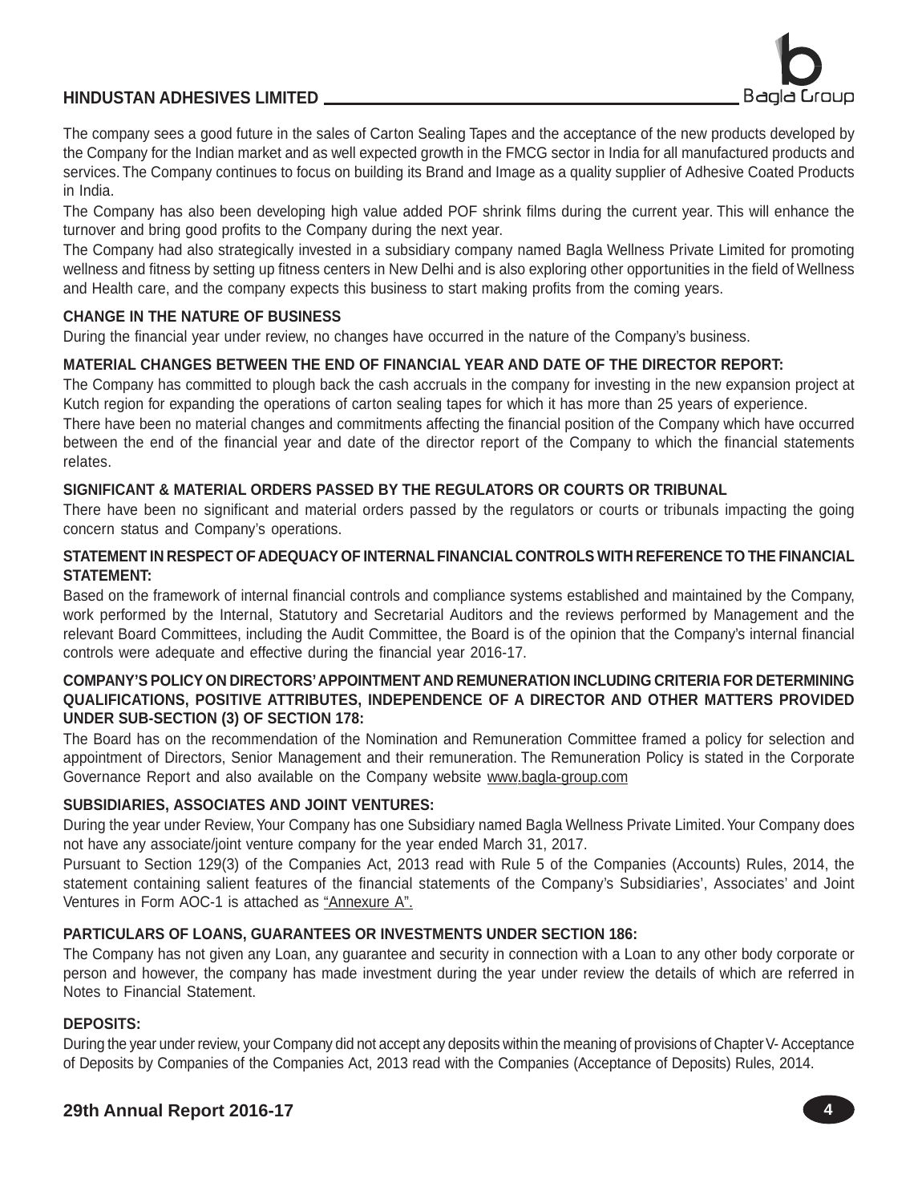The company sees a good future in the sales of Carton Sealing Tapes and the acceptance of the new products developed by the Company for the Indian market and as well expected growth in the FMCG sector in India for all manufactured products and services. The Company continues to focus on building its Brand and Image as a quality supplier of Adhesive Coated Products in India.

The Company has also been developing high value added POF shrink films during the current year. This will enhance the turnover and bring good profits to the Company during the next year.

The Company had also strategically invested in a subsidiary company named Bagla Wellness Private Limited for promoting wellness and fitness by setting up fitness centers in New Delhi and is also exploring other opportunities in the field of Wellness and Health care, and the company expects this business to start making profits from the coming years.

**CHANGE IN THE NATURE OF BUSINESS**

During the financial year under review, no changes have occurred in the nature of the Company's business.

**MATERIAL CHANGES BETWEEN THE END OF FINANCIAL YEAR AND DATE OF THE DIRECTOR REPORT:**

The Company has committed to plough back the cash accruals in the company for investing in the new expansion project at Kutch region for expanding the operations of carton sealing tapes for which it has more than 25 years of experience.

There have been no material changes and commitments affecting the financial position of the Company which have occurred between the end of the financial year and date of the director report of the Company to which the financial statements relates.

**SIGNIFICANT & MATERIAL ORDERS PASSED BY THE REGULATORS OR COURTS OR TRIBUNAL**

There have been no significant and material orders passed by the regulators or courts or tribunals impacting the going concern status and Company's operations.

**STATEMENT IN RESPECT OF ADEQUACY OF INTERNAL FINANCIAL CONTROLS WITH REFERENCE TO THE FINANCIAL STATEMENT:**

Based on the framework of internal financial controls and compliance systems established and maintained by the Company, work performed by the Internal, Statutory and Secretarial Auditors and the reviews performed by Management and the relevant Board Committees, including the Audit Committee, the Board is of the opinion that the Company's internal financial controls were adequate and effective during the financial year 2016-17.

**COMPANY'S POLICY ON DIRECTORS' APPOINTMENT AND REMUNERATION INCLUDING CRITERIA FOR DETERMINING QUALIFICATIONS, POSITIVE ATTRIBUTES, INDEPENDENCE OF A DIRECTOR AND OTHER MATTERS PROVIDED UNDER SUB-SECTION (3) OF SECTION 178:**

The Board has on the recommendation of the Nomination and Remuneration Committee framed a policy for selection and appointment of Directors, Senior Management and their remuneration. The Remuneration Policy is stated in the Corporate Governance Report and also available on the Company website www.bagla-group.com

**SUBSIDIARIES, ASSOCIATES AND JOINT VENTURES:**

During the year under Review, Your Company has one Subsidiary named Bagla Wellness Private Limited. Your Company does not have any associate/joint venture company for the year ended March 31, 2017.

Pursuant to Section 129(3) of the Companies Act, 2013 read with Rule 5 of the Companies (Accounts) Rules, 2014, the statement containing salient features of the financial statements of the Company's Subsidiaries', Associates' and Joint Ventures in Form AOC-1 is attached as "Annexure A".

**PARTICULARS OF LOANS, GUARANTEES OR INVESTMENTS UNDER SECTION 186:**

The Company has not given any Loan, any guarantee and security in connection with a Loan to any other body corporate or person and however, the company has made investment during the year under review the details of which are referred in Notes to Financial Statement.

**DEPOSITS:**

During the year under review, your Company did not accept any deposits within the meaning of provisions of Chapter V- Acceptance of Deposits by Companies of the Companies Act, 2013 read with the Companies (Acceptance of Deposits) Rules, 2014.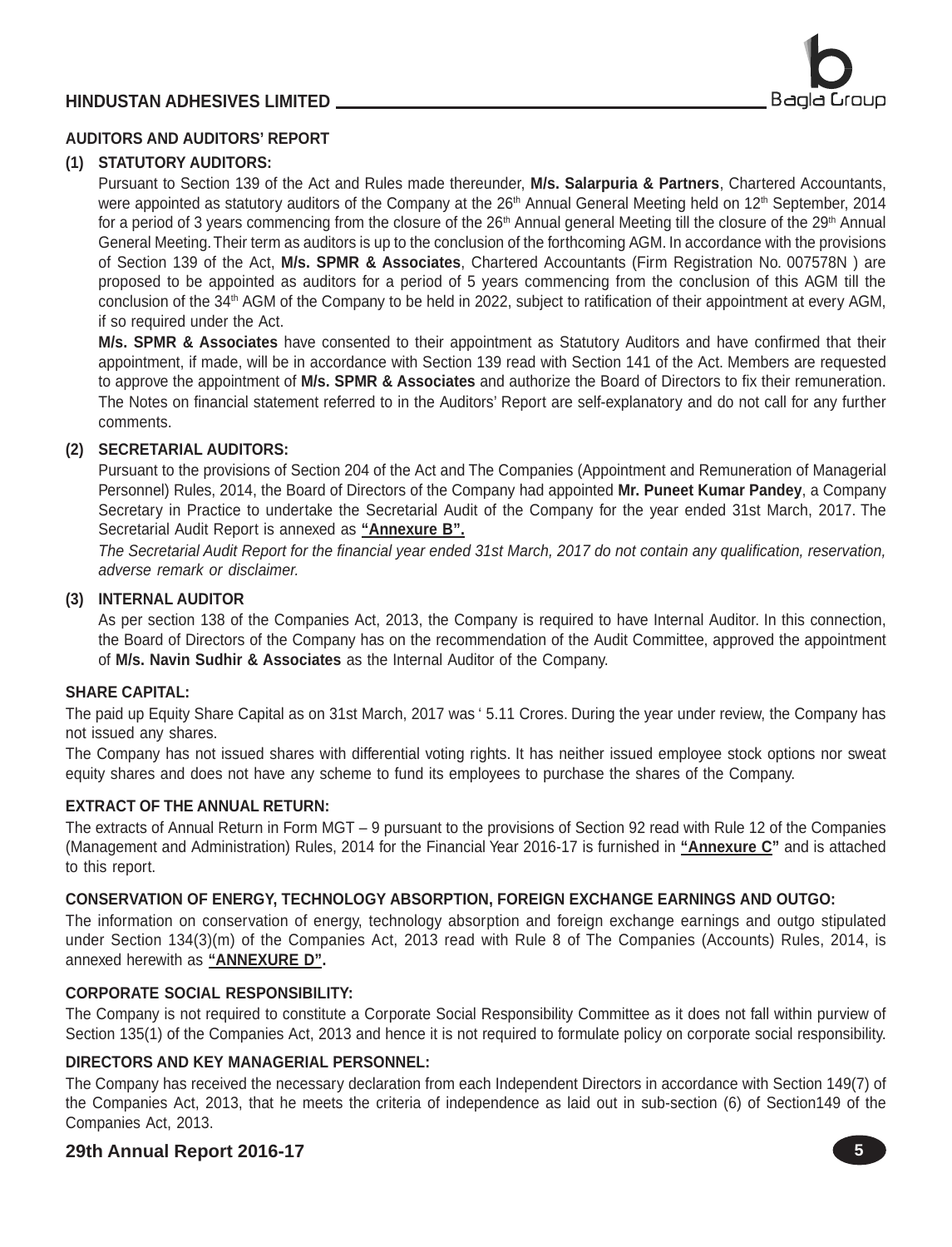## AUDITORS AND AUDITORS' REPORT

### (1) STATUTORY AUDITORS:

Pursuant to Section 139 of the Act and Rules made thereunder, **M/s. Salarpuria & Partners**, Chartered Accountants, were appointed as statutory auditors of the Company at the 26th Annual General Meeting held on 12th September, 2014 for a period of 3 years commencing from the closure of the 26th Annual general Meeting till the closure of the 29th Annual General Meeting. Their term as auditors is up to the conclusion of the forthcoming AGM. In accordance with the provisions of Section 139 of the Act, **M/s. SPMR & Associates**, Chartered Accountants (Firm Registration No. 007578N ) are proposed to be appointed as auditors for a period of 5 years commencing from the conclusion of this AGM till the conclusion of the 34th AGM of the Company to be held in 2022, subject to ratification of their appointment at every AGM, if so required under the Act.

**M/s. SPMR & Associates** have consented to their appointment as Statutory Auditors and have confirmed that their appointment, if made, will be in accordance with Section 139 read with Section 141 of the Act. Members are requested to approve the appointment of **M/s. SPMR & Associates** and authorize the Board of Directors to fix their remuneration. The Notes on financial statement referred to in the Auditors' Report are self-explanatory and do not call for any further comments.

### (2) SECRETARIAL AUDITORS:

Pursuant to the provisions of Section 204 of the Act and The Companies (Appointment and Remuneration of Managerial Personnel) Rules, 2014, the Board of Directors of the Company had appointed **Mr. Puneet Kumar Pandey**, a Company Secretary in Practice to undertake the Secretarial Audit of the Company for the year ended 31st March, 2017. The Secretarial Audit Report is annexed as **"Annexure B".**

*The Secretarial Audit Report for the financial year ended 31st March, 2017 do not contain any qualification, reservation, adverse remark or disclaimer.*

### (3) INTERNAL AUDITOR

As per section 138 of the Companies Act, 2013, the Company is required to have Internal Auditor. In this connection, the Board of Directors of the Company has on the recommendation of the Audit Committee, approved the appointment of **M/s. Navin Sudhir & Associates** as the Internal Auditor of the Company.

## SHARE CAPITAL:

The paid up Equity Share Capital as on 31st March, 2017 was ' 5.11 Crores. During the year under review, the Company has not issued any shares.

The Company has not issued shares with differential voting rights. It has neither issued employee stock options nor sweat equity shares and does not have any scheme to fund its employees to purchase the shares of the Company.

## EXTRACT OF THE ANNUAL RETURN:

The extracts of Annual Return in Form MGT – 9 pursuant to the provisions of Section 92 read with Rule 12 of the Companies (Management and Administration) Rules, 2014 for the Financial Year 2016-17 is furnished in **"Annexure C"** and is attached to this report.

## CONSERVATION OF ENERGY, TECHNOLOGY ABSORPTION, FOREIGN EXCHANGE EARNINGS AND OUTGO:

The information on conservation of energy, technology absorption and foreign exchange earnings and outgo stipulated under Section 134(3)(m) of the Companies Act, 2013 read with Rule 8 of The Companies (Accounts) Rules, 2014, is annexed herewith as **"ANNEXURE D".**

## CORPORATE SOCIAL RESPONSIBILITY:

The Company is not required to constitute a Corporate Social Responsibility Committee as it does not fall within purview of Section 135(1) of the Companies Act, 2013 and hence it is not required to formulate policy on corporate social responsibility.

## DIRECTORS AND KEY MANAGERIAL PERSONNEL:

The Company has received the necessary declaration from each Independent Directors in accordance with Section 149(7) of the Companies Act, 2013, that he meets the criteria of independence as laid out in sub-section (6) of Section149 of the Companies Act, 2013.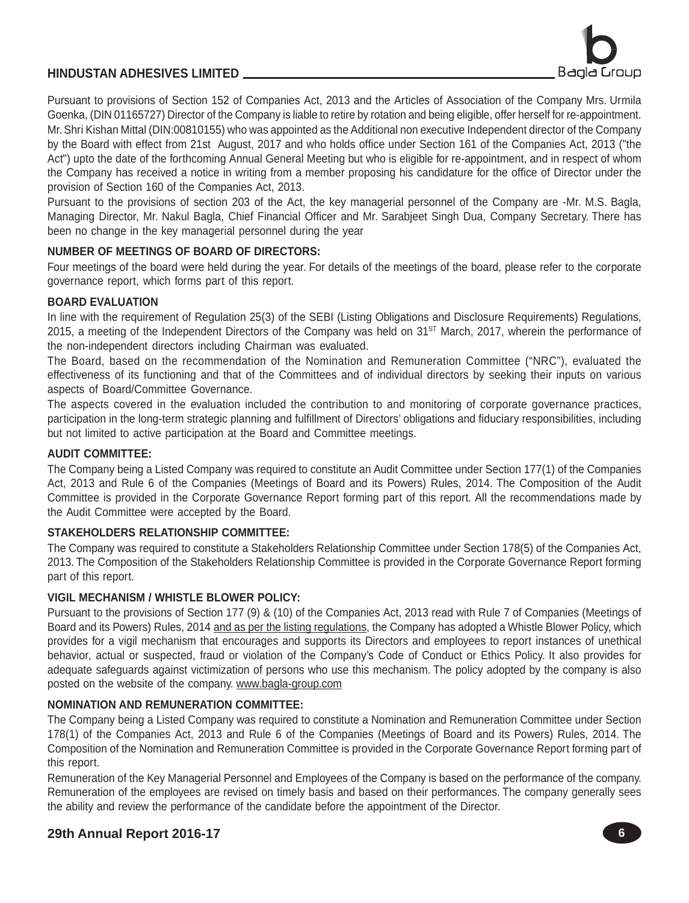Pursuant to provisions of Section 152 of Companies Act, 2013 and the Articles of Association of the Company Mrs. Urmila Goenka, (DIN 01165727) Director of the Company is liable to retire by rotation and being eligible, offer herself for re-appointment. Mr. Shri Kishan Mittal (DIN:00810155) who was appointed as the Additional non executive Independent director of the Company by the Board with effect from 21st August, 2017 and who holds office under Section 161 of the Companies Act, 2013 ("the Act") upto the date of the forthcoming Annual General Meeting but who is eligible for re-appointment, and in respect of whom the Company has received a notice in writing from a member proposing his candidature for the office of Director under the provision of Section 160 of the Companies Act, 2013.

Pursuant to the provisions of section 203 of the Act, the key managerial personnel of the Company are -Mr. M.S. Bagla, Managing Director, Mr. Nakul Bagla, Chief Financial Officer and Mr. Sarabjeet Singh Dua, Company Secretary. There has been no change in the key managerial personnel during the year

**NUMBER OF MEETINGS OF BOARD OF DIRECTORS:**

Four meetings of the board were held during the year. For details of the meetings of the board, please refer to the corporate governance report, which forms part of this report.

**BOARD EVALUATION**

In line with the requirement of Regulation 25(3) of the SEBI (Listing Obligations and Disclosure Requirements) Regulations, 2015, a meeting of the Independent Directors of the Company was held on 31ST March, 2017, wherein the performance of the non-independent directors including Chairman was evaluated.

The Board, based on the recommendation of the Nomination and Remuneration Committee ("NRC"), evaluated the effectiveness of its functioning and that of the Committees and of individual directors by seeking their inputs on various aspects of Board/Committee Governance.

The aspects covered in the evaluation included the contribution to and monitoring of corporate governance practices, participation in the long-term strategic planning and fulfillment of Directors' obligations and fiduciary responsibilities, including but not limited to active participation at the Board and Committee meetings.

**AUDIT COMMITTEE:**

The Company being a Listed Company was required to constitute an Audit Committee under Section 177(1) of the Companies Act, 2013 and Rule 6 of the Companies (Meetings of Board and its Powers) Rules, 2014. The Composition of the Audit Committee is provided in the Corporate Governance Report forming part of this report. All the recommendations made by the Audit Committee were accepted by the Board.

**STAKEHOLDERS RELATIONSHIP COMMITTEE:**

The Company was required to constitute a Stakeholders Relationship Committee under Section 178(5) of the Companies Act, 2013. The Composition of the Stakeholders Relationship Committee is provided in the Corporate Governance Report forming part of this report.

**VIGIL MECHANISM / WHISTLE BLOWER POLICY:**

Pursuant to the provisions of Section 177 (9) & (10) of the Companies Act, 2013 read with Rule 7 of Companies (Meetings of Board and its Powers) Rules, 2014 and as per the listing regulations, the Company has adopted a Whistle Blower Policy, which provides for a vigil mechanism that encourages and supports its Directors and employees to report instances of unethical behavior, actual or suspected, fraud or violation of the Company's Code of Conduct or Ethics Policy. It also provides for adequate safeguards against victimization of persons who use this mechanism. The policy adopted by the company is also posted on the website of the company. www.bagla-group.com

**NOMINATION AND REMUNERATION COMMITTEE:**

The Company being a Listed Company was required to constitute a Nomination and Remuneration Committee under Section 178(1) of the Companies Act, 2013 and Rule 6 of the Companies (Meetings of Board and its Powers) Rules, 2014. The Composition of the Nomination and Remuneration Committee is provided in the Corporate Governance Report forming part of this report.

Remuneration of the Key Managerial Personnel and Employees of the Company is based on the performance of the company. Remuneration of the employees are revised on timely basis and based on their performances. The company generally sees the ability and review the performance of the candidate before the appointment of the Director.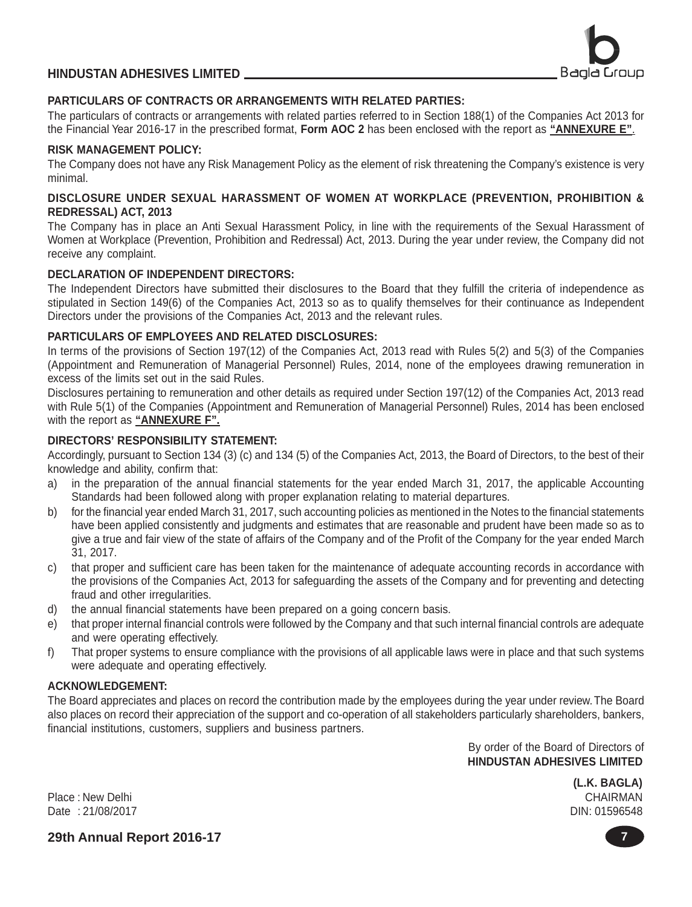## PARTICULARS OF CONTRACTS OR ARRANGEMENTS WITH RELATED PARTIES:

The particulars of contracts or arrangements with related parties referred to in Section 188(1) of the Companies Act 2013 for the Financial Year 2016-17 in the prescribed format, **Form AOC 2** has been enclosed with the report as **"ANNEXURE E"**.

## RISK MANAGEMENT POLICY:

The Company does not have any Risk Management Policy as the element of risk threatening the Company's existence is very minimal.

## DISCLOSURE UNDER SEXUAL HARASSMENT OF WOMEN AT WORKPLACE (PREVENTION, PROHIBITION & REDRESSAL) ACT, 2013

The Company has in place an Anti Sexual Harassment Policy, in line with the requirements of the Sexual Harassment of Women at Workplace (Prevention, Prohibition and Redressal) Act, 2013. During the year under review, the Company did not receive any complaint.

## DECLARATION OF INDEPENDENT DIRECTORS:

The Independent Directors have submitted their disclosures to the Board that they fulfill the criteria of independence as stipulated in Section 149(6) of the Companies Act, 2013 so as to qualify themselves for their continuance as Independent Directors under the provisions of the Companies Act, 2013 and the relevant rules.

## PARTICULARS OF EMPLOYEES AND RELATED DISCLOSURES:

In terms of the provisions of Section 197(12) of the Companies Act, 2013 read with Rules 5(2) and 5(3) of the Companies (Appointment and Remuneration of Managerial Personnel) Rules, 2014, none of the employees drawing remuneration in excess of the limits set out in the said Rules.

Disclosures pertaining to remuneration and other details as required under Section 197(12) of the Companies Act, 2013 read with Rule 5(1) of the Companies (Appointment and Remuneration of Managerial Personnel) Rules, 2014 has been enclosed with the report as **"ANNEXURE F".**

## DIRECTORS' RESPONSIBILITY STATEMENT:

Accordingly, pursuant to Section 134 (3) (c) and 134 (5) of the Companies Act, 2013, the Board of Directors, to the best of their knowledge and ability, confirm that:

a) in the preparation of the annual financial statements for the year ended March 31, 2017, the applicable Accounting Standards had been followed along with proper explanation relating to material departures.
b) for the financial year ended March 31, 2017, such accounting policies as mentioned in the Notes to the financial statements have been applied consistently and judgments and estimates that are reasonable and prudent have been made so as to give a true and fair view of the state of affairs of the Company and of the Profit of the Company for the year ended March 31, 2017.
c) that proper and sufficient care has been taken for the maintenance of adequate accounting records in accordance with the provisions of the Companies Act, 2013 for safeguarding the assets of the Company and for preventing and detecting fraud and other irregularities.
d) the annual financial statements have been prepared on a going concern basis.
e) that proper internal financial controls were followed by the Company and that such internal financial controls are adequate and were operating effectively.
f) That proper systems to ensure compliance with the provisions of all applicable laws were in place and that such systems were adequate and operating effectively.

## ACKNOWLEDGEMENT:

The Board appreciates and places on record the contribution made by the employees during the year under review. The Board also places on record their appreciation of the support and co-operation of all stakeholders particularly shareholders, bankers, financial institutions, customers, suppliers and business partners.

By order of the Board of Directors of
**HINDUSTAN ADHESIVES LIMITED**

**(L.K. BAGLA)**
CHAIRMAN
DIN: 01596548

Place : New Delhi
Date : 21/08/2017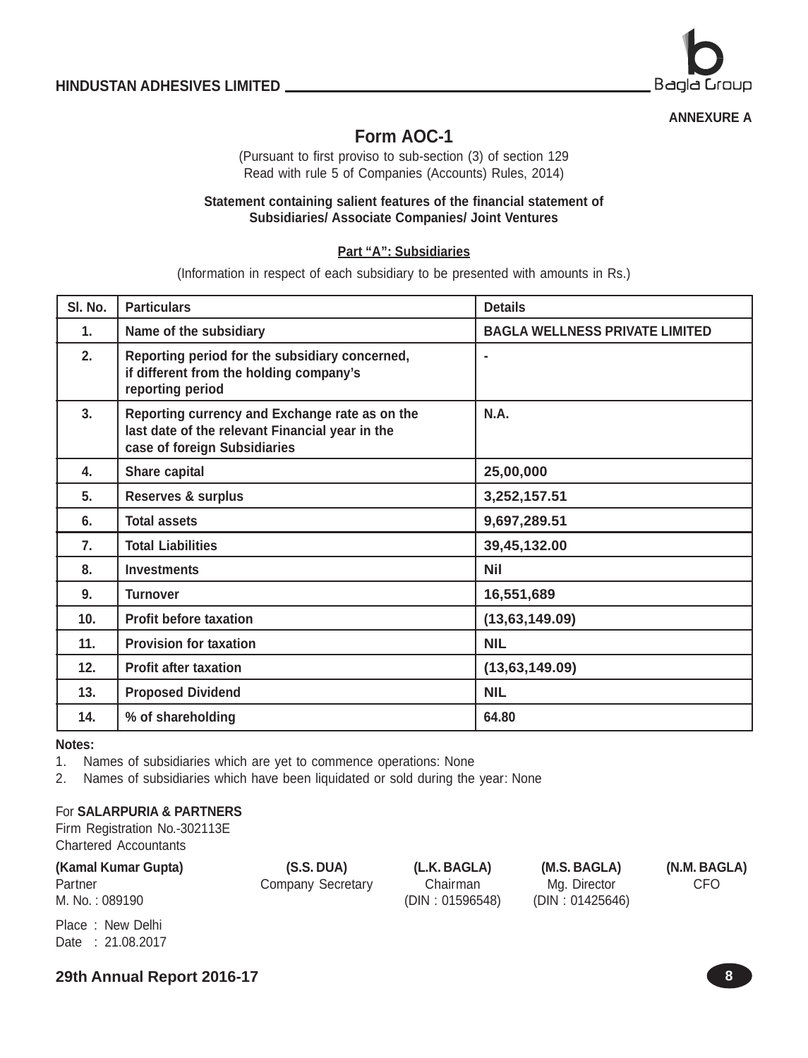**ANNEXURE A**

# Form AOC-1

(Pursuant to first proviso to sub-section (3) of section 129
Read with rule 5 of Companies (Accounts) Rules, 2014)

**Statement containing salient features of the financial statement of Subsidiaries/ Associate Companies/ Joint Ventures**

**Part "A": Subsidiaries**

(Information in respect of each subsidiary to be presented with amounts in Rs.)

| Sl. No. | Particulars | Details |
|---|---|---|
| 1. | Name of the subsidiary | BAGLA WELLNESS PRIVATE LIMITED |
| 2. | Reporting period for the subsidiary concerned, if different from the holding company's reporting period | - |
| 3. | Reporting currency and Exchange rate as on the last date of the relevant Financial year in the case of foreign Subsidiaries | N.A. |
| 4. | Share capital | 25,00,000 |
| 5. | Reserves & surplus | 3,252,157.51 |
| 6. | Total assets | 9,697,289.51 |
| 7. | Total Liabilities | 39,45,132.00 |
| 8. | Investments | Nil |
| 9. | Turnover | 16,551,689 |
| 10. | Profit before taxation | (13,63,149.09) |
| 11. | Provision for taxation | NIL |
| 12. | Profit after taxation | (13,63,149.09) |
| 13. | Proposed Dividend | NIL |
| 14. | % of shareholding | 64.80 |

**Notes:**

1. Names of subsidiaries which are yet to commence operations: None
2. Names of subsidiaries which have been liquidated or sold during the year: None

For **SALARPURIA & PARTNERS**
Firm Registration No.-302113E
Chartered Accountants

| (Kamal Kumar Gupta) | (S.S. DUA) | (L.K. BAGLA) | (M.S. BAGLA) | (N.M. BAGLA) |
|---|---|---|---|---|
| Partner | Company Secretary | Chairman | Mg. Director | CFO |
| M. No. : 089190 | | (DIN : 01596548) | (DIN : 01425646) | |

Place : New Delhi
Date : 21.08.2017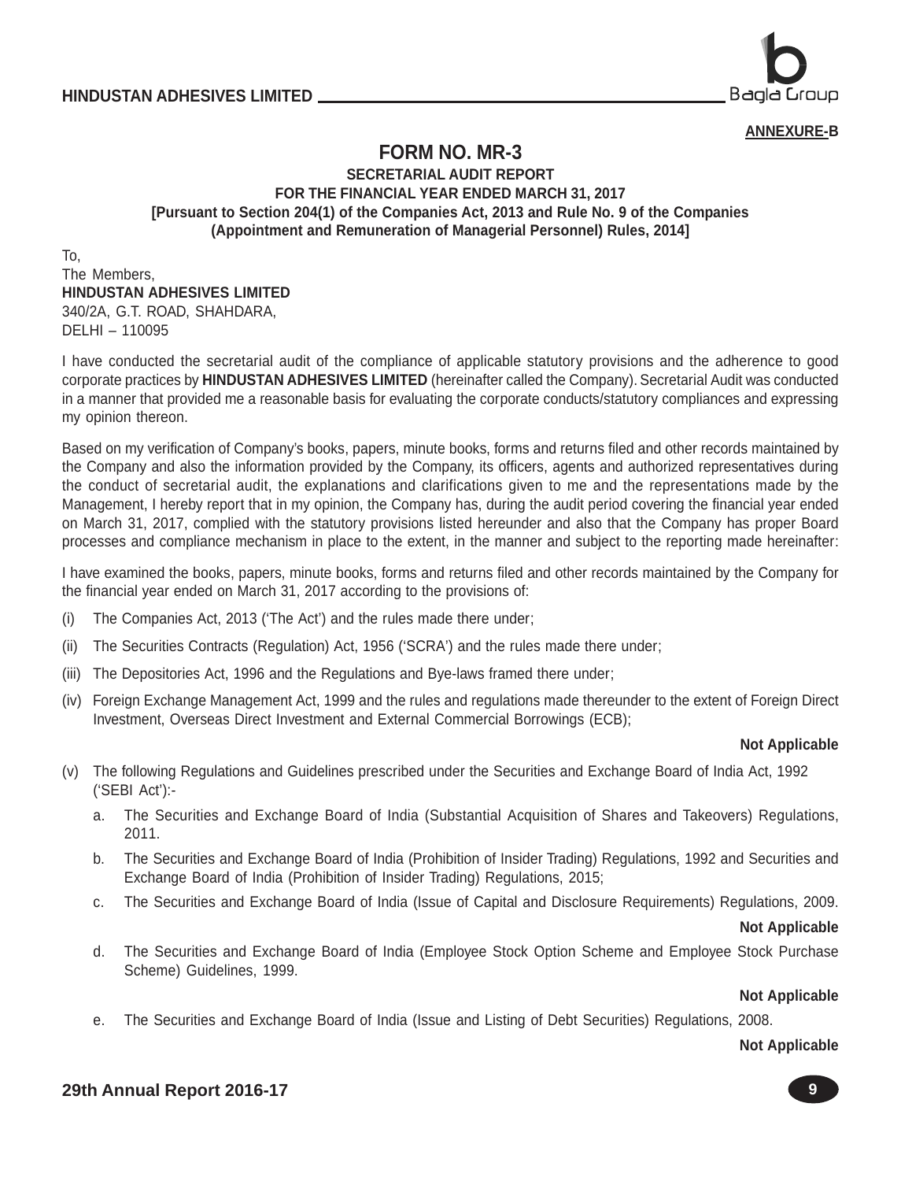**ANNEXURE-B**

# FORM NO. MR-3

### SECRETARIAL AUDIT REPORT
### FOR THE FINANCIAL YEAR ENDED MARCH 31, 2017
### [Pursuant to Section 204(1) of the Companies Act, 2013 and Rule No. 9 of the Companies (Appointment and Remuneration of Managerial Personnel) Rules, 2014]

To,
The Members,
**HINDUSTAN ADHESIVES LIMITED**
340/2A, G.T. ROAD, SHAHDARA,
DELHI – 110095

I have conducted the secretarial audit of the compliance of applicable statutory provisions and the adherence to good corporate practices by **HINDUSTAN ADHESIVES LIMITED** (hereinafter called the Company). Secretarial Audit was conducted in a manner that provided me a reasonable basis for evaluating the corporate conducts/statutory compliances and expressing my opinion thereon.

Based on my verification of Company's books, papers, minute books, forms and returns filed and other records maintained by the Company and also the information provided by the Company, its officers, agents and authorized representatives during the conduct of secretarial audit, the explanations and clarifications given to me and the representations made by the Management, I hereby report that in my opinion, the Company has, during the audit period covering the financial year ended on March 31, 2017, complied with the statutory provisions listed hereunder and also that the Company has proper Board processes and compliance mechanism in place to the extent, in the manner and subject to the reporting made hereinafter:

I have examined the books, papers, minute books, forms and returns filed and other records maintained by the Company for the financial year ended on March 31, 2017 according to the provisions of:

(i) The Companies Act, 2013 ('The Act') and the rules made there under;

(ii) The Securities Contracts (Regulation) Act, 1956 ('SCRA') and the rules made there under;

(iii) The Depositories Act, 1996 and the Regulations and Bye-laws framed there under;

(iv) Foreign Exchange Management Act, 1999 and the rules and regulations made thereunder to the extent of Foreign Direct Investment, Overseas Direct Investment and External Commercial Borrowings (ECB);

**Not Applicable**

(v) The following Regulations and Guidelines prescribed under the Securities and Exchange Board of India Act, 1992 ('SEBI Act'):-

  a. The Securities and Exchange Board of India (Substantial Acquisition of Shares and Takeovers) Regulations, 2011.

  b. The Securities and Exchange Board of India (Prohibition of Insider Trading) Regulations, 1992 and Securities and Exchange Board of India (Prohibition of Insider Trading) Regulations, 2015;

  c. The Securities and Exchange Board of India (Issue of Capital and Disclosure Requirements) Regulations, 2009.

  **Not Applicable**

  d. The Securities and Exchange Board of India (Employee Stock Option Scheme and Employee Stock Purchase Scheme) Guidelines, 1999.

  **Not Applicable**

  e. The Securities and Exchange Board of India (Issue and Listing of Debt Securities) Regulations, 2008.

  **Not Applicable**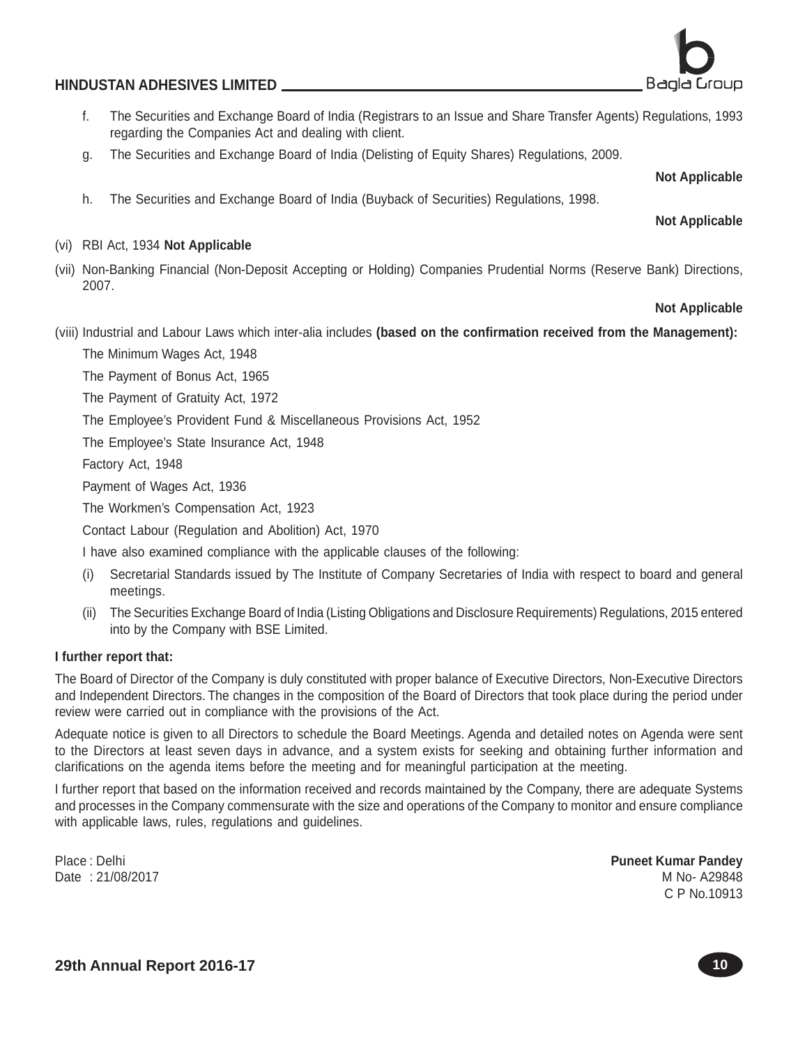f. The Securities and Exchange Board of India (Registrars to an Issue and Share Transfer Agents) Regulations, 1993 regarding the Companies Act and dealing with client.

g. The Securities and Exchange Board of India (Delisting of Equity Shares) Regulations, 2009.

**Not Applicable**

h. The Securities and Exchange Board of India (Buyback of Securities) Regulations, 1998.

**Not Applicable**

(vi) RBI Act, 1934 **Not Applicable**

(vii) Non-Banking Financial (Non-Deposit Accepting or Holding) Companies Prudential Norms (Reserve Bank) Directions, 2007.

**Not Applicable**

(viii) Industrial and Labour Laws which inter-alia includes **(based on the confirmation received from the Management):**

The Minimum Wages Act, 1948

The Payment of Bonus Act, 1965

The Payment of Gratuity Act, 1972

The Employee's Provident Fund & Miscellaneous Provisions Act, 1952

The Employee's State Insurance Act, 1948

Factory Act, 1948

Payment of Wages Act, 1936

The Workmen's Compensation Act, 1923

Contact Labour (Regulation and Abolition) Act, 1970

I have also examined compliance with the applicable clauses of the following:

(i) Secretarial Standards issued by The Institute of Company Secretaries of India with respect to board and general meetings.

(ii) The Securities Exchange Board of India (Listing Obligations and Disclosure Requirements) Regulations, 2015 entered into by the Company with BSE Limited.

**I further report that:**

The Board of Director of the Company is duly constituted with proper balance of Executive Directors, Non-Executive Directors and Independent Directors. The changes in the composition of the Board of Directors that took place during the period under review were carried out in compliance with the provisions of the Act.

Adequate notice is given to all Directors to schedule the Board Meetings. Agenda and detailed notes on Agenda were sent to the Directors at least seven days in advance, and a system exists for seeking and obtaining further information and clarifications on the agenda items before the meeting and for meaningful participation at the meeting.

I further report that based on the information received and records maintained by the Company, there are adequate Systems and processes in the Company commensurate with the size and operations of the Company to monitor and ensure compliance with applicable laws, rules, regulations and guidelines.

Place : Delhi
Date : 21/08/2017

**Puneet Kumar Pandey**
M No- A29848
C P No.10913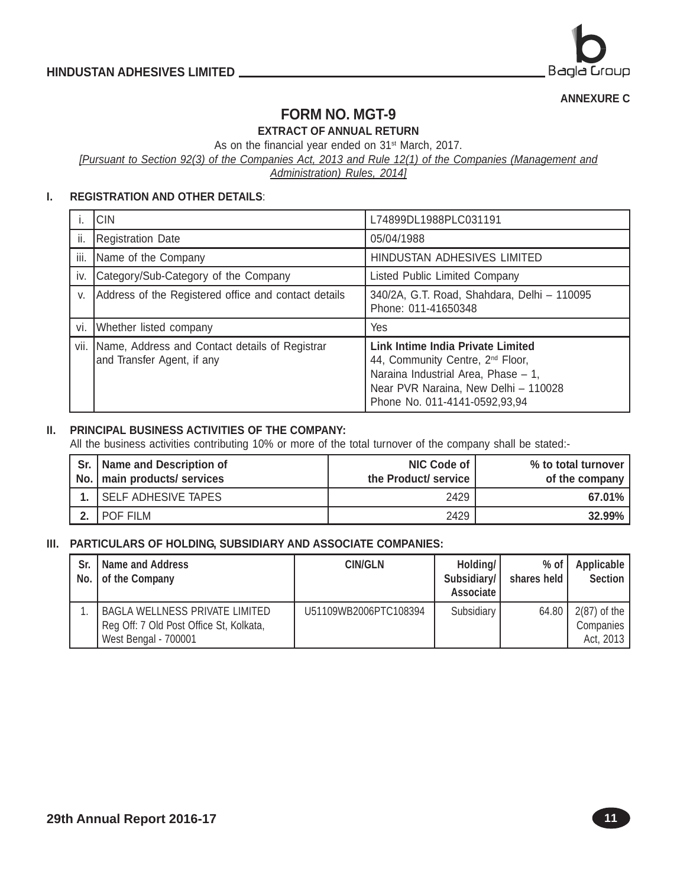ANNEXURE C

# FORM NO. MGT-9

**EXTRACT OF ANNUAL RETURN**

As on the financial year ended on 31st March, 2017.

*[Pursuant to Section 92(3) of the Companies Act, 2013 and Rule 12(1) of the Companies (Management and Administration) Rules, 2014]*

## I. REGISTRATION AND OTHER DETAILS:

| | | |
|---|---|---|
| i. | CIN | L74899DL1988PLC031191 |
| ii. | Registration Date | 05/04/1988 |
| iii. | Name of the Company | HINDUSTAN ADHESIVES LIMITED |
| iv. | Category/Sub-Category of the Company | Listed Public Limited Company |
| v. | Address of the Registered office and contact details | 340/2A, G.T. Road, Shahdara, Delhi – 110095<br>Phone: 011-41650348 |
| vi. | Whether listed company | Yes |
| vii. | Name, Address and Contact details of Registrar and Transfer Agent, if any | **Link Intime India Private Limited**<br>44, Community Centre, 2nd Floor,<br>Naraina Industrial Area, Phase – 1,<br>Near PVR Naraina, New Delhi – 110028<br>Phone No. 011-4141-0592,93,94 |

## II. PRINCIPAL BUSINESS ACTIVITIES OF THE COMPANY:

All the business activities contributing 10% or more of the total turnover of the company shall be stated:-

| Sr. No. | Name and Description of main products/ services | NIC Code of the Product/ service | % to total turnover of the company |
|---|---|---|---|
| **1.** | SELF ADHESIVE TAPES | 2429 | **67.01%** |
| **2.** | POF FILM | 2429 | **32.99%** |

## III. PARTICULARS OF HOLDING, SUBSIDIARY AND ASSOCIATE COMPANIES:

| Sr. No. | Name and Address of the Company | CIN/GLN | Holding/ Subsidiary/ Associate | % of shares held | Applicable Section |
|---|---|---|---|---|---|
| 1. | BAGLA WELLNESS PRIVATE LIMITED<br>Reg Off: 7 Old Post Office St, Kolkata, West Bengal - 700001 | U51109WB2006PTC108394 | Subsidiary | 64.80 | 2(87) of the Companies Act, 2013 |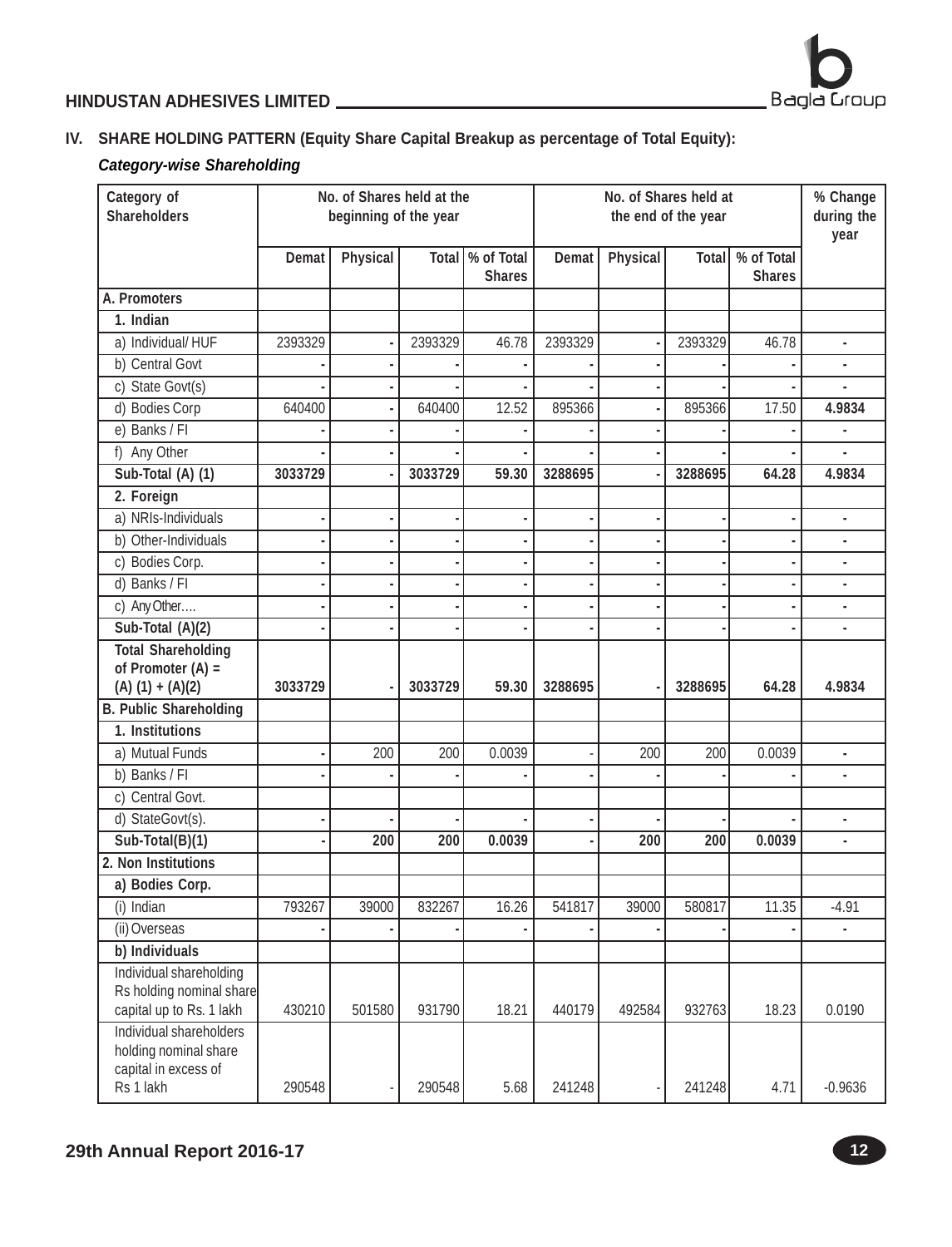## IV. SHARE HOLDING PATTERN (Equity Share Capital Breakup as percentage of Total Equity):

***Category-wise Shareholding***

| Category of Shareholders | No. of Shares held at the beginning of the year | | | | No. of Shares held at the end of the year | | | | % Change during the year |
|---|---|---|---|---|---|---|---|---|---|
| | Demat | Physical | Total | % of Total Shares | Demat | Physical | Total | % of Total Shares | |
| **A. Promoters** | | | | | | | | | |
| **1. Indian** | | | | | | | | | |
| a) Individual/ HUF | 2393329 | - | 2393329 | 46.78 | 2393329 | - | 2393329 | 46.78 | - |
| b) Central Govt | - | - | - | - | - | - | - | - | - |
| c) State Govt(s) | - | - | - | - | - | - | - | - | - |
| d) Bodies Corp | 640400 | - | 640400 | 12.52 | 895366 | - | 895366 | 17.50 | **4.9834** |
| e) Banks / FI | - | - | - | - | - | - | - | - | - |
| f) Any Other | - | - | - | - | - | - | - | - | - |
| **Sub-Total (A) (1)** | **3033729** | - | **3033729** | **59.30** | **3288695** | - | **3288695** | **64.28** | **4.9834** |
| **2. Foreign** | | | | | | | | | |
| a) NRIs-Individuals | - | - | - | - | - | - | - | - | - |
| b) Other-Individuals | - | - | - | - | - | - | - | - | - |
| c) Bodies Corp. | - | - | - | - | - | - | - | - | - |
| d) Banks / FI | - | - | - | - | - | - | - | - | - |
| c) Any Other…. | - | - | - | - | - | - | - | - | - |
| **Sub-Total (A)(2)** | - | - | - | - | - | - | - | - | - |
| **Total Shareholding of Promoter (A) = (A) (1) + (A)(2)** | **3033729** | - | **3033729** | **59.30** | **3288695** | - | **3288695** | **64.28** | **4.9834** |
| **B. Public Shareholding** | | | | | | | | | |
| **1. Institutions** | | | | | | | | | |
| a) Mutual Funds | - | 200 | 200 | 0.0039 | - | 200 | 200 | 0.0039 | - |
| b) Banks / FI | - | - | - | - | - | - | - | - | - |
| c) Central Govt. | | | | | | | | | |
| d) StateGovt(s). | - | - | - | - | - | - | - | - | - |
| **Sub-Total(B)(1)** | - | **200** | **200** | **0.0039** | - | **200** | **200** | **0.0039** | - |
| **2. Non Institutions** | | | | | | | | | |
| **a) Bodies Corp.** | | | | | | | | | |
| (i) Indian | 793267 | 39000 | 832267 | 16.26 | 541817 | 39000 | 580817 | 11.35 | -4.91 |
| (ii) Overseas | - | - | - | - | - | - | - | - | - |
| **b) Individuals** | | | | | | | | | |
| Individual shareholding Rs holding nominal share capital up to Rs. 1 lakh | 430210 | 501580 | 931790 | 18.21 | 440179 | 492584 | 932763 | 18.23 | 0.0190 |
| Individual shareholders holding nominal share capital in excess of Rs 1 lakh | 290548 | - | 290548 | 5.68 | 241248 | - | 241248 | 4.71 | -0.9636 |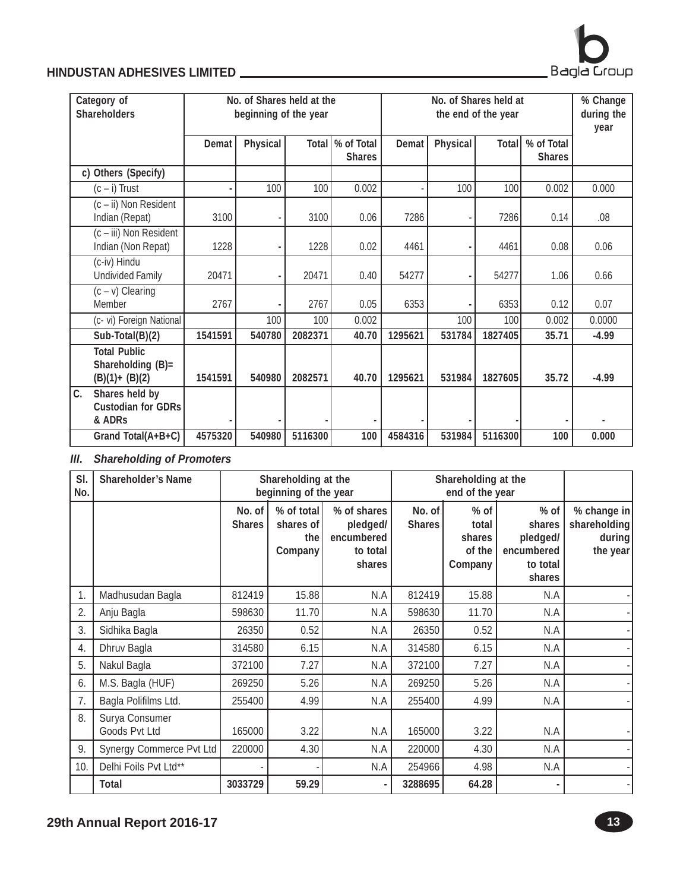| Category of Shareholders | No. of Shares held at the beginning of the year | | | | No. of Shares held at the end of the year | | | | % Change during the year |
|---|---|---|---|---|---|---|---|---|---|
| | Demat | Physical | Total | % of Total Shares | Demat | Physical | Total | % of Total Shares | |
| c) Others (Specify) | | | | | | | | | |
| (c – i) Trust | - | 100 | 100 | 0.002 | - | 100 | 100 | 0.002 | 0.000 |
| (c – ii) Non Resident Indian (Repat) | 3100 | - | 3100 | 0.06 | 7286 | - | 7286 | 0.14 | .08 |
| (c – iii) Non Resident Indian (Non Repat) | 1228 | - | 1228 | 0.02 | 4461 | - | 4461 | 0.08 | 0.06 |
| (c-iv) Hindu Undivided Family | 20471 | - | 20471 | 0.40 | 54277 | - | 54277 | 1.06 | 0.66 |
| (c – v) Clearing Member | 2767 | - | 2767 | 0.05 | 6353 | - | 6353 | 0.12 | 0.07 |
| (c- vi) Foreign National | | 100 | 100 | 0.002 | | 100 | 100 | 0.002 | 0.0000 |
| **Sub-Total(B)(2)** | **1541591** | **540780** | **2082371** | **40.70** | **1295621** | **531784** | **1827405** | **35.71** | **-4.99** |
| **Total Public Shareholding (B)= (B)(1)+ (B)(2)** | **1541591** | **540980** | **2082571** | **40.70** | **1295621** | **531984** | **1827605** | **35.72** | **-4.99** |
| **C. Shares held by Custodian for GDRs & ADRs** | - | - | - | - | - | - | - | - | - |
| **Grand Total(A+B+C)** | **4575320** | **540980** | **5116300** | **100** | **4584316** | **531984** | **5116300** | **100** | **0.000** |

### *III. Shareholding of Promoters*

| Sl. No. | Shareholder's Name | Shareholding at the beginning of the year | | | Shareholding at the end of the year | | | |
|---|---|---|---|---|---|---|---|---|
| | | No. of Shares | % of total shares of the Company | % of shares pledged/ encumbered to total shares | No. of Shares | % of total shares of the Company | % of shares pledged/ encumbered to total shares | % change in shareholding during the year |
| 1. | Madhusudan Bagla | 812419 | 15.88 | N.A | 812419 | 15.88 | N.A | - |
| 2. | Anju Bagla | 598630 | 11.70 | N.A | 598630 | 11.70 | N.A | - |
| 3. | Sidhika Bagla | 26350 | 0.52 | N.A | 26350 | 0.52 | N.A | - |
| 4. | Dhruv Bagla | 314580 | 6.15 | N.A | 314580 | 6.15 | N.A | - |
| 5. | Nakul Bagla | 372100 | 7.27 | N.A | 372100 | 7.27 | N.A | - |
| 6. | M.S. Bagla (HUF) | 269250 | 5.26 | N.A | 269250 | 5.26 | N.A | - |
| 7. | Bagla Polifilms Ltd. | 255400 | 4.99 | N.A | 255400 | 4.99 | N.A | - |
| 8. | Surya Consumer Goods Pvt Ltd | 165000 | 3.22 | N.A | 165000 | 3.22 | N.A | - |
| 9. | Synergy Commerce Pvt Ltd | 220000 | 4.30 | N.A | 220000 | 4.30 | N.A | - |
| 10. | Delhi Foils Pvt Ltd** | - | - | N.A | 254966 | 4.98 | N.A | - |
| | **Total** | **3033729** | **59.29** | - | **3288695** | **64.28** | - | - |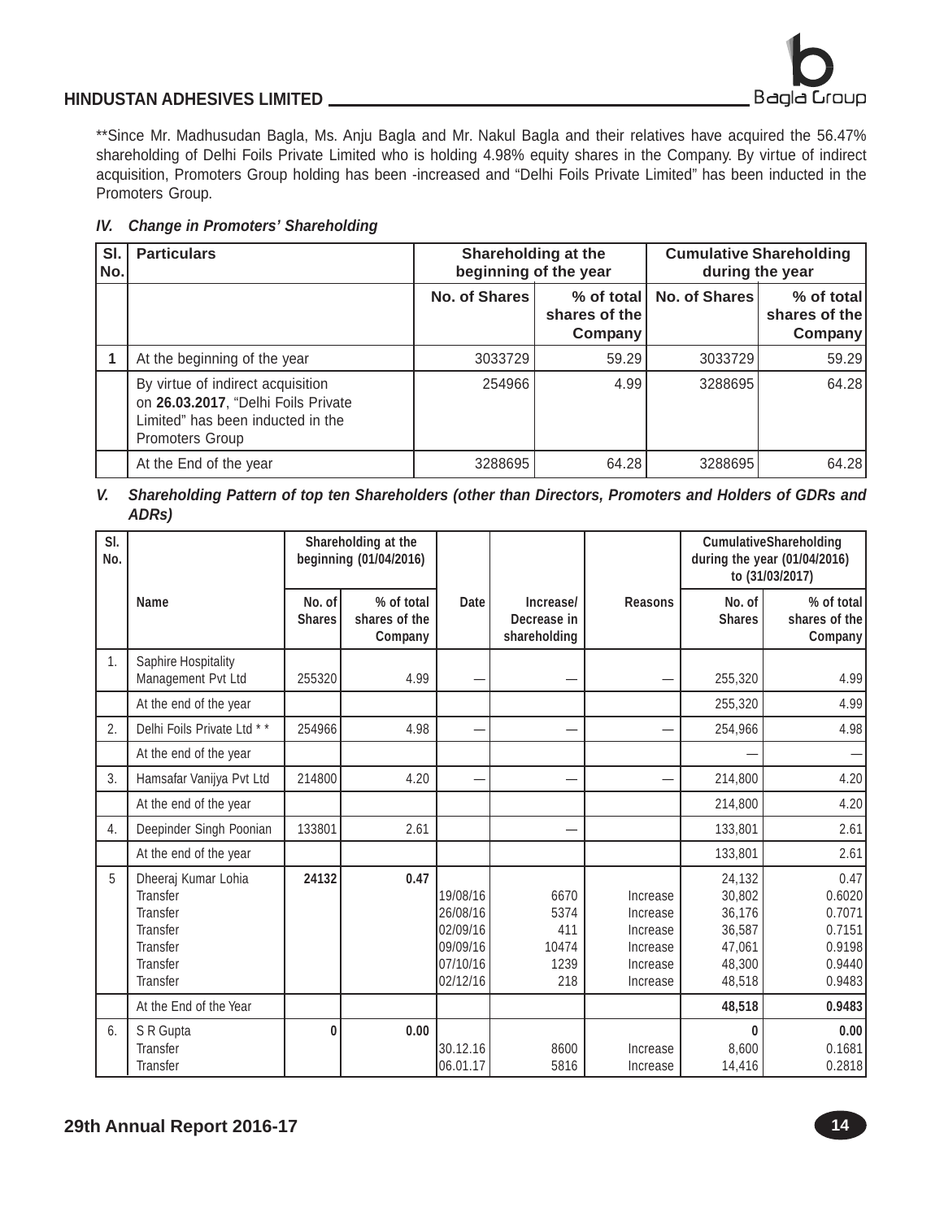**Since Mr. Madhusudan Bagla, Ms. Anju Bagla and Mr. Nakul Bagla and their relatives have acquired the 56.47% shareholding of Delhi Foils Private Limited who is holding 4.98% equity shares in the Company. By virtue of indirect acquisition, Promoters Group holding has been -increased and "Delhi Foils Private Limited" has been inducted in the Promoters Group.

### *IV. Change in Promoters' Shareholding*

| Sl. No. | Particulars | Shareholding at the beginning of the year | | Cumulative Shareholding during the year | |
|---|---|---|---|---|---|
| | | No. of Shares | % of total shares of the Company | No. of Shares | % of total shares of the Company |
| 1 | At the beginning of the year | 3033729 | 59.29 | 3033729 | 59.29 |
| | By virtue of indirect acquisition on **26.03.2017**, "Delhi Foils Private Limited" has been inducted in the Promoters Group | 254966 | 4.99 | 3288695 | 64.28 |
| | At the End of the year | 3288695 | 64.28 | 3288695 | 64.28 |

### *V. Shareholding Pattern of top ten Shareholders (other than Directors, Promoters and Holders of GDRs and ADRs)*

| Sl. No. | Name | Shareholding at the beginning (01/04/2016) | | Date | Increase/ Decrease in shareholding | Reasons | CumulativeShareholding during the year (01/04/2016) to (31/03/2017) | |
|---|---|---|---|---|---|---|---|---|
| | | No. of Shares | % of total shares of the Company | | | | No. of Shares | % of total shares of the Company |
| 1. | Saphire Hospitality Management Pvt Ltd | 255320 | 4.99 | — | — | — | 255,320 | 4.99 |
| | At the end of the year | | | | | | 255,320 | 4.99 |
| 2. | Delhi Foils Private Ltd * * | 254966 | 4.98 | — | — | — | 254,966 | 4.98 |
| | At the end of the year | | | | | | — | — |
| 3. | Hamsafar Vanijya Pvt Ltd | 214800 | 4.20 | — | — | — | 214,800 | 4.20 |
| | At the end of the year | | | | | | 214,800 | 4.20 |
| 4. | Deepinder Singh Poonian | 133801 | 2.61 | | — | | 133,801 | 2.61 |
| | At the end of the year | | | | | | 133,801 | 2.61 |
| 5 | Dheeraj Kumar Lohia | **24132** | **0.47** | | | | 24,132 | 0.47 |
| | Transfer | | | 19/08/16 | 6670 | Increase | 30,802 | 0.6020 |
| | Transfer | | | 26/08/16 | 5374 | Increase | 36,176 | 0.7071 |
| | Transfer | | | 02/09/16 | 411 | Increase | 36,587 | 0.7151 |
| | Transfer | | | 09/09/16 | 10474 | Increase | 47,061 | 0.9198 |
| | Transfer | | | 07/10/16 | 1239 | Increase | 48,300 | 0.9440 |
| | Transfer | | | 02/12/16 | 218 | Increase | 48,518 | 0.9483 |
| | At the End of the Year | | | | | | **48,518** | **0.9483** |
| 6. | S R Gupta | **0** | **0.00** | | | | **0** | **0.00** |
| | Transfer | | | 30.12.16 | 8600 | Increase | 8,600 | 0.1681 |
| | Transfer | | | 06.01.17 | 5816 | Increase | 14,416 | 0.2818 |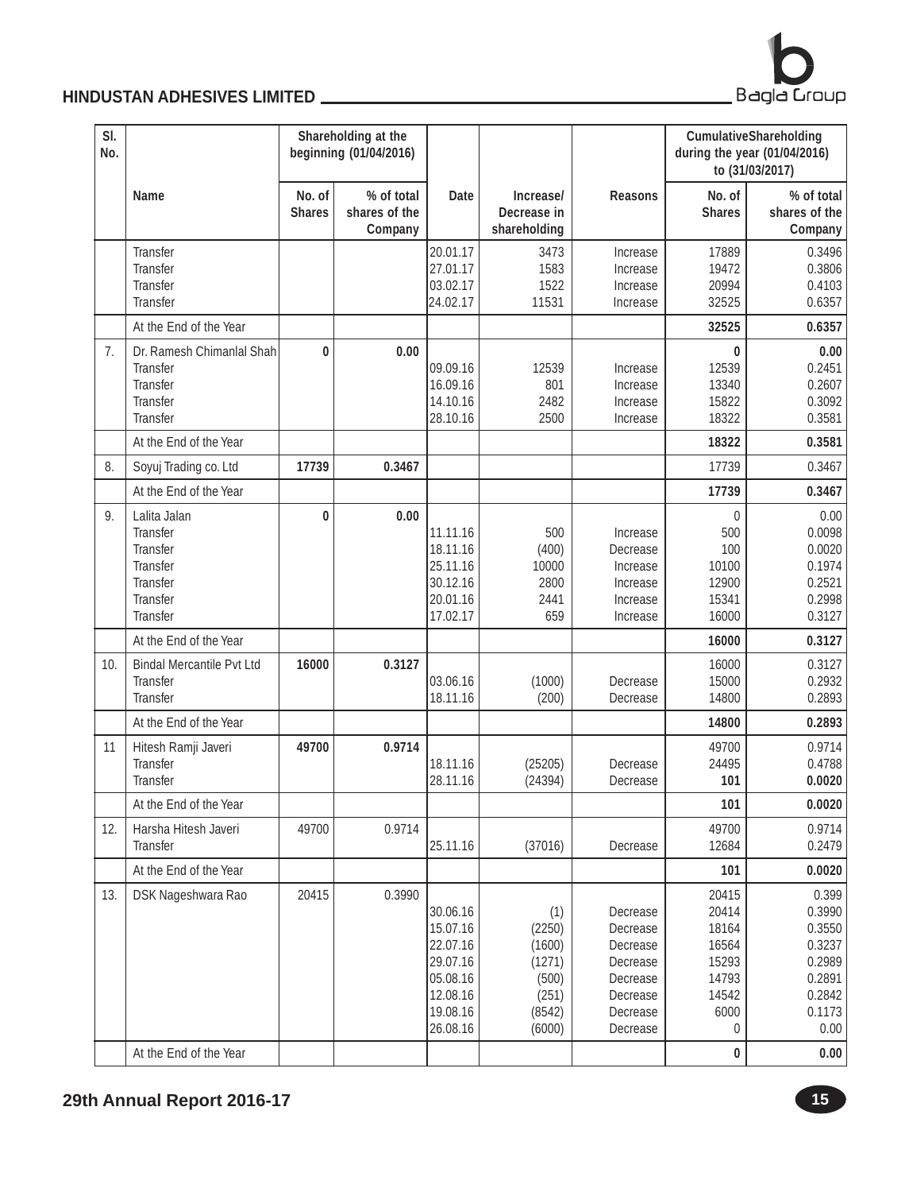| Sl. No. | | Shareholding at the beginning (01/04/2016) | | | | | CumulativeShareholding during the year (01/04/2016) to (31/03/2017) | |
|---|---|---|---|---|---|---|---|---|
| | Name | No. of Shares | % of total shares of the Company | Date | Increase/ Decrease in shareholding | Reasons | No. of Shares | % of total shares of the Company |
| | Transfer | | | 20.01.17 | 3473 | Increase | 17889 | 0.3496 |
| | Transfer | | | 27.01.17 | 1583 | Increase | 19472 | 0.3806 |
| | Transfer | | | 03.02.17 | 1522 | Increase | 20994 | 0.4103 |
| | Transfer | | | 24.02.17 | 11531 | Increase | 32525 | 0.6357 |
| | At the End of the Year | | | | | | **32525** | **0.6357** |
| 7. | Dr. Ramesh Chimanlal Shah | **0** | **0.00** | | | | **0** | **0.00** |
| | Transfer | | | 09.09.16 | 12539 | Increase | 12539 | 0.2451 |
| | Transfer | | | 16.09.16 | 801 | Increase | 13340 | 0.2607 |
| | Transfer | | | 14.10.16 | 2482 | Increase | 15822 | 0.3092 |
| | Transfer | | | 28.10.16 | 2500 | Increase | 18322 | 0.3581 |
| | At the End of the Year | | | | | | **18322** | **0.3581** |
| 8. | Soyuj Trading co. Ltd | **17739** | **0.3467** | | | | 17739 | 0.3467 |
| | At the End of the Year | | | | | | **17739** | **0.3467** |
| 9. | Lalita Jalan | **0** | **0.00** | | | | 0 | 0.00 |
| | Transfer | | | 11.11.16 | 500 | Increase | 500 | 0.0098 |
| | Transfer | | | 18.11.16 | (400) | Decrease | 100 | 0.0020 |
| | Transfer | | | 25.11.16 | 10000 | Increase | 10100 | 0.1974 |
| | Transfer | | | 30.12.16 | 2800 | Increase | 12900 | 0.2521 |
| | Transfer | | | 20.01.16 | 2441 | Increase | 15341 | 0.2998 |
| | Transfer | | | 17.02.17 | 659 | Increase | 16000 | 0.3127 |
| | At the End of the Year | | | | | | **16000** | **0.3127** |
| 10. | Bindal Mercantile Pvt Ltd | **16000** | **0.3127** | | | | 16000 | 0.3127 |
| | Transfer | | | 03.06.16 | (1000) | Decrease | 15000 | 0.2932 |
| | Transfer | | | 18.11.16 | (200) | Decrease | 14800 | 0.2893 |
| | At the End of the Year | | | | | | **14800** | **0.2893** |
| 11 | Hitesh Ramji Javeri | **49700** | **0.9714** | | | | 49700 | 0.9714 |
| | Transfer | | | 18.11.16 | (25205) | Decrease | 24495 | 0.4788 |
| | Transfer | | | 28.11.16 | (24394) | Decrease | **101** | **0.0020** |
| | At the End of the Year | | | | | | **101** | **0.0020** |
| 12. | Harsha Hitesh Javeri | 49700 | 0.9714 | | | | 49700 | 0.9714 |
| | Transfer | | | 25.11.16 | (37016) | Decrease | 12684 | 0.2479 |
| | At the End of the Year | | | | | | **101** | **0.0020** |
| 13. | DSK Nageshwara Rao | 20415 | 0.3990 | | | | 20415 | 0.399 |
| | | | | 30.06.16 | (1) | Decrease | 20414 | 0.3990 |
| | | | | 15.07.16 | (2250) | Decrease | 18164 | 0.3550 |
| | | | | 22.07.16 | (1600) | Decrease | 16564 | 0.3237 |
| | | | | 29.07.16 | (1271) | Decrease | 15293 | 0.2989 |
| | | | | 05.08.16 | (500) | Decrease | 14793 | 0.2891 |
| | | | | 12.08.16 | (251) | Decrease | 14542 | 0.2842 |
| | | | | 19.08.16 | (8542) | Decrease | 6000 | 0.1173 |
| | | | | 26.08.16 | (6000) | Decrease | 0 | 0.00 |
| | At the End of the Year | | | | | | **0** | **0.00** |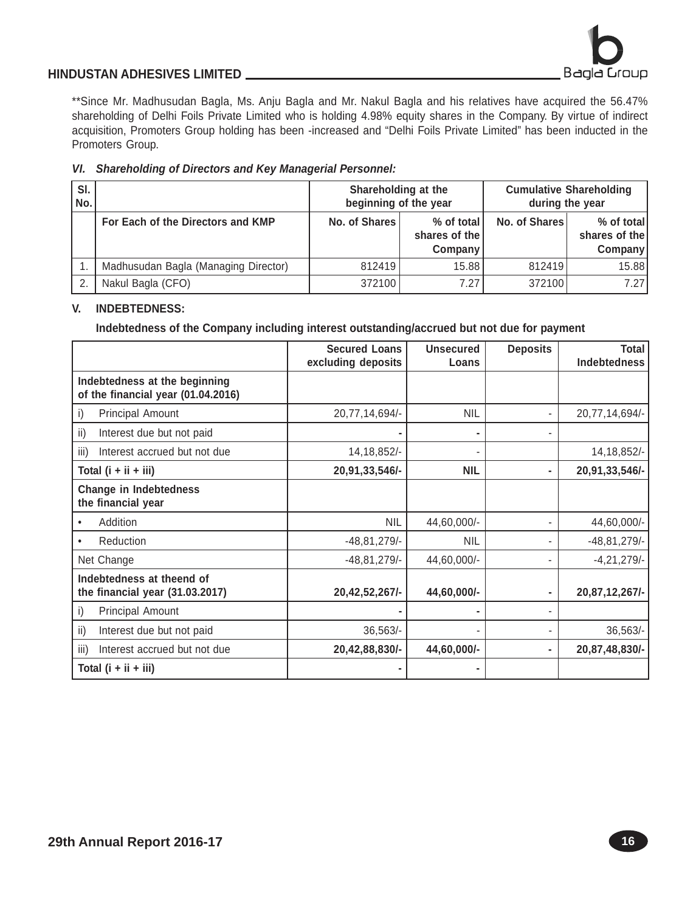**Since Mr. Madhusudan Bagla, Ms. Anju Bagla and Mr. Nakul Bagla and his relatives have acquired the 56.47% shareholding of Delhi Foils Private Limited who is holding 4.98% equity shares in the Company. By virtue of indirect acquisition, Promoters Group holding has been -increased and "Delhi Foils Private Limited" has been inducted in the Promoters Group.

### *VI. Shareholding of Directors and Key Managerial Personnel:*

| Sl. No. | | Shareholding at the beginning of the year | | Cumulative Shareholding during the year | |
|---|---|---|---|---|---|
| | **For Each of the Directors and KMP** | **No. of Shares** | **% of total shares of the Company** | **No. of Shares** | **% of total shares of the Company** |
| 1. | Madhusudan Bagla (Managing Director) | 812419 | 15.88 | 812419 | 15.88 |
| 2. | Nakul Bagla (CFO) | 372100 | 7.27 | 372100 | 7.27 |

### V. INDEBTEDNESS:

**Indebtedness of the Company including interest outstanding/accrued but not due for payment**

| | Secured Loans excluding deposits | Unsecured Loans | Deposits | Total Indebtedness |
|---|---|---|---|---|
| **Indebtedness at the beginning of the financial year (01.04.2016)** | | | | |
| i) Principal Amount | 20,77,14,694/- | NIL | - | 20,77,14,694/- |
| ii) Interest due but not paid | - | - | - | |
| iii) Interest accrued but not due | 14,18,852/- | - | | 14,18,852/- |
| **Total (i + ii + iii)** | **20,91,33,546/-** | **NIL** | **-** | **20,91,33,546/-** |
| **Change in Indebtedness the financial year** | | | | |
| • Addition | NIL | 44,60,000/- | - | 44,60,000/- |
| • Reduction | -48,81,279/- | NIL | - | -48,81,279/- |
| Net Change | -48,81,279/- | 44,60,000/- | - | -4,21,279/- |
| **Indebtedness at theend of the financial year (31.03.2017)** | **20,42,52,267/-** | **44,60,000/-** | **-** | **20,87,12,267/-** |
| i) Principal Amount | - | - | - | |
| ii) Interest due but not paid | 36,563/- | - | - | 36,563/- |
| iii) Interest accrued but not due | **20,42,88,830/-** | **44,60,000/-** | **-** | **20,87,48,830/-** |
| **Total (i + ii + iii)** | **-** | **-** | | |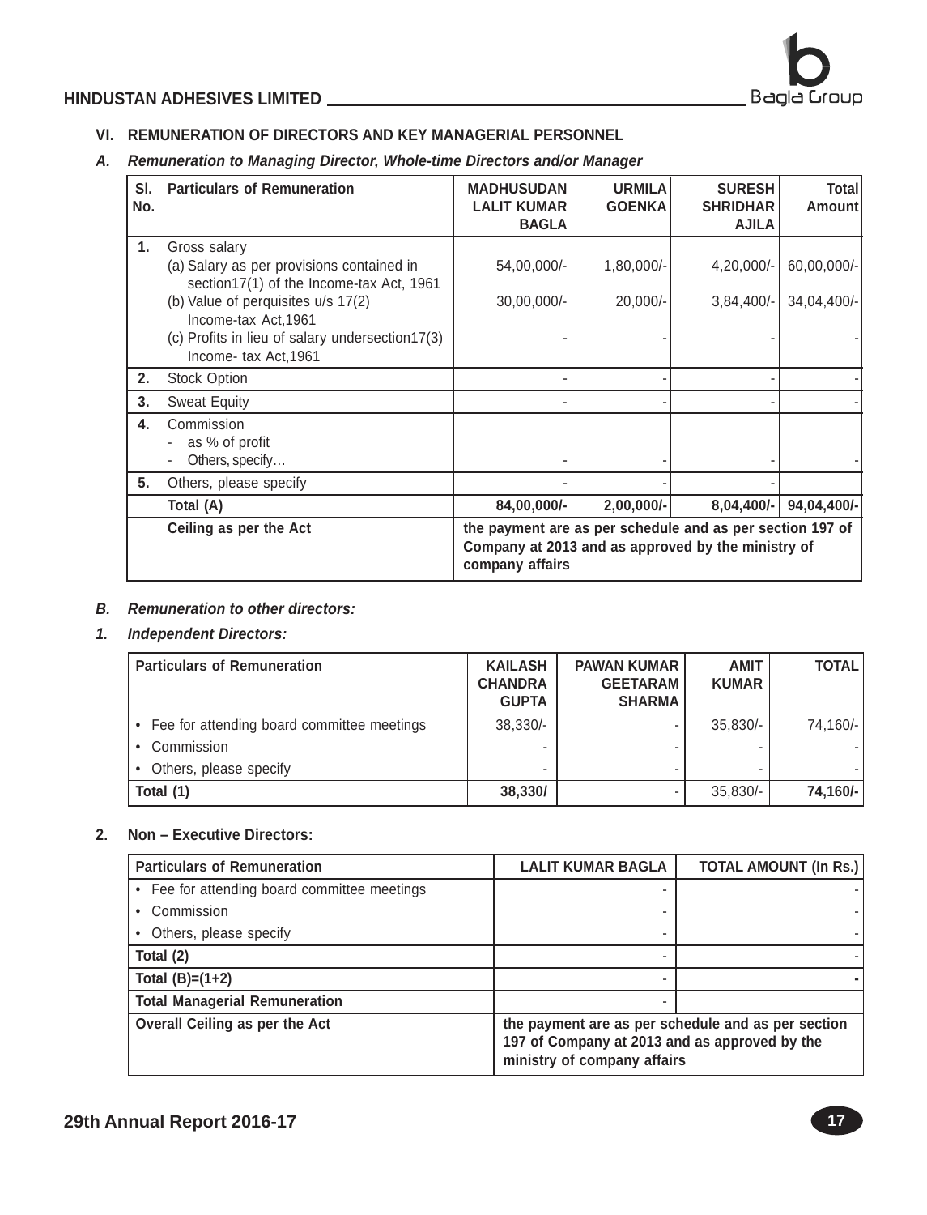## VI. REMUNERATION OF DIRECTORS AND KEY MANAGERIAL PERSONNEL

### *A. Remuneration to Managing Director, Whole-time Directors and/or Manager*

| Sl. No. | Particulars of Remuneration | MADHUSUDAN LALIT KUMAR BAGLA | URMILA GOENKA | SURESH SHRIDHAR AJILA | Total Amount |
|---|---|---|---|---|---|
| 1. | Gross salary | | | | |
| | (a) Salary as per provisions contained in section17(1) of the Income-tax Act, 1961 | 54,00,000/- | 1,80,000/- | 4,20,000/- | 60,00,000/- |
| | (b) Value of perquisites u/s 17(2) Income-tax Act,1961 | 30,00,000/- | 20,000/- | 3,84,400/- | 34,04,400/- |
| | (c) Profits in lieu of salary undersection17(3) Income- tax Act,1961 | - | - | - | - |
| 2. | Stock Option | - | - | - | - |
| 3. | Sweat Equity | - | - | - | - |
| 4. | Commission<br>- as % of profit<br>- Others, specify… | - | - | - | - |
| 5. | Others, please specify | - | - | - | |
| | **Total (A)** | **84,00,000/-** | **2,00,000/-** | **8,04,400/-** | **94,04,400/-** |
| | **Ceiling as per the Act** | **the payment are as per schedule and as per section 197 of Company at 2013 and as approved by the ministry of company affairs** | | | |

### *B. Remuneration to other directors:*

#### *1. Independent Directors:*

| Particulars of Remuneration | KAILASH CHANDRA GUPTA | PAWAN KUMAR GEETARAM SHARMA | AMIT KUMAR | TOTAL |
|---|---|---|---|---|
| • Fee for attending board committee meetings | 38,330/- | - | 35,830/- | 74,160/- |
| • Commission | - | - | - | - |
| • Others, please specify | - | - | - | - |
| **Total (1)** | **38,330/** | - | 35,830/- | **74,160/-** |

#### 2. Non – Executive Directors:

| Particulars of Remuneration | LALIT KUMAR BAGLA | TOTAL AMOUNT (In Rs.) |
|---|---|---|
| • Fee for attending board committee meetings | - | - |
| • Commission | - | - |
| • Others, please specify | - | - |
| **Total (2)** | - | - |
| **Total (B)=(1+2)** | - | **-** |
| **Total Managerial Remuneration** | - | |
| **Overall Ceiling as per the Act** | **the payment are as per schedule and as per section 197 of Company at 2013 and as approved by the ministry of company affairs** | |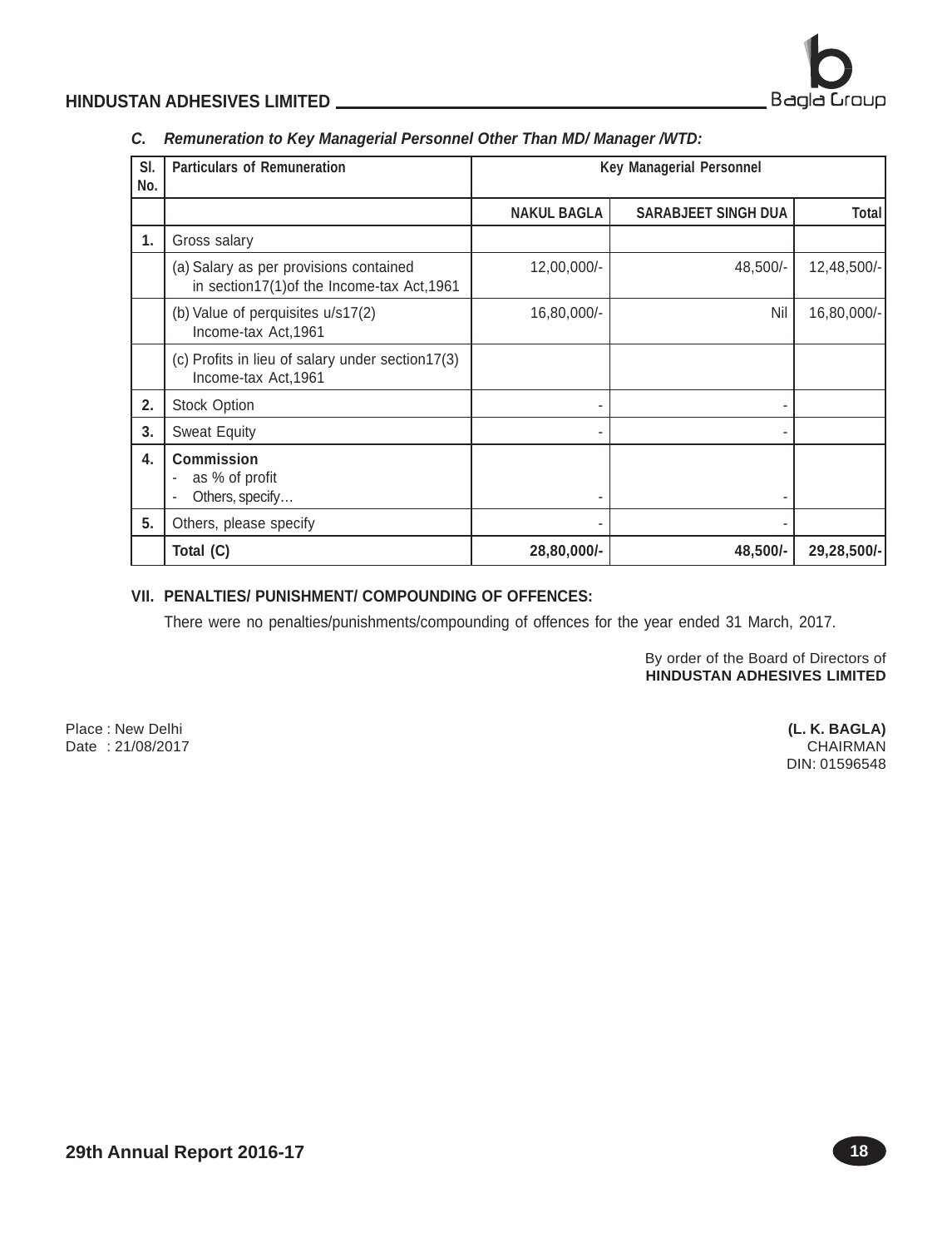### C. *Remuneration to Key Managerial Personnel Other Than MD/ Manager /WTD:*

| Sl. No. | Particulars of Remuneration | Key Managerial Personnel | | |
|---|---|---|---|---|
| | | NAKUL BAGLA | SARABJEET SINGH DUA | Total |
| 1. | Gross salary | | | |
| | (a) Salary as per provisions contained in section17(1)of the Income-tax Act,1961 | 12,00,000/- | 48,500/- | 12,48,500/- |
| | (b) Value of perquisites u/s17(2) Income-tax Act,1961 | 16,80,000/- | Nil | 16,80,000/- |
| | (c) Profits in lieu of salary under section17(3) Income-tax Act,1961 | | | |
| 2. | Stock Option | - | - | |
| 3. | Sweat Equity | - | - | |
| 4. | **Commission**<br>- as % of profit<br>- Others, specify… | - | - | |
| 5. | Others, please specify | - | - | |
| | **Total (C)** | **28,80,000/-** | **48,500/-** | **29,28,500/-** |

### VII. PENALTIES/ PUNISHMENT/ COMPOUNDING OF OFFENCES:

There were no penalties/punishments/compounding of offences for the year ended 31 March, 2017.

By order of the Board of Directors of
**HINDUSTAN ADHESIVES LIMITED**

Place : New Delhi
Date : 21/08/2017

**(L. K. BAGLA)**
CHAIRMAN
DIN: 01596548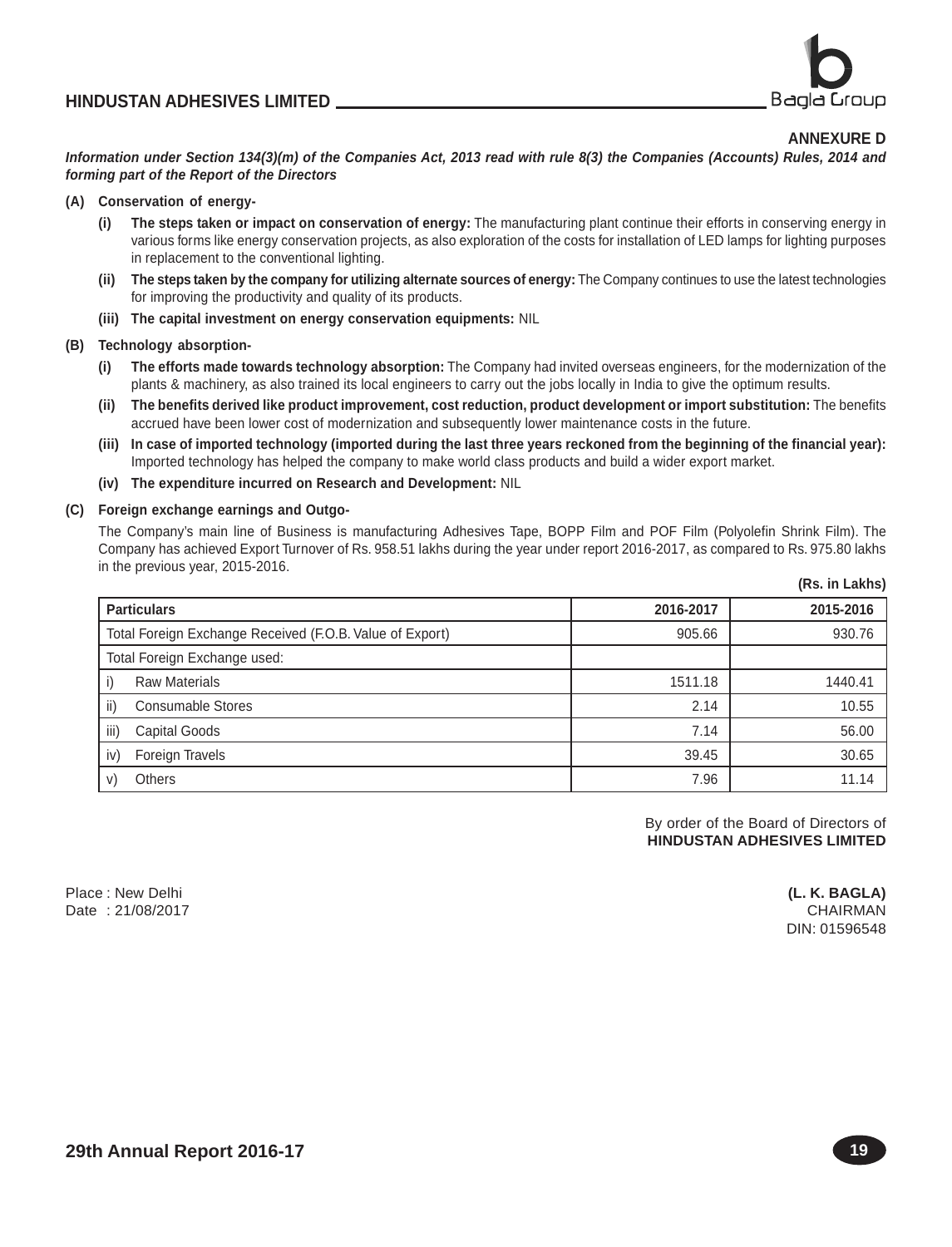## ANNEXURE D

***Information under Section 134(3)(m) of the Companies Act, 2013 read with rule 8(3) the Companies (Accounts) Rules, 2014 and forming part of the Report of the Directors***

**(A) Conservation of energy-**

- **(i) The steps taken or impact on conservation of energy:** The manufacturing plant continue their efforts in conserving energy in various forms like energy conservation projects, as also exploration of the costs for installation of LED lamps for lighting purposes in replacement to the conventional lighting.
- **(ii) The steps taken by the company for utilizing alternate sources of energy:** The Company continues to use the latest technologies for improving the productivity and quality of its products.
- **(iii) The capital investment on energy conservation equipments:** NIL

**(B) Technology absorption-**

- **(i) The efforts made towards technology absorption:** The Company had invited overseas engineers, for the modernization of the plants & machinery, as also trained its local engineers to carry out the jobs locally in India to give the optimum results.
- **(ii) The benefits derived like product improvement, cost reduction, product development or import substitution:** The benefits accrued have been lower cost of modernization and subsequently lower maintenance costs in the future.
- **(iii) In case of imported technology (imported during the last three years reckoned from the beginning of the financial year):** Imported technology has helped the company to make world class products and build a wider export market.
- **(iv) The expenditure incurred on Research and Development:** NIL

**(C) Foreign exchange earnings and Outgo-**

The Company's main line of Business is manufacturing Adhesives Tape, BOPP Film and POF Film (Polyolefin Shrink Film). The Company has achieved Export Turnover of Rs. 958.51 lakhs during the year under report 2016-2017, as compared to Rs. 975.80 lakhs in the previous year, 2015-2016.

**(Rs. in Lakhs)**

| Particulars | 2016-2017 | 2015-2016 |
|---|---|---|
| Total Foreign Exchange Received (F.O.B. Value of Export) | 905.66 | 930.76 |
| Total Foreign Exchange used: | | |
| i) Raw Materials | 1511.18 | 1440.41 |
| ii) Consumable Stores | 2.14 | 10.55 |
| iii) Capital Goods | 7.14 | 56.00 |
| iv) Foreign Travels | 39.45 | 30.65 |
| v) Others | 7.96 | 11.14 |

By order of the Board of Directors of
**HINDUSTAN ADHESIVES LIMITED**

Place : New Delhi
Date : 21/08/2017

**(L. K. BAGLA)**
CHAIRMAN
DIN: 01596548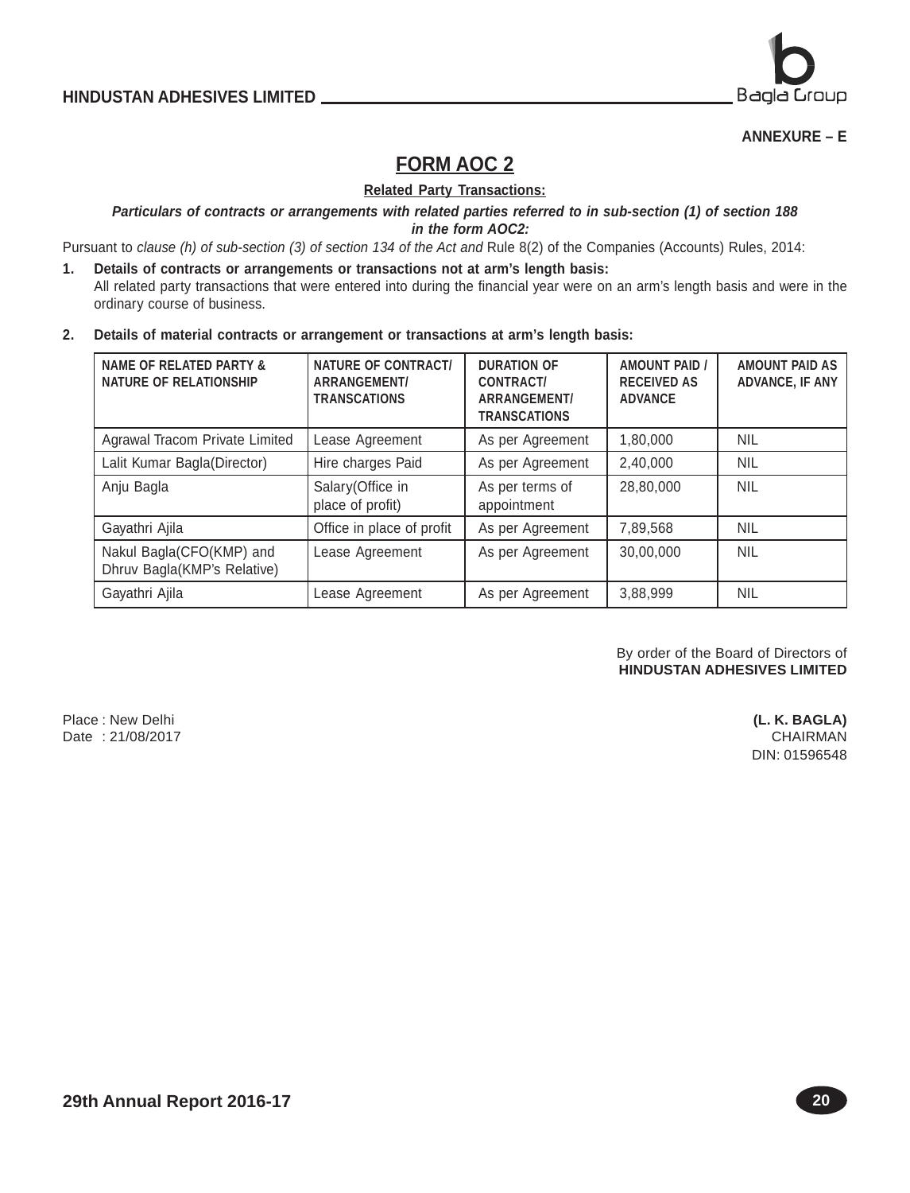ANNEXURE – E

# FORM AOC 2

**Related Party Transactions:**

***Particulars of contracts or arrangements with related parties referred to in sub-section (1) of section 188 in the form AOC2:***

Pursuant to *clause (h) of sub-section (3) of section 134 of the Act and* Rule 8(2) of the Companies (Accounts) Rules, 2014:

1. **Details of contracts or arrangements or transactions not at arm's length basis:**
   All related party transactions that were entered into during the financial year were on an arm's length basis and were in the ordinary course of business.

2. **Details of material contracts or arrangement or transactions at arm's length basis:**

| NAME OF RELATED PARTY & NATURE OF RELATIONSHIP | NATURE OF CONTRACT/ ARRANGEMENT/ TRANSCATIONS | DURATION OF CONTRACT/ ARRANGEMENT/ TRANSCATIONS | AMOUNT PAID / RECEIVED AS ADVANCE | AMOUNT PAID AS ADVANCE, IF ANY |
|---|---|---|---|---|
| Agrawal Tracom Private Limited | Lease Agreement | As per Agreement | 1,80,000 | NIL |
| Lalit Kumar Bagla(Director) | Hire charges Paid | As per Agreement | 2,40,000 | NIL |
| Anju Bagla | Salary(Office in place of profit) | As per terms of appointment | 28,80,000 | NIL |
| Gayathri Ajila | Office in place of profit | As per Agreement | 7,89,568 | NIL |
| Nakul Bagla(CFO(KMP) and Dhruv Bagla(KMP's Relative) | Lease Agreement | As per Agreement | 30,00,000 | NIL |
| Gayathri Ajila | Lease Agreement | As per Agreement | 3,88,999 | NIL |

By order of the Board of Directors of
**HINDUSTAN ADHESIVES LIMITED**

Place : New Delhi
Date : 21/08/2017

**(L. K. BAGLA)**
CHAIRMAN
DIN: 01596548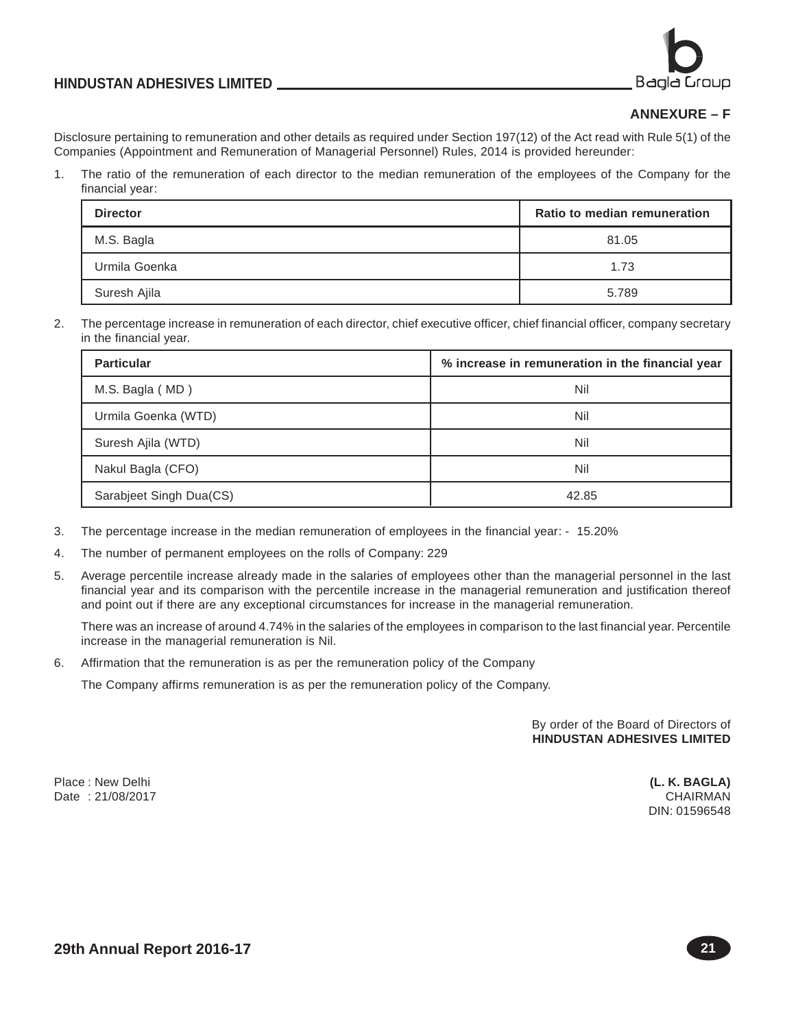## ANNEXURE – F

Disclosure pertaining to remuneration and other details as required under Section 197(12) of the Act read with Rule 5(1) of the Companies (Appointment and Remuneration of Managerial Personnel) Rules, 2014 is provided hereunder:

1. The ratio of the remuneration of each director to the median remuneration of the employees of the Company for the financial year:

| Director | Ratio to median remuneration |
|---|---|
| M.S. Bagla | 81.05 |
| Urmila Goenka | 1.73 |
| Suresh Ajila | 5.789 |

2. The percentage increase in remuneration of each director, chief executive officer, chief financial officer, company secretary in the financial year.

| Particular | % increase in remuneration in the financial year |
|---|---|
| M.S. Bagla ( MD ) | Nil |
| Urmila Goenka (WTD) | Nil |
| Suresh Ajila (WTD) | Nil |
| Nakul Bagla (CFO) | Nil |
| Sarabjeet Singh Dua(CS) | 42.85 |

3. The percentage increase in the median remuneration of employees in the financial year: - 15.20%

4. The number of permanent employees on the rolls of Company: 229

5. Average percentile increase already made in the salaries of employees other than the managerial personnel in the last financial year and its comparison with the percentile increase in the managerial remuneration and justification thereof and point out if there are any exceptional circumstances for increase in the managerial remuneration.

   There was an increase of around 4.74% in the salaries of the employees in comparison to the last financial year. Percentile increase in the managerial remuneration is Nil.

6. Affirmation that the remuneration is as per the remuneration policy of the Company

   The Company affirms remuneration is as per the remuneration policy of the Company.

By order of the Board of Directors of
**HINDUSTAN ADHESIVES LIMITED**

Place : New Delhi
Date : 21/08/2017

**(L. K. BAGLA)**
CHAIRMAN
DIN: 01596548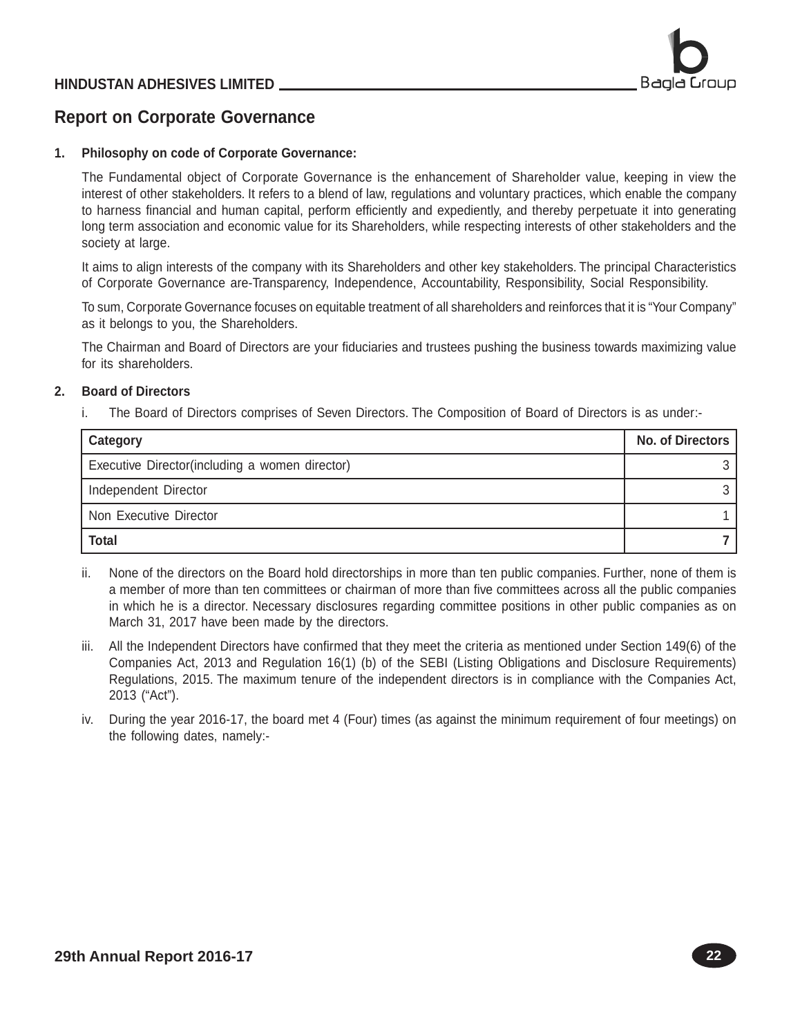## Report on Corporate Governance

**1. Philosophy on code of Corporate Governance:**

The Fundamental object of Corporate Governance is the enhancement of Shareholder value, keeping in view the interest of other stakeholders. It refers to a blend of law, regulations and voluntary practices, which enable the company to harness financial and human capital, perform efficiently and expediently, and thereby perpetuate it into generating long term association and economic value for its Shareholders, while respecting interests of other stakeholders and the society at large.

It aims to align interests of the company with its Shareholders and other key stakeholders. The principal Characteristics of Corporate Governance are-Transparency, Independence, Accountability, Responsibility, Social Responsibility.

To sum, Corporate Governance focuses on equitable treatment of all shareholders and reinforces that it is "Your Company" as it belongs to you, the Shareholders.

The Chairman and Board of Directors are your fiduciaries and trustees pushing the business towards maximizing value for its shareholders.

**2. Board of Directors**

i. The Board of Directors comprises of Seven Directors. The Composition of Board of Directors is as under:-

| Category | No. of Directors |
|---|---|
| Executive Director(including a women director) | 3 |
| Independent Director | 3 |
| Non Executive Director | 1 |
| **Total** | **7** |

ii. None of the directors on the Board hold directorships in more than ten public companies. Further, none of them is a member of more than ten committees or chairman of more than five committees across all the public companies in which he is a director. Necessary disclosures regarding committee positions in other public companies as on March 31, 2017 have been made by the directors.

iii. All the Independent Directors have confirmed that they meet the criteria as mentioned under Section 149(6) of the Companies Act, 2013 and Regulation 16(1) (b) of the SEBI (Listing Obligations and Disclosure Requirements) Regulations, 2015. The maximum tenure of the independent directors is in compliance with the Companies Act, 2013 ("Act").

iv. During the year 2016-17, the board met 4 (Four) times (as against the minimum requirement of four meetings) on the following dates, namely:-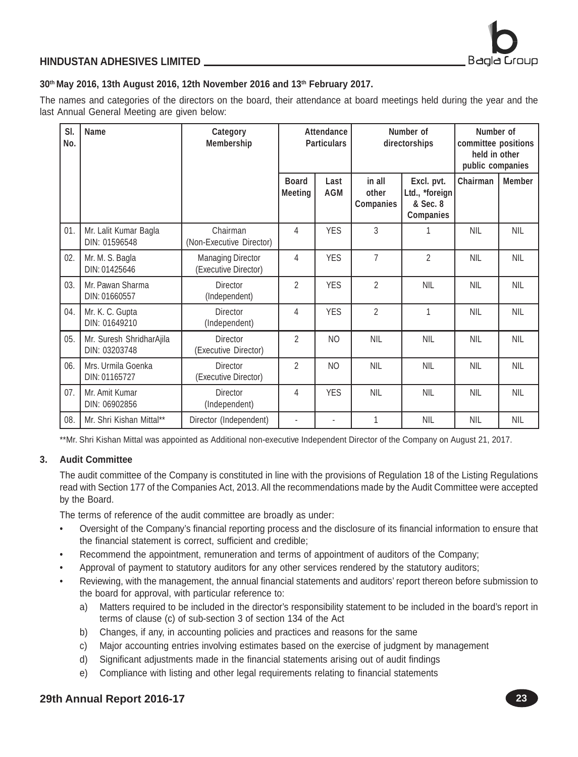**30th May 2016, 13th August 2016, 12th November 2016 and 13th February 2017.**

The names and categories of the directors on the board, their attendance at board meetings held during the year and the last Annual General Meeting are given below:

| Sl. No. | Name | Category Membership | Attendance Particulars | | Number of directorships | | Number of committee positions held in other public companies | |
|---|---|---|---|---|---|---|---|---|
| | | | Board Meeting | Last AGM | in all other Companies | Excl. pvt. Ltd., *foreign & Sec. 8 Companies | Chairman | Member |
| 01. | Mr. Lalit Kumar Bagla DIN: 01596548 | Chairman (Non-Executive Director) | 4 | YES | 3 | 1 | NIL | NIL |
| 02. | Mr. M. S. Bagla DIN: 01425646 | Managing Director (Executive Director) | 4 | YES | 7 | 2 | NIL | NIL |
| 03. | Mr. Pawan Sharma DIN: 01660557 | Director (Independent) | 2 | YES | 2 | NIL | NIL | NIL |
| 04. | Mr. K. C. Gupta DIN: 01649210 | Director (Independent) | 4 | YES | 2 | 1 | NIL | NIL |
| 05. | Mr. Suresh ShridharAjila DIN: 03203748 | Director (Executive Director) | 2 | NO | NIL | NIL | NIL | NIL |
| 06. | Mrs. Urmila Goenka DIN: 01165727 | Director (Executive Director) | 2 | NO | NIL | NIL | NIL | NIL |
| 07. | Mr. Amit Kumar DIN: 06902856 | Director (Independent) | 4 | YES | NIL | NIL | NIL | NIL |
| 08. | Mr. Shri Kishan Mittal** | Director (Independent) | - | - | 1 | NIL | NIL | NIL |

**Mr. Shri Kishan Mittal was appointed as Additional non-executive Independent Director of the Company on August 21, 2017.

**3. Audit Committee**

The audit committee of the Company is constituted in line with the provisions of Regulation 18 of the Listing Regulations read with Section 177 of the Companies Act, 2013. All the recommendations made by the Audit Committee were accepted by the Board.

The terms of reference of the audit committee are broadly as under:

- Oversight of the Company's financial reporting process and the disclosure of its financial information to ensure that the financial statement is correct, sufficient and credible;
- Recommend the appointment, remuneration and terms of appointment of auditors of the Company;
- Approval of payment to statutory auditors for any other services rendered by the statutory auditors;
- Reviewing, with the management, the annual financial statements and auditors' report thereon before submission to the board for approval, with particular reference to:
  - a) Matters required to be included in the director's responsibility statement to be included in the board's report in terms of clause (c) of sub-section 3 of section 134 of the Act
  - b) Changes, if any, in accounting policies and practices and reasons for the same
  - c) Major accounting entries involving estimates based on the exercise of judgment by management
  - d) Significant adjustments made in the financial statements arising out of audit findings
  - e) Compliance with listing and other legal requirements relating to financial statements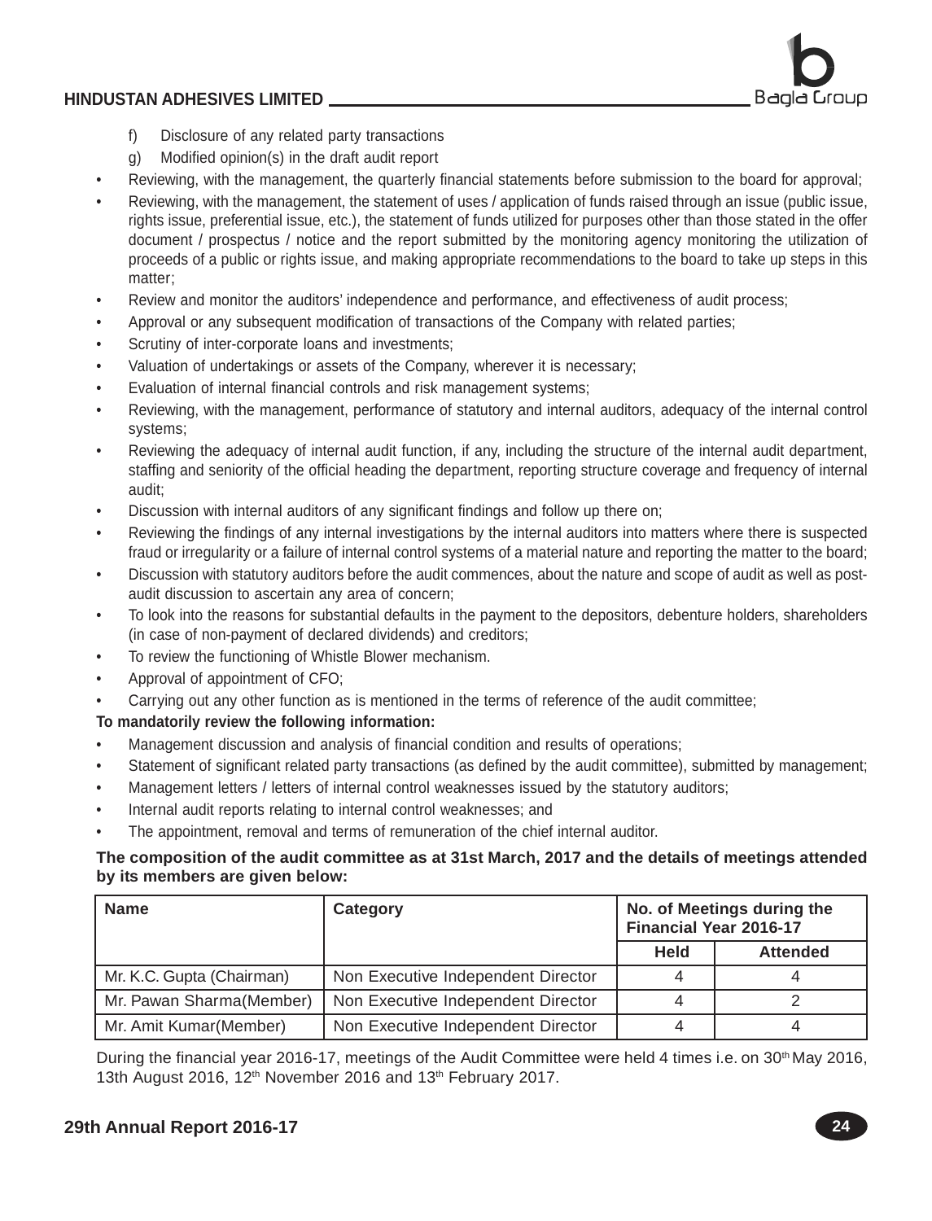f) Disclosure of any related party transactions

g) Modified opinion(s) in the draft audit report

- Reviewing, with the management, the quarterly financial statements before submission to the board for approval;
- Reviewing, with the management, the statement of uses / application of funds raised through an issue (public issue, rights issue, preferential issue, etc.), the statement of funds utilized for purposes other than those stated in the offer document / prospectus / notice and the report submitted by the monitoring agency monitoring the utilization of proceeds of a public or rights issue, and making appropriate recommendations to the board to take up steps in this matter;
- Review and monitor the auditors' independence and performance, and effectiveness of audit process;
- Approval or any subsequent modification of transactions of the Company with related parties;
- Scrutiny of inter-corporate loans and investments;
- Valuation of undertakings or assets of the Company, wherever it is necessary;
- Evaluation of internal financial controls and risk management systems;
- Reviewing, with the management, performance of statutory and internal auditors, adequacy of the internal control systems;
- Reviewing the adequacy of internal audit function, if any, including the structure of the internal audit department, staffing and seniority of the official heading the department, reporting structure coverage and frequency of internal audit;
- Discussion with internal auditors of any significant findings and follow up there on;
- Reviewing the findings of any internal investigations by the internal auditors into matters where there is suspected fraud or irregularity or a failure of internal control systems of a material nature and reporting the matter to the board;
- Discussion with statutory auditors before the audit commences, about the nature and scope of audit as well as post-audit discussion to ascertain any area of concern;
- To look into the reasons for substantial defaults in the payment to the depositors, debenture holders, shareholders (in case of non-payment of declared dividends) and creditors;
- To review the functioning of Whistle Blower mechanism.
- Approval of appointment of CFO;
- Carrying out any other function as is mentioned in the terms of reference of the audit committee;

**To mandatorily review the following information:**

- Management discussion and analysis of financial condition and results of operations;
- Statement of significant related party transactions (as defined by the audit committee), submitted by management;
- Management letters / letters of internal control weaknesses issued by the statutory auditors;
- Internal audit reports relating to internal control weaknesses; and
- The appointment, removal and terms of remuneration of the chief internal auditor.

**The composition of the audit committee as at 31st March, 2017 and the details of meetings attended by its members are given below:**

| Name | Category | No. of Meetings during the Financial Year 2016-17 | |
|---|---|---|---|
| | | Held | Attended |
| Mr. K.C. Gupta (Chairman) | Non Executive Independent Director | 4 | 4 |
| Mr. Pawan Sharma(Member) | Non Executive Independent Director | 4 | 2 |
| Mr. Amit Kumar(Member) | Non Executive Independent Director | 4 | 4 |

During the financial year 2016-17, meetings of the Audit Committee were held 4 times i.e. on 30th May 2016, 13th August 2016, 12th November 2016 and 13th February 2017.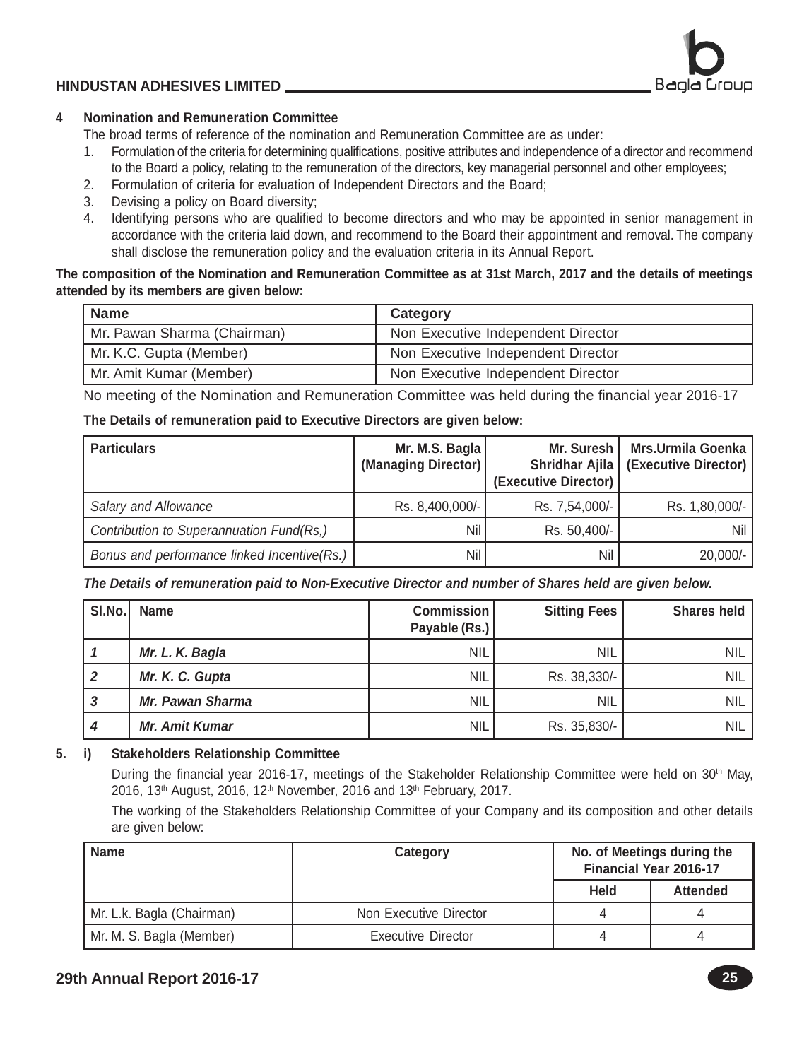### 4 Nomination and Remuneration Committee

The broad terms of reference of the nomination and Remuneration Committee are as under:

1. Formulation of the criteria for determining qualifications, positive attributes and independence of a director and recommend to the Board a policy, relating to the remuneration of the directors, key managerial personnel and other employees;
2. Formulation of criteria for evaluation of Independent Directors and the Board;
3. Devising a policy on Board diversity;
4. Identifying persons who are qualified to become directors and who may be appointed in senior management in accordance with the criteria laid down, and recommend to the Board their appointment and removal. The company shall disclose the remuneration policy and the evaluation criteria in its Annual Report.

**The composition of the Nomination and Remuneration Committee as at 31st March, 2017 and the details of meetings attended by its members are given below:**

| Name | Category |
|---|---|
| Mr. Pawan Sharma (Chairman) | Non Executive Independent Director |
| Mr. K.C. Gupta (Member) | Non Executive Independent Director |
| Mr. Amit Kumar (Member) | Non Executive Independent Director |

No meeting of the Nomination and Remuneration Committee was held during the financial year 2016-17

**The Details of remuneration paid to Executive Directors are given below:**

| Particulars | Mr. M.S. Bagla (Managing Director) | Mr. Suresh Shridhar Ajila (Executive Director) | Mrs.Urmila Goenka (Executive Director) |
|---|---|---|---|
| *Salary and Allowance* | Rs. 8,400,000/- | Rs. 7,54,000/- | Rs. 1,80,000/- |
| *Contribution to Superannuation Fund(Rs,)* | Nil | Rs. 50,400/- | Nil |
| *Bonus and performance linked Incentive(Rs.)* | Nil | Nil | 20,000/- |

***The Details of remuneration paid to Non-Executive Director and number of Shares held are given below.***

| Sl.No. | Name | Commission Payable (Rs.) | Sitting Fees | Shares held |
|---|---|---|---|---|
| *1* | ***Mr. L. K. Bagla*** | NIL | NIL | NIL |
| *2* | ***Mr. K. C. Gupta*** | NIL | Rs. 38,330/- | NIL |
| *3* | ***Mr. Pawan Sharma*** | NIL | NIL | NIL |
| *4* | ***Mr. Amit Kumar*** | NIL | Rs. 35,830/- | NIL |

### 5. i) Stakeholders Relationship Committee

During the financial year 2016-17, meetings of the Stakeholder Relationship Committee were held on 30th May, 2016, 13th August, 2016, 12th November, 2016 and 13th February, 2017.

The working of the Stakeholders Relationship Committee of your Company and its composition and other details are given below:

| Name | Category | No. of Meetings during the Financial Year 2016-17 | |
|---|---|---|---|
| | | Held | Attended |
| Mr. L.k. Bagla (Chairman) | Non Executive Director | 4 | 4 |
| Mr. M. S. Bagla (Member) | Executive Director | 4 | 4 |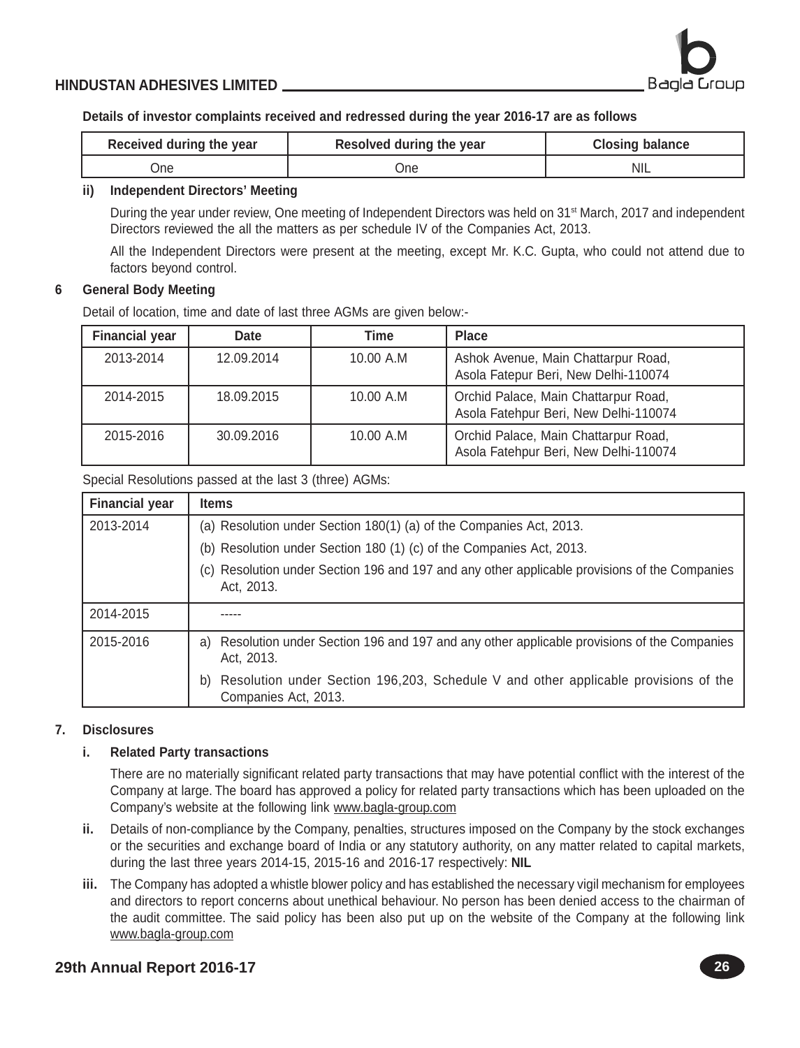**Details of investor complaints received and redressed during the year 2016-17 are as follows**

| Received during the year | Resolved during the year | Closing balance |
|---|---|---|
| One | One | NIL |

**ii) Independent Directors' Meeting**

During the year under review, One meeting of Independent Directors was held on 31st March, 2017 and independent Directors reviewed the all the matters as per schedule IV of the Companies Act, 2013.

All the Independent Directors were present at the meeting, except Mr. K.C. Gupta, who could not attend due to factors beyond control.

**6 General Body Meeting**

Detail of location, time and date of last three AGMs are given below:-

| Financial year | Date | Time | Place |
|---|---|---|---|
| 2013-2014 | 12.09.2014 | 10.00 A.M | Ashok Avenue, Main Chattarpur Road, Asola Fatepur Beri, New Delhi-110074 |
| 2014-2015 | 18.09.2015 | 10.00 A.M | Orchid Palace, Main Chattarpur Road, Asola Fatehpur Beri, New Delhi-110074 |
| 2015-2016 | 30.09.2016 | 10.00 A.M | Orchid Palace, Main Chattarpur Road, Asola Fatehpur Beri, New Delhi-110074 |

Special Resolutions passed at the last 3 (three) AGMs:

| Financial year | Items |
|---|---|
| 2013-2014 | (a) Resolution under Section 180(1) (a) of the Companies Act, 2013.<br>(b) Resolution under Section 180 (1) (c) of the Companies Act, 2013.<br>(c) Resolution under Section 196 and 197 and any other applicable provisions of the Companies Act, 2013. |
| 2014-2015 | ----- |
| 2015-2016 | a) Resolution under Section 196 and 197 and any other applicable provisions of the Companies Act, 2013.<br>b) Resolution under Section 196,203, Schedule V and other applicable provisions of the Companies Act, 2013. |

**7. Disclosures**

**i. Related Party transactions**

There are no materially significant related party transactions that may have potential conflict with the interest of the Company at large. The board has approved a policy for related party transactions which has been uploaded on the Company's website at the following link www.bagla-group.com

**ii.** Details of non-compliance by the Company, penalties, structures imposed on the Company by the stock exchanges or the securities and exchange board of India or any statutory authority, on any matter related to capital markets, during the last three years 2014-15, 2015-16 and 2016-17 respectively: **NIL**

**iii.** The Company has adopted a whistle blower policy and has established the necessary vigil mechanism for employees and directors to report concerns about unethical behaviour. No person has been denied access to the chairman of the audit committee. The said policy has been also put up on the website of the Company at the following link www.bagla-group.com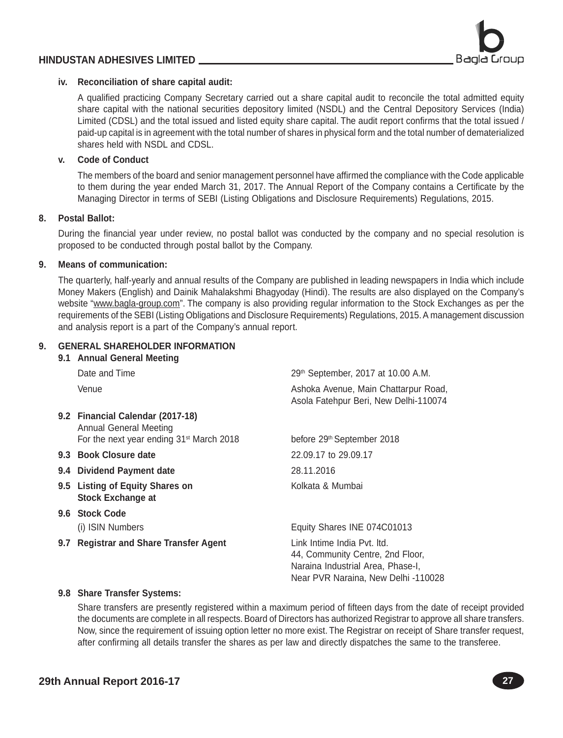**iv. Reconciliation of share capital audit:**

A qualified practicing Company Secretary carried out a share capital audit to reconcile the total admitted equity share capital with the national securities depository limited (NSDL) and the Central Depository Services (India) Limited (CDSL) and the total issued and listed equity share capital. The audit report confirms that the total issued / paid-up capital is in agreement with the total number of shares in physical form and the total number of dematerialized shares held with NSDL and CDSL.

**v. Code of Conduct**

The members of the board and senior management personnel have affirmed the compliance with the Code applicable to them during the year ended March 31, 2017. The Annual Report of the Company contains a Certificate by the Managing Director in terms of SEBI (Listing Obligations and Disclosure Requirements) Regulations, 2015.

**8. Postal Ballot:**

During the financial year under review, no postal ballot was conducted by the company and no special resolution is proposed to be conducted through postal ballot by the Company.

**9. Means of communication:**

The quarterly, half-yearly and annual results of the Company are published in leading newspapers in India which include Money Makers (English) and Dainik Mahalakshmi Bhagyoday (Hindi). The results are also displayed on the Company's website "www.bagla-group.com". The company is also providing regular information to the Stock Exchanges as per the requirements of the SEBI (Listing Obligations and Disclosure Requirements) Regulations, 2015. A management discussion and analysis report is a part of the Company's annual report.

**9. GENERAL SHAREHOLDER INFORMATION**

**9.1 Annual General Meeting**

| | |
|---|---|
| Date and Time | 29th September, 2017 at 10.00 A.M. |
| Venue | Ashoka Avenue, Main Chattarpur Road, Asola Fatehpur Beri, New Delhi-110074 |
| **9.2 Financial Calendar (2017-18)** Annual General Meeting For the next year ending 31st March 2018 | before 29th September 2018 |
| **9.3 Book Closure date** | 22.09.17 to 29.09.17 |
| **9.4 Dividend Payment date** | 28.11.2016 |
| **9.5 Listing of Equity Shares on Stock Exchange at** | Kolkata & Mumbai |
| **9.6 Stock Code** | |
| (i) ISIN Numbers | Equity Shares INE 074C01013 |
| **9.7 Registrar and Share Transfer Agent** | Link Intime India Pvt. ltd. 44, Community Centre, 2nd Floor, Naraina Industrial Area, Phase-I, Near PVR Naraina, New Delhi -110028 |

**9.8 Share Transfer Systems:**

Share transfers are presently registered within a maximum period of fifteen days from the date of receipt provided the documents are complete in all respects. Board of Directors has authorized Registrar to approve all share transfers. Now, since the requirement of issuing option letter no more exist. The Registrar on receipt of Share transfer request, after confirming all details transfer the shares as per law and directly dispatches the same to the transferee.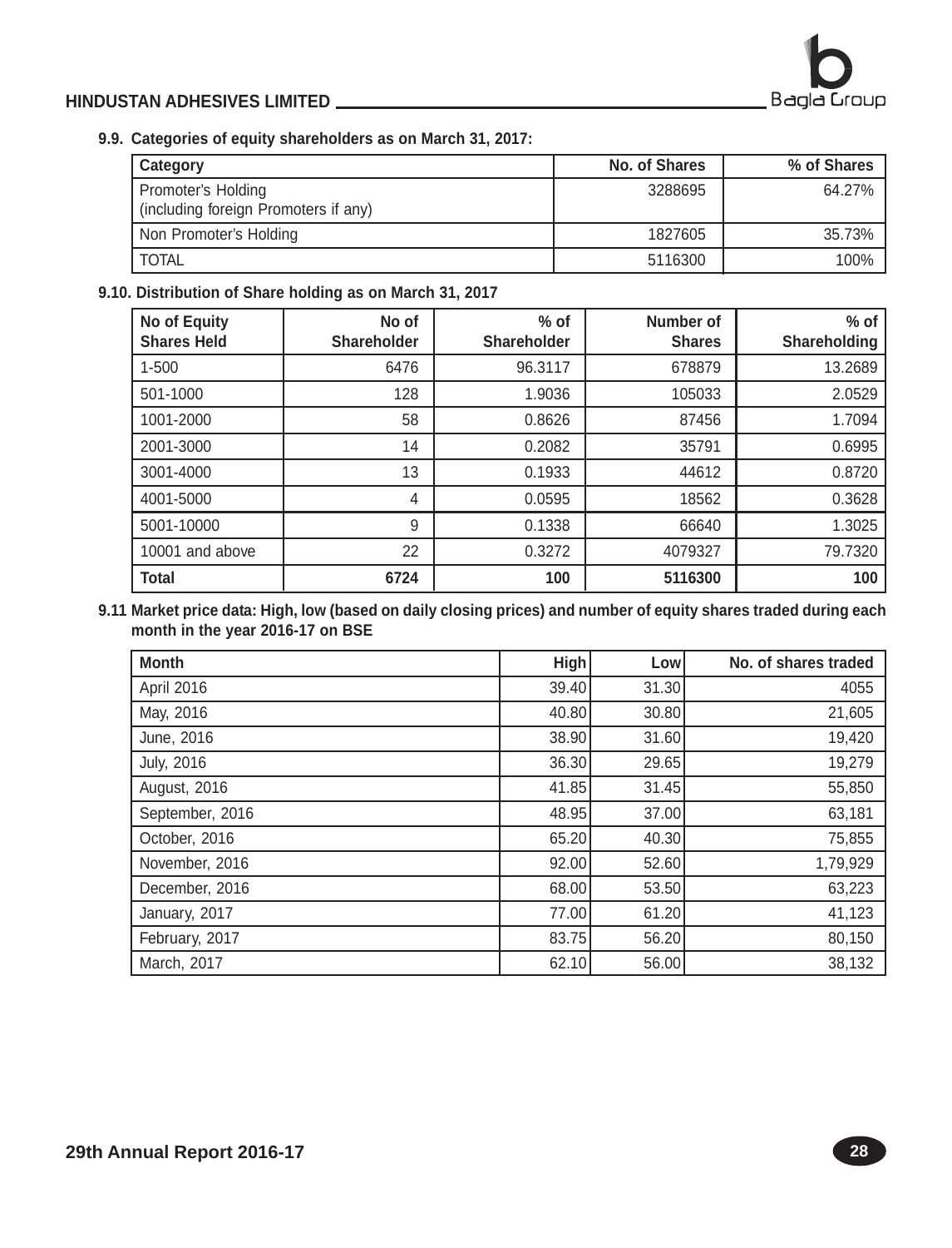**9.9. Categories of equity shareholders as on March 31, 2017:**

| Category | No. of Shares | % of Shares |
|---|---|---|
| Promoter's Holding (including foreign Promoters if any) | 3288695 | 64.27% |
| Non Promoter's Holding | 1827605 | 35.73% |
| TOTAL | 5116300 | 100% |

**9.10. Distribution of Share holding as on March 31, 2017**

| No of Equity Shares Held | No of Shareholder | % of Shareholder | Number of Shares | % of Shareholding |
|---|---|---|---|---|
| 1-500 | 6476 | 96.3117 | 678879 | 13.2689 |
| 501-1000 | 128 | 1.9036 | 105033 | 2.0529 |
| 1001-2000 | 58 | 0.8626 | 87456 | 1.7094 |
| 2001-3000 | 14 | 0.2082 | 35791 | 0.6995 |
| 3001-4000 | 13 | 0.1933 | 44612 | 0.8720 |
| 4001-5000 | 4 | 0.0595 | 18562 | 0.3628 |
| 5001-10000 | 9 | 0.1338 | 66640 | 1.3025 |
| 10001 and above | 22 | 0.3272 | 4079327 | 79.7320 |
| **Total** | **6724** | **100** | **5116300** | **100** |

**9.11 Market price data: High, low (based on daily closing prices) and number of equity shares traded during each month in the year 2016-17 on BSE**

| Month | High | Low | No. of shares traded |
|---|---|---|---|
| April 2016 | 39.40 | 31.30 | 4055 |
| May, 2016 | 40.80 | 30.80 | 21,605 |
| June, 2016 | 38.90 | 31.60 | 19,420 |
| July, 2016 | 36.30 | 29.65 | 19,279 |
| August, 2016 | 41.85 | 31.45 | 55,850 |
| September, 2016 | 48.95 | 37.00 | 63,181 |
| October, 2016 | 65.20 | 40.30 | 75,855 |
| November, 2016 | 92.00 | 52.60 | 1,79,929 |
| December, 2016 | 68.00 | 53.50 | 63,223 |
| January, 2017 | 77.00 | 61.20 | 41,123 |
| February, 2017 | 83.75 | 56.20 | 80,150 |
| March, 2017 | 62.10 | 56.00 | 38,132 |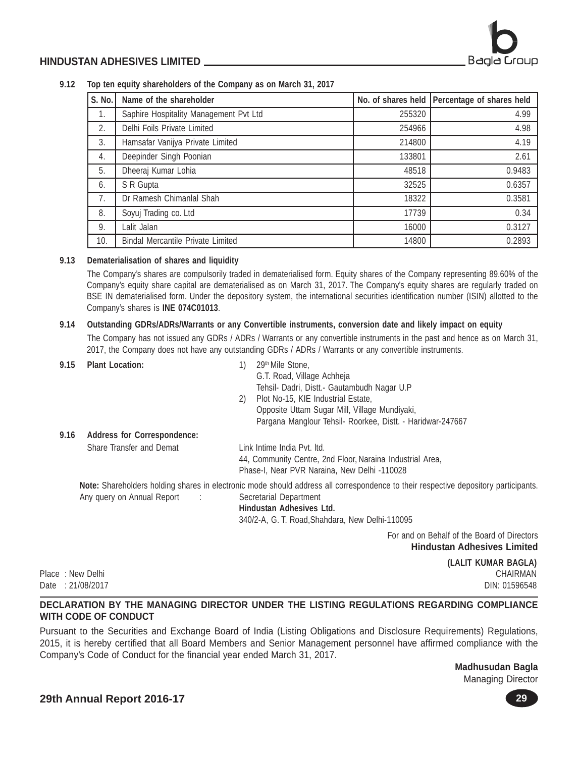**9.12 Top ten equity shareholders of the Company as on March 31, 2017**

| S. No. | Name of the shareholder | No. of shares held | Percentage of shares held |
|---|---|---|---|
| 1. | Saphire Hospitality Management Pvt Ltd | 255320 | 4.99 |
| 2. | Delhi Foils Private Limited | 254966 | 4.98 |
| 3. | Hamsafar Vanijya Private Limited | 214800 | 4.19 |
| 4. | Deepinder Singh Poonian | 133801 | 2.61 |
| 5. | Dheeraj Kumar Lohia | 48518 | 0.9483 |
| 6. | S R Gupta | 32525 | 0.6357 |
| 7. | Dr Ramesh Chimanlal Shah | 18322 | 0.3581 |
| 8. | Soyuj Trading co. Ltd | 17739 | 0.34 |
| 9. | Lalit Jalan | 16000 | 0.3127 |
| 10. | Bindal Mercantile Private Limited | 14800 | 0.2893 |

**9.13 Dematerialisation of shares and liquidity**

The Company's shares are compulsorily traded in dematerialised form. Equity shares of the Company representing 89.60% of the Company's equity share capital are dematerialised as on March 31, 2017. The Company's equity shares are regularly traded on BSE IN dematerialised form. Under the depository system, the international securities identification number (ISIN) allotted to the Company's shares is **INE 074C01013**.

**9.14 Outstanding GDRs/ADRs/Warrants or any Convertible instruments, conversion date and likely impact on equity**

The Company has not issued any GDRs / ADRs / Warrants or any convertible instruments in the past and hence as on March 31, 2017, the Company does not have any outstanding GDRs / ADRs / Warrants or any convertible instruments.

**9.15 Plant Location:**

1) 29th Mile Stone,
G.T. Road, Village Achheja
Tehsil- Dadri, Distt.- Gautambudh Nagar U.P

2) Plot No-15, KIE Industrial Estate,
Opposite Uttam Sugar Mill, Village Mundiyaki,
Pargana Manglour Tehsil- Roorkee, Distt. - Haridwar-247667

**9.16 Address for Correspondence:**

Share Transfer and Demat

Link Intime India Pvt. ltd.
44, Community Centre, 2nd Floor, Naraina Industrial Area,
Phase-I, Near PVR Naraina, New Delhi -110028

**Note:** Shareholders holding shares in electronic mode should address all correspondence to their respective depository participants.

Any query on Annual Report :

Secretarial Department
**Hindustan Adhesives Ltd.**
340/2-A, G. T. Road,Shahdara, New Delhi-110095

For and on Behalf of the Board of Directors
**Hindustan Adhesives Limited**

**(LALIT KUMAR BAGLA)**
CHAIRMAN
DIN: 01596548

Place : New Delhi
Date : 21/08/2017

**DECLARATION BY THE MANAGING DIRECTOR UNDER THE LISTING REGULATIONS REGARDING COMPLIANCE WITH CODE OF CONDUCT**

Pursuant to the Securities and Exchange Board of India (Listing Obligations and Disclosure Requirements) Regulations, 2015, it is hereby certified that all Board Members and Senior Management personnel have affirmed compliance with the Company's Code of Conduct for the financial year ended March 31, 2017.

**Madhusudan Bagla**
Managing Director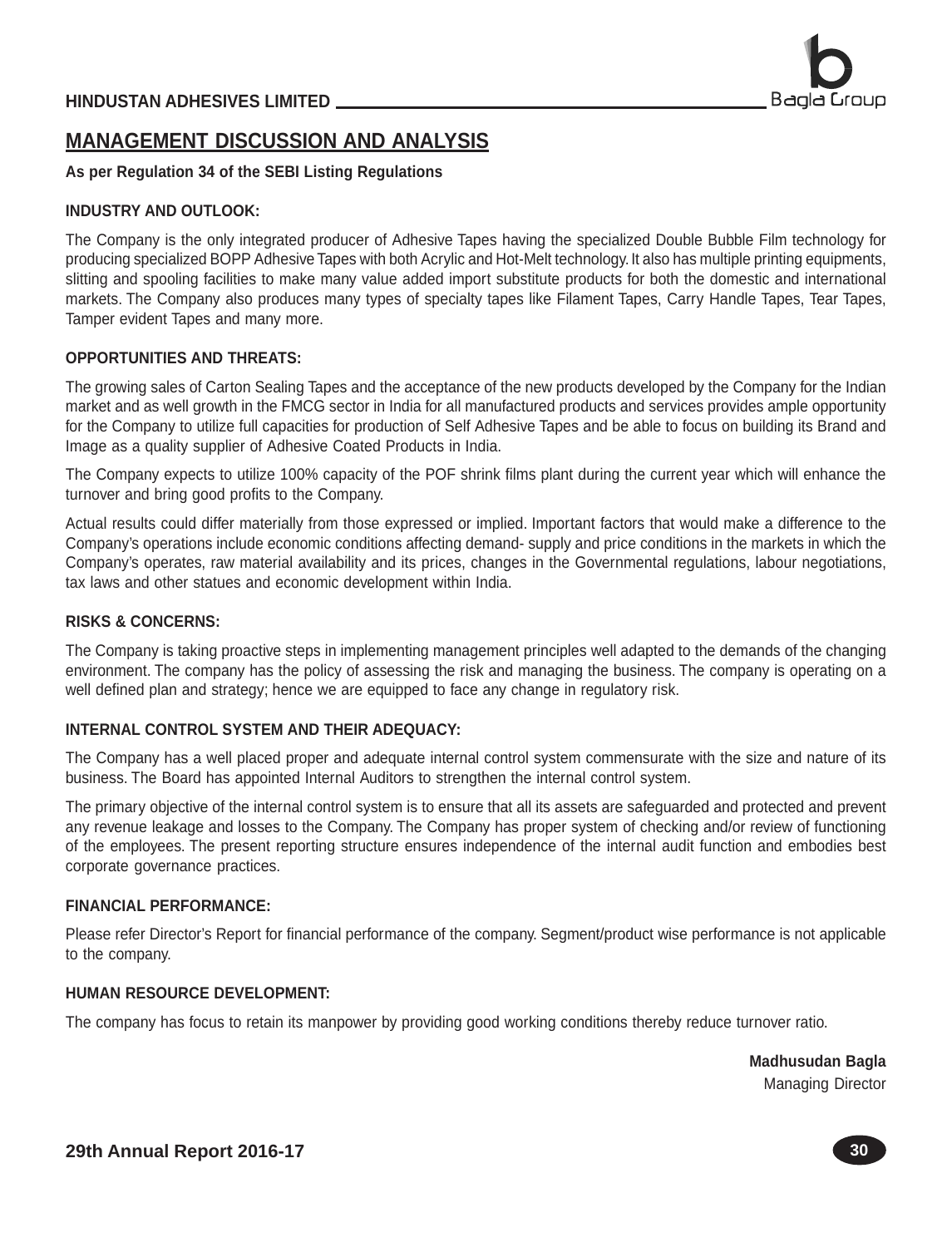# MANAGEMENT DISCUSSION AND ANALYSIS

**As per Regulation 34 of the SEBI Listing Regulations**

## INDUSTRY AND OUTLOOK:

The Company is the only integrated producer of Adhesive Tapes having the specialized Double Bubble Film technology for producing specialized BOPP Adhesive Tapes with both Acrylic and Hot-Melt technology. It also has multiple printing equipments, slitting and spooling facilities to make many value added import substitute products for both the domestic and international markets. The Company also produces many types of specialty tapes like Filament Tapes, Carry Handle Tapes, Tear Tapes, Tamper evident Tapes and many more.

## OPPORTUNITIES AND THREATS:

The growing sales of Carton Sealing Tapes and the acceptance of the new products developed by the Company for the Indian market and as well growth in the FMCG sector in India for all manufactured products and services provides ample opportunity for the Company to utilize full capacities for production of Self Adhesive Tapes and be able to focus on building its Brand and Image as a quality supplier of Adhesive Coated Products in India.

The Company expects to utilize 100% capacity of the POF shrink films plant during the current year which will enhance the turnover and bring good profits to the Company.

Actual results could differ materially from those expressed or implied. Important factors that would make a difference to the Company's operations include economic conditions affecting demand- supply and price conditions in the markets in which the Company's operates, raw material availability and its prices, changes in the Governmental regulations, labour negotiations, tax laws and other statues and economic development within India.

## RISKS & CONCERNS:

The Company is taking proactive steps in implementing management principles well adapted to the demands of the changing environment. The company has the policy of assessing the risk and managing the business. The company is operating on a well defined plan and strategy; hence we are equipped to face any change in regulatory risk.

## INTERNAL CONTROL SYSTEM AND THEIR ADEQUACY:

The Company has a well placed proper and adequate internal control system commensurate with the size and nature of its business. The Board has appointed Internal Auditors to strengthen the internal control system.

The primary objective of the internal control system is to ensure that all its assets are safeguarded and protected and prevent any revenue leakage and losses to the Company. The Company has proper system of checking and/or review of functioning of the employees. The present reporting structure ensures independence of the internal audit function and embodies best corporate governance practices.

## FINANCIAL PERFORMANCE:

Please refer Director's Report for financial performance of the company. Segment/product wise performance is not applicable to the company.

## HUMAN RESOURCE DEVELOPMENT:

The company has focus to retain its manpower by providing good working conditions thereby reduce turnover ratio.

**Madhusudan Bagla**
Managing Director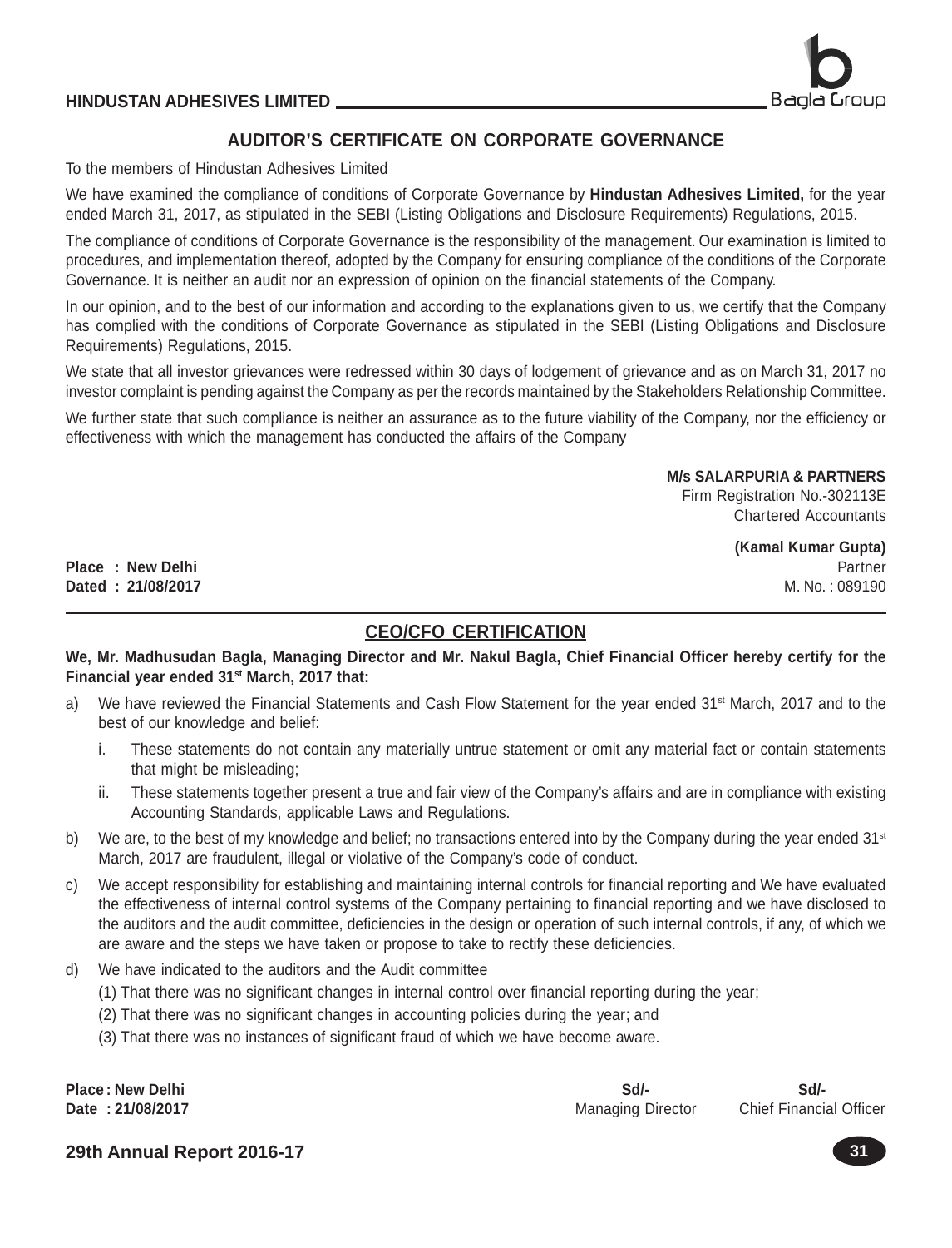## AUDITOR'S CERTIFICATE ON CORPORATE GOVERNANCE

To the members of Hindustan Adhesives Limited

We have examined the compliance of conditions of Corporate Governance by **Hindustan Adhesives Limited,** for the year ended March 31, 2017, as stipulated in the SEBI (Listing Obligations and Disclosure Requirements) Regulations, 2015.

The compliance of conditions of Corporate Governance is the responsibility of the management. Our examination is limited to procedures, and implementation thereof, adopted by the Company for ensuring compliance of the conditions of the Corporate Governance. It is neither an audit nor an expression of opinion on the financial statements of the Company.

In our opinion, and to the best of our information and according to the explanations given to us, we certify that the Company has complied with the conditions of Corporate Governance as stipulated in the SEBI (Listing Obligations and Disclosure Requirements) Regulations, 2015.

We state that all investor grievances were redressed within 30 days of lodgement of grievance and as on March 31, 2017 no investor complaint is pending against the Company as per the records maintained by the Stakeholders Relationship Committee.

We further state that such compliance is neither an assurance as to the future viability of the Company, nor the efficiency or effectiveness with which the management has conducted the affairs of the Company

**M/s SALARPURIA & PARTNERS**
Firm Registration No.-302113E
Chartered Accountants

**(Kamal Kumar Gupta)**
Partner
M. No. : 089190

**Place : New Delhi**
**Dated : 21/08/2017**

## CEO/CFO CERTIFICATION

**We, Mr. Madhusudan Bagla, Managing Director and Mr. Nakul Bagla, Chief Financial Officer hereby certify for the Financial year ended 31st March, 2017 that:**

a) We have reviewed the Financial Statements and Cash Flow Statement for the year ended 31st March, 2017 and to the best of our knowledge and belief:

   i. These statements do not contain any materially untrue statement or omit any material fact or contain statements that might be misleading;

   ii. These statements together present a true and fair view of the Company's affairs and are in compliance with existing Accounting Standards, applicable Laws and Regulations.

b) We are, to the best of my knowledge and belief; no transactions entered into by the Company during the year ended 31st March, 2017 are fraudulent, illegal or violative of the Company's code of conduct.

c) We accept responsibility for establishing and maintaining internal controls for financial reporting and We have evaluated the effectiveness of internal control systems of the Company pertaining to financial reporting and we have disclosed to the auditors and the audit committee, deficiencies in the design or operation of such internal controls, if any, of which we are aware and the steps we have taken or propose to take to rectify these deficiencies.

d) We have indicated to the auditors and the Audit committee

   (1) That there was no significant changes in internal control over financial reporting during the year;

   (2) That there was no significant changes in accounting policies during the year; and

   (3) That there was no instances of significant fraud of which we have become aware.

**Place : New Delhi**
**Date : 21/08/2017**

**Sd/-**
Managing Director

**Sd/-**
Chief Financial Officer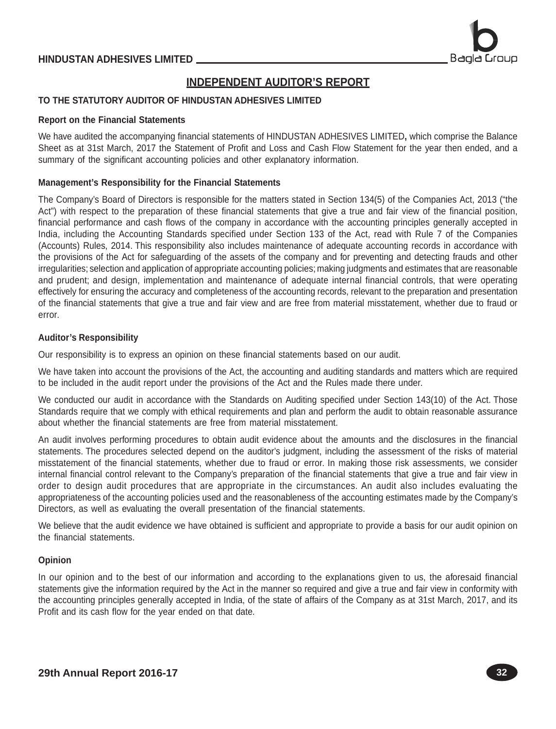# INDEPENDENT AUDITOR'S REPORT

**TO THE STATUTORY AUDITOR OF HINDUSTAN ADHESIVES LIMITED**

**Report on the Financial Statements**

We have audited the accompanying financial statements of HINDUSTAN ADHESIVES LIMITED**,** which comprise the Balance Sheet as at 31st March, 2017 the Statement of Profit and Loss and Cash Flow Statement for the year then ended, and a summary of the significant accounting policies and other explanatory information.

**Management's Responsibility for the Financial Statements**

The Company's Board of Directors is responsible for the matters stated in Section 134(5) of the Companies Act, 2013 ("the Act") with respect to the preparation of these financial statements that give a true and fair view of the financial position, financial performance and cash flows of the company in accordance with the accounting principles generally accepted in India, including the Accounting Standards specified under Section 133 of the Act, read with Rule 7 of the Companies (Accounts) Rules, 2014. This responsibility also includes maintenance of adequate accounting records in accordance with the provisions of the Act for safeguarding of the assets of the company and for preventing and detecting frauds and other irregularities; selection and application of appropriate accounting policies; making judgments and estimates that are reasonable and prudent; and design, implementation and maintenance of adequate internal financial controls, that were operating effectively for ensuring the accuracy and completeness of the accounting records, relevant to the preparation and presentation of the financial statements that give a true and fair view and are free from material misstatement, whether due to fraud or error.

**Auditor's Responsibility**

Our responsibility is to express an opinion on these financial statements based on our audit.

We have taken into account the provisions of the Act, the accounting and auditing standards and matters which are required to be included in the audit report under the provisions of the Act and the Rules made there under.

We conducted our audit in accordance with the Standards on Auditing specified under Section 143(10) of the Act. Those Standards require that we comply with ethical requirements and plan and perform the audit to obtain reasonable assurance about whether the financial statements are free from material misstatement.

An audit involves performing procedures to obtain audit evidence about the amounts and the disclosures in the financial statements. The procedures selected depend on the auditor's judgment, including the assessment of the risks of material misstatement of the financial statements, whether due to fraud or error. In making those risk assessments, we consider internal financial control relevant to the Company's preparation of the financial statements that give a true and fair view in order to design audit procedures that are appropriate in the circumstances. An audit also includes evaluating the appropriateness of the accounting policies used and the reasonableness of the accounting estimates made by the Company's Directors, as well as evaluating the overall presentation of the financial statements.

We believe that the audit evidence we have obtained is sufficient and appropriate to provide a basis for our audit opinion on the financial statements.

**Opinion**

In our opinion and to the best of our information and according to the explanations given to us, the aforesaid financial statements give the information required by the Act in the manner so required and give a true and fair view in conformity with the accounting principles generally accepted in India, of the state of affairs of the Company as at 31st March, 2017, and its Profit and its cash flow for the year ended on that date.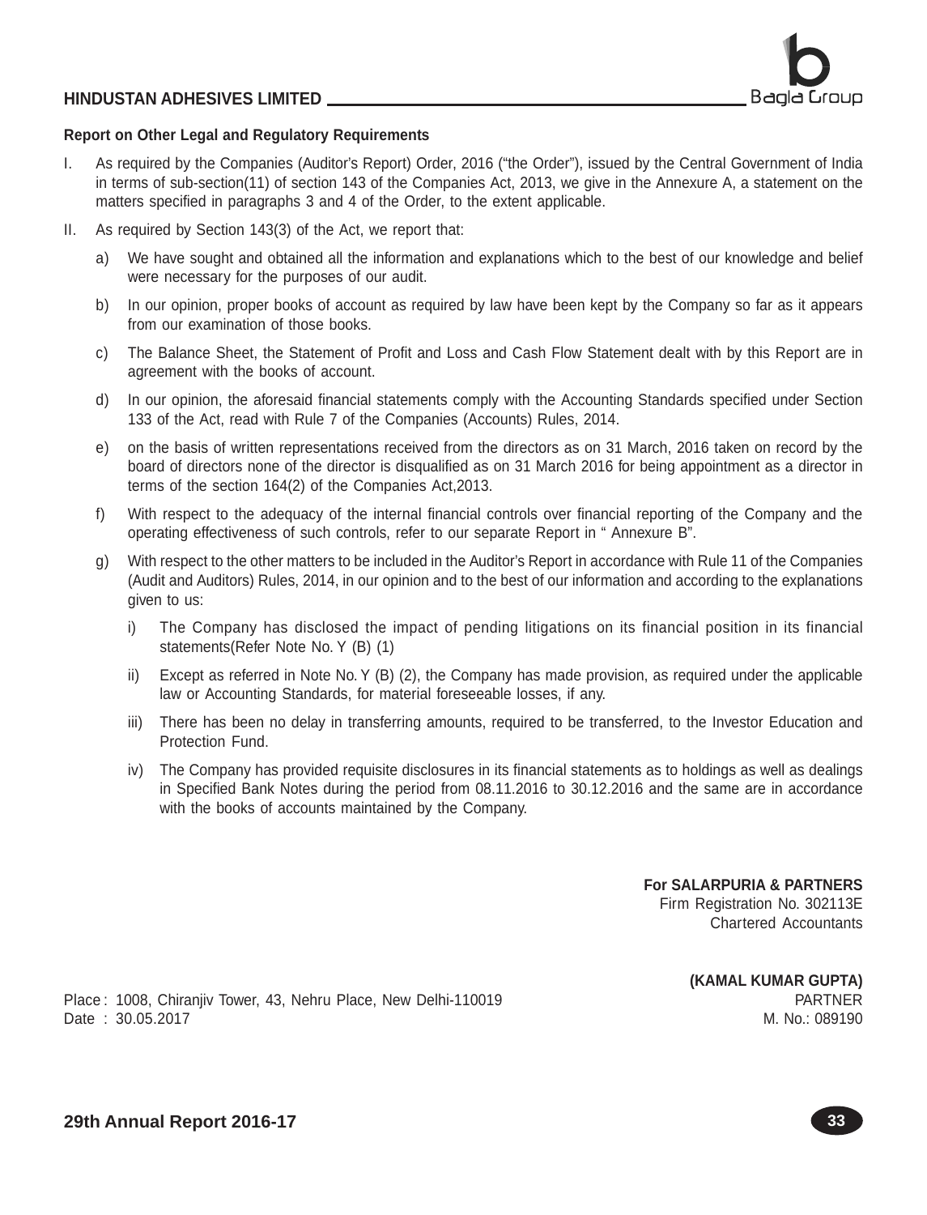**Report on Other Legal and Regulatory Requirements**

I. As required by the Companies (Auditor's Report) Order, 2016 ("the Order"), issued by the Central Government of India in terms of sub-section(11) of section 143 of the Companies Act, 2013, we give in the Annexure A, a statement on the matters specified in paragraphs 3 and 4 of the Order, to the extent applicable.

II. As required by Section 143(3) of the Act, we report that:

   a) We have sought and obtained all the information and explanations which to the best of our knowledge and belief were necessary for the purposes of our audit.

   b) In our opinion, proper books of account as required by law have been kept by the Company so far as it appears from our examination of those books.

   c) The Balance Sheet, the Statement of Profit and Loss and Cash Flow Statement dealt with by this Report are in agreement with the books of account.

   d) In our opinion, the aforesaid financial statements comply with the Accounting Standards specified under Section 133 of the Act, read with Rule 7 of the Companies (Accounts) Rules, 2014.

   e) on the basis of written representations received from the directors as on 31 March, 2016 taken on record by the board of directors none of the director is disqualified as on 31 March 2016 for being appointment as a director in terms of the section 164(2) of the Companies Act,2013.

   f) With respect to the adequacy of the internal financial controls over financial reporting of the Company and the operating effectiveness of such controls, refer to our separate Report in " Annexure B".

   g) With respect to the other matters to be included in the Auditor's Report in accordance with Rule 11 of the Companies (Audit and Auditors) Rules, 2014, in our opinion and to the best of our information and according to the explanations given to us:

      i) The Company has disclosed the impact of pending litigations on its financial position in its financial statements(Refer Note No. Y (B) (1)

      ii) Except as referred in Note No. Y (B) (2), the Company has made provision, as required under the applicable law or Accounting Standards, for material foreseeable losses, if any.

      iii) There has been no delay in transferring amounts, required to be transferred, to the Investor Education and Protection Fund.

      iv) The Company has provided requisite disclosures in its financial statements as to holdings as well as dealings in Specified Bank Notes during the period from 08.11.2016 to 30.12.2016 and the same are in accordance with the books of accounts maintained by the Company.

**For SALARPURIA & PARTNERS**
Firm Registration No. 302113E
Chartered Accountants

**(KAMAL KUMAR GUPTA)**
PARTNER
M. No.: 089190

Place : 1008, Chiranjiv Tower, 43, Nehru Place, New Delhi-110019
Date : 30.05.2017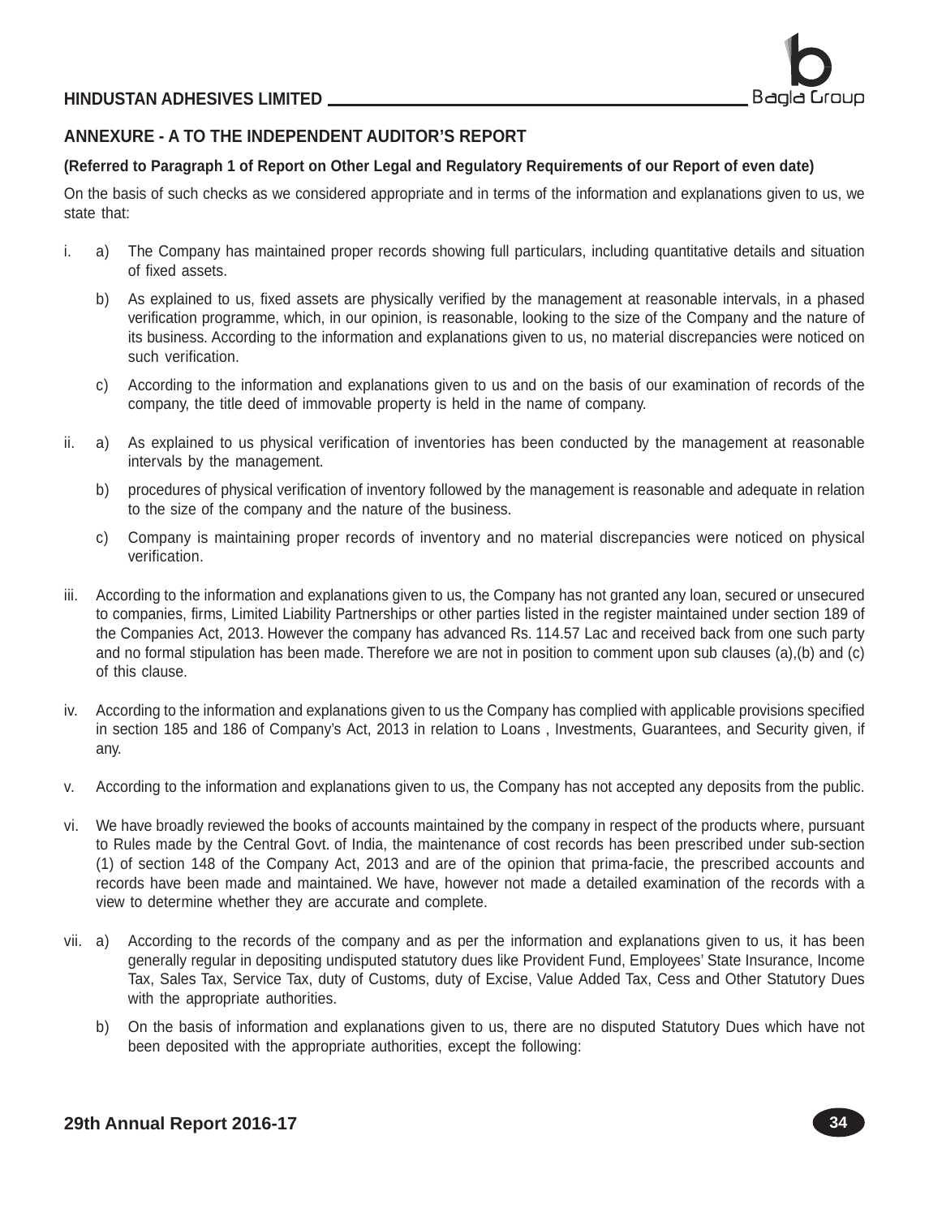## ANNEXURE - A TO THE INDEPENDENT AUDITOR'S REPORT

**(Referred to Paragraph 1 of Report on Other Legal and Regulatory Requirements of our Report of even date)**

On the basis of such checks as we considered appropriate and in terms of the information and explanations given to us, we state that:

i. a) The Company has maintained proper records showing full particulars, including quantitative details and situation of fixed assets.

   b) As explained to us, fixed assets are physically verified by the management at reasonable intervals, in a phased verification programme, which, in our opinion, is reasonable, looking to the size of the Company and the nature of its business. According to the information and explanations given to us, no material discrepancies were noticed on such verification.

   c) According to the information and explanations given to us and on the basis of our examination of records of the company, the title deed of immovable property is held in the name of company.

ii. a) As explained to us physical verification of inventories has been conducted by the management at reasonable intervals by the management.

   b) procedures of physical verification of inventory followed by the management is reasonable and adequate in relation to the size of the company and the nature of the business.

   c) Company is maintaining proper records of inventory and no material discrepancies were noticed on physical verification.

iii. According to the information and explanations given to us, the Company has not granted any loan, secured or unsecured to companies, firms, Limited Liability Partnerships or other parties listed in the register maintained under section 189 of the Companies Act, 2013. However the company has advanced Rs. 114.57 Lac and received back from one such party and no formal stipulation has been made. Therefore we are not in position to comment upon sub clauses (a),(b) and (c) of this clause.

iv. According to the information and explanations given to us the Company has complied with applicable provisions specified in section 185 and 186 of Company's Act, 2013 in relation to Loans , Investments, Guarantees, and Security given, if any.

v. According to the information and explanations given to us, the Company has not accepted any deposits from the public.

vi. We have broadly reviewed the books of accounts maintained by the company in respect of the products where, pursuant to Rules made by the Central Govt. of India, the maintenance of cost records has been prescribed under sub-section (1) of section 148 of the Company Act, 2013 and are of the opinion that prima-facie, the prescribed accounts and records have been made and maintained. We have, however not made a detailed examination of the records with a view to determine whether they are accurate and complete.

vii. a) According to the records of the company and as per the information and explanations given to us, it has been generally regular in depositing undisputed statutory dues like Provident Fund, Employees' State Insurance, Income Tax, Sales Tax, Service Tax, duty of Customs, duty of Excise, Value Added Tax, Cess and Other Statutory Dues with the appropriate authorities.

   b) On the basis of information and explanations given to us, there are no disputed Statutory Dues which have not been deposited with the appropriate authorities, except the following: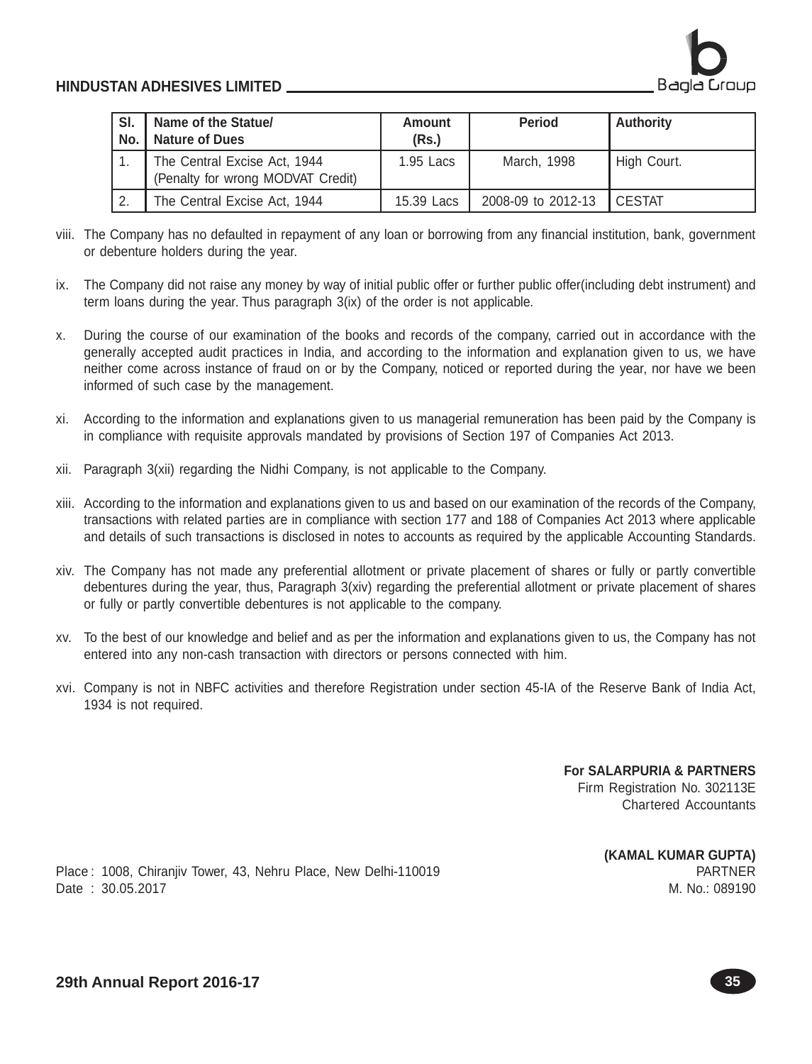| Sl. No. | Name of the Statue/ Nature of Dues | Amount (Rs.) | Period | Authority |
|---|---|---|---|---|
| 1. | The Central Excise Act, 1944 (Penalty for wrong MODVAT Credit) | 1.95 Lacs | March, 1998 | High Court. |
| 2. | The Central Excise Act, 1944 | 15.39 Lacs | 2008-09 to 2012-13 | CESTAT |

viii. The Company has no defaulted in repayment of any loan or borrowing from any financial institution, bank, government or debenture holders during the year.

ix. The Company did not raise any money by way of initial public offer or further public offer(including debt instrument) and term loans during the year. Thus paragraph 3(ix) of the order is not applicable.

x. During the course of our examination of the books and records of the company, carried out in accordance with the generally accepted audit practices in India, and according to the information and explanation given to us, we have neither come across instance of fraud on or by the Company, noticed or reported during the year, nor have we been informed of such case by the management.

xi. According to the information and explanations given to us managerial remuneration has been paid by the Company is in compliance with requisite approvals mandated by provisions of Section 197 of Companies Act 2013.

xii. Paragraph 3(xii) regarding the Nidhi Company, is not applicable to the Company.

xiii. According to the information and explanations given to us and based on our examination of the records of the Company, transactions with related parties are in compliance with section 177 and 188 of Companies Act 2013 where applicable and details of such transactions is disclosed in notes to accounts as required by the applicable Accounting Standards.

xiv. The Company has not made any preferential allotment or private placement of shares or fully or partly convertible debentures during the year, thus, Paragraph 3(xiv) regarding the preferential allotment or private placement of shares or fully or partly convertible debentures is not applicable to the company.

xv. To the best of our knowledge and belief and as per the information and explanations given to us, the Company has not entered into any non-cash transaction with directors or persons connected with him.

xvi. Company is not in NBFC activities and therefore Registration under section 45-IA of the Reserve Bank of India Act, 1934 is not required.

**For SALARPURIA & PARTNERS**
Firm Registration No. 302113E
Chartered Accountants

**(KAMAL KUMAR GUPTA)**
PARTNER
M. No.: 089190

Place : 1008, Chiranjiv Tower, 43, Nehru Place, New Delhi-110019
Date : 30.05.2017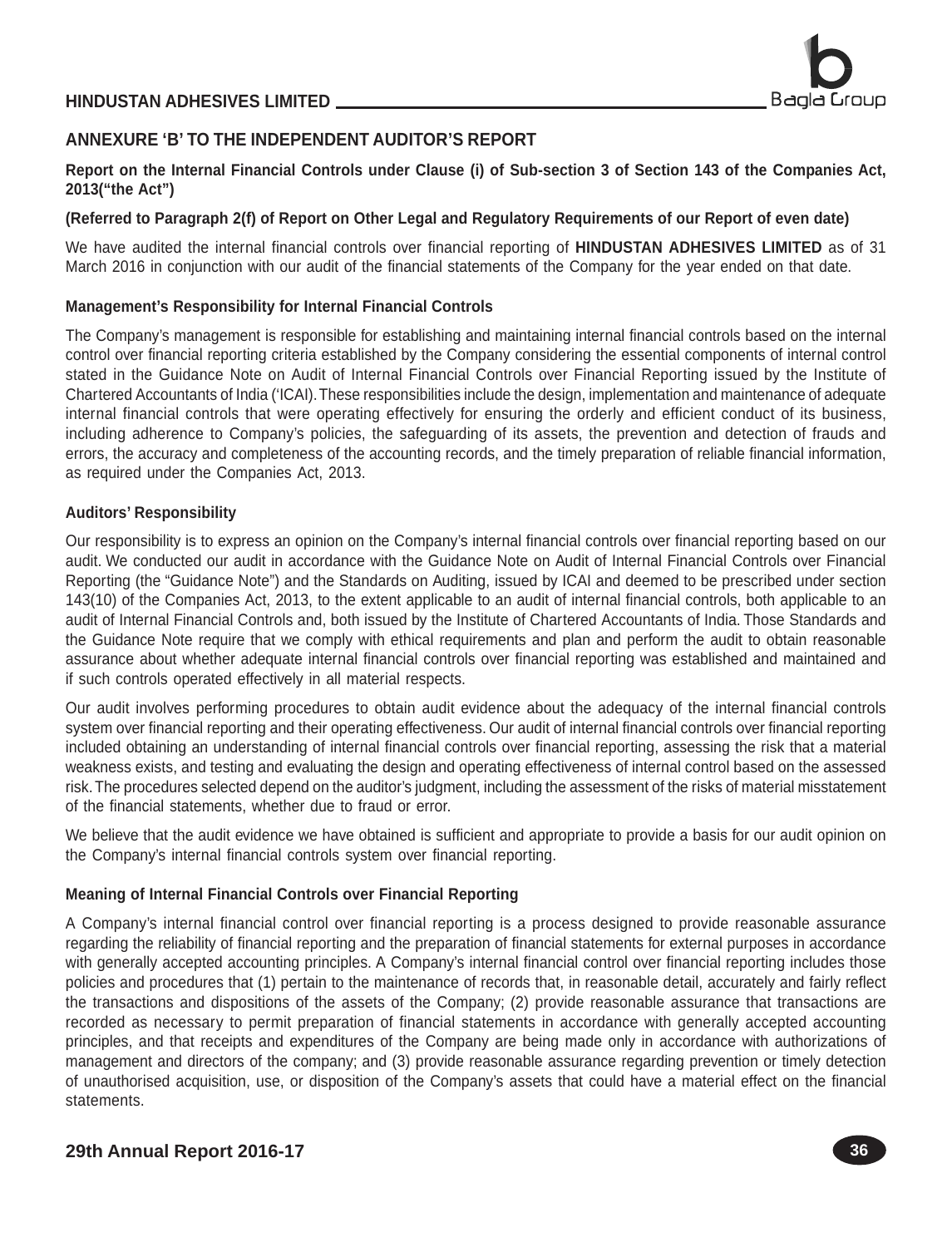## ANNEXURE 'B' TO THE INDEPENDENT AUDITOR'S REPORT

**Report on the Internal Financial Controls under Clause (i) of Sub-section 3 of Section 143 of the Companies Act, 2013("the Act")**

**(Referred to Paragraph 2(f) of Report on Other Legal and Regulatory Requirements of our Report of even date)**

We have audited the internal financial controls over financial reporting of **HINDUSTAN ADHESIVES LIMITED** as of 31 March 2016 in conjunction with our audit of the financial statements of the Company for the year ended on that date.

**Management's Responsibility for Internal Financial Controls**

The Company's management is responsible for establishing and maintaining internal financial controls based on the internal control over financial reporting criteria established by the Company considering the essential components of internal control stated in the Guidance Note on Audit of Internal Financial Controls over Financial Reporting issued by the Institute of Chartered Accountants of India ('ICAI). These responsibilities include the design, implementation and maintenance of adequate internal financial controls that were operating effectively for ensuring the orderly and efficient conduct of its business, including adherence to Company's policies, the safeguarding of its assets, the prevention and detection of frauds and errors, the accuracy and completeness of the accounting records, and the timely preparation of reliable financial information, as required under the Companies Act, 2013.

**Auditors' Responsibility**

Our responsibility is to express an opinion on the Company's internal financial controls over financial reporting based on our audit. We conducted our audit in accordance with the Guidance Note on Audit of Internal Financial Controls over Financial Reporting (the "Guidance Note") and the Standards on Auditing, issued by ICAI and deemed to be prescribed under section 143(10) of the Companies Act, 2013, to the extent applicable to an audit of internal financial controls, both applicable to an audit of Internal Financial Controls and, both issued by the Institute of Chartered Accountants of India. Those Standards and the Guidance Note require that we comply with ethical requirements and plan and perform the audit to obtain reasonable assurance about whether adequate internal financial controls over financial reporting was established and maintained and if such controls operated effectively in all material respects.

Our audit involves performing procedures to obtain audit evidence about the adequacy of the internal financial controls system over financial reporting and their operating effectiveness. Our audit of internal financial controls over financial reporting included obtaining an understanding of internal financial controls over financial reporting, assessing the risk that a material weakness exists, and testing and evaluating the design and operating effectiveness of internal control based on the assessed risk. The procedures selected depend on the auditor's judgment, including the assessment of the risks of material misstatement of the financial statements, whether due to fraud or error.

We believe that the audit evidence we have obtained is sufficient and appropriate to provide a basis for our audit opinion on the Company's internal financial controls system over financial reporting.

**Meaning of Internal Financial Controls over Financial Reporting**

A Company's internal financial control over financial reporting is a process designed to provide reasonable assurance regarding the reliability of financial reporting and the preparation of financial statements for external purposes in accordance with generally accepted accounting principles. A Company's internal financial control over financial reporting includes those policies and procedures that (1) pertain to the maintenance of records that, in reasonable detail, accurately and fairly reflect the transactions and dispositions of the assets of the Company; (2) provide reasonable assurance that transactions are recorded as necessary to permit preparation of financial statements in accordance with generally accepted accounting principles, and that receipts and expenditures of the Company are being made only in accordance with authorizations of management and directors of the company; and (3) provide reasonable assurance regarding prevention or timely detection of unauthorised acquisition, use, or disposition of the Company's assets that could have a material effect on the financial statements.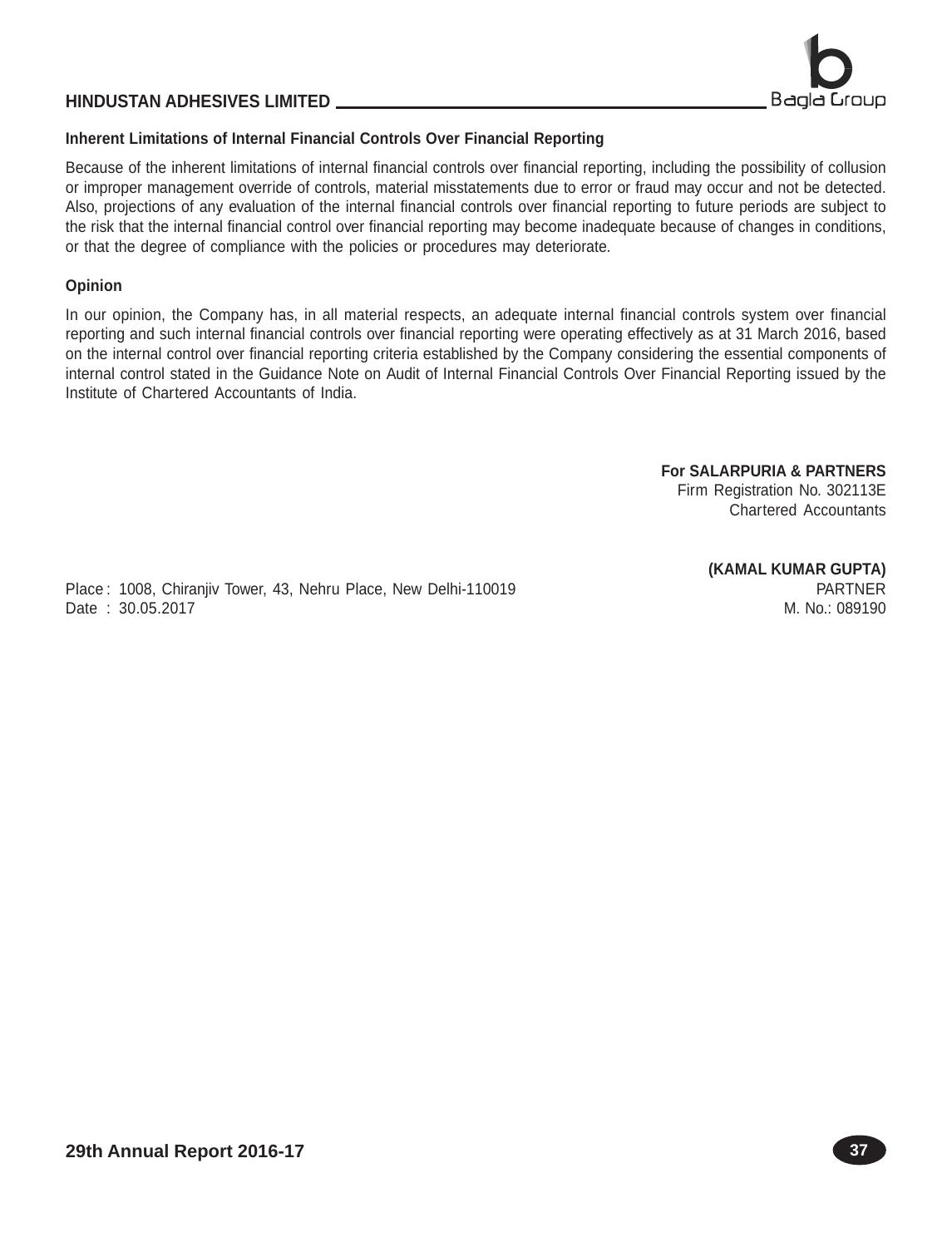### Inherent Limitations of Internal Financial Controls Over Financial Reporting

Because of the inherent limitations of internal financial controls over financial reporting, including the possibility of collusion or improper management override of controls, material misstatements due to error or fraud may occur and not be detected. Also, projections of any evaluation of the internal financial controls over financial reporting to future periods are subject to the risk that the internal financial control over financial reporting may become inadequate because of changes in conditions, or that the degree of compliance with the policies or procedures may deteriorate.

### Opinion

In our opinion, the Company has, in all material respects, an adequate internal financial controls system over financial reporting and such internal financial controls over financial reporting were operating effectively as at 31 March 2016, based on the internal control over financial reporting criteria established by the Company considering the essential components of internal control stated in the Guidance Note on Audit of Internal Financial Controls Over Financial Reporting issued by the Institute of Chartered Accountants of India.

**For SALARPURIA & PARTNERS**
Firm Registration No. 302113E
Chartered Accountants

**(KAMAL KUMAR GUPTA)**
PARTNER
M. No.: 089190

Place : 1008, Chiranjiv Tower, 43, Nehru Place, New Delhi-110019
Date : 30.05.2017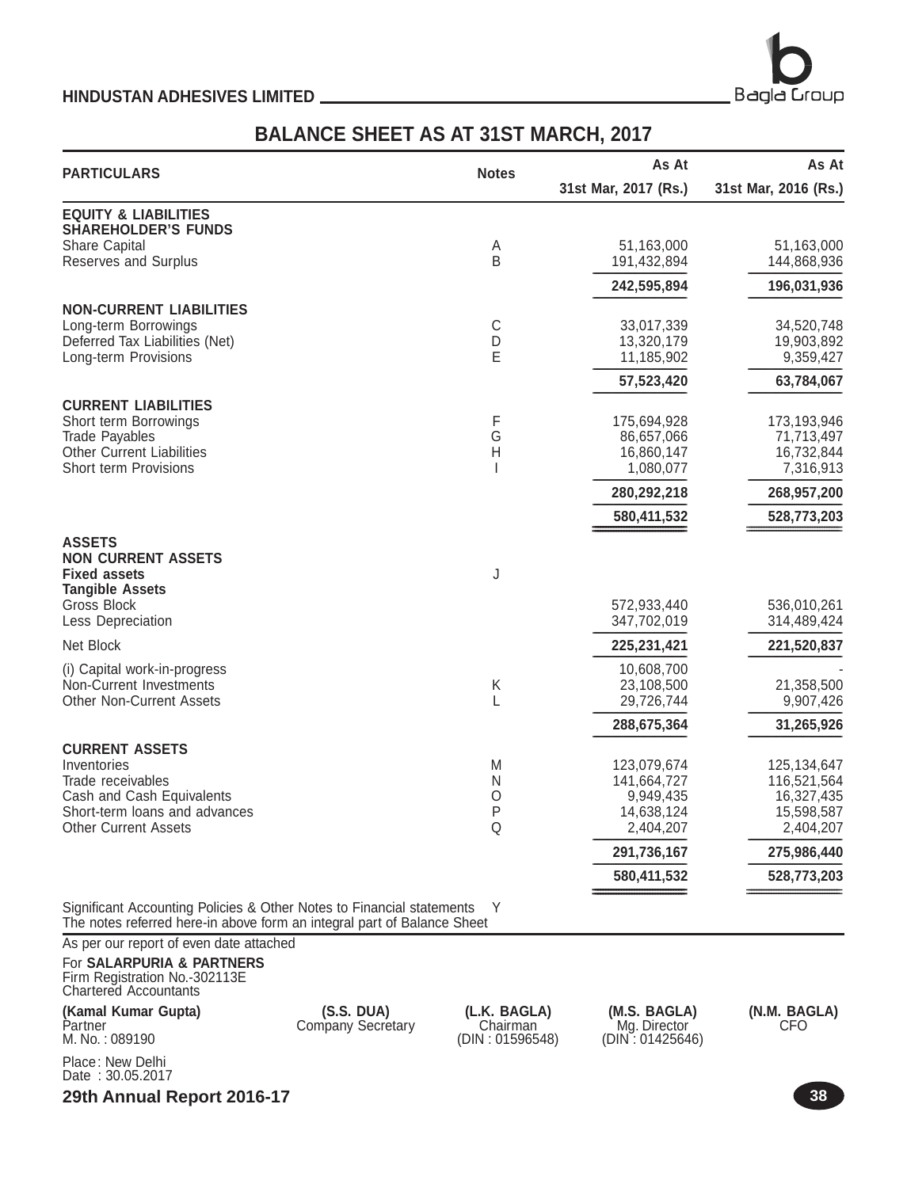**HINDUSTAN ADHESIVES LIMITED**

# BALANCE SHEET AS AT 31ST MARCH, 2017

| PARTICULARS | Notes | As At 31st Mar, 2017 (Rs.) | As At 31st Mar, 2016 (Rs.) |
|---|---|---|---|
| **EQUITY & LIABILITIES** | | | |
| **SHAREHOLDER'S FUNDS** | | | |
| Share Capital | A | 51,163,000 | 51,163,000 |
| Reserves and Surplus | B | 191,432,894 | 144,868,936 |
| | | **242,595,894** | **196,031,936** |
| **NON-CURRENT LIABILITIES** | | | |
| Long-term Borrowings | C | 33,017,339 | 34,520,748 |
| Deferred Tax Liabilities (Net) | D | 13,320,179 | 19,903,892 |
| Long-term Provisions | E | 11,185,902 | 9,359,427 |
| | | **57,523,420** | **63,784,067** |
| **CURRENT LIABILITIES** | | | |
| Short term Borrowings | F | 175,694,928 | 173,193,946 |
| Trade Payables | G | 86,657,066 | 71,713,497 |
| Other Current Liabilities | H | 16,860,147 | 16,732,844 |
| Short term Provisions | I | 1,080,077 | 7,316,913 |
| | | **280,292,218** | **268,957,200** |
| | | **580,411,532** | **528,773,203** |
| **ASSETS** | | | |
| **NON CURRENT ASSETS** | | | |
| **Fixed assets** | J | | |
| **Tangible Assets** | | | |
| Gross Block | | 572,933,440 | 536,010,261 |
| Less Depreciation | | 347,702,019 | 314,489,424 |
| Net Block | | **225,231,421** | **221,520,837** |
| (i) Capital work-in-progress | | 10,608,700 | - |
| Non-Current Investments | K | 23,108,500 | 21,358,500 |
| Other Non-Current Assets | L | 29,726,744 | 9,907,426 |
| | | **288,675,364** | **31,265,926** |
| **CURRENT ASSETS** | | | |
| Inventories | M | 123,079,674 | 125,134,647 |
| Trade receivables | N | 141,664,727 | 116,521,564 |
| Cash and Cash Equivalents | O | 9,949,435 | 16,327,435 |
| Short-term loans and advances | P | 14,638,124 | 15,598,587 |
| Other Current Assets | Q | 2,404,207 | 2,404,207 |
| | | **291,736,167** | **275,986,440** |
| | | **580,411,532** | **528,773,203** |

Significant Accounting Policies & Other Notes to Financial statements Y
The notes referred here-in above form an integral part of Balance Sheet

As per our report of even date attached

For **SALARPURIA & PARTNERS**
Firm Registration No.-302113E
Chartered Accountants

| **(Kamal Kumar Gupta)** | **(S.S. DUA)** | **(L.K. BAGLA)** | **(M.S. BAGLA)** | **(N.M. BAGLA)** |
|---|---|---|---|---|
| Partner | Company Secretary | Chairman | Mg. Director | CFO |
| M. No. : 089190 | | (DIN : 01596548) | (DIN : 01425646) | |

Place: New Delhi
Date : 30.05.2017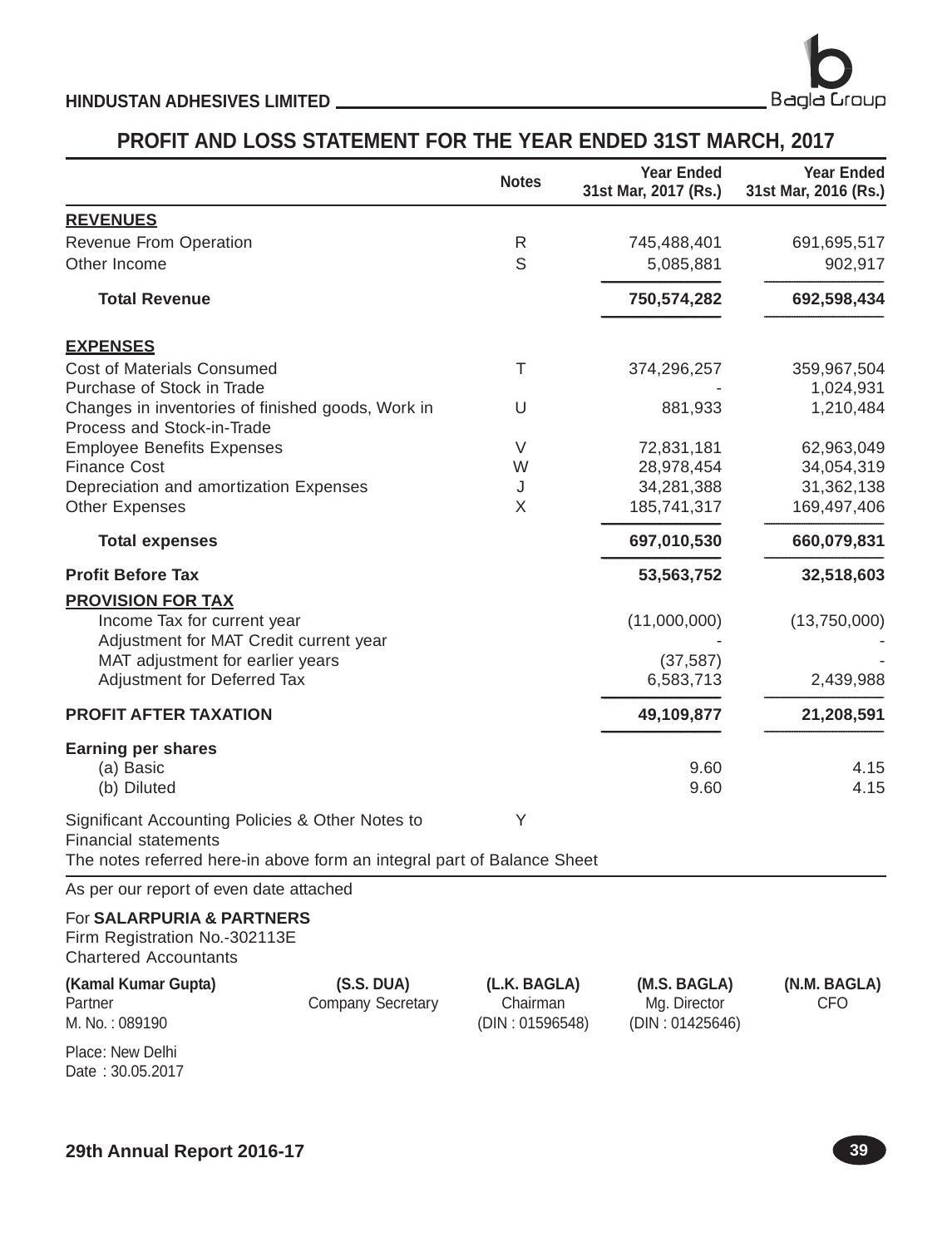HINDUSTAN ADHESIVES LIMITED

# PROFIT AND LOSS STATEMENT FOR THE YEAR ENDED 31ST MARCH, 2017

| | Notes | Year Ended 31st Mar, 2017 (Rs.) | Year Ended 31st Mar, 2016 (Rs.) |
|---|---|---|---|
| **REVENUES** | | | |
| Revenue From Operation | R | 745,488,401 | 691,695,517 |
| Other Income | S | 5,085,881 | 902,917 |
| **Total Revenue** | | **750,574,282** | **692,598,434** |
| **EXPENSES** | | | |
| Cost of Materials Consumed | T | 374,296,257 | 359,967,504 |
| Purchase of Stock in Trade | | - | 1,024,931 |
| Changes in inventories of finished goods, Work in Process and Stock-in-Trade | U | 881,933 | 1,210,484 |
| Employee Benefits Expenses | V | 72,831,181 | 62,963,049 |
| Finance Cost | W | 28,978,454 | 34,054,319 |
| Depreciation and amortization Expenses | J | 34,281,388 | 31,362,138 |
| Other Expenses | X | 185,741,317 | 169,497,406 |
| **Total expenses** | | **697,010,530** | **660,079,831** |
| **Profit Before Tax** | | **53,563,752** | **32,518,603** |
| **PROVISION FOR TAX** | | | |
| Income Tax for current year | | (11,000,000) | (13,750,000) |
| Adjustment for MAT Credit current year | | - | - |
| MAT adjustment for earlier years | | (37,587) | - |
| Adjustment for Deferred Tax | | 6,583,713 | 2,439,988 |
| **PROFIT AFTER TAXATION** | | **49,109,877** | **21,208,591** |
| **Earning per shares** | | | |
| (a) Basic | | 9.60 | 4.15 |
| (b) Diluted | | 9.60 | 4.15 |
| Significant Accounting Policies & Other Notes to Financial statements | Y | | |

The notes referred here-in above form an integral part of Balance Sheet

As per our report of even date attached

For **SALARPURIA & PARTNERS**
Firm Registration No.-302113E
Chartered Accountants

| (Kamal Kumar Gupta) | (S.S. DUA) | (L.K. BAGLA) | (M.S. BAGLA) | (N.M. BAGLA) |
|---|---|---|---|---|
| Partner | Company Secretary | Chairman | Mg. Director | CFO |
| M. No. : 089190 | | (DIN : 01596548) | (DIN : 01425646) | |

Place: New Delhi
Date : 30.05.2017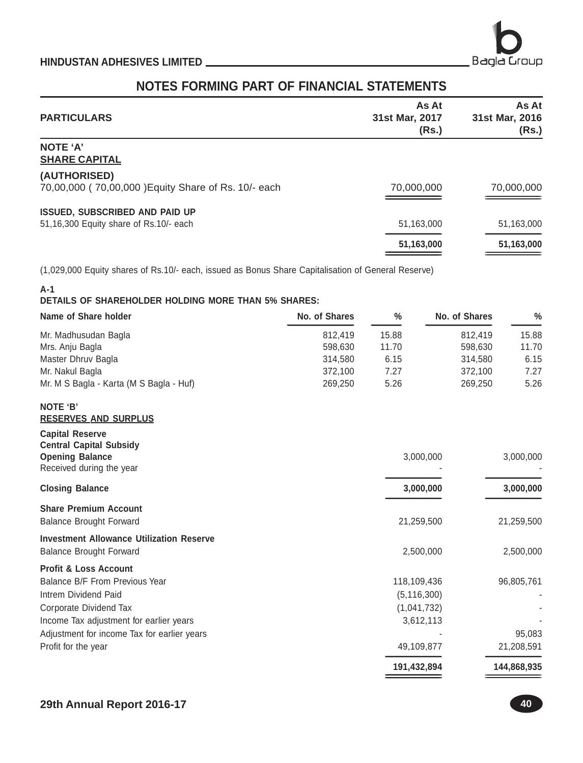## NOTES FORMING PART OF FINANCIAL STATEMENTS

| PARTICULARS | As At 31st Mar, 2017 (Rs.) | As At 31st Mar, 2016 (Rs.) |
|---|---|---|
| **NOTE 'A'** | | |
| **SHARE CAPITAL** | | |
| **(AUTHORISED)** | | |
| 70,00,000 ( 70,00,000 )Equity Share of Rs. 10/- each | 70,000,000 | 70,000,000 |
| **ISSUED, SUBSCRIBED AND PAID UP** | | |
| 51,16,300 Equity share of Rs.10/- each | 51,163,000 | 51,163,000 |
| | **51,163,000** | **51,163,000** |

(1,029,000 Equity shares of Rs.10/- each, issued as Bonus Share Capitalisation of General Reserve)

**A-1**

**DETAILS OF SHAREHOLDER HOLDING MORE THAN 5% SHARES:**

| Name of Share holder | No. of Shares | % | No. of Shares | % |
|---|---|---|---|---|
| Mr. Madhusudan Bagla | 812,419 | 15.88 | 812,419 | 15.88 |
| Mrs. Anju Bagla | 598,630 | 11.70 | 598,630 | 11.70 |
| Master Dhruv Bagla | 314,580 | 6.15 | 314,580 | 6.15 |
| Mr. Nakul Bagla | 372,100 | 7.27 | 372,100 | 7.27 |
| Mr. M S Bagla - Karta (M S Bagla - Huf) | 269,250 | 5.26 | 269,250 | 5.26 |

| PARTICULARS | As At 31st Mar, 2017 (Rs.) | As At 31st Mar, 2016 (Rs.) |
|---|---|---|
| **NOTE 'B'** | | |
| **RESERVES AND SURPLUS** | | |
| **Capital Reserve** | | |
| **Central Capital Subsidy** | | |
| **Opening Balance** | 3,000,000 | 3,000,000 |
| Received during the year | - | - |
| **Closing Balance** | **3,000,000** | **3,000,000** |
| **Share Premium Account** | | |
| Balance Brought Forward | 21,259,500 | 21,259,500 |
| **Investment Allowance Utilization Reserve** | | |
| Balance Brought Forward | 2,500,000 | 2,500,000 |
| **Profit & Loss Account** | | |
| Balance B/F From Previous Year | 118,109,436 | 96,805,761 |
| Intrem Dividend Paid | (5,116,300) | - |
| Corporate Dividend Tax | (1,041,732) | - |
| Income Tax adjustment for earlier years | 3,612,113 | - |
| Adjustment for income Tax for earlier years | - | 95,083 |
| Profit for the year | 49,109,877 | 21,208,591 |
| | **191,432,894** | **144,868,935** |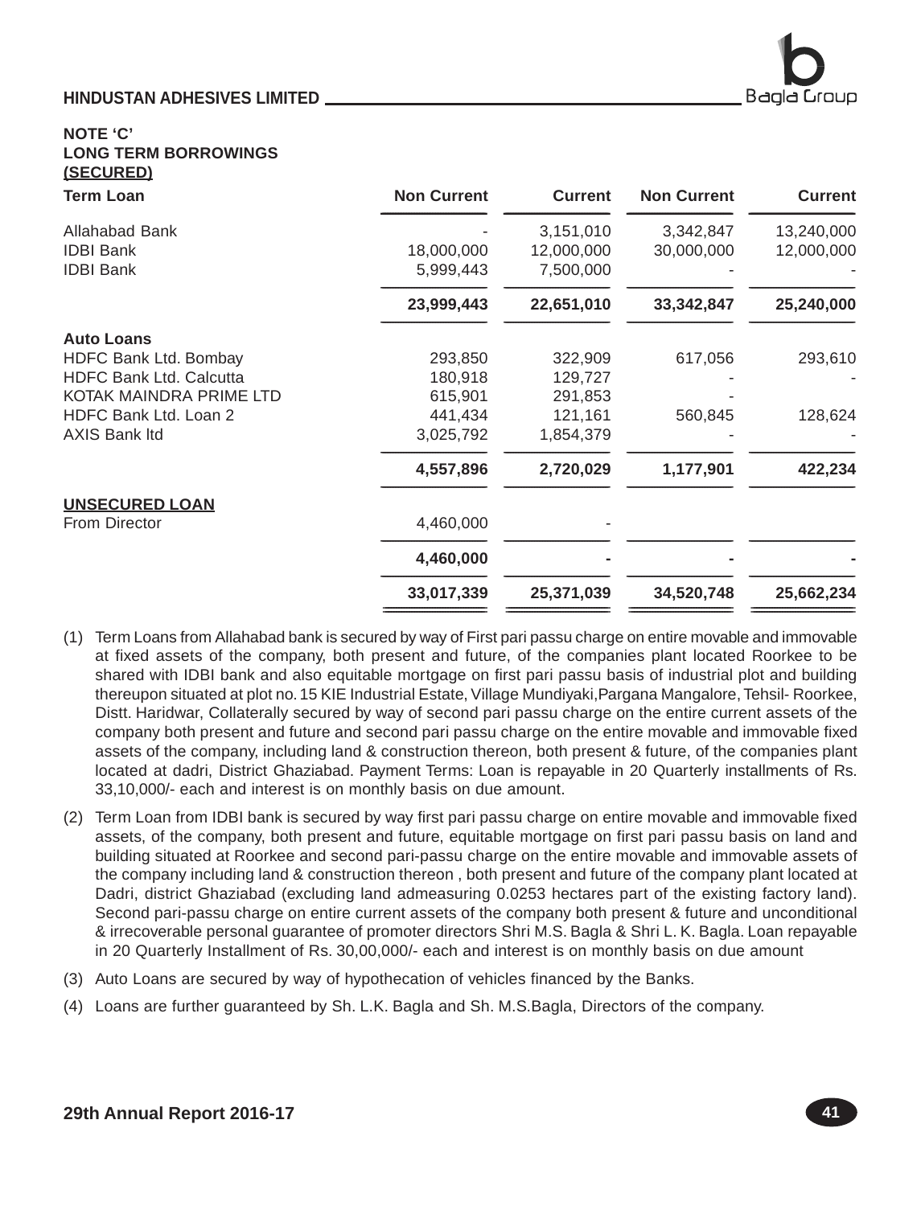**NOTE 'C'**
**LONG TERM BORROWINGS**
**(SECURED)**

| **Term Loan** | **Non Current** | **Current** | **Non Current** | **Current** |
|---|---|---|---|---|
| Allahabad Bank | - | 3,151,010 | 3,342,847 | 13,240,000 |
| IDBI Bank | 18,000,000 | 12,000,000 | 30,000,000 | 12,000,000 |
| IDBI Bank | 5,999,443 | 7,500,000 | - | - |
| | **23,999,443** | **22,651,010** | **33,342,847** | **25,240,000** |
| **Auto Loans** | | | | |
| HDFC Bank Ltd. Bombay | 293,850 | 322,909 | 617,056 | 293,610 |
| HDFC Bank Ltd. Calcutta | 180,918 | 129,727 | - | - |
| KOTAK MAINDRA PRIME LTD | 615,901 | 291,853 | - | |
| HDFC Bank Ltd. Loan 2 | 441,434 | 121,161 | 560,845 | 128,624 |
| AXIS Bank ltd | 3,025,792 | 1,854,379 | - | - |
| | **4,557,896** | **2,720,029** | **1,177,901** | **422,234** |
| **UNSECURED LOAN** | | | | |
| From Director | 4,460,000 | - | | |
| | **4,460,000** | **-** | **-** | **-** |
| | **33,017,339** | **25,371,039** | **34,520,748** | **25,662,234** |

(1) Term Loans from Allahabad bank is secured by way of First pari passu charge on entire movable and immovable at fixed assets of the company, both present and future, of the companies plant located Roorkee to be shared with IDBI bank and also equitable mortgage on first pari passu basis of industrial plot and building thereupon situated at plot no. 15 KIE Industrial Estate, Village Mundiyaki,Pargana Mangalore, Tehsil- Roorkee, Distt. Haridwar, Collaterally secured by way of second pari passu charge on the entire current assets of the company both present and future and second pari passu charge on the entire movable and immovable fixed assets of the company, including land & construction thereon, both present & future, of the companies plant located at dadri, District Ghaziabad. Payment Terms: Loan is repayable in 20 Quarterly installments of Rs. 33,10,000/- each and interest is on monthly basis on due amount.

(2) Term Loan from IDBI bank is secured by way first pari passu charge on entire movable and immovable fixed assets, of the company, both present and future, equitable mortgage on first pari passu basis on land and building situated at Roorkee and second pari-passu charge on the entire movable and immovable assets of the company including land & construction thereon , both present and future of the company plant located at Dadri, district Ghaziabad (excluding land admeasuring 0.0253 hectares part of the existing factory land). Second pari-passu charge on entire current assets of the company both present & future and unconditional & irrecoverable personal guarantee of promoter directors Shri M.S. Bagla & Shri L. K. Bagla. Loan repayable in 20 Quarterly Installment of Rs. 30,00,000/- each and interest is on monthly basis on due amount

(3) Auto Loans are secured by way of hypothecation of vehicles financed by the Banks.

(4) Loans are further guaranteed by Sh. L.K. Bagla and Sh. M.S.Bagla, Directors of the company.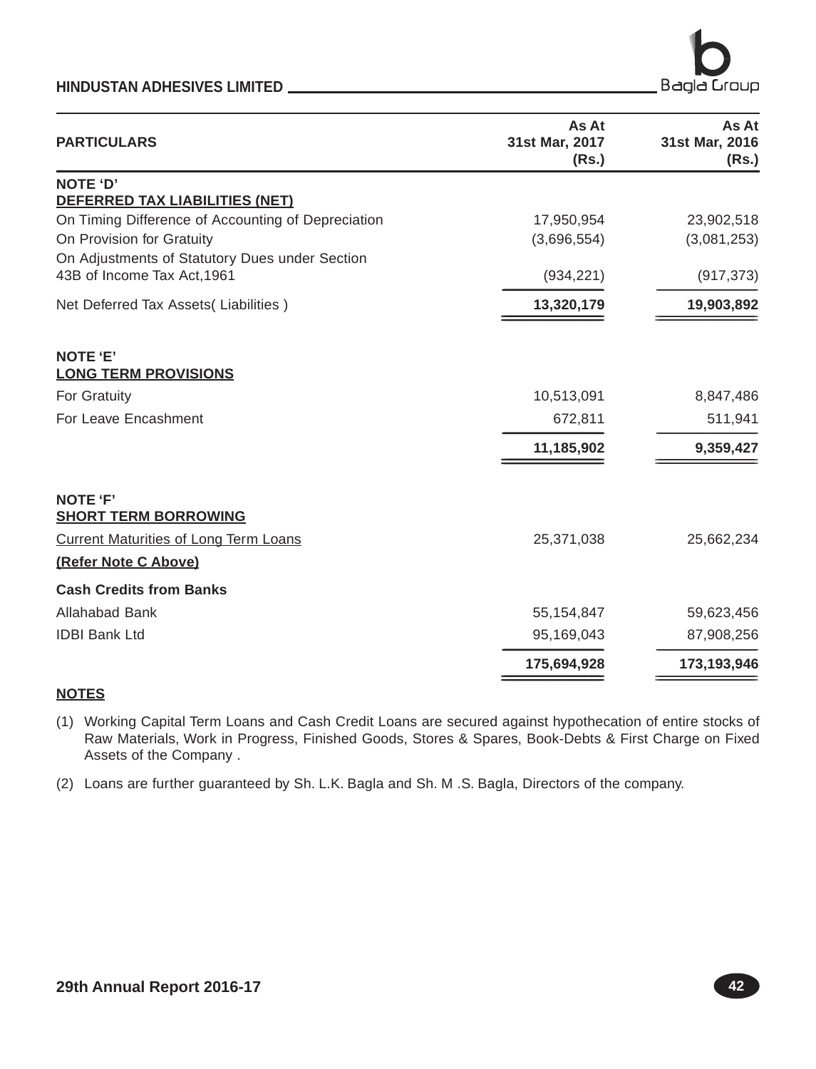| PARTICULARS | As At 31st Mar, 2017 (Rs.) | As At 31st Mar, 2016 (Rs.) |
|---|---|---|
| **NOTE 'D'** | | |
| **DEFERRED TAX LIABILITIES (NET)** | | |
| On Timing Difference of Accounting of Depreciation | 17,950,954 | 23,902,518 |
| On Provision for Gratuity | (3,696,554) | (3,081,253) |
| On Adjustments of Statutory Dues under Section 43B of Income Tax Act,1961 | (934,221) | (917,373) |
| Net Deferred Tax Assets( Liabilities ) | **13,320,179** | **19,903,892** |
| **NOTE 'E'** | | |
| **LONG TERM PROVISIONS** | | |
| For Gratuity | 10,513,091 | 8,847,486 |
| For Leave Encashment | 672,811 | 511,941 |
| | **11,185,902** | **9,359,427** |
| **NOTE 'F'** | | |
| **SHORT TERM BORROWING** | | |
| Current Maturities of Long Term Loans | 25,371,038 | 25,662,234 |
| **(Refer Note C Above)** | | |
| **Cash Credits from Banks** | | |
| Allahabad Bank | 55,154,847 | 59,623,456 |
| IDBI Bank Ltd | 95,169,043 | 87,908,256 |
| | **175,694,928** | **173,193,946** |

**NOTES**

(1) Working Capital Term Loans and Cash Credit Loans are secured against hypothecation of entire stocks of Raw Materials, Work in Progress, Finished Goods, Stores & Spares, Book-Debts & First Charge on Fixed Assets of the Company .

(2) Loans are further guaranteed by Sh. L.K. Bagla and Sh. M .S. Bagla, Directors of the company.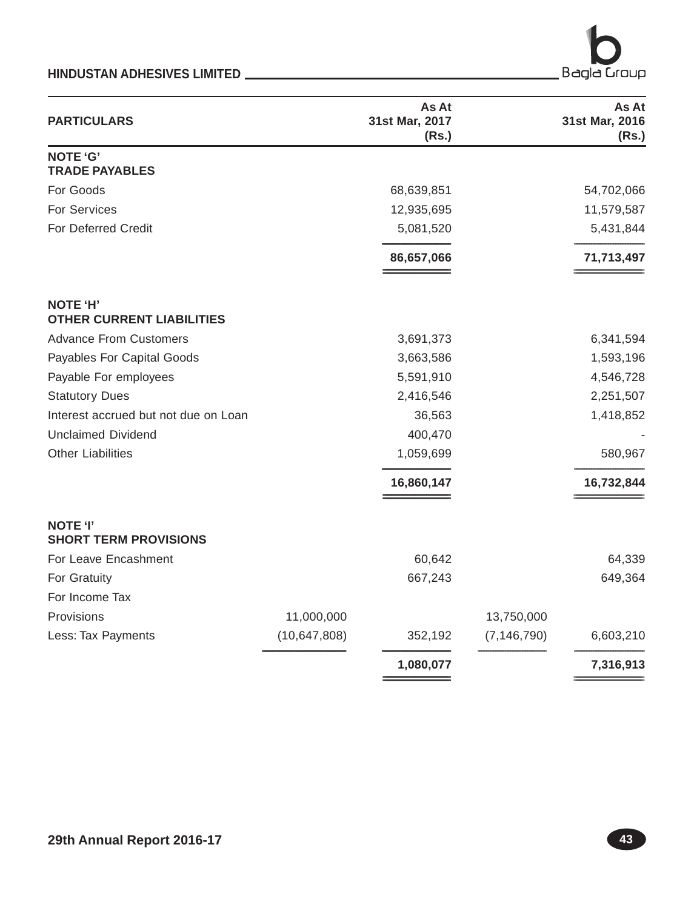| PARTICULARS | | As At 31st Mar, 2017 (Rs.) | | As At 31st Mar, 2016 (Rs.) |
|---|---|---|---|---|
| **NOTE 'G'** | | | | |
| **TRADE PAYABLES** | | | | |
| For Goods | | 68,639,851 | | 54,702,066 |
| For Services | | 12,935,695 | | 11,579,587 |
| For Deferred Credit | | 5,081,520 | | 5,431,844 |
| | | **86,657,066** | | **71,713,497** |
| **NOTE 'H'** | | | | |
| **OTHER CURRENT LIABILITIES** | | | | |
| Advance From Customers | | 3,691,373 | | 6,341,594 |
| Payables For Capital Goods | | 3,663,586 | | 1,593,196 |
| Payable For employees | | 5,591,910 | | 4,546,728 |
| Statutory Dues | | 2,416,546 | | 2,251,507 |
| Interest accrued but not due on Loan | | 36,563 | | 1,418,852 |
| Unclaimed Dividend | | 400,470 | | - |
| Other Liabilities | | 1,059,699 | | 580,967 |
| | | **16,860,147** | | **16,732,844** |
| **NOTE 'I'** | | | | |
| **SHORT TERM PROVISIONS** | | | | |
| For Leave Encashment | | 60,642 | | 64,339 |
| For Gratuity | | 667,243 | | 649,364 |
| For Income Tax | | | | |
| Provisions | 11,000,000 | | 13,750,000 | |
| Less: Tax Payments | (10,647,808) | 352,192 | (7,146,790) | 6,603,210 |
| | | **1,080,077** | | **7,316,913** |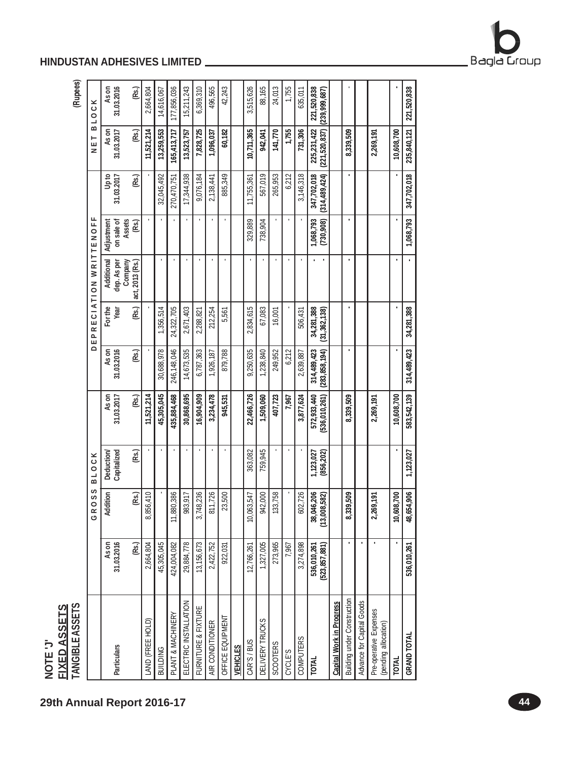**NOTE 'J'**

**FIXED ASSETS**

**TANGIBLE ASSETS**

(Rupees)

| Particulars | GROSS BLOCK | | | | DEPRECIATION WRITTEN OFF | | | | | NET BLOCK | |
|---|---|---|---|---|---|---|---|---|---|---|---|
| | As on 31.03.2016 (Rs.) | Addition (Rs.) | Deduction/ Capitalized (Rs.) | As on 31.03.2017 (Rs.) | As on 31.03.2016 (Rs.) | For the Year (Rs.) | Additional dep. As per Company act, 2013 (Rs.) | Adjustment on sale of Assets (Rs.) | Up to 31.03.2017 (Rs.) | As on 31.03.2017 (Rs.) | As on 31.03.2016 (Rs.) |
| LAND (FREE HOLD) | 2,664,804 | 8,856,410 | - | 11,521,214 | - | - | | - | - | 11,521,214 | 2,664,804 |
| BUILDING | 45,305,045 | - | - | 45,305,045 | 30,688,978 | 1,356,514 | - | - | 32,045,492 | 13,259,553 | 14,616,067 |
| PLANT & MACHINERY | 424,004,082 | 11,880,386 | - | 435,884,468 | 246,148,046 | 24,322,705 | - | - | 270,470,751 | 165,413,717 | 177,856,036 |
| ELECTRIC INSTALLATION | 29,884,778 | 983,917 | - | 30,868,695 | 14,673,535 | 2,671,403 | - | - | 17,344,938 | 13,523,757 | 15,211,243 |
| FURNITURE & FIXTURE | 13,156,673 | 3,748,236 | - | 16,904,909 | 6,787,363 | 2,288,821 | - | - | 9,076,184 | 7,828,725 | 6,369,310 |
| AIR CONDITIONER | 2,422,752 | 811,726 | - | 3,234,478 | 1,926,187 | 212,254 | - | - | 2,138,441 | 1,096,037 | 496,565 |
| OFFICE EQUIPMENT | 922,031 | 23,500 | - | 945,531 | 879,788 | 5,561 | - | - | 885,349 | 60,182 | 42,243 |
| **VEHICLES** | | | | | | | | | | | |
| CAR'S / BUS | 12,766,261 | 10,063,547 | 363,082 | 22,466,726 | 9,250,635 | 2,834,615 | - | 329,889 | 11,755,361 | 10,711,365 | 3,515,626 |
| DELIVERY TRUCKS | 1,327,005 | 942,000 | 759,945 | 1,509,060 | 1,238,840 | 67,083 | - | 738,904 | 567,019 | 942,041 | 88,165 |
| SCOOTERS | 273,965 | 133,758 | - | 407,723 | 249,952 | 16,001 | - | - | 265,953 | 141,770 | 24,013 |
| CYCLE'S | 7,967 | - | - | 7,967 | 6,212 | - | - | - | 6,212 | 1,755 | 1,755 |
| COMPUTERS | 3,274,898 | 602,726 | - | 3,877,624 | 2,639,887 | 506,431 | - | - | 3,146,318 | 731,306 | 635,011 |
| **TOTAL** | 536,010,261<br>(523,857,881) | 38,046,206<br>(13,008,582) | 1,123,027<br>(856,202) | 572,933,440<br>(536,010,261) | 314,489,423<br>(283,858,194) | 34,281,388<br>(31,362,138) | -<br>- | 1,068,793<br>(730,908) | 347,702,018<br>(314,489,424) | 225,231,422<br>(221,520,837) | 221,520,838<br>(239,999,687) |
| **Capital Work in Progress** | | | | | | | | | | | |
| Building under Construction | - | 8,339,509 | | 8,339,509 | - | - | - | - | - | 8,339,509 | - |
| Advance for Capital Goods | - | | | | | | | | | | |
| Pre-operative Expenses (pending allocation) | - | 2,269,191 | | 2,269,191 | | | | | | 2,269,191 | |
| **TOTAL** | - | 10,608,700 | - | 10,608,700 | - | - | - | - | - | 10,608,700 | - |
| **GRAND TOTAL** | 536,010,261 | 48,654,906 | 1,123,027 | 583,542,139 | 314,489,423 | 34,281,388 | - | 1,068,793 | 347,702,018 | 235,840,121 | 221,520,838 |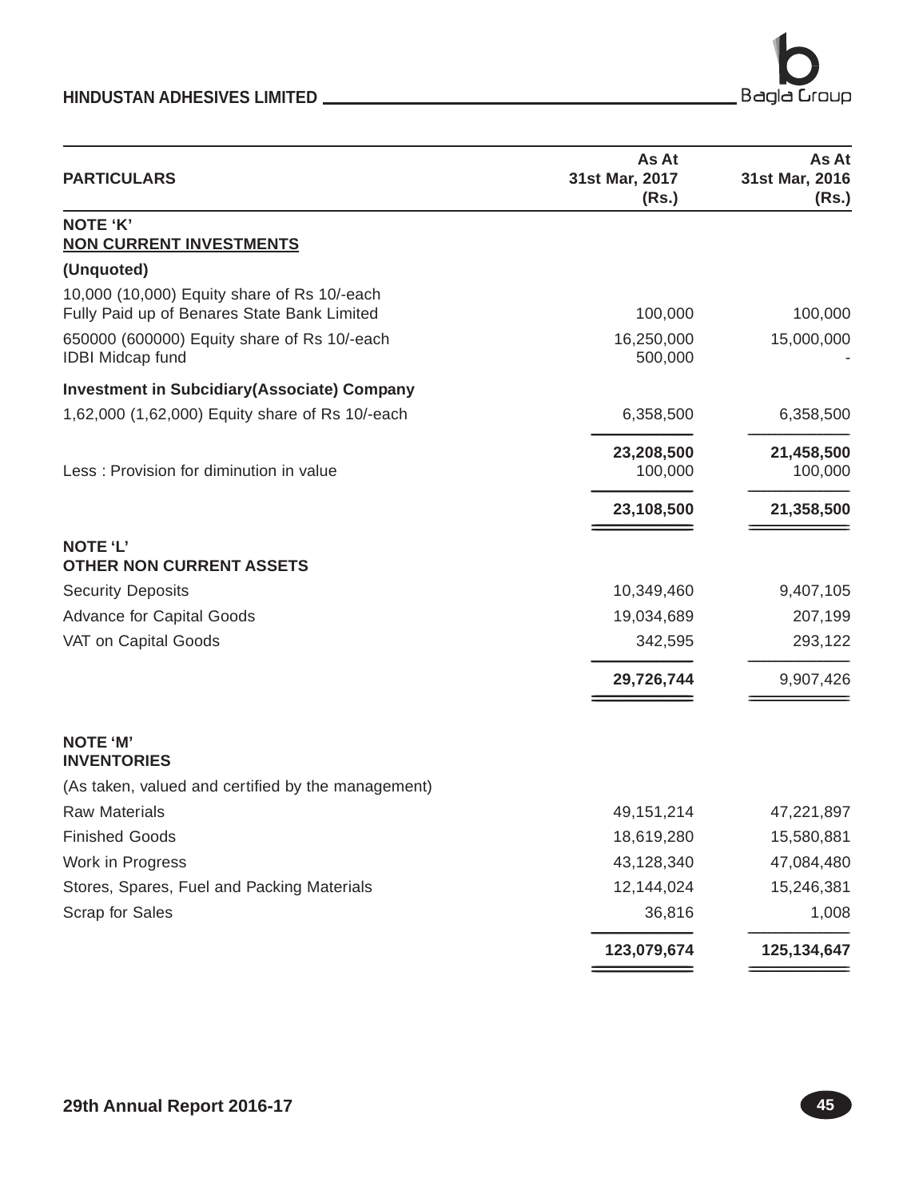| PARTICULARS | As At 31st Mar, 2017 (Rs.) | As At 31st Mar, 2016 (Rs.) |
|---|---|---|
| **NOTE 'K'** | | |
| **NON CURRENT INVESTMENTS** | | |
| **(Unquoted)** | | |
| 10,000 (10,000) Equity share of Rs 10/-each Fully Paid up of Benares State Bank Limited | 100,000 | 100,000 |
| 650000 (600000) Equity share of Rs 10/-each | 16,250,000 | 15,000,000 |
| IDBI Midcap fund | 500,000 | - |
| **Investment in Subcidiary(Associate) Company** | | |
| 1,62,000 (1,62,000) Equity share of Rs 10/-each | 6,358,500 | 6,358,500 |
| | **23,208,500** | **21,458,500** |
| Less : Provision for diminution in value | 100,000 | 100,000 |
| | **23,108,500** | **21,358,500** |
| **NOTE 'L'** | | |
| **OTHER NON CURRENT ASSETS** | | |
| Security Deposits | 10,349,460 | 9,407,105 |
| Advance for Capital Goods | 19,034,689 | 207,199 |
| VAT on Capital Goods | 342,595 | 293,122 |
| | **29,726,744** | 9,907,426 |
| **NOTE 'M'** | | |
| **INVENTORIES** | | |
| (As taken, valued and certified by the management) | | |
| Raw Materials | 49,151,214 | 47,221,897 |
| Finished Goods | 18,619,280 | 15,580,881 |
| Work in Progress | 43,128,340 | 47,084,480 |
| Stores, Spares, Fuel and Packing Materials | 12,144,024 | 15,246,381 |
| Scrap for Sales | 36,816 | 1,008 |
| | **123,079,674** | **125,134,647** |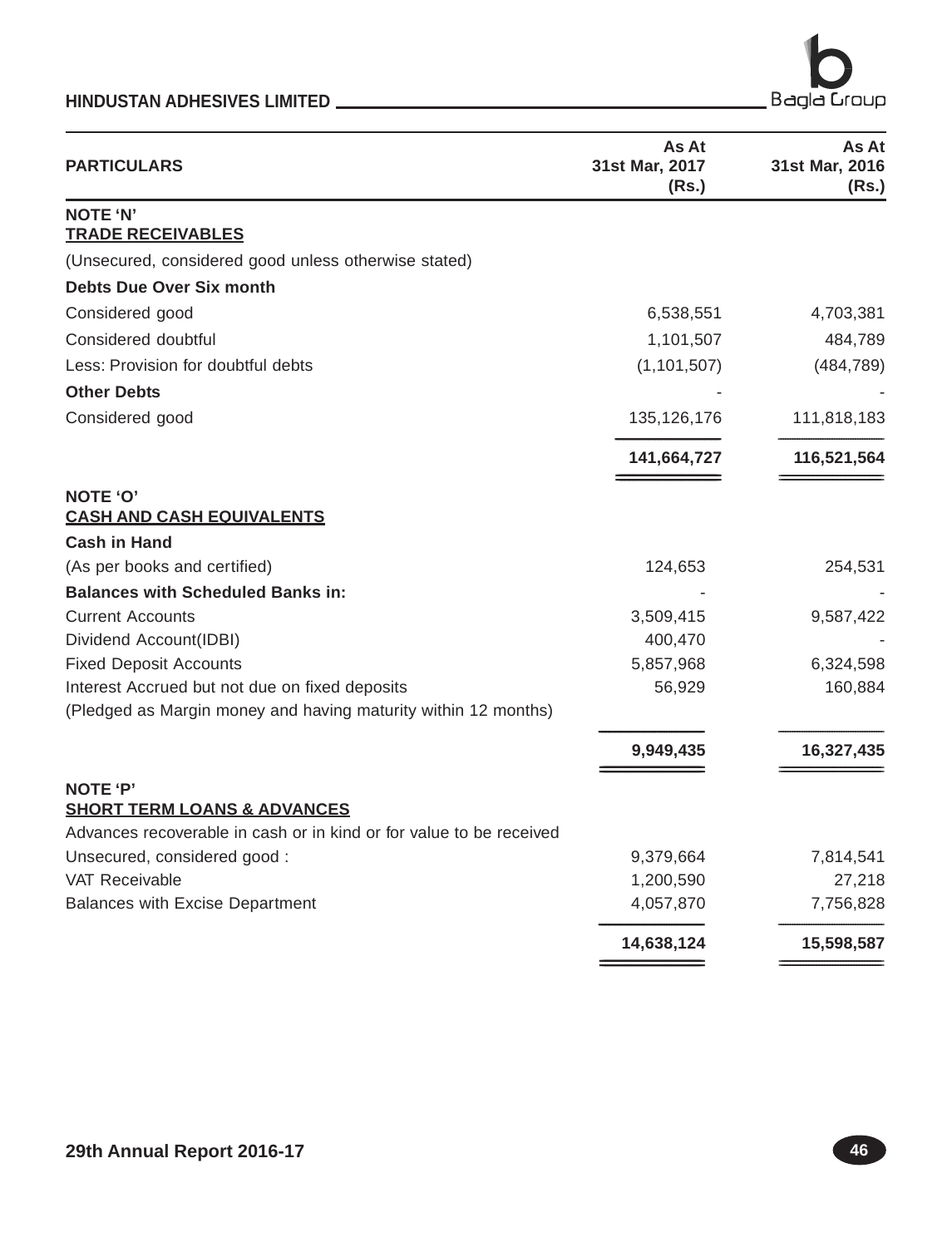| PARTICULARS | As At 31st Mar, 2017 (Rs.) | As At 31st Mar, 2016 (Rs.) |
|---|---|---|
| **NOTE 'N'** | | |
| **TRADE RECEIVABLES** | | |
| (Unsecured, considered good unless otherwise stated) | | |
| **Debts Due Over Six month** | | |
| Considered good | 6,538,551 | 4,703,381 |
| Considered doubtful | 1,101,507 | 484,789 |
| Less: Provision for doubtful debts | (1,101,507) | (484,789) |
| **Other Debts** | - | - |
| Considered good | 135,126,176 | 111,818,183 |
| | **141,664,727** | **116,521,564** |
| **NOTE 'O'** | | |
| **CASH AND CASH EQUIVALENTS** | | |
| **Cash in Hand** | | |
| (As per books and certified) | 124,653 | 254,531 |
| **Balances with Scheduled Banks in:** | - | - |
| Current Accounts | 3,509,415 | 9,587,422 |
| Dividend Account(IDBI) | 400,470 | - |
| Fixed Deposit Accounts | 5,857,968 | 6,324,598 |
| Interest Accrued but not due on fixed deposits | 56,929 | 160,884 |
| (Pledged as Margin money and having maturity within 12 months) | | |
| | **9,949,435** | **16,327,435** |
| **NOTE 'P'** | | |
| **SHORT TERM LOANS & ADVANCES** | | |
| Advances recoverable in cash or in kind or for value to be received | | |
| Unsecured, considered good : | 9,379,664 | 7,814,541 |
| VAT Receivable | 1,200,590 | 27,218 |
| Balances with Excise Department | 4,057,870 | 7,756,828 |
| | **14,638,124** | **15,598,587** |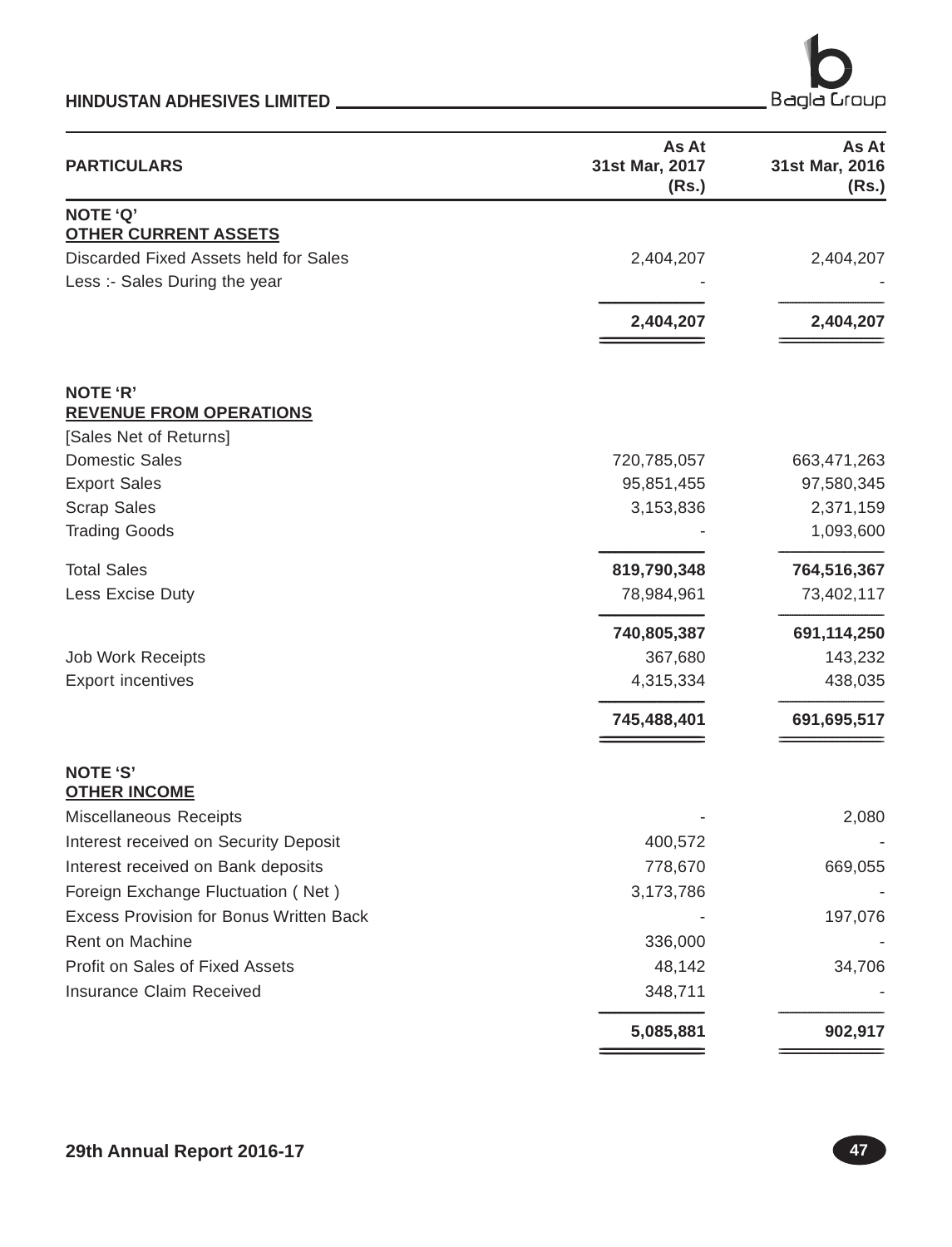| PARTICULARS | As At 31st Mar, 2017 (Rs.) | As At 31st Mar, 2016 (Rs.) |
|---|---|---|
| **NOTE 'Q'** | | |
| **OTHER CURRENT ASSETS** | | |
| Discarded Fixed Assets held for Sales | 2,404,207 | 2,404,207 |
| Less :- Sales During the year | - | - |
| | **2,404,207** | **2,404,207** |
| **NOTE 'R'** | | |
| **REVENUE FROM OPERATIONS** | | |
| [Sales Net of Returns] | | |
| Domestic Sales | 720,785,057 | 663,471,263 |
| Export Sales | 95,851,455 | 97,580,345 |
| Scrap Sales | 3,153,836 | 2,371,159 |
| Trading Goods | - | 1,093,600 |
| Total Sales | **819,790,348** | **764,516,367** |
| Less Excise Duty | 78,984,961 | 73,402,117 |
| | **740,805,387** | **691,114,250** |
| Job Work Receipts | 367,680 | 143,232 |
| Export incentives | 4,315,334 | 438,035 |
| | **745,488,401** | **691,695,517** |
| **NOTE 'S'** | | |
| **OTHER INCOME** | | |
| Miscellaneous Receipts | - | 2,080 |
| Interest received on Security Deposit | 400,572 | - |
| Interest received on Bank deposits | 778,670 | 669,055 |
| Foreign Exchange Fluctuation ( Net ) | 3,173,786 | - |
| Excess Provision for Bonus Written Back | - | 197,076 |
| Rent on Machine | 336,000 | - |
| Profit on Sales of Fixed Assets | 48,142 | 34,706 |
| Insurance Claim Received | 348,711 | - |
| | **5,085,881** | **902,917** |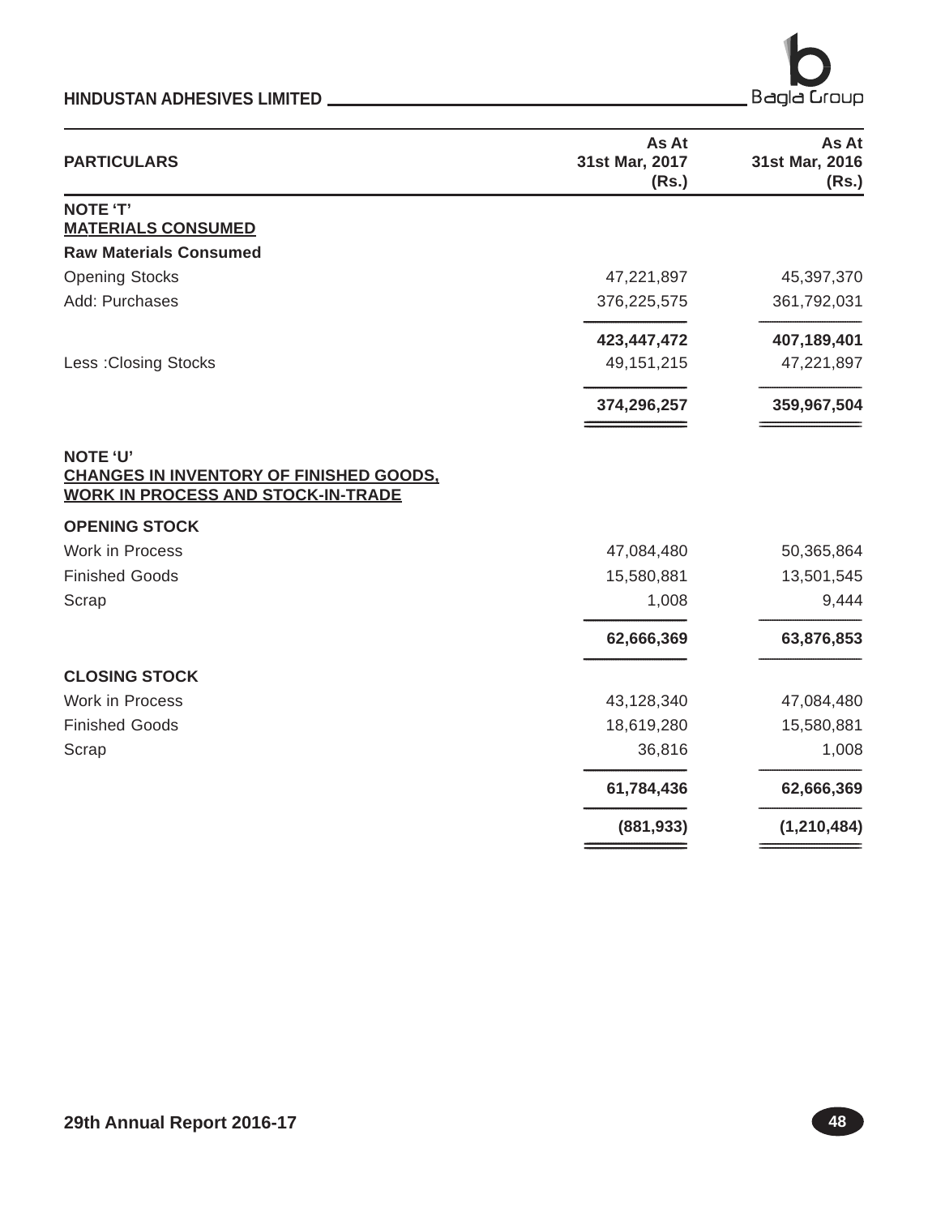| PARTICULARS | As At 31st Mar, 2017 (Rs.) | As At 31st Mar, 2016 (Rs.) |
|---|---|---|
| **NOTE 'T'** | | |
| **MATERIALS CONSUMED** | | |
| **Raw Materials Consumed** | | |
| Opening Stocks | 47,221,897 | 45,397,370 |
| Add: Purchases | 376,225,575 | 361,792,031 |
| | **423,447,472** | **407,189,401** |
| Less :Closing Stocks | 49,151,215 | 47,221,897 |
| | **374,296,257** | **359,967,504** |
| **NOTE 'U'** | | |
| **CHANGES IN INVENTORY OF FINISHED GOODS, WORK IN PROCESS AND STOCK-IN-TRADE** | | |
| **OPENING STOCK** | | |
| Work in Process | 47,084,480 | 50,365,864 |
| Finished Goods | 15,580,881 | 13,501,545 |
| Scrap | 1,008 | 9,444 |
| | **62,666,369** | **63,876,853** |
| **CLOSING STOCK** | | |
| Work in Process | 43,128,340 | 47,084,480 |
| Finished Goods | 18,619,280 | 15,580,881 |
| Scrap | 36,816 | 1,008 |
| | **61,784,436** | **62,666,369** |
| | **(881,933)** | **(1,210,484)** |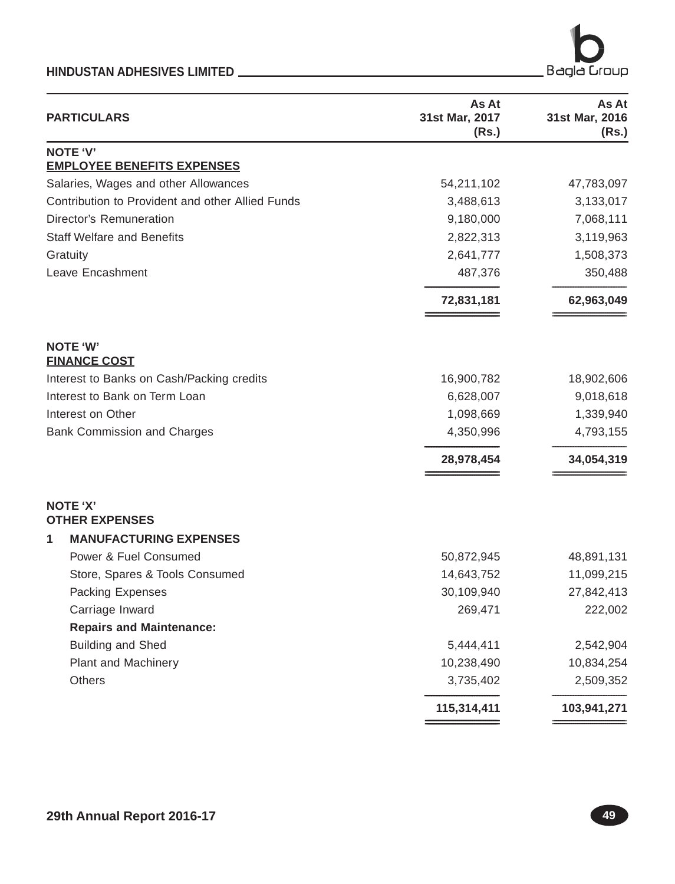| PARTICULARS | As At 31st Mar, 2017 (Rs.) | As At 31st Mar, 2016 (Rs.) |
|---|---|---|
| **NOTE 'V'** | | |
| **EMPLOYEE BENEFITS EXPENSES** | | |
| Salaries, Wages and other Allowances | 54,211,102 | 47,783,097 |
| Contribution to Provident and other Allied Funds | 3,488,613 | 3,133,017 |
| Director's Remuneration | 9,180,000 | 7,068,111 |
| Staff Welfare and Benefits | 2,822,313 | 3,119,963 |
| Gratuity | 2,641,777 | 1,508,373 |
| Leave Encashment | 487,376 | 350,488 |
| | **72,831,181** | **62,963,049** |
| **NOTE 'W'** | | |
| **FINANCE COST** | | |
| Interest to Banks on Cash/Packing credits | 16,900,782 | 18,902,606 |
| Interest to Bank on Term Loan | 6,628,007 | 9,018,618 |
| Interest on Other | 1,098,669 | 1,339,940 |
| Bank Commission and Charges | 4,350,996 | 4,793,155 |
| | **28,978,454** | **34,054,319** |
| **NOTE 'X'** | | |
| **OTHER EXPENSES** | | |
| **1 MANUFACTURING EXPENSES** | | |
| Power & Fuel Consumed | 50,872,945 | 48,891,131 |
| Store, Spares & Tools Consumed | 14,643,752 | 11,099,215 |
| Packing Expenses | 30,109,940 | 27,842,413 |
| Carriage Inward | 269,471 | 222,002 |
| **Repairs and Maintenance:** | | |
| Building and Shed | 5,444,411 | 2,542,904 |
| Plant and Machinery | 10,238,490 | 10,834,254 |
| Others | 3,735,402 | 2,509,352 |
| | **115,314,411** | **103,941,271** |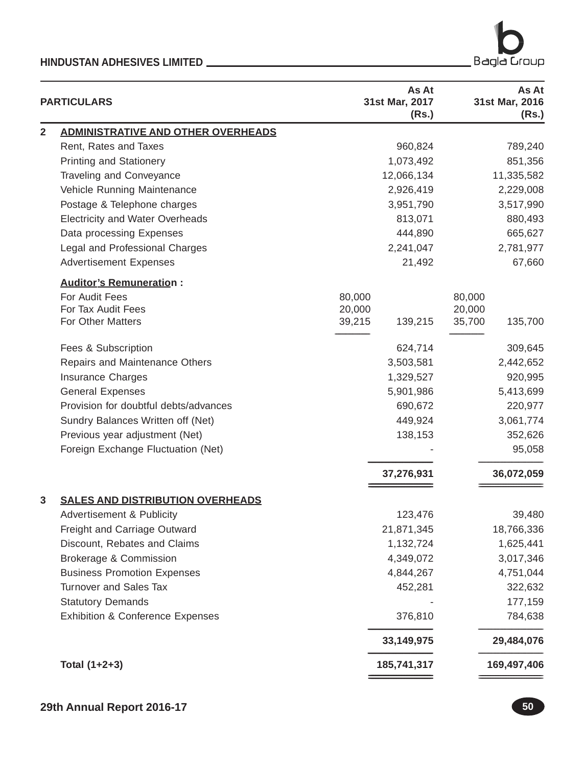| | PARTICULARS | | As At 31st Mar, 2017 (Rs.) | | As At 31st Mar, 2016 (Rs.) |
|---|---|---|---|---|---|
| 2 | **ADMINISTRATIVE AND OTHER OVERHEADS** | | | | |
| | Rent, Rates and Taxes | | 960,824 | | 789,240 |
| | Printing and Stationery | | 1,073,492 | | 851,356 |
| | Traveling and Conveyance | | 12,066,134 | | 11,335,582 |
| | Vehicle Running Maintenance | | 2,926,419 | | 2,229,008 |
| | Postage & Telephone charges | | 3,951,790 | | 3,517,990 |
| | Electricity and Water Overheads | | 813,071 | | 880,493 |
| | Data processing Expenses | | 444,890 | | 665,627 |
| | Legal and Professional Charges | | 2,241,047 | | 2,781,977 |
| | Advertisement Expenses | | 21,492 | | 67,660 |
| | **Auditor's Remuneration :** | | | | |
| | For Audit Fees | 80,000 | | 80,000 | |
| | For Tax Audit Fees | 20,000 | | 20,000 | |
| | For Other Matters | 39,215 | 139,215 | 35,700 | 135,700 |
| | Fees & Subscription | | 624,714 | | 309,645 |
| | Repairs and Maintenance Others | | 3,503,581 | | 2,442,652 |
| | Insurance Charges | | 1,329,527 | | 920,995 |
| | General Expenses | | 5,901,986 | | 5,413,699 |
| | Provision for doubtful debts/advances | | 690,672 | | 220,977 |
| | Sundry Balances Written off (Net) | | 449,924 | | 3,061,774 |
| | Previous year adjustment (Net) | | 138,153 | | 352,626 |
| | Foreign Exchange Fluctuation (Net) | | - | | 95,058 |
| | | | **37,276,931** | | **36,072,059** |
| 3 | **SALES AND DISTRIBUTION OVERHEADS** | | | | |
| | Advertisement & Publicity | | 123,476 | | 39,480 |
| | Freight and Carriage Outward | | 21,871,345 | | 18,766,336 |
| | Discount, Rebates and Claims | | 1,132,724 | | 1,625,441 |
| | Brokerage & Commission | | 4,349,072 | | 3,017,346 |
| | Business Promotion Expenses | | 4,844,267 | | 4,751,044 |
| | Turnover and Sales Tax | | 452,281 | | 322,632 |
| | Statutory Demands | | - | | 177,159 |
| | Exhibition & Conference Expenses | | 376,810 | | 784,638 |
| | | | **33,149,975** | | **29,484,076** |
| | **Total (1+2+3)** | | **185,741,317** | | **169,497,406** |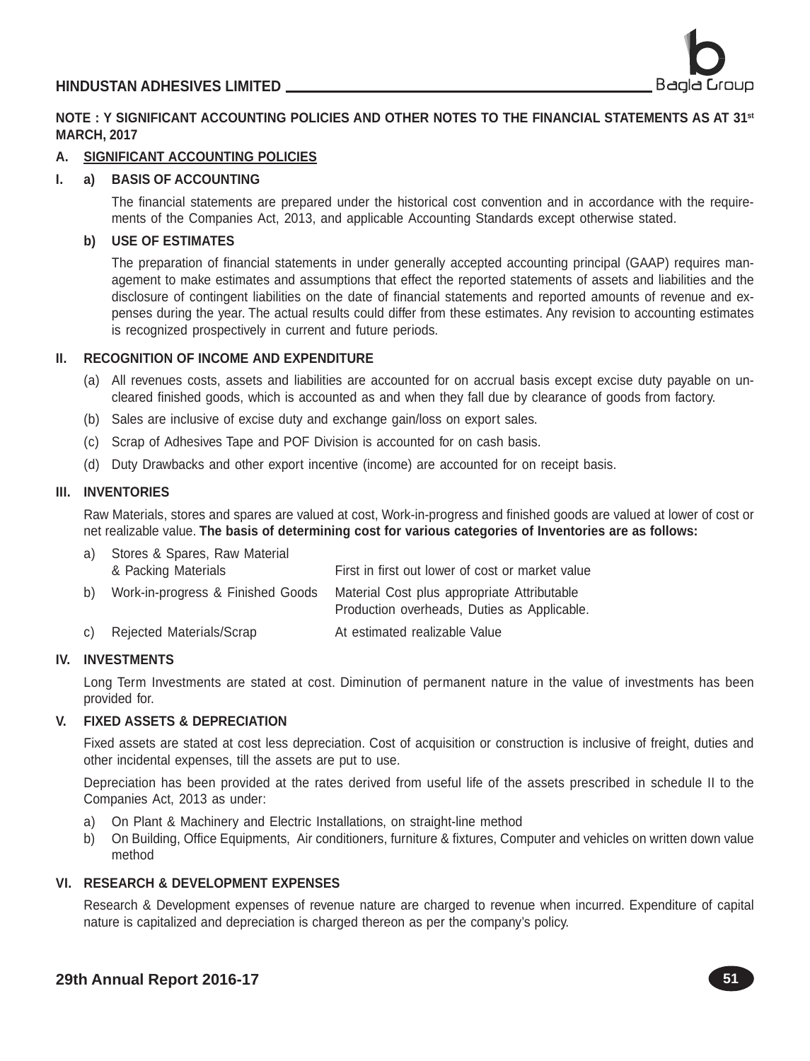**NOTE : Y SIGNIFICANT ACCOUNTING POLICIES AND OTHER NOTES TO THE FINANCIAL STATEMENTS AS AT 31st MARCH, 2017**

## A. SIGNIFICANT ACCOUNTING POLICIES

### I. a) BASIS OF ACCOUNTING

The financial statements are prepared under the historical cost convention and in accordance with the requirements of the Companies Act, 2013, and applicable Accounting Standards except otherwise stated.

### b) USE OF ESTIMATES

The preparation of financial statements in under generally accepted accounting principal (GAAP) requires management to make estimates and assumptions that effect the reported statements of assets and liabilities and the disclosure of contingent liabilities on the date of financial statements and reported amounts of revenue and expenses during the year. The actual results could differ from these estimates. Any revision to accounting estimates is recognized prospectively in current and future periods.

### II. RECOGNITION OF INCOME AND EXPENDITURE

(a) All revenues costs, assets and liabilities are accounted for on accrual basis except excise duty payable on uncleared finished goods, which is accounted as and when they fall due by clearance of goods from factory.

(b) Sales are inclusive of excise duty and exchange gain/loss on export sales.

(c) Scrap of Adhesives Tape and POF Division is accounted for on cash basis.

(d) Duty Drawbacks and other export incentive (income) are accounted for on receipt basis.

### III. INVENTORIES

Raw Materials, stores and spares are valued at cost, Work-in-progress and finished goods are valued at lower of cost or net realizable value. **The basis of determining cost for various categories of Inventories are as follows:**

| | | |
|---|---|---|
| a) | Stores & Spares, Raw Material & Packing Materials | First in first out lower of cost or market value |
| b) | Work-in-progress & Finished Goods | Material Cost plus appropriate Attributable Production overheads, Duties as Applicable. |
| c) | Rejected Materials/Scrap | At estimated realizable Value |

### IV. INVESTMENTS

Long Term Investments are stated at cost. Diminution of permanent nature in the value of investments has been provided for.

### V. FIXED ASSETS & DEPRECIATION

Fixed assets are stated at cost less depreciation. Cost of acquisition or construction is inclusive of freight, duties and other incidental expenses, till the assets are put to use.

Depreciation has been provided at the rates derived from useful life of the assets prescribed in schedule II to the Companies Act, 2013 as under:

a) On Plant & Machinery and Electric Installations, on straight-line method

b) On Building, Office Equipments, Air conditioners, furniture & fixtures, Computer and vehicles on written down value method

### VI. RESEARCH & DEVELOPMENT EXPENSES

Research & Development expenses of revenue nature are charged to revenue when incurred. Expenditure of capital nature is capitalized and depreciation is charged thereon as per the company's policy.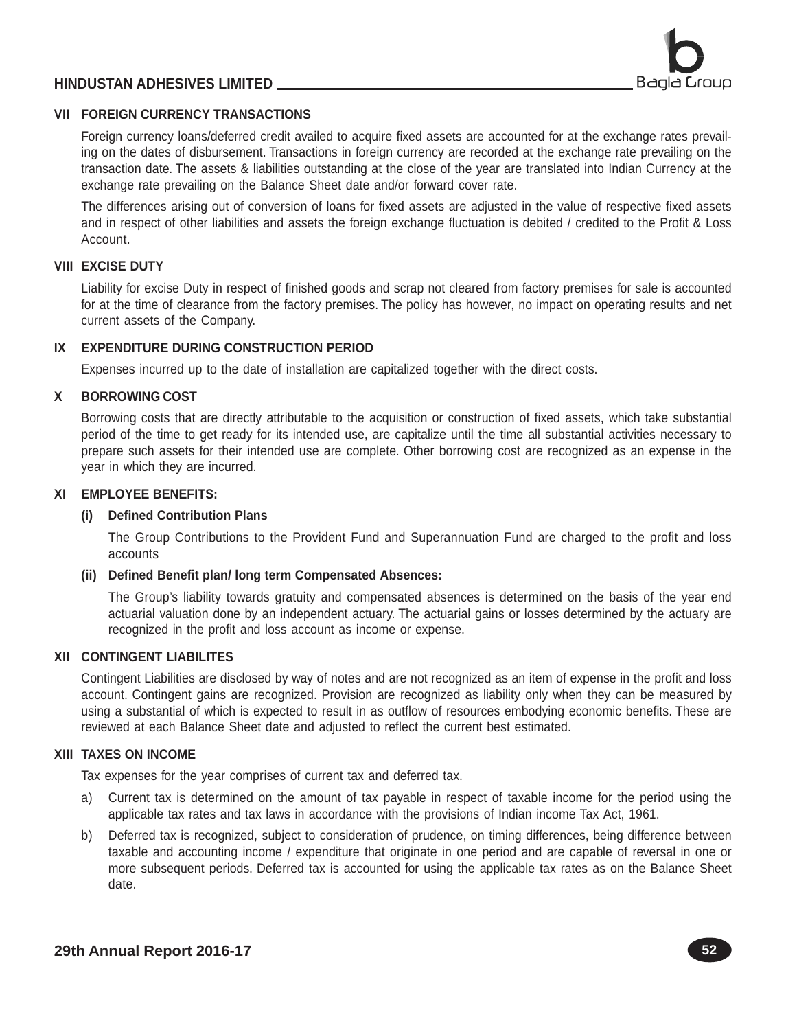### VII FOREIGN CURRENCY TRANSACTIONS

Foreign currency loans/deferred credit availed to acquire fixed assets are accounted for at the exchange rates prevailing on the dates of disbursement. Transactions in foreign currency are recorded at the exchange rate prevailing on the transaction date. The assets & liabilities outstanding at the close of the year are translated into Indian Currency at the exchange rate prevailing on the Balance Sheet date and/or forward cover rate.

The differences arising out of conversion of loans for fixed assets are adjusted in the value of respective fixed assets and in respect of other liabilities and assets the foreign exchange fluctuation is debited / credited to the Profit & Loss Account.

### VIII EXCISE DUTY

Liability for excise Duty in respect of finished goods and scrap not cleared from factory premises for sale is accounted for at the time of clearance from the factory premises. The policy has however, no impact on operating results and net current assets of the Company.

### IX EXPENDITURE DURING CONSTRUCTION PERIOD

Expenses incurred up to the date of installation are capitalized together with the direct costs.

### X BORROWING COST

Borrowing costs that are directly attributable to the acquisition or construction of fixed assets, which take substantial period of the time to get ready for its intended use, are capitalize until the time all substantial activities necessary to prepare such assets for their intended use are complete. Other borrowing cost are recognized as an expense in the year in which they are incurred.

### XI EMPLOYEE BENEFITS:

**(i) Defined Contribution Plans**

The Group Contributions to the Provident Fund and Superannuation Fund are charged to the profit and loss accounts

**(ii) Defined Benefit plan/ long term Compensated Absences:**

The Group's liability towards gratuity and compensated absences is determined on the basis of the year end actuarial valuation done by an independent actuary. The actuarial gains or losses determined by the actuary are recognized in the profit and loss account as income or expense.

### XII CONTINGENT LIABILITES

Contingent Liabilities are disclosed by way of notes and are not recognized as an item of expense in the profit and loss account. Contingent gains are recognized. Provision are recognized as liability only when they can be measured by using a substantial of which is expected to result in as outflow of resources embodying economic benefits. These are reviewed at each Balance Sheet date and adjusted to reflect the current best estimated.

### XIII TAXES ON INCOME

Tax expenses for the year comprises of current tax and deferred tax.

a) Current tax is determined on the amount of tax payable in respect of taxable income for the period using the applicable tax rates and tax laws in accordance with the provisions of Indian income Tax Act, 1961.

b) Deferred tax is recognized, subject to consideration of prudence, on timing differences, being difference between taxable and accounting income / expenditure that originate in one period and are capable of reversal in one or more subsequent periods. Deferred tax is accounted for using the applicable tax rates as on the Balance Sheet date.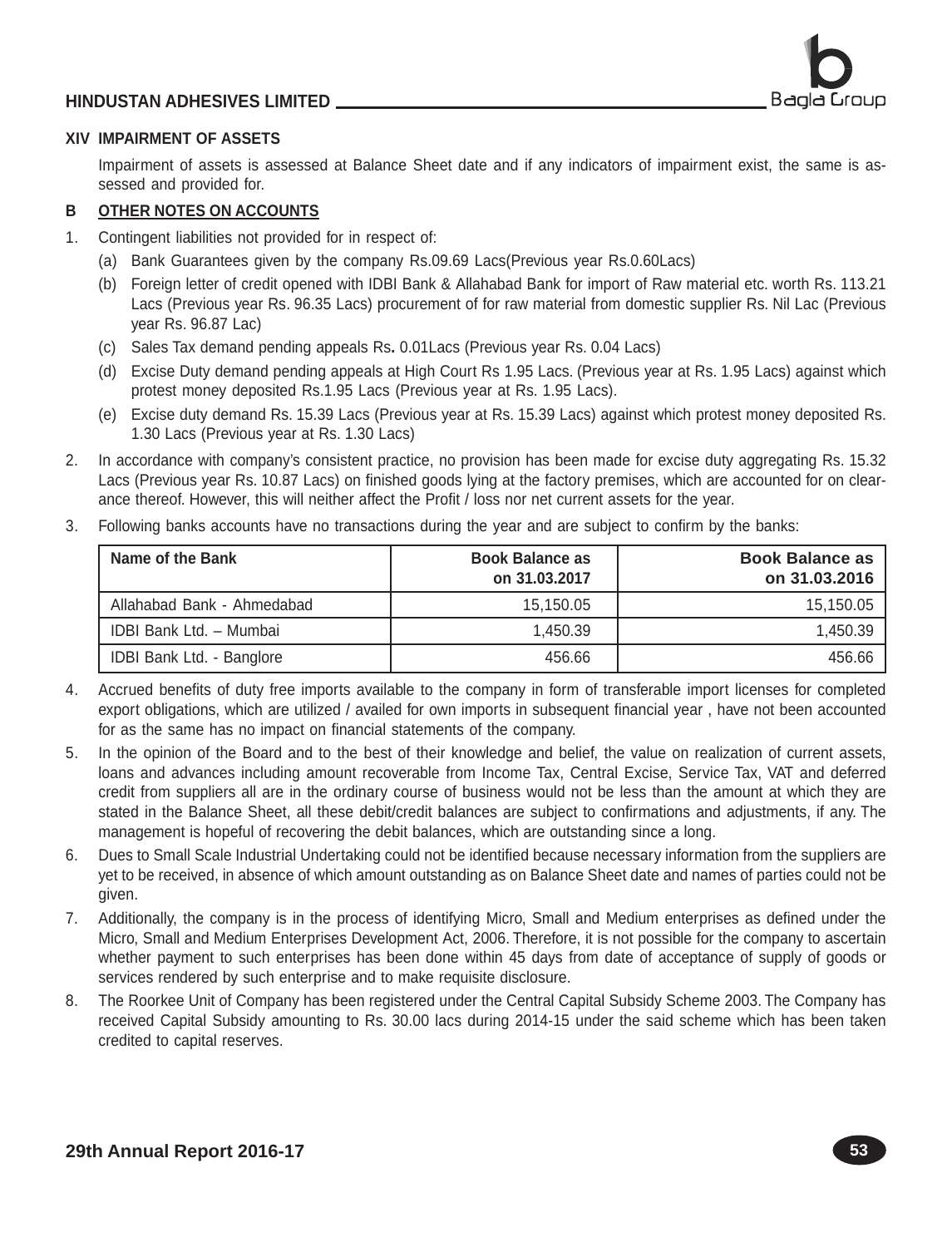## XIV IMPAIRMENT OF ASSETS

Impairment of assets is assessed at Balance Sheet date and if any indicators of impairment exist, the same is assessed and provided for.

## B OTHER NOTES ON ACCOUNTS

1. Contingent liabilities not provided for in respect of:
   - (a) Bank Guarantees given by the company Rs.09.69 Lacs(Previous year Rs.0.60Lacs)
   - (b) Foreign letter of credit opened with IDBI Bank & Allahabad Bank for import of Raw material etc. worth Rs. 113.21 Lacs (Previous year Rs. 96.35 Lacs) procurement of for raw material from domestic supplier Rs. Nil Lac (Previous year Rs. 96.87 Lac)
   - (c) Sales Tax demand pending appeals Rs**.** 0.01Lacs (Previous year Rs. 0.04 Lacs)
   - (d) Excise Duty demand pending appeals at High Court Rs 1.95 Lacs. (Previous year at Rs. 1.95 Lacs) against which protest money deposited Rs.1.95 Lacs (Previous year at Rs. 1.95 Lacs).
   - (e) Excise duty demand Rs. 15.39 Lacs (Previous year at Rs. 15.39 Lacs) against which protest money deposited Rs. 1.30 Lacs (Previous year at Rs. 1.30 Lacs)
2. In accordance with company's consistent practice, no provision has been made for excise duty aggregating Rs. 15.32 Lacs (Previous year Rs. 10.87 Lacs) on finished goods lying at the factory premises, which are accounted for on clearance thereof. However, this will neither affect the Profit / loss nor net current assets for the year.
3. Following banks accounts have no transactions during the year and are subject to confirm by the banks:

| Name of the Bank | Book Balance as on 31.03.2017 | Book Balance as on 31.03.2016 |
|---|---|---|
| Allahabad Bank - Ahmedabad | 15,150.05 | 15,150.05 |
| IDBI Bank Ltd. – Mumbai | 1,450.39 | 1,450.39 |
| IDBI Bank Ltd. - Banglore | 456.66 | 456.66 |

4. Accrued benefits of duty free imports available to the company in form of transferable import licenses for completed export obligations, which are utilized / availed for own imports in subsequent financial year , have not been accounted for as the same has no impact on financial statements of the company.
5. In the opinion of the Board and to the best of their knowledge and belief, the value on realization of current assets, loans and advances including amount recoverable from Income Tax, Central Excise, Service Tax, VAT and deferred credit from suppliers all are in the ordinary course of business would not be less than the amount at which they are stated in the Balance Sheet, all these debit/credit balances are subject to confirmations and adjustments, if any. The management is hopeful of recovering the debit balances, which are outstanding since a long.
6. Dues to Small Scale Industrial Undertaking could not be identified because necessary information from the suppliers are yet to be received, in absence of which amount outstanding as on Balance Sheet date and names of parties could not be given.
7. Additionally, the company is in the process of identifying Micro, Small and Medium enterprises as defined under the Micro, Small and Medium Enterprises Development Act, 2006. Therefore, it is not possible for the company to ascertain whether payment to such enterprises has been done within 45 days from date of acceptance of supply of goods or services rendered by such enterprise and to make requisite disclosure.
8. The Roorkee Unit of Company has been registered under the Central Capital Subsidy Scheme 2003. The Company has received Capital Subsidy amounting to Rs. 30.00 lacs during 2014-15 under the said scheme which has been taken credited to capital reserves.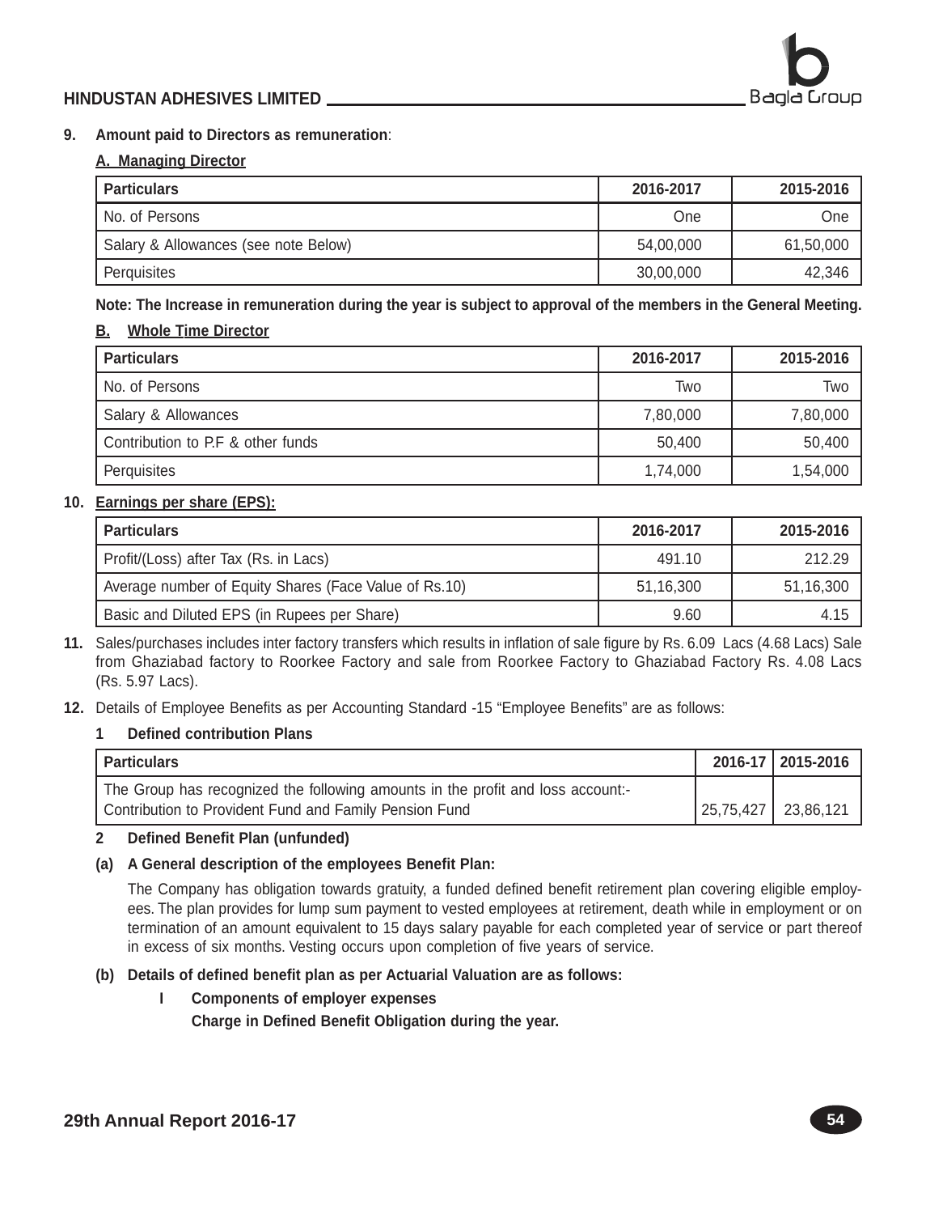**9. Amount paid to Directors as remuneration**:

**A. Managing Director**

| Particulars | 2016-2017 | 2015-2016 |
|---|---|---|
| No. of Persons | One | One |
| Salary & Allowances (see note Below) | 54,00,000 | 61,50,000 |
| Perquisites | 30,00,000 | 42,346 |

**Note: The Increase in remuneration during the year is subject to approval of the members in the General Meeting.**

**B. Whole Time Director**

| Particulars | 2016-2017 | 2015-2016 |
|---|---|---|
| No. of Persons | Two | Two |
| Salary & Allowances | 7,80,000 | 7,80,000 |
| Contribution to P.F & other funds | 50,400 | 50,400 |
| Perquisites | 1,74,000 | 1,54,000 |

**10. Earnings per share (EPS):**

| Particulars | 2016-2017 | 2015-2016 |
|---|---|---|
| Profit/(Loss) after Tax (Rs. in Lacs) | 491.10 | 212.29 |
| Average number of Equity Shares (Face Value of Rs.10) | 51,16,300 | 51,16,300 |
| Basic and Diluted EPS (in Rupees per Share) | 9.60 | 4.15 |

**11.** Sales/purchases includes inter factory transfers which results in inflation of sale figure by Rs. 6.09 Lacs (4.68 Lacs) Sale from Ghaziabad factory to Roorkee Factory and sale from Roorkee Factory to Ghaziabad Factory Rs. 4.08 Lacs (Rs. 5.97 Lacs).

**12.** Details of Employee Benefits as per Accounting Standard -15 "Employee Benefits" are as follows:

**1 Defined contribution Plans**

| Particulars | 2016-17 | 2015-2016 |
|---|---|---|
| The Group has recognized the following amounts in the profit and loss account:- Contribution to Provident Fund and Family Pension Fund | 25,75,427 | 23,86,121 |

**2 Defined Benefit Plan (unfunded)**

**(a) A General description of the employees Benefit Plan:**

The Company has obligation towards gratuity, a funded defined benefit retirement plan covering eligible employees. The plan provides for lump sum payment to vested employees at retirement, death while in employment or on termination of an amount equivalent to 15 days salary payable for each completed year of service or part thereof in excess of six months. Vesting occurs upon completion of five years of service.

**(b) Details of defined benefit plan as per Actuarial Valuation are as follows:**

**I Components of employer expenses**

**Charge in Defined Benefit Obligation during the year.**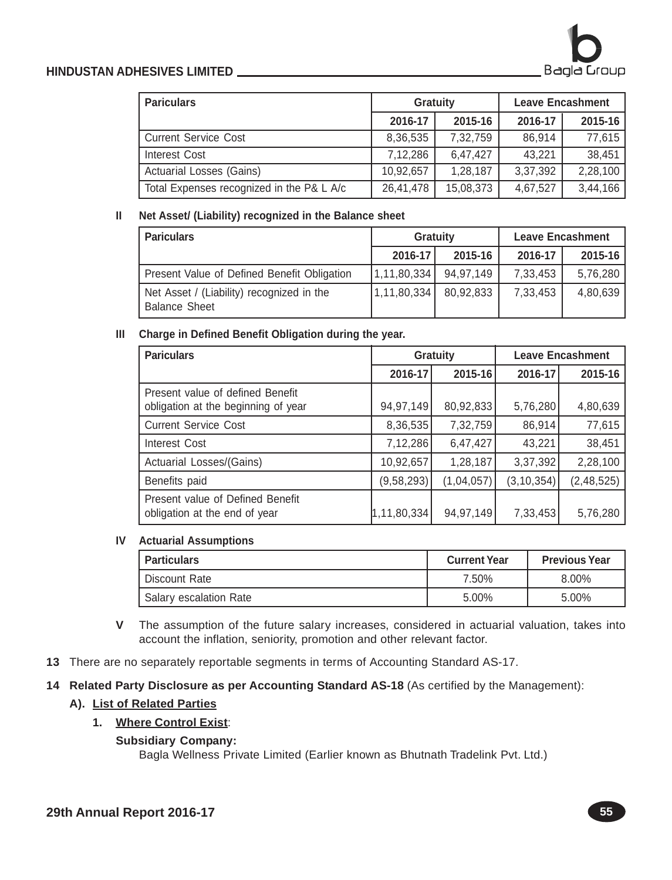| Pariculars | Gratuity | | Leave Encashment | |
|---|---|---|---|---|
| | 2016-17 | 2015-16 | 2016-17 | 2015-16 |
| Current Service Cost | 8,36,535 | 7,32,759 | 86,914 | 77,615 |
| Interest Cost | 7,12,286 | 6,47,427 | 43,221 | 38,451 |
| Actuarial Losses (Gains) | 10,92,657 | 1,28,187 | 3,37,392 | 2,28,100 |
| Total Expenses recognized in the P& L A/c | 26,41,478 | 15,08,373 | 4,67,527 | 3,44,166 |

**II Net Asset/ (Liability) recognized in the Balance sheet**

| Pariculars | Gratuity | | Leave Encashment | |
|---|---|---|---|---|
| | 2016-17 | 2015-16 | 2016-17 | 2015-16 |
| Present Value of Defined Benefit Obligation | 1,11,80,334 | 94,97,149 | 7,33,453 | 5,76,280 |
| Net Asset / (Liability) recognized in the Balance Sheet | 1,11,80,334 | 80,92,833 | 7,33,453 | 4,80,639 |

**III Charge in Defined Benefit Obligation during the year.**

| Pariculars | Gratuity | | Leave Encashment | |
|---|---|---|---|---|
| | 2016-17 | 2015-16 | 2016-17 | 2015-16 |
| Present value of defined Benefit obligation at the beginning of year | 94,97,149 | 80,92,833 | 5,76,280 | 4,80,639 |
| Current Service Cost | 8,36,535 | 7,32,759 | 86,914 | 77,615 |
| Interest Cost | 7,12,286 | 6,47,427 | 43,221 | 38,451 |
| Actuarial Losses/(Gains) | 10,92,657 | 1,28,187 | 3,37,392 | 2,28,100 |
| Benefits paid | (9,58,293) | (1,04,057) | (3,10,354) | (2,48,525) |
| Present value of Defined Benefit obligation at the end of year | 1,11,80,334 | 94,97,149 | 7,33,453 | 5,76,280 |

**IV Actuarial Assumptions**

| Particulars | Current Year | Previous Year |
|---|---|---|
| Discount Rate | 7.50% | 8.00% |
| Salary escalation Rate | 5.00% | 5.00% |

**V** The assumption of the future salary increases, considered in actuarial valuation, takes into account the inflation, seniority, promotion and other relevant factor.

**13** There are no separately reportable segments in terms of Accounting Standard AS-17.

**14 Related Party Disclosure as per Accounting Standard AS-18** (As certified by the Management):

**A). List of Related Parties**

**1. Where Control Exist**:

**Subsidiary Company:**

Bagla Wellness Private Limited (Earlier known as Bhutnath Tradelink Pvt. Ltd.)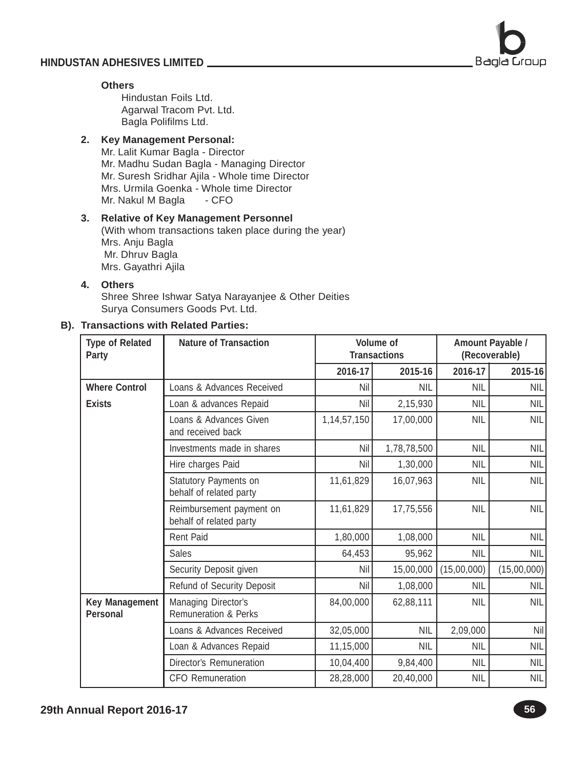**Others**

Hindustan Foils Ltd.
Agarwal Tracom Pvt. Ltd.
Bagla Polifilms Ltd.

2. **Key Management Personal:**
   Mr. Lalit Kumar Bagla - Director
   Mr. Madhu Sudan Bagla - Managing Director
   Mr. Suresh Sridhar Ajila - Whole time Director
   Mrs. Urmila Goenka - Whole time Director
   Mr. Nakul M Bagla - CFO

3. **Relative of Key Management Personnel**
   (With whom transactions taken place during the year)
   Mrs. Anju Bagla
   Mr. Dhruv Bagla
   Mrs. Gayathri Ajila

4. **Others**
   Shree Shree Ishwar Satya Narayanjee & Other Deities
   Surya Consumers Goods Pvt. Ltd.

**B). Transactions with Related Parties:**

| Type of Related Party | Nature of Transaction | Volume of Transactions | | Amount Payable / (Recoverable) | |
|---|---|---|---|---|---|
| | | 2016-17 | 2015-16 | 2016-17 | 2015-16 |
| Where Control | Loans & Advances Received | Nil | NIL | NIL | NIL |
| Exists | Loan & advances Repaid | Nil | 2,15,930 | NIL | NIL |
| | Loans & Advances Given and received back | 1,14,57,150 | 17,00,000 | NIL | NIL |
| | Investments made in shares | Nil | 1,78,78,500 | NIL | NIL |
| | Hire charges Paid | Nil | 1,30,000 | NIL | NIL |
| | Statutory Payments on behalf of related party | 11,61,829 | 16,07,963 | NIL | NIL |
| | Reimbursement payment on behalf of related party | 11,61,829 | 17,75,556 | NIL | NIL |
| | Rent Paid | 1,80,000 | 1,08,000 | NIL | NIL |
| | Sales | 64,453 | 95,962 | NIL | NIL |
| | Security Deposit given | Nil | 15,00,000 | (15,00,000) | (15,00,000) |
| | Refund of Security Deposit | Nil | 1,08,000 | NIL | NIL |
| Key Management Personal | Managing Director's Remuneration & Perks | 84,00,000 | 62,88,111 | NIL | NIL |
| | Loans & Advances Received | 32,05,000 | NIL | 2,09,000 | Nil |
| | Loan & Advances Repaid | 11,15,000 | NIL | NIL | NIL |
| | Director's Remuneration | 10,04,400 | 9,84,400 | NIL | NIL |
| | CFO Remuneration | 28,28,000 | 20,40,000 | NIL | NIL |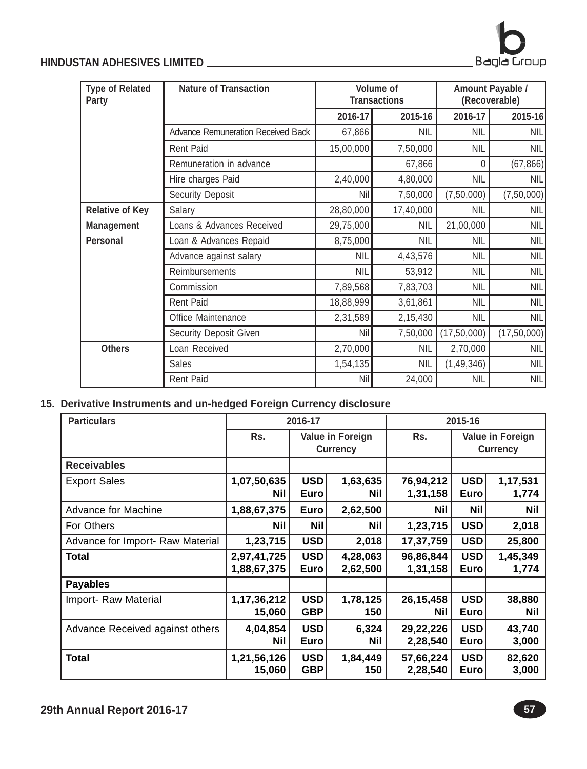| Type of Related Party | Nature of Transaction | Volume of Transactions | | Amount Payable / (Recoverable) | |
|---|---|---|---|---|---|
| | | 2016-17 | 2015-16 | 2016-17 | 2015-16 |
| | Advance Remuneration Received Back | 67,866 | NIL | NIL | NIL |
| | Rent Paid | 15,00,000 | 7,50,000 | NIL | NIL |
| | Remuneration in advance | | 67,866 | 0 | (67,866) |
| | Hire charges Paid | 2,40,000 | 4,80,000 | NIL | NIL |
| | Security Deposit | Nil | 7,50,000 | (7,50,000) | (7,50,000) |
| Relative of Key Management Personal | Salary | 28,80,000 | 17,40,000 | NIL | NIL |
| | Loans & Advances Received | 29,75,000 | NIL | 21,00,000 | NIL |
| | Loan & Advances Repaid | 8,75,000 | NIL | NIL | NIL |
| | Advance against salary | NIL | 4,43,576 | NIL | NIL |
| | Reimbursements | NIL | 53,912 | NIL | NIL |
| | Commission | 7,89,568 | 7,83,703 | NIL | NIL |
| | Rent Paid | 18,88,999 | 3,61,861 | NIL | NIL |
| | Office Maintenance | 2,31,589 | 2,15,430 | NIL | NIL |
| | Security Deposit Given | Nil | 7,50,000 | (17,50,000) | (17,50,000) |
| Others | Loan Received | 2,70,000 | NIL | 2,70,000 | NIL |
| | Sales | 1,54,135 | NIL | (1,49,346) | NIL |
| | Rent Paid | Nil | 24,000 | NIL | NIL |

**15. Derivative Instruments and un-hedged Foreign Currency disclosure**

| Particulars | 2016-17 | | | 2015-16 | | |
|---|---|---|---|---|---|---|
| | Rs. | Value in Foreign Currency | | Rs. | Value in Foreign Currency | |
| **Receivables** | | | | | | |
| Export Sales | **1,07,50,635** **Nil** | **USD** **Euro** | **1,63,635** **Nil** | **76,94,212** **1,31,158** | **USD** **Euro** | **1,17,531** **1,774** |
| Advance for Machine | **1,88,67,375** | **Euro** | **2,62,500** | **Nil** | **Nil** | **Nil** |
| For Others | **Nil** | **Nil** | **Nil** | **1,23,715** | **USD** | **2,018** |
| Advance for Import- Raw Material | **1,23,715** | **USD** | **2,018** | **17,37,759** | **USD** | **25,800** |
| **Total** | **2,97,41,725** **1,88,67,375** | **USD** **Euro** | **4,28,063** **2,62,500** | **96,86,844** **1,31,158** | **USD** **Euro** | **1,45,349** **1,774** |
| **Payables** | | | | | | |
| Import- Raw Material | **1,17,36,212** **15,060** | **USD** **GBP** | **1,78,125** **150** | **26,15,458** **Nil** | **USD** **Euro** | **38,880** **Nil** |
| Advance Received against others | **4,04,854** **Nil** | **USD** **Euro** | **6,324** **Nil** | **29,22,226** **2,28,540** | **USD** **Euro** | **43,740** **3,000** |
| **Total** | **1,21,56,126** **15,060** | **USD** **GBP** | **1,84,449** **150** | **57,66,224** **2,28,540** | **USD** **Euro** | **82,620** **3,000** |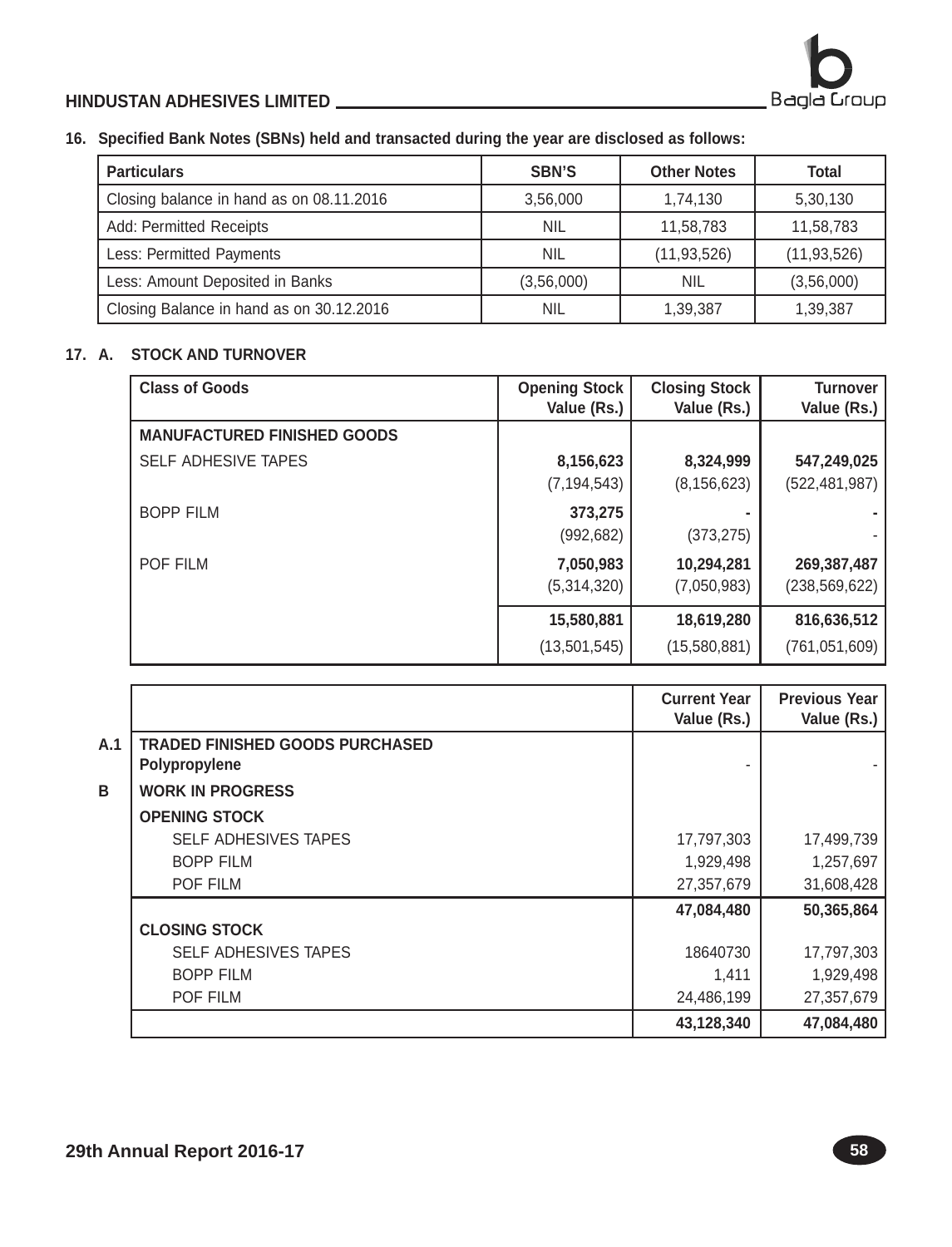**16. Specified Bank Notes (SBNs) held and transacted during the year are disclosed as follows:**

| Particulars | SBN'S | Other Notes | Total |
|---|---|---|---|
| Closing balance in hand as on 08.11.2016 | 3,56,000 | 1,74,130 | 5,30,130 |
| Add: Permitted Receipts | NIL | 11,58,783 | 11,58,783 |
| Less: Permitted Payments | NIL | (11,93,526) | (11,93,526) |
| Less: Amount Deposited in Banks | (3,56,000) | NIL | (3,56,000) |
| Closing Balance in hand as on 30.12.2016 | NIL | 1,39,387 | 1,39,387 |

**17. A. STOCK AND TURNOVER**

| Class of Goods | Opening Stock Value (Rs.) | Closing Stock Value (Rs.) | Turnover Value (Rs.) |
|---|---|---|---|
| **MANUFACTURED FINISHED GOODS** | | | |
| SELF ADHESIVE TAPES | **8,156,623** | **8,324,999** | **547,249,025** |
| | (7,194,543) | (8,156,623) | (522,481,987) |
| BOPP FILM | **373,275** | **-** | **-** |
| | (992,682) | (373,275) | - |
| POF FILM | **7,050,983** | **10,294,281** | **269,387,487** |
| | (5,314,320) | (7,050,983) | (238,569,622) |
| | **15,580,881** | **18,619,280** | **816,636,512** |
| | (13,501,545) | (15,580,881) | (761,051,609) |

| | | Current Year Value (Rs.) | Previous Year Value (Rs.) |
|---|---|---|---|
| **A.1** | **TRADED FINISHED GOODS PURCHASED Polypropylene** | - | - |
| **B** | **WORK IN PROGRESS** | | |
| | **OPENING STOCK** | | |
| | SELF ADHESIVES TAPES | 17,797,303 | 17,499,739 |
| | BOPP FILM | 1,929,498 | 1,257,697 |
| | POF FILM | 27,357,679 | 31,608,428 |
| | | **47,084,480** | **50,365,864** |
| | **CLOSING STOCK** | | |
| | SELF ADHESIVES TAPES | 18640730 | 17,797,303 |
| | BOPP FILM | 1,411 | 1,929,498 |
| | POF FILM | 24,486,199 | 27,357,679 |
| | | **43,128,340** | **47,084,480** |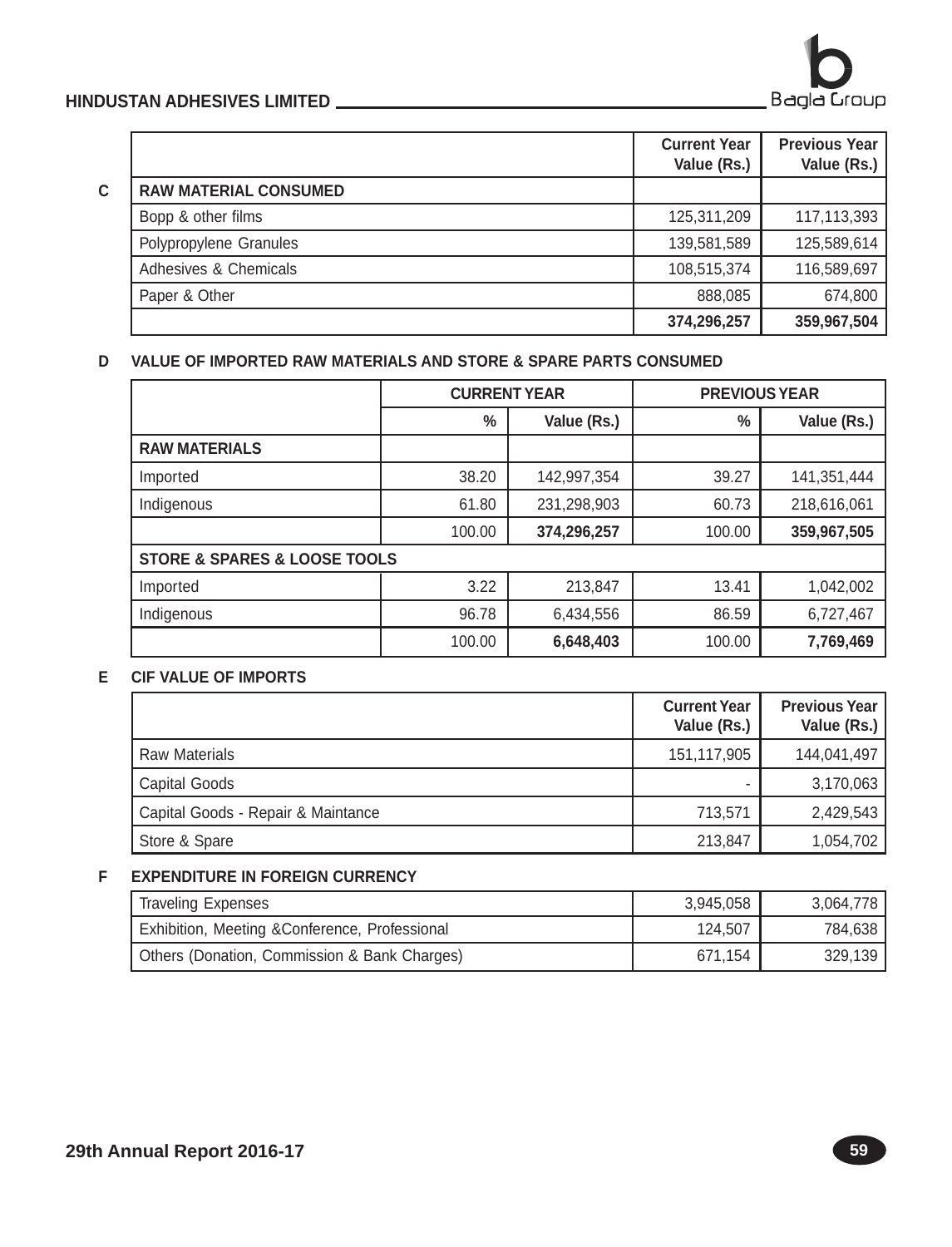| | Current Year Value (Rs.) | Previous Year Value (Rs.) |
|---|---|---|
| **C RAW MATERIAL CONSUMED** | | |
| Bopp & other films | 125,311,209 | 117,113,393 |
| Polypropylene Granules | 139,581,589 | 125,589,614 |
| Adhesives & Chemicals | 108,515,374 | 116,589,697 |
| Paper & Other | 888,085 | 674,800 |
| | **374,296,257** | **359,967,504** |

## D VALUE OF IMPORTED RAW MATERIALS AND STORE & SPARE PARTS CONSUMED

| | CURRENT YEAR | | PREVIOUS YEAR | |
|---|---|---|---|---|
| | % | Value (Rs.) | % | Value (Rs.) |
| **RAW MATERIALS** | | | | |
| Imported | 38.20 | 142,997,354 | 39.27 | 141,351,444 |
| Indigenous | 61.80 | 231,298,903 | 60.73 | 218,616,061 |
| | 100.00 | **374,296,257** | 100.00 | **359,967,505** |
| **STORE & SPARES & LOOSE TOOLS** | | | | |
| Imported | 3.22 | 213,847 | 13.41 | 1,042,002 |
| Indigenous | 96.78 | 6,434,556 | 86.59 | 6,727,467 |
| | 100.00 | **6,648,403** | 100.00 | **7,769,469** |

## E CIF VALUE OF IMPORTS

| | Current Year Value (Rs.) | Previous Year Value (Rs.) |
|---|---|---|
| Raw Materials | 151,117,905 | 144,041,497 |
| Capital Goods | - | 3,170,063 |
| Capital Goods - Repair & Maintance | 713,571 | 2,429,543 |
| Store & Spare | 213,847 | 1,054,702 |

## F EXPENDITURE IN FOREIGN CURRENCY

| | | |
|---|---|---|
| Traveling Expenses | 3,945,058 | 3,064,778 |
| Exhibition, Meeting &Conference, Professional | 124,507 | 784,638 |
| Others (Donation, Commission & Bank Charges) | 671,154 | 329,139 |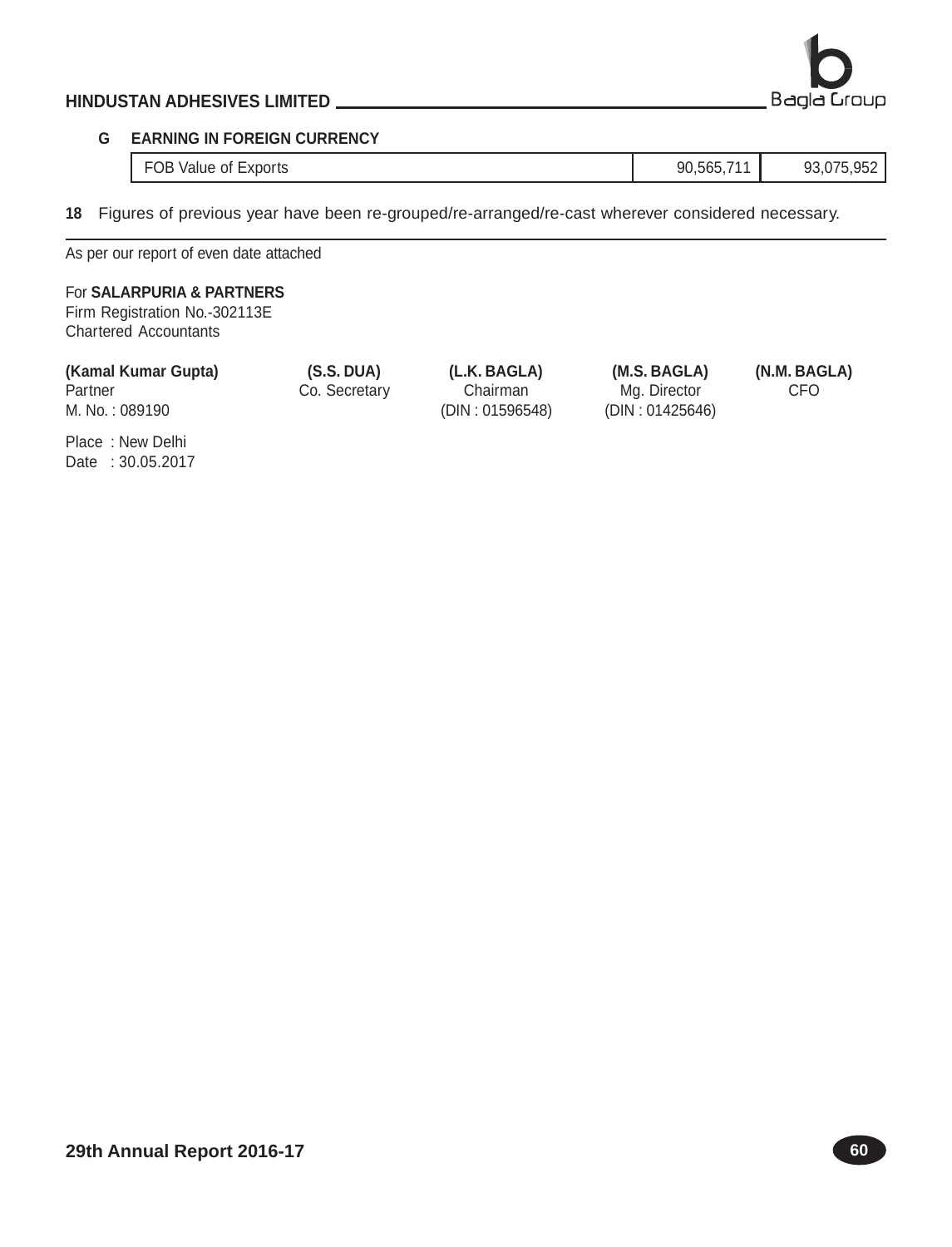**G EARNING IN FOREIGN CURRENCY**

| FOB Value of Exports | 90,565,711 | 93,075,952 |
|---|---|---|

**18** Figures of previous year have been re-grouped/re-arranged/re-cast wherever considered necessary.

As per our report of even date attached

For **SALARPURIA & PARTNERS**
Firm Registration No.-302113E
Chartered Accountants

| **(Kamal Kumar Gupta)** | **(S.S. DUA)** | **(L.K. BAGLA)** | **(M.S. BAGLA)** | **(N.M. BAGLA)** |
|---|---|---|---|---|
| Partner | Co. Secretary | Chairman | Mg. Director | CFO |
| M. No. : 089190 | | (DIN : 01596548) | (DIN : 01425646) | |

Place : New Delhi
Date : 30.05.2017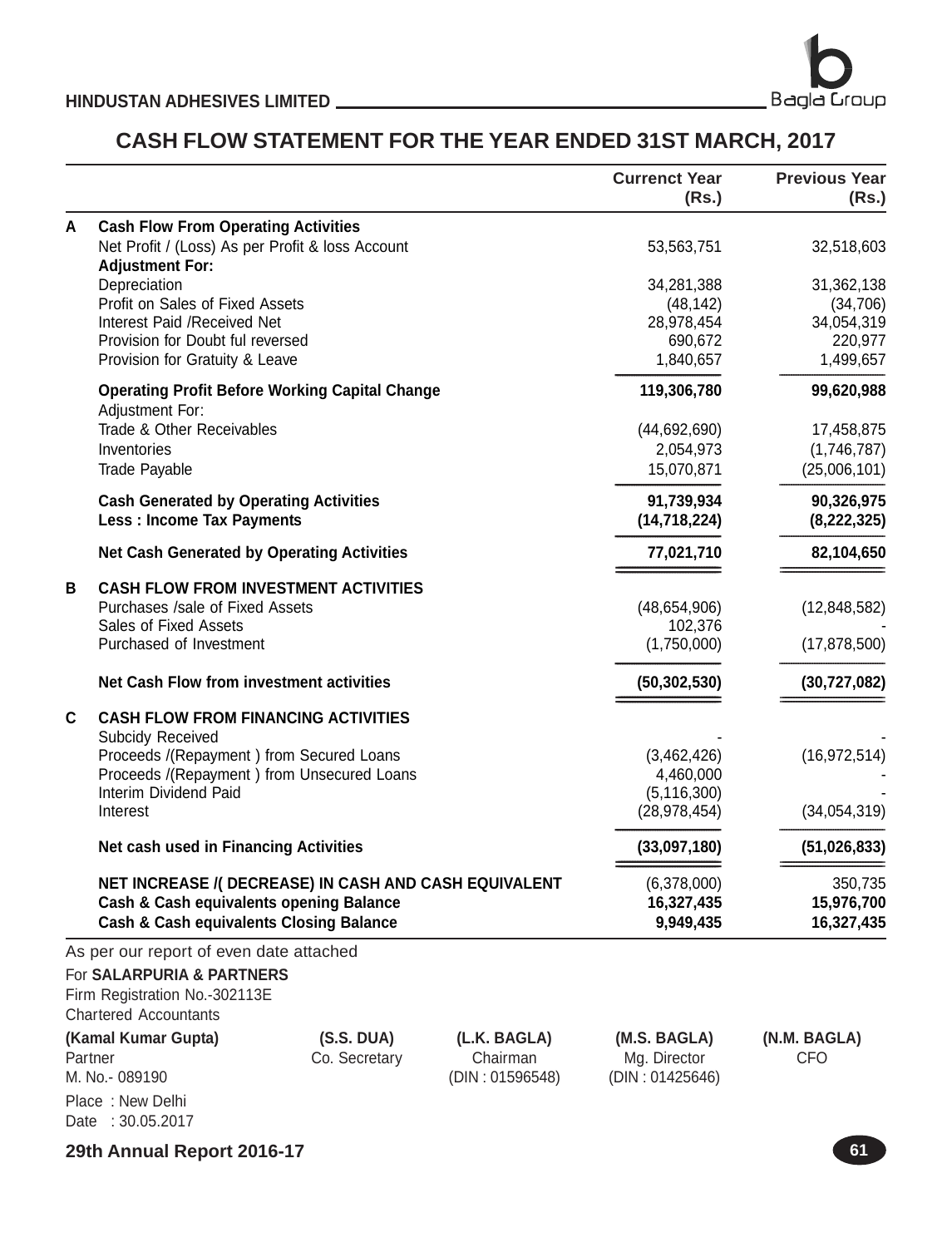HINDUSTAN ADHESIVES LIMITED

# CASH FLOW STATEMENT FOR THE YEAR ENDED 31ST MARCH, 2017

| | | Currenct Year (Rs.) | Previous Year (Rs.) |
|---|---|---|---|
| **A** | **Cash Flow From Operating Activities** | | |
| | Net Profit / (Loss) As per Profit & loss Account | 53,563,751 | 32,518,603 |
| | **Adjustment For:** | | |
| | Depreciation | 34,281,388 | 31,362,138 |
| | Profit on Sales of Fixed Assets | (48,142) | (34,706) |
| | Interest Paid /Received Net | 28,978,454 | 34,054,319 |
| | Provision for Doubt ful reversed | 690,672 | 220,977 |
| | Provision for Gratuity & Leave | 1,840,657 | 1,499,657 |
| | **Operating Profit Before Working Capital Change** | **119,306,780** | **99,620,988** |
| | Adjustment For: | | |
| | Trade & Other Receivables | (44,692,690) | 17,458,875 |
| | Inventories | 2,054,973 | (1,746,787) |
| | Trade Payable | 15,070,871 | (25,006,101) |
| | **Cash Generated by Operating Activities** | **91,739,934** | **90,326,975** |
| | **Less : Income Tax Payments** | **(14,718,224)** | **(8,222,325)** |
| | **Net Cash Generated by Operating Activities** | **77,021,710** | **82,104,650** |
| **B** | **CASH FLOW FROM INVESTMENT ACTIVITIES** | | |
| | Purchases /sale of Fixed Assets | (48,654,906) | (12,848,582) |
| | Sales of Fixed Assets | 102,376 | - |
| | Purchased of Investment | (1,750,000) | (17,878,500) |
| | **Net Cash Flow from investment activities** | **(50,302,530)** | **(30,727,082)** |
| **C** | **CASH FLOW FROM FINANCING ACTIVITIES** | | |
| | Subcidy Received | - | - |
| | Proceeds /(Repayment ) from Secured Loans | (3,462,426) | (16,972,514) |
| | Proceeds /(Repayment ) from Unsecured Loans | 4,460,000 | - |
| | Interim Dividend Paid | (5,116,300) | - |
| | Interest | (28,978,454) | (34,054,319) |
| | **Net cash used in Financing Activities** | **(33,097,180)** | **(51,026,833)** |
| | **NET INCREASE /( DECREASE) IN CASH AND CASH EQUIVALENT** | (6,378,000) | 350,735 |
| | **Cash & Cash equivalents opening Balance** | **16,327,435** | **15,976,700** |
| | **Cash & Cash equivalents Closing Balance** | **9,949,435** | **16,327,435** |

As per our report of even date attached

For **SALARPURIA & PARTNERS**
Firm Registration No.-302113E
Chartered Accountants

| **(Kamal Kumar Gupta)** | **(S.S. DUA)** | **(L.K. BAGLA)** | **(M.S. BAGLA)** | **(N.M. BAGLA)** |
|---|---|---|---|---|
| Partner | Co. Secretary | Chairman | Mg. Director | CFO |
| M. No.- 089190 | | (DIN : 01596548) | (DIN : 01425646) | |

Place : New Delhi
Date : 30.05.2017

29th Annual Report 2016-17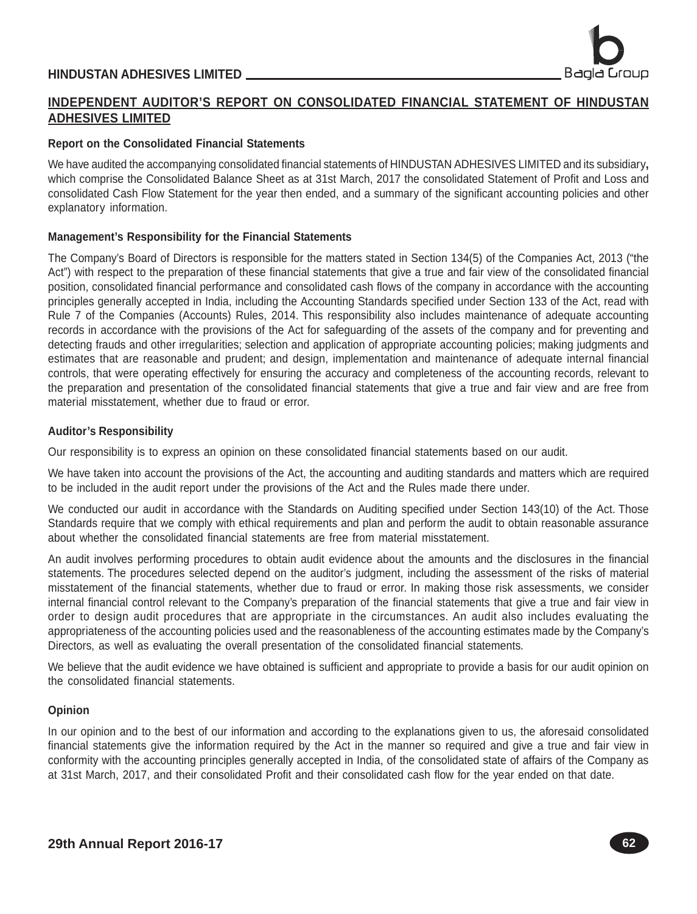## INDEPENDENT AUDITOR'S REPORT ON CONSOLIDATED FINANCIAL STATEMENT OF HINDUSTAN ADHESIVES LIMITED

### Report on the Consolidated Financial Statements

We have audited the accompanying consolidated financial statements of HINDUSTAN ADHESIVES LIMITED and its subsidiary**,** which comprise the Consolidated Balance Sheet as at 31st March, 2017 the consolidated Statement of Profit and Loss and consolidated Cash Flow Statement for the year then ended, and a summary of the significant accounting policies and other explanatory information.

### Management's Responsibility for the Financial Statements

The Company's Board of Directors is responsible for the matters stated in Section 134(5) of the Companies Act, 2013 ("the Act") with respect to the preparation of these financial statements that give a true and fair view of the consolidated financial position, consolidated financial performance and consolidated cash flows of the company in accordance with the accounting principles generally accepted in India, including the Accounting Standards specified under Section 133 of the Act, read with Rule 7 of the Companies (Accounts) Rules, 2014. This responsibility also includes maintenance of adequate accounting records in accordance with the provisions of the Act for safeguarding of the assets of the company and for preventing and detecting frauds and other irregularities; selection and application of appropriate accounting policies; making judgments and estimates that are reasonable and prudent; and design, implementation and maintenance of adequate internal financial controls, that were operating effectively for ensuring the accuracy and completeness of the accounting records, relevant to the preparation and presentation of the consolidated financial statements that give a true and fair view and are free from material misstatement, whether due to fraud or error.

### Auditor's Responsibility

Our responsibility is to express an opinion on these consolidated financial statements based on our audit.

We have taken into account the provisions of the Act, the accounting and auditing standards and matters which are required to be included in the audit report under the provisions of the Act and the Rules made there under.

We conducted our audit in accordance with the Standards on Auditing specified under Section 143(10) of the Act. Those Standards require that we comply with ethical requirements and plan and perform the audit to obtain reasonable assurance about whether the consolidated financial statements are free from material misstatement.

An audit involves performing procedures to obtain audit evidence about the amounts and the disclosures in the financial statements. The procedures selected depend on the auditor's judgment, including the assessment of the risks of material misstatement of the financial statements, whether due to fraud or error. In making those risk assessments, we consider internal financial control relevant to the Company's preparation of the financial statements that give a true and fair view in order to design audit procedures that are appropriate in the circumstances. An audit also includes evaluating the appropriateness of the accounting policies used and the reasonableness of the accounting estimates made by the Company's Directors, as well as evaluating the overall presentation of the consolidated financial statements.

We believe that the audit evidence we have obtained is sufficient and appropriate to provide a basis for our audit opinion on the consolidated financial statements.

### Opinion

In our opinion and to the best of our information and according to the explanations given to us, the aforesaid consolidated financial statements give the information required by the Act in the manner so required and give a true and fair view in conformity with the accounting principles generally accepted in India, of the consolidated state of affairs of the Company as at 31st March, 2017, and their consolidated Profit and their consolidated cash flow for the year ended on that date.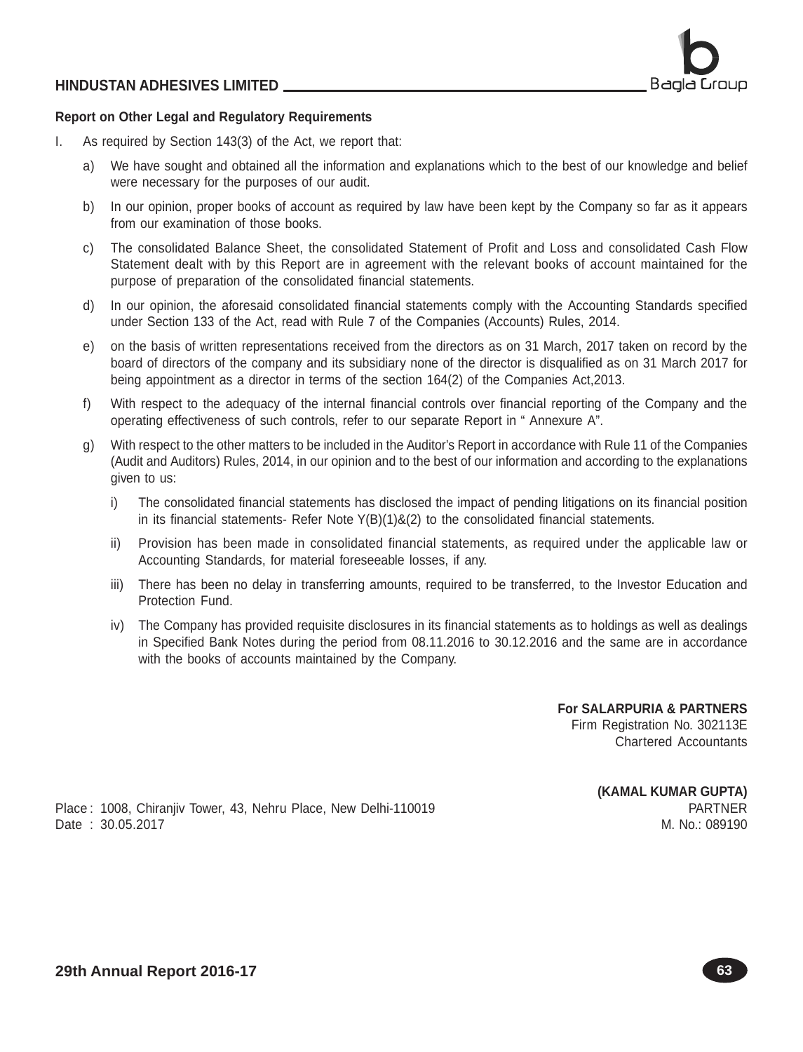**Report on Other Legal and Regulatory Requirements**

I. As required by Section 143(3) of the Act, we report that:

   a) We have sought and obtained all the information and explanations which to the best of our knowledge and belief were necessary for the purposes of our audit.

   b) In our opinion, proper books of account as required by law have been kept by the Company so far as it appears from our examination of those books.

   c) The consolidated Balance Sheet, the consolidated Statement of Profit and Loss and consolidated Cash Flow Statement dealt with by this Report are in agreement with the relevant books of account maintained for the purpose of preparation of the consolidated financial statements.

   d) In our opinion, the aforesaid consolidated financial statements comply with the Accounting Standards specified under Section 133 of the Act, read with Rule 7 of the Companies (Accounts) Rules, 2014.

   e) on the basis of written representations received from the directors as on 31 March, 2017 taken on record by the board of directors of the company and its subsidiary none of the director is disqualified as on 31 March 2017 for being appointment as a director in terms of the section 164(2) of the Companies Act,2013.

   f) With respect to the adequacy of the internal financial controls over financial reporting of the Company and the operating effectiveness of such controls, refer to our separate Report in " Annexure A".

   g) With respect to the other matters to be included in the Auditor's Report in accordance with Rule 11 of the Companies (Audit and Auditors) Rules, 2014, in our opinion and to the best of our information and according to the explanations given to us:

      i) The consolidated financial statements has disclosed the impact of pending litigations on its financial position in its financial statements- Refer Note Y(B)(1)&(2) to the consolidated financial statements.

      ii) Provision has been made in consolidated financial statements, as required under the applicable law or Accounting Standards, for material foreseeable losses, if any.

      iii) There has been no delay in transferring amounts, required to be transferred, to the Investor Education and Protection Fund.

      iv) The Company has provided requisite disclosures in its financial statements as to holdings as well as dealings in Specified Bank Notes during the period from 08.11.2016 to 30.12.2016 and the same are in accordance with the books of accounts maintained by the Company.

**For SALARPURIA & PARTNERS**
Firm Registration No. 302113E
Chartered Accountants

**(KAMAL KUMAR GUPTA)**
PARTNER
M. No.: 089190

Place : 1008, Chiranjiv Tower, 43, Nehru Place, New Delhi-110019
Date : 30.05.2017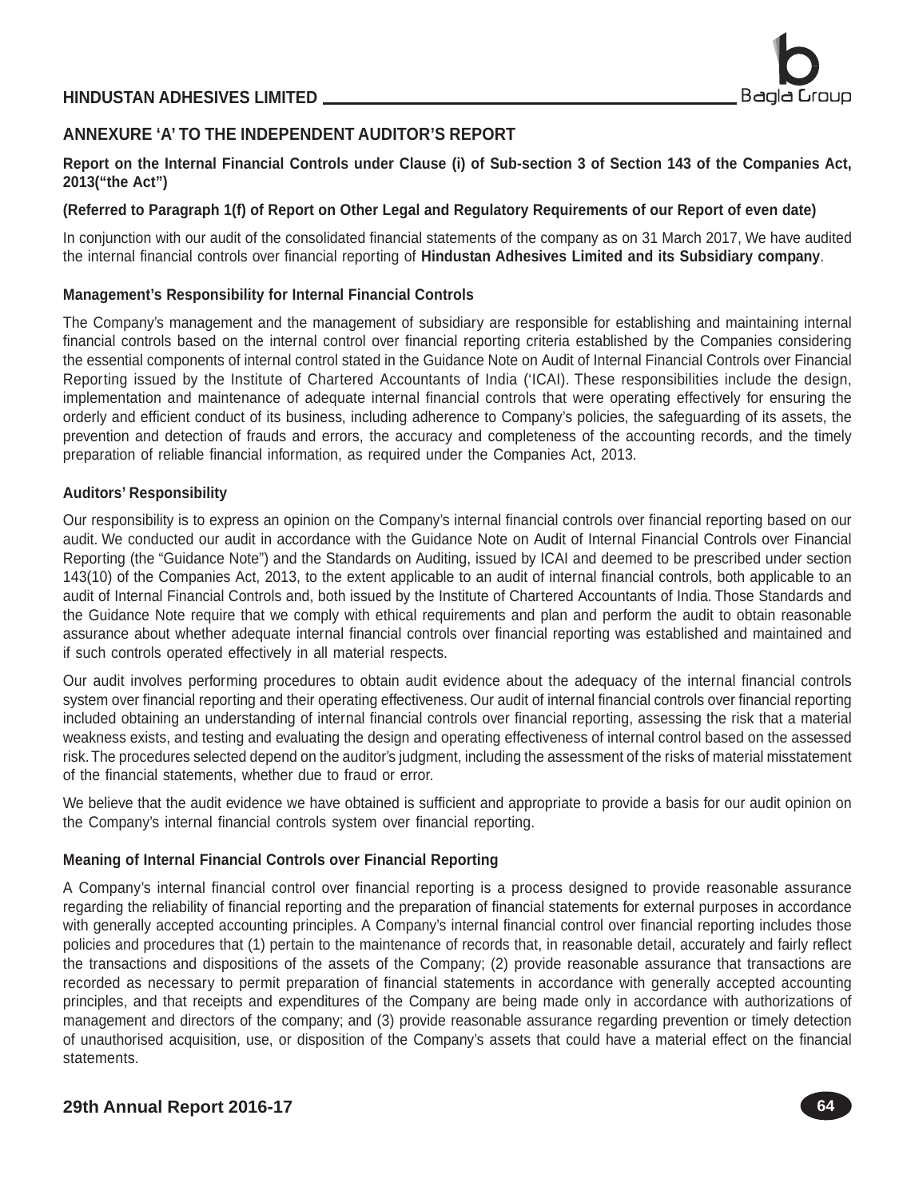## ANNEXURE 'A' TO THE INDEPENDENT AUDITOR'S REPORT

**Report on the Internal Financial Controls under Clause (i) of Sub-section 3 of Section 143 of the Companies Act, 2013("the Act")**

**(Referred to Paragraph 1(f) of Report on Other Legal and Regulatory Requirements of our Report of even date)**

In conjunction with our audit of the consolidated financial statements of the company as on 31 March 2017, We have audited the internal financial controls over financial reporting of **Hindustan Adhesives Limited and its Subsidiary company**.

### Management's Responsibility for Internal Financial Controls

The Company's management and the management of subsidiary are responsible for establishing and maintaining internal financial controls based on the internal control over financial reporting criteria established by the Companies considering the essential components of internal control stated in the Guidance Note on Audit of Internal Financial Controls over Financial Reporting issued by the Institute of Chartered Accountants of India ('ICAI). These responsibilities include the design, implementation and maintenance of adequate internal financial controls that were operating effectively for ensuring the orderly and efficient conduct of its business, including adherence to Company's policies, the safeguarding of its assets, the prevention and detection of frauds and errors, the accuracy and completeness of the accounting records, and the timely preparation of reliable financial information, as required under the Companies Act, 2013.

### Auditors' Responsibility

Our responsibility is to express an opinion on the Company's internal financial controls over financial reporting based on our audit. We conducted our audit in accordance with the Guidance Note on Audit of Internal Financial Controls over Financial Reporting (the "Guidance Note") and the Standards on Auditing, issued by ICAI and deemed to be prescribed under section 143(10) of the Companies Act, 2013, to the extent applicable to an audit of internal financial controls, both applicable to an audit of Internal Financial Controls and, both issued by the Institute of Chartered Accountants of India. Those Standards and the Guidance Note require that we comply with ethical requirements and plan and perform the audit to obtain reasonable assurance about whether adequate internal financial controls over financial reporting was established and maintained and if such controls operated effectively in all material respects.

Our audit involves performing procedures to obtain audit evidence about the adequacy of the internal financial controls system over financial reporting and their operating effectiveness. Our audit of internal financial controls over financial reporting included obtaining an understanding of internal financial controls over financial reporting, assessing the risk that a material weakness exists, and testing and evaluating the design and operating effectiveness of internal control based on the assessed risk. The procedures selected depend on the auditor's judgment, including the assessment of the risks of material misstatement of the financial statements, whether due to fraud or error.

We believe that the audit evidence we have obtained is sufficient and appropriate to provide a basis for our audit opinion on the Company's internal financial controls system over financial reporting.

### Meaning of Internal Financial Controls over Financial Reporting

A Company's internal financial control over financial reporting is a process designed to provide reasonable assurance regarding the reliability of financial reporting and the preparation of financial statements for external purposes in accordance with generally accepted accounting principles. A Company's internal financial control over financial reporting includes those policies and procedures that (1) pertain to the maintenance of records that, in reasonable detail, accurately and fairly reflect the transactions and dispositions of the assets of the Company; (2) provide reasonable assurance that transactions are recorded as necessary to permit preparation of financial statements in accordance with generally accepted accounting principles, and that receipts and expenditures of the Company are being made only in accordance with authorizations of management and directors of the company; and (3) provide reasonable assurance regarding prevention or timely detection of unauthorised acquisition, use, or disposition of the Company's assets that could have a material effect on the financial statements.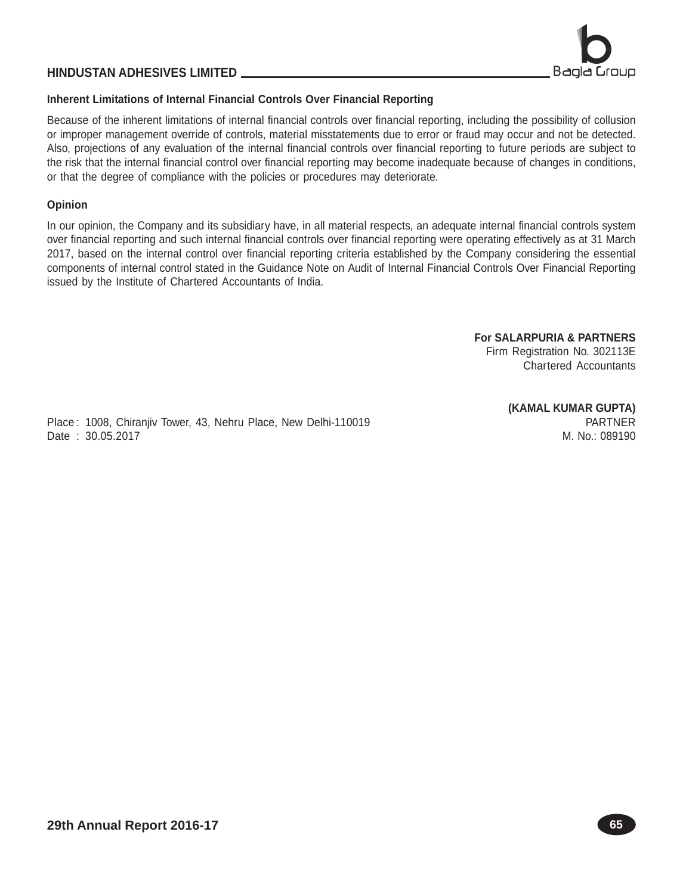### Inherent Limitations of Internal Financial Controls Over Financial Reporting

Because of the inherent limitations of internal financial controls over financial reporting, including the possibility of collusion or improper management override of controls, material misstatements due to error or fraud may occur and not be detected. Also, projections of any evaluation of the internal financial controls over financial reporting to future periods are subject to the risk that the internal financial control over financial reporting may become inadequate because of changes in conditions, or that the degree of compliance with the policies or procedures may deteriorate.

### Opinion

In our opinion, the Company and its subsidiary have, in all material respects, an adequate internal financial controls system over financial reporting and such internal financial controls over financial reporting were operating effectively as at 31 March 2017, based on the internal control over financial reporting criteria established by the Company considering the essential components of internal control stated in the Guidance Note on Audit of Internal Financial Controls Over Financial Reporting issued by the Institute of Chartered Accountants of India.

**For SALARPURIA & PARTNERS**
Firm Registration No. 302113E
Chartered Accountants

**(KAMAL KUMAR GUPTA)**
PARTNER
M. No.: 089190

Place : 1008, Chiranjiv Tower, 43, Nehru Place, New Delhi-110019
Date : 30.05.2017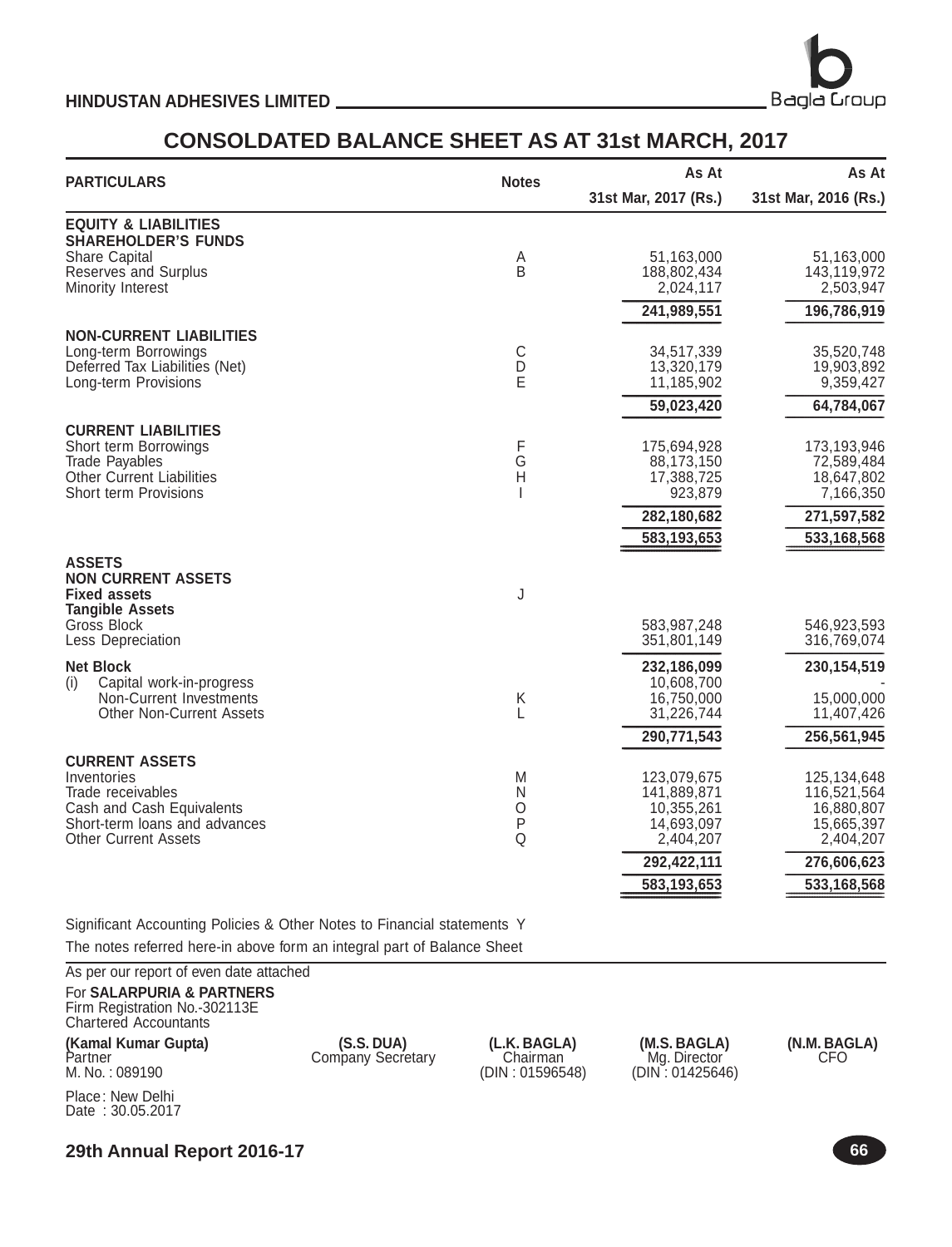HINDUSTAN ADHESIVES LIMITED

# CONSOLDATED BALANCE SHEET AS AT 31st MARCH, 2017

| PARTICULARS | Notes | As At 31st Mar, 2017 (Rs.) | As At 31st Mar, 2016 (Rs.) |
|---|---|---|---|
| **EQUITY & LIABILITIES** | | | |
| **SHAREHOLDER'S FUNDS** | | | |
| Share Capital | A | 51,163,000 | 51,163,000 |
| Reserves and Surplus | B | 188,802,434 | 143,119,972 |
| Minority Interest | | 2,024,117 | 2,503,947 |
| | | **241,989,551** | **196,786,919** |
| **NON-CURRENT LIABILITIES** | | | |
| Long-term Borrowings | C | 34,517,339 | 35,520,748 |
| Deferred Tax Liabilities (Net) | D | 13,320,179 | 19,903,892 |
| Long-term Provisions | E | 11,185,902 | 9,359,427 |
| | | **59,023,420** | **64,784,067** |
| **CURRENT LIABILITIES** | | | |
| Short term Borrowings | F | 175,694,928 | 173,193,946 |
| Trade Payables | G | 88,173,150 | 72,589,484 |
| Other Current Liabilities | H | 17,388,725 | 18,647,802 |
| Short term Provisions | I | 923,879 | 7,166,350 |
| | | **282,180,682** | **271,597,582** |
| | | **583,193,653** | **533,168,568** |
| **ASSETS** | | | |
| **NON CURRENT ASSETS** | | | |
| **Fixed assets** | J | | |
| **Tangible Assets** | | | |
| Gross Block | | 583,987,248 | 546,923,593 |
| Less Depreciation | | 351,801,149 | 316,769,074 |
| **Net Block** | | **232,186,099** | **230,154,519** |
| (i) Capital work-in-progress | | 10,608,700 | - |
| Non-Current Investments | K | 16,750,000 | 15,000,000 |
| Other Non-Current Assets | L | 31,226,744 | 11,407,426 |
| | | **290,771,543** | **256,561,945** |
| **CURRENT ASSETS** | | | |
| Inventories | M | 123,079,675 | 125,134,648 |
| Trade receivables | N | 141,889,871 | 116,521,564 |
| Cash and Cash Equivalents | O | 10,355,261 | 16,880,807 |
| Short-term loans and advances | P | 14,693,097 | 15,665,397 |
| Other Current Assets | Q | 2,404,207 | 2,404,207 |
| | | **292,422,111** | **276,606,623** |
| | | **583,193,653** | **533,168,568** |

Significant Accounting Policies & Other Notes to Financial statements Y

The notes referred here-in above form an integral part of Balance Sheet

As per our report of even date attached

For **SALARPURIA & PARTNERS**
Firm Registration No.-302113E
Chartered Accountants

| | | | | |
|---|---|---|---|---|
| **(Kamal Kumar Gupta)** | **(S.S. DUA)** | **(L.K. BAGLA)** | **(M.S. BAGLA)** | **(N.M. BAGLA)** |
| Partner | Company Secretary | Chairman | Mg. Director | CFO |
| M. No. : 089190 | | (DIN : 01596548) | (DIN : 01425646) | |

Place : New Delhi
Date : 30.05.2017

29th Annual Report 2016-17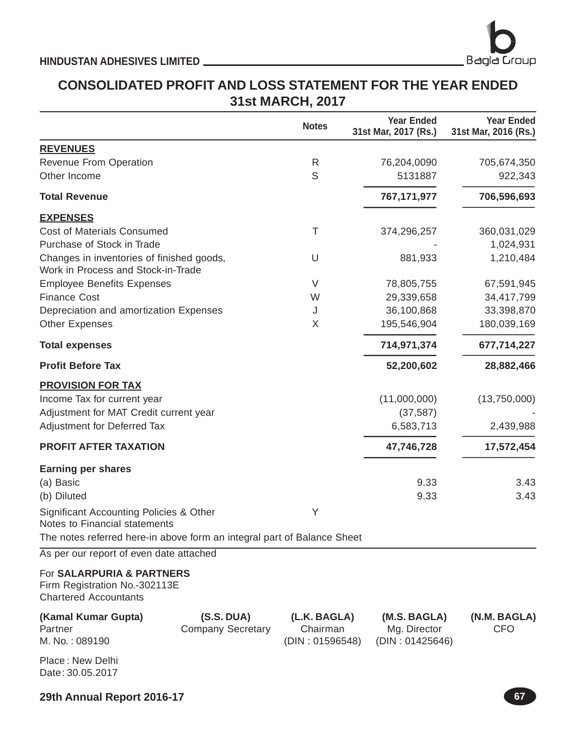## CONSOLIDATED PROFIT AND LOSS STATEMENT FOR THE YEAR ENDED 31st MARCH, 2017

| | Notes | Year Ended 31st Mar, 2017 (Rs.) | Year Ended 31st Mar, 2016 (Rs.) |
|---|---|---|---|
| **REVENUES** | | | |
| Revenue From Operation | R | 76,204,0090 | 705,674,350 |
| Other Income | S | 5131887 | 922,343 |
| **Total Revenue** | | **767,171,977** | **706,596,693** |
| **EXPENSES** | | | |
| Cost of Materials Consumed | T | 374,296,257 | 360,031,029 |
| Purchase of Stock in Trade | | - | 1,024,931 |
| Changes in inventories of finished goods, Work in Process and Stock-in-Trade | U | 881,933 | 1,210,484 |
| Employee Benefits Expenses | V | 78,805,755 | 67,591,945 |
| Finance Cost | W | 29,339,658 | 34,417,799 |
| Depreciation and amortization Expenses | J | 36,100,868 | 33,398,870 |
| Other Expenses | X | 195,546,904 | 180,039,169 |
| **Total expenses** | | **714,971,374** | **677,714,227** |
| **Profit Before Tax** | | **52,200,602** | **28,882,466** |
| **PROVISION FOR TAX** | | | |
| Income Tax for current year | | (11,000,000) | (13,750,000) |
| Adjustment for MAT Credit current year | | (37,587) | - |
| Adjustment for Deferred Tax | | 6,583,713 | 2,439,988 |
| **PROFIT AFTER TAXATION** | | **47,746,728** | **17,572,454** |
| **Earning per shares** | | | |
| (a) Basic | | 9.33 | 3.43 |
| (b) Diluted | | 9.33 | 3.43 |
| Significant Accounting Policies & Other Notes to Financial statements | Y | | |

The notes referred here-in above form an integral part of Balance Sheet

As per our report of even date attached

For **SALARPURIA & PARTNERS**
Firm Registration No.-302113E
Chartered Accountants

| **(Kamal Kumar Gupta)** | **(S.S. DUA)** | **(L.K. BAGLA)** | **(M.S. BAGLA)** | **(N.M. BAGLA)** |
|---|---|---|---|---|
| Partner | Company Secretary | Chairman | Mg. Director | CFO |
| M. No. : 089190 | | (DIN : 01596548) | (DIN : 01425646) | |

Place : New Delhi
Date : 30.05.2017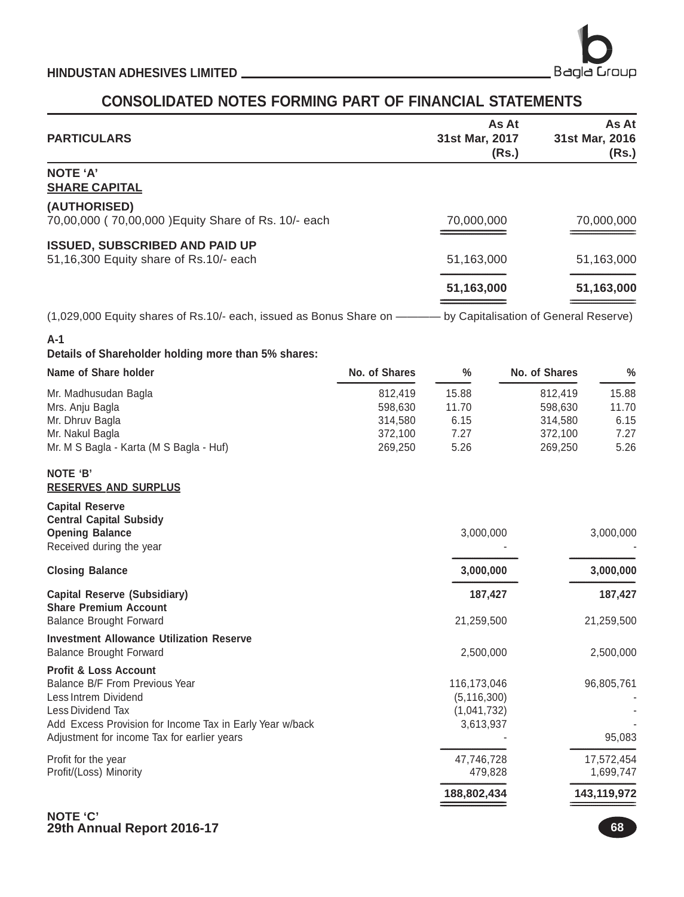# CONSOLIDATED NOTES FORMING PART OF FINANCIAL STATEMENTS

| PARTICULARS | As At 31st Mar, 2017 (Rs.) | As At 31st Mar, 2016 (Rs.) |
|---|---|---|
| **NOTE 'A'** | | |
| **SHARE CAPITAL** | | |
| **(AUTHORISED)** | | |
| 70,00,000 ( 70,00,000 )Equity Share of Rs. 10/- each | 70,000,000 | 70,000,000 |
| **ISSUED, SUBSCRIBED AND PAID UP** | | |
| 51,16,300 Equity share of Rs.10/- each | 51,163,000 | 51,163,000 |
| | **51,163,000** | **51,163,000** |

(1,029,000 Equity shares of Rs.10/- each, issued as Bonus Share on ———— by Capitalisation of General Reserve)

**A-1**

**Details of Shareholder holding more than 5% shares:**

| Name of Share holder | No. of Shares | % | No. of Shares | % |
|---|---|---|---|---|
| Mr. Madhusudan Bagla | 812,419 | 15.88 | 812,419 | 15.88 |
| Mrs. Anju Bagla | 598,630 | 11.70 | 598,630 | 11.70 |
| Mr. Dhruv Bagla | 314,580 | 6.15 | 314,580 | 6.15 |
| Mr. Nakul Bagla | 372,100 | 7.27 | 372,100 | 7.27 |
| Mr. M S Bagla - Karta (M S Bagla - Huf) | 269,250 | 5.26 | 269,250 | 5.26 |

| PARTICULARS | As At 31st Mar, 2017 (Rs.) | As At 31st Mar, 2016 (Rs.) |
|---|---|---|
| **NOTE 'B'** | | |
| **RESERVES AND SURPLUS** | | |
| **Capital Reserve** | | |
| **Central Capital Subsidy** | | |
| **Opening Balance** | 3,000,000 | 3,000,000 |
| Received during the year | - | - |
| **Closing Balance** | **3,000,000** | **3,000,000** |
| **Capital Reserve (Subsidiary)** | **187,427** | **187,427** |
| **Share Premium Account** | | |
| Balance Brought Forward | 21,259,500 | 21,259,500 |
| **Investment Allowance Utilization Reserve** | | |
| Balance Brought Forward | 2,500,000 | 2,500,000 |
| **Profit & Loss Account** | | |
| Balance B/F From Previous Year | 116,173,046 | 96,805,761 |
| Less Intrem Dividend | (5,116,300) | - |
| Less Dividend Tax | (1,041,732) | - |
| Add Excess Provision for Income Tax in Early Year w/back | 3,613,937 | - |
| Adjustment for income Tax for earlier years | - | 95,083 |
| Profit for the year | 47,746,728 | 17,572,454 |
| Profit/(Loss) Minority | 479,828 | 1,699,747 |
| | **188,802,434** | **143,119,972** |

**NOTE 'C'**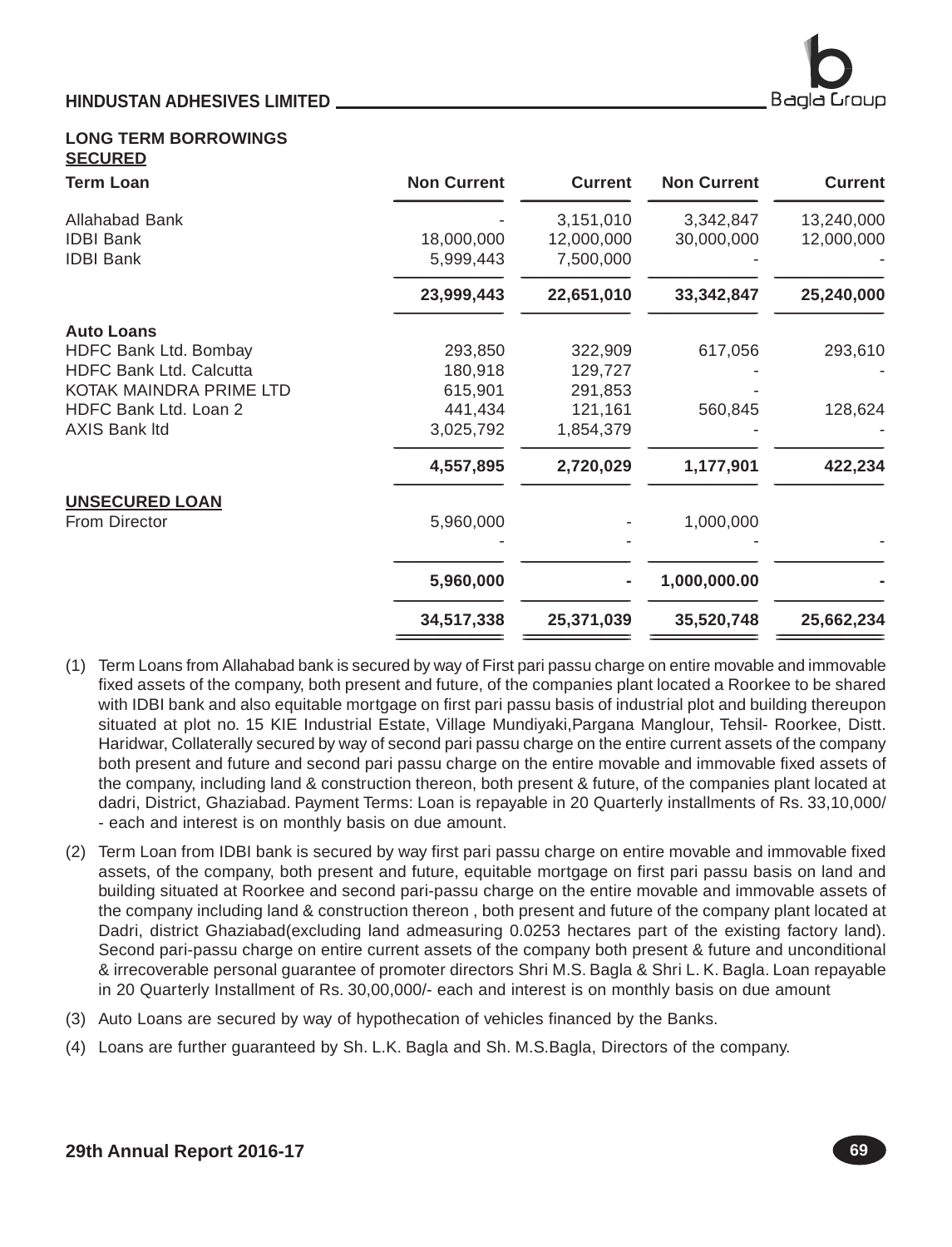## LONG TERM BORROWINGS

**SECURED**

| Term Loan | Non Current | Current | Non Current | Current |
|---|---|---|---|---|
| Allahabad Bank | - | 3,151,010 | 3,342,847 | 13,240,000 |
| IDBI Bank | 18,000,000 | 12,000,000 | 30,000,000 | 12,000,000 |
| IDBI Bank | 5,999,443 | 7,500,000 | - | - |
| | **23,999,443** | **22,651,010** | **33,342,847** | **25,240,000** |
| **Auto Loans** | | | | |
| HDFC Bank Ltd. Bombay | 293,850 | 322,909 | 617,056 | 293,610 |
| HDFC Bank Ltd. Calcutta | 180,918 | 129,727 | - | - |
| KOTAK MAINDRA PRIME LTD | 615,901 | 291,853 | - | |
| HDFC Bank Ltd. Loan 2 | 441,434 | 121,161 | 560,845 | 128,624 |
| AXIS Bank ltd | 3,025,792 | 1,854,379 | - | - |
| | **4,557,895** | **2,720,029** | **1,177,901** | **422,234** |
| **UNSECURED LOAN** | | | | |
| From Director | 5,960,000 | - | 1,000,000 | |
| | - | - | - | - |
| | **5,960,000** | **-** | **1,000,000.00** | **-** |
| | **34,517,338** | **25,371,039** | **35,520,748** | **25,662,234** |

(1) Term Loans from Allahabad bank is secured by way of First pari passu charge on entire movable and immovable fixed assets of the company, both present and future, of the companies plant located a Roorkee to be shared with IDBI bank and also equitable mortgage on first pari passu basis of industrial plot and building thereupon situated at plot no. 15 KIE Industrial Estate, Village Mundiyaki,Pargana Manglour, Tehsil- Roorkee, Distt. Haridwar, Collaterally secured by way of second pari passu charge on the entire current assets of the company both present and future and second pari passu charge on the entire movable and immovable fixed assets of the company, including land & construction thereon, both present & future, of the companies plant located at dadri, District, Ghaziabad. Payment Terms: Loan is repayable in 20 Quarterly installments of Rs. 33,10,000/- each and interest is on monthly basis on due amount.

(2) Term Loan from IDBI bank is secured by way first pari passu charge on entire movable and immovable fixed assets, of the company, both present and future, equitable mortgage on first pari passu basis on land and building situated at Roorkee and second pari-passu charge on the entire movable and immovable assets of the company including land & construction thereon , both present and future of the company plant located at Dadri, district Ghaziabad(excluding land admeasuring 0.0253 hectares part of the existing factory land). Second pari-passu charge on entire current assets of the company both present & future and unconditional & irrecoverable personal guarantee of promoter directors Shri M.S. Bagla & Shri L. K. Bagla. Loan repayable in 20 Quarterly Installment of Rs. 30,00,000/- each and interest is on monthly basis on due amount

(3) Auto Loans are secured by way of hypothecation of vehicles financed by the Banks.

(4) Loans are further guaranteed by Sh. L.K. Bagla and Sh. M.S.Bagla, Directors of the company.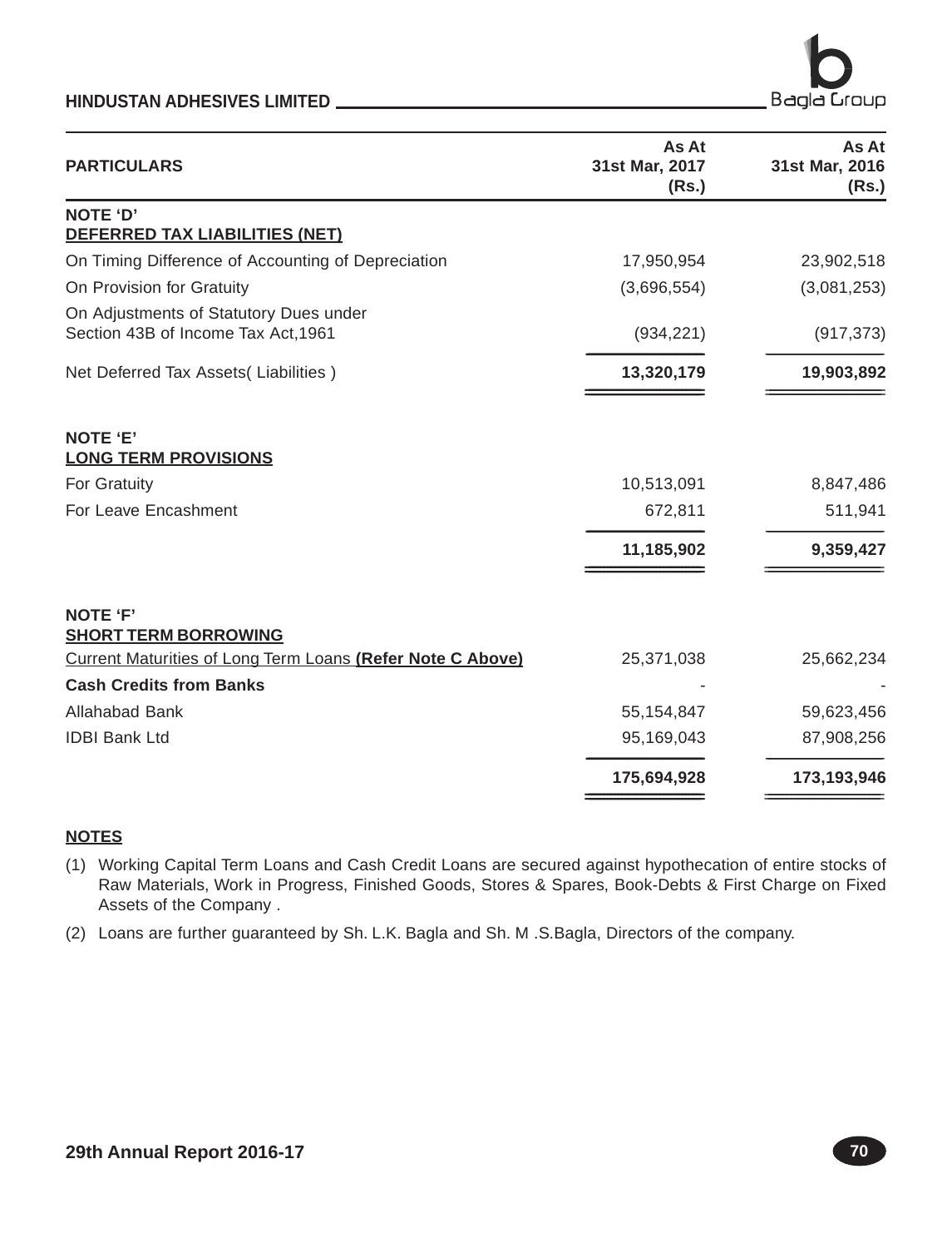| PARTICULARS | As At 31st Mar, 2017 (Rs.) | As At 31st Mar, 2016 (Rs.) |
|---|---|---|
| **NOTE 'D'** | | |
| **DEFERRED TAX LIABILITIES (NET)** | | |
| On Timing Difference of Accounting of Depreciation | 17,950,954 | 23,902,518 |
| On Provision for Gratuity | (3,696,554) | (3,081,253) |
| On Adjustments of Statutory Dues under Section 43B of Income Tax Act,1961 | (934,221) | (917,373) |
| Net Deferred Tax Assets( Liabilities ) | **13,320,179** | **19,903,892** |
| **NOTE 'E'** | | |
| **LONG TERM PROVISIONS** | | |
| For Gratuity | 10,513,091 | 8,847,486 |
| For Leave Encashment | 672,811 | 511,941 |
| | **11,185,902** | **9,359,427** |
| **NOTE 'F'** | | |
| **SHORT TERM BORROWING** | | |
| Current Maturities of Long Term Loans **(Refer Note C Above)** | 25,371,038 | 25,662,234 |
| **Cash Credits from Banks** | - | - |
| Allahabad Bank | 55,154,847 | 59,623,456 |
| IDBI Bank Ltd | 95,169,043 | 87,908,256 |
| | **175,694,928** | **173,193,946** |

**NOTES**

(1) Working Capital Term Loans and Cash Credit Loans are secured against hypothecation of entire stocks of Raw Materials, Work in Progress, Finished Goods, Stores & Spares, Book-Debts & First Charge on Fixed Assets of the Company .

(2) Loans are further guaranteed by Sh. L.K. Bagla and Sh. M .S.Bagla, Directors of the company.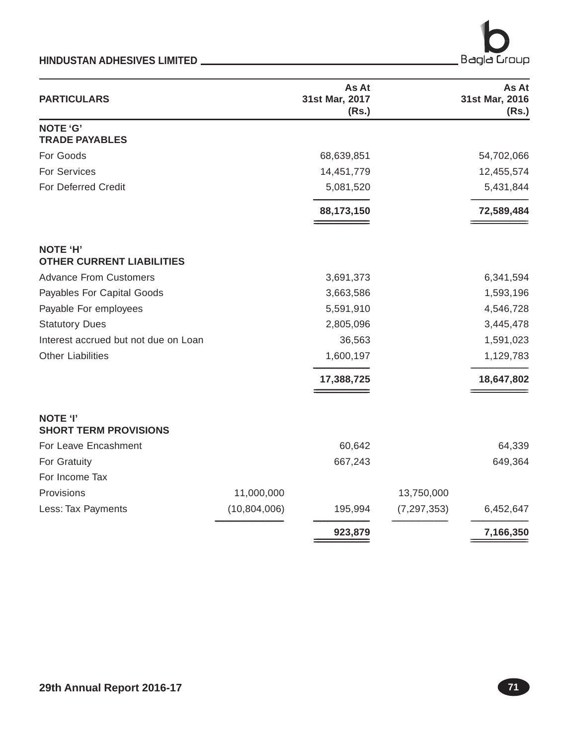| PARTICULARS | | As At 31st Mar, 2017 (Rs.) | | As At 31st Mar, 2016 (Rs.) |
|---|---|---|---|---|
| **NOTE 'G'** | | | | |
| **TRADE PAYABLES** | | | | |
| For Goods | | 68,639,851 | | 54,702,066 |
| For Services | | 14,451,779 | | 12,455,574 |
| For Deferred Credit | | 5,081,520 | | 5,431,844 |
| | | **88,173,150** | | **72,589,484** |
| **NOTE 'H'** | | | | |
| **OTHER CURRENT LIABILITIES** | | | | |
| Advance From Customers | | 3,691,373 | | 6,341,594 |
| Payables For Capital Goods | | 3,663,586 | | 1,593,196 |
| Payable For employees | | 5,591,910 | | 4,546,728 |
| Statutory Dues | | 2,805,096 | | 3,445,478 |
| Interest accrued but not due on Loan | | 36,563 | | 1,591,023 |
| Other Liabilities | | 1,600,197 | | 1,129,783 |
| | | **17,388,725** | | **18,647,802** |
| **NOTE 'I'** | | | | |
| **SHORT TERM PROVISIONS** | | | | |
| For Leave Encashment | | 60,642 | | 64,339 |
| For Gratuity | | 667,243 | | 649,364 |
| For Income Tax | | | | |
| Provisions | 11,000,000 | | 13,750,000 | |
| Less: Tax Payments | (10,804,006) | 195,994 | (7,297,353) | 6,452,647 |
| | | **923,879** | | **7,166,350** |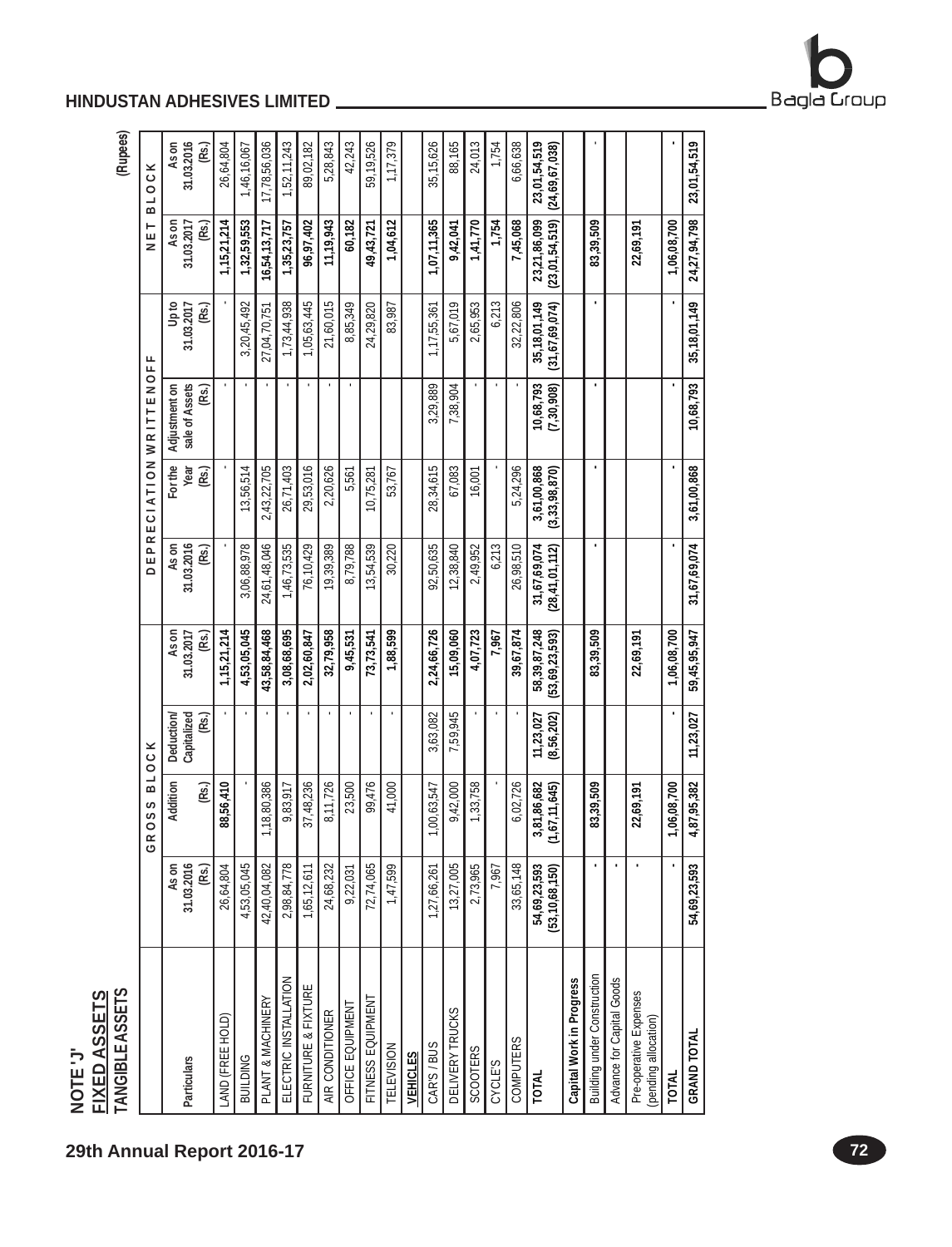# NOTE 'J'

## FIXED ASSETS

### TANGIBLE ASSETS

(Rupees)

| Particulars | GROSS BLOCK | | | | DEPRECIATION WRITTEN OFF | | | | NET BLOCK | |
|---|---|---|---|---|---|---|---|---|---|---|
| | As on 31.03.2016 (Rs.) | Addition (Rs.) | Deduction/ Capitalized (Rs.) | As on 31.03.2017 (Rs.) | As on 31.03.2016 (Rs.) | For the Year (Rs.) | Adjustment on sale of Assets (Rs.) | Up to 31.03.2017 (Rs.) | As on 31.03.2017 (Rs.) | As on 31.03.2016 (Rs.) |
| LAND (FREE HOLD) | 26,64,804 | **88,56,410** | - | **1,15,21,214** | - | - | - | - | **1,15,21,214** | 26,64,804 |
| BUILDING | 4,53,05,045 | - | - | **4,53,05,045** | 3,06,88,978 | 13,56,514 | - | 3,20,45,492 | **1,32,59,553** | 1,46,16,067 |
| PLANT & MACHINERY | 42,40,04,082 | 1,18,80,386 | - | **43,58,84,468** | 24,61,48,046 | 2,43,22,705 | - | 27,04,70,751 | **16,54,13,717** | 17,78,56,036 |
| ELECTRIC INSTALLATION | 2,98,84,778 | 9,83,917 | - | **3,08,68,695** | 1,46,73,535 | 26,71,403 | - | 1,73,44,938 | **1,35,23,757** | 1,52,11,243 |
| FURNITURE & FIXTURE | 1,65,12,611 | 37,48,236 | - | **2,02,60,847** | 76,10,429 | 29,53,016 | - | 1,05,63,445 | **96,97,402** | 89,02,182 |
| AIR CONDITIONER | 24,68,232 | 8,11,726 | - | **32,79,958** | 19,39,389 | 2,20,626 | - | 21,60,015 | **11,19,943** | 5,28,843 |
| OFFICE EQUIPMENT | 9,22,031 | 23,500 | - | **9,45,531** | 8,79,788 | 5,561 | - | 8,85,349 | **60,182** | 42,243 |
| FITNESS EQUIPMENT | 72,74,065 | 99,476 | - | **73,73,541** | 13,54,539 | 10,75,281 | | 24,29,820 | **49,43,721** | 59,19,526 |
| TELEVISION | 1,47,599 | 41,000 | - | **1,88,599** | 30,220 | 53,767 | | 83,987 | **1,04,612** | 1,17,379 |
| **VEHICLES** | | | | | | | | | | |
| CAR'S / BUS | 1,27,66,261 | 1,00,63,547 | 3,63,082 | **2,24,66,726** | 92,50,635 | 28,34,615 | 3,29,889 | 1,17,55,361 | **1,07,11,365** | 35,15,626 |
| DELIVERY TRUCKS | 13,27,005 | 9,42,000 | 7,59,945 | **15,09,060** | 12,38,840 | 67,083 | 7,38,904 | 5,67,019 | **9,42,041** | 88,165 |
| SCOOTERS | 2,73,965 | 1,33,758 | - | **4,07,723** | 2,49,952 | 16,001 | - | 2,65,953 | **1,41,770** | 24,013 |
| CYCLE'S | 7,967 | - | - | **7,967** | 6,213 | - | - | 6,213 | **1,754** | 1,754 |
| COMPUTERS | 33,65,148 | 6,02,726 | - | **39,67,874** | 26,98,510 | 5,24,296 | - | 32,22,806 | **7,45,068** | 6,66,638 |
| **TOTAL** | **54,69,23,593** **(53,10,68,150)** | **3,81,86,682** **(1,67,11,645)** | **11,23,027** **(8,56,202)** | **58,39,87,248** **(54,69,23,593)** | **31,67,69,074** **(28,41,01,112)** | **3,61,00,868** **(3,33,98,870)** | **10,68,793** **(7,30,908)** | **35,18,01,149** **(31,67,69,074)** | **23,21,86,099** **(23,01,54,519)** | **23,01,54,519** **(24,69,67,038)** |
| **Capital Work in Progress** | | | | | | | | | | |
| Building under Construction | - | **83,39,509** | | **83,39,509** | - | - | - | - | **83,39,509** | - |
| Advance for Capital Goods | - | | | | | | | | | |
| Pre-operative Expenses (pending allocation) | - | **22,69,191** | | **22,69,191** | | | | | **22,69,191** | |
| **TOTAL** | - | **1,06,08,700** | - | **1,06,08,700** | - | - | - | - | **1,06,08,700** | - |
| **GRAND TOTAL** | **54,69,23,593** | **4,87,95,382** | **11,23,027** | **59,45,95,947** | **31,67,69,074** | **3,61,00,868** | **10,68,793** | **35,18,01,149** | **24,27,94,798** | **23,01,54,519** |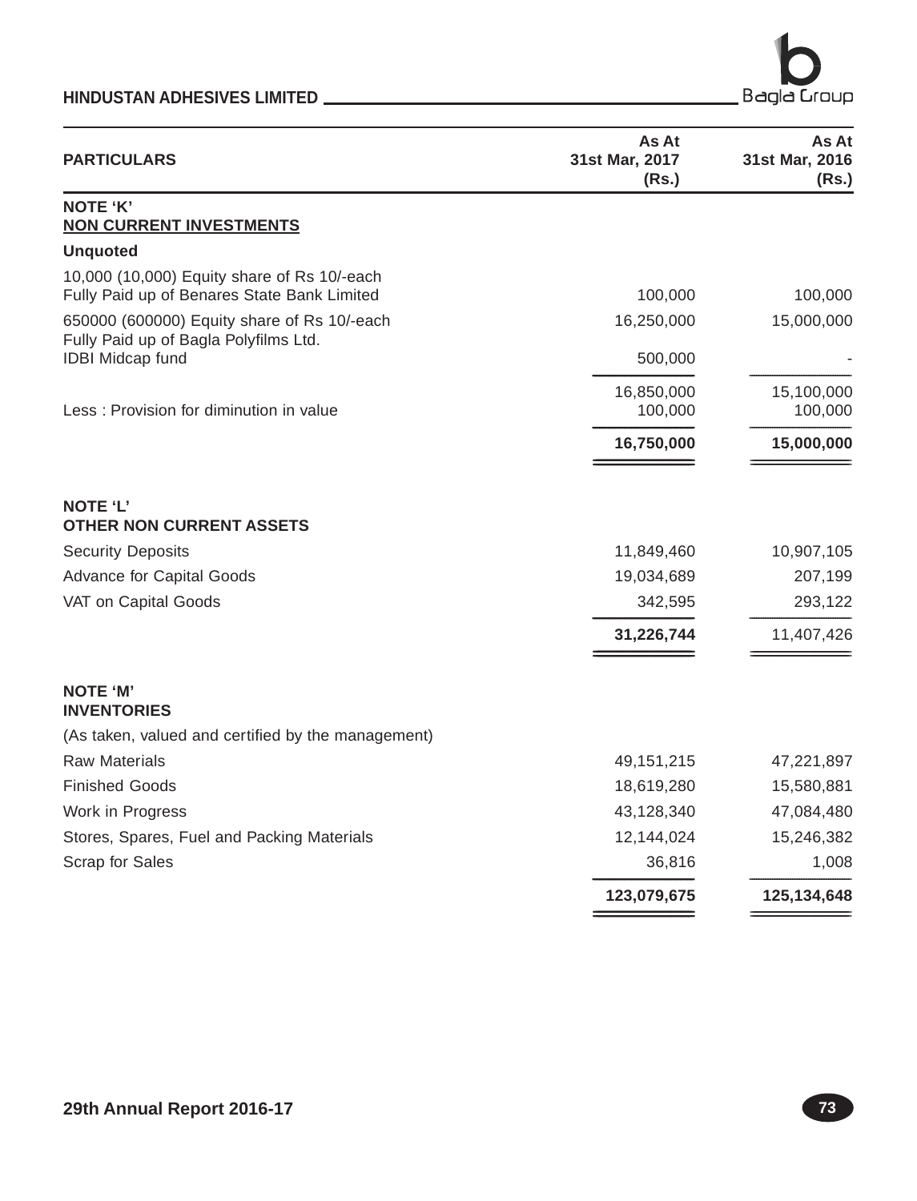| PARTICULARS | As At 31st Mar, 2017 (Rs.) | As At 31st Mar, 2016 (Rs.) |
|---|---|---|
| **NOTE 'K'** | | |
| **NON CURRENT INVESTMENTS** | | |
| **Unquoted** | | |
| 10,000 (10,000) Equity share of Rs 10/-each Fully Paid up of Benares State Bank Limited | 100,000 | 100,000 |
| 650000 (600000) Equity share of Rs 10/-each Fully Paid up of Bagla Polyfilms Ltd. | 16,250,000 | 15,000,000 |
| IDBI Midcap fund | 500,000 | - |
| | 16,850,000 | 15,100,000 |
| Less : Provision for diminution in value | 100,000 | 100,000 |
| | **16,750,000** | **15,000,000** |
| **NOTE 'L'** | | |
| **OTHER NON CURRENT ASSETS** | | |
| Security Deposits | 11,849,460 | 10,907,105 |
| Advance for Capital Goods | 19,034,689 | 207,199 |
| VAT on Capital Goods | 342,595 | 293,122 |
| | **31,226,744** | 11,407,426 |
| **NOTE 'M'** | | |
| **INVENTORIES** | | |
| (As taken, valued and certified by the management) | | |
| Raw Materials | 49,151,215 | 47,221,897 |
| Finished Goods | 18,619,280 | 15,580,881 |
| Work in Progress | 43,128,340 | 47,084,480 |
| Stores, Spares, Fuel and Packing Materials | 12,144,024 | 15,246,382 |
| Scrap for Sales | 36,816 | 1,008 |
| | **123,079,675** | **125,134,648** |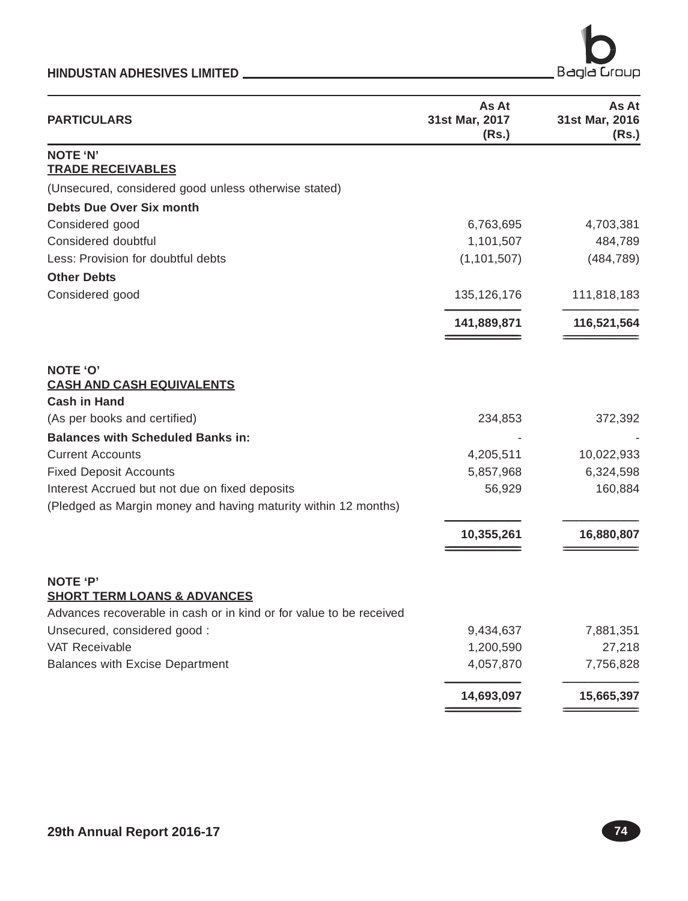| PARTICULARS | As At 31st Mar, 2017 (Rs.) | As At 31st Mar, 2016 (Rs.) |
|---|---|---|
| **NOTE 'N'** | | |
| **TRADE RECEIVABLES** | | |
| (Unsecured, considered good unless otherwise stated) | | |
| **Debts Due Over Six month** | | |
| Considered good | 6,763,695 | 4,703,381 |
| Considered doubtful | 1,101,507 | 484,789 |
| Less: Provision for doubtful debts | (1,101,507) | (484,789) |
| **Other Debts** | | |
| Considered good | 135,126,176 | 111,818,183 |
| | **141,889,871** | **116,521,564** |
| **NOTE 'O'** | | |
| **CASH AND CASH EQUIVALENTS** | | |
| **Cash in Hand** | | |
| (As per books and certified) | 234,853 | 372,392 |
| **Balances with Scheduled Banks in:** | - | - |
| Current Accounts | 4,205,511 | 10,022,933 |
| Fixed Deposit Accounts | 5,857,968 | 6,324,598 |
| Interest Accrued but not due on fixed deposits | 56,929 | 160,884 |
| (Pledged as Margin money and having maturity within 12 months) | | |
| | **10,355,261** | **16,880,807** |
| **NOTE 'P'** | | |
| **SHORT TERM LOANS & ADVANCES** | | |
| Advances recoverable in cash or in kind or for value to be received | | |
| Unsecured, considered good : | 9,434,637 | 7,881,351 |
| VAT Receivable | 1,200,590 | 27,218 |
| Balances with Excise Department | 4,057,870 | 7,756,828 |
| | **14,693,097** | **15,665,397** |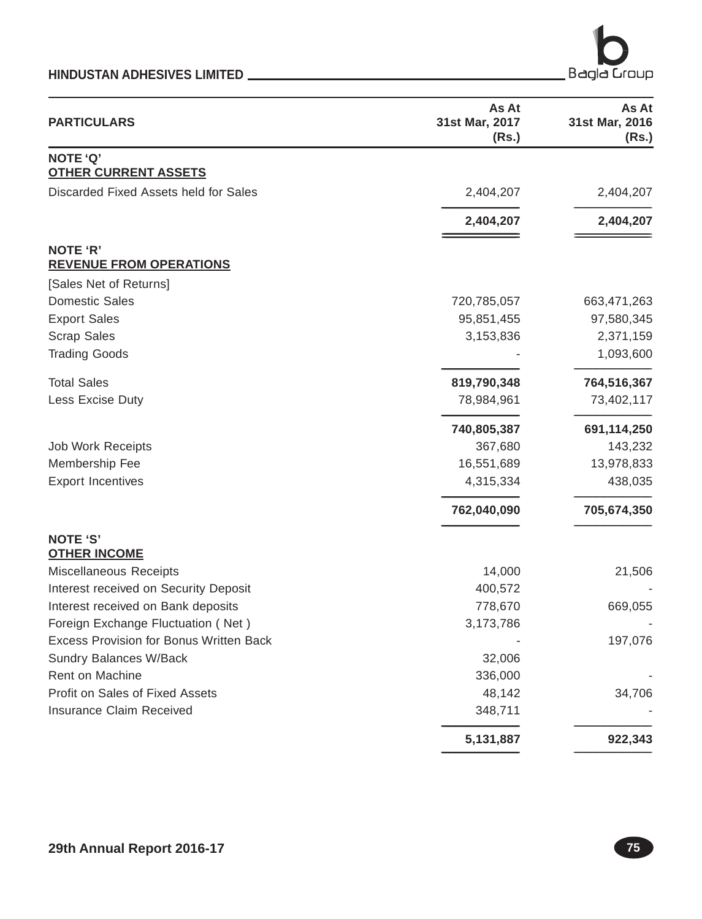| PARTICULARS | As At 31st Mar, 2017 (Rs.) | As At 31st Mar, 2016 (Rs.) |
|---|---|---|
| **NOTE 'Q'** | | |
| **OTHER CURRENT ASSETS** | | |
| Discarded Fixed Assets held for Sales | 2,404,207 | 2,404,207 |
| | **2,404,207** | **2,404,207** |
| **NOTE 'R'** | | |
| **REVENUE FROM OPERATIONS** | | |
| [Sales Net of Returns] | | |
| Domestic Sales | 720,785,057 | 663,471,263 |
| Export Sales | 95,851,455 | 97,580,345 |
| Scrap Sales | 3,153,836 | 2,371,159 |
| Trading Goods | - | 1,093,600 |
| Total Sales | **819,790,348** | **764,516,367** |
| Less Excise Duty | 78,984,961 | 73,402,117 |
| | **740,805,387** | **691,114,250** |
| Job Work Receipts | 367,680 | 143,232 |
| Membership Fee | 16,551,689 | 13,978,833 |
| Export Incentives | 4,315,334 | 438,035 |
| | **762,040,090** | **705,674,350** |
| **NOTE 'S'** | | |
| **OTHER INCOME** | | |
| Miscellaneous Receipts | 14,000 | 21,506 |
| Interest received on Security Deposit | 400,572 | - |
| Interest received on Bank deposits | 778,670 | 669,055 |
| Foreign Exchange Fluctuation ( Net ) | 3,173,786 | - |
| Excess Provision for Bonus Written Back | - | 197,076 |
| Sundry Balances W/Back | 32,006 | |
| Rent on Machine | 336,000 | - |
| Profit on Sales of Fixed Assets | 48,142 | 34,706 |
| Insurance Claim Received | 348,711 | - |
| | **5,131,887** | **922,343** |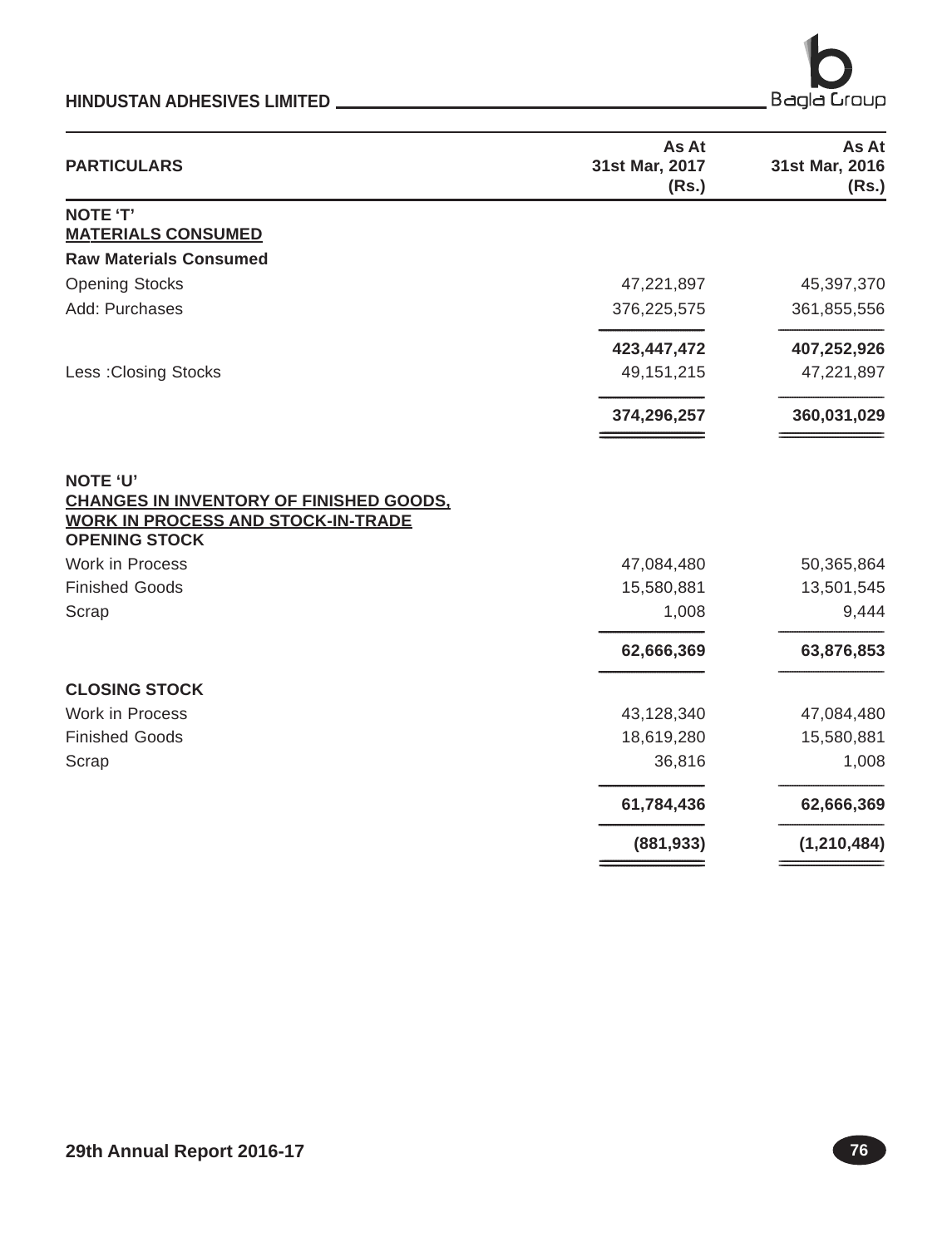| PARTICULARS | As At 31st Mar, 2017 (Rs.) | As At 31st Mar, 2016 (Rs.) |
|---|---|---|
| **NOTE 'T'** | | |
| **MATERIALS CONSUMED** | | |
| **Raw Materials Consumed** | | |
| Opening Stocks | 47,221,897 | 45,397,370 |
| Add: Purchases | 376,225,575 | 361,855,556 |
| | **423,447,472** | **407,252,926** |
| Less :Closing Stocks | 49,151,215 | 47,221,897 |
| | **374,296,257** | **360,031,029** |
| **NOTE 'U'** | | |
| **CHANGES IN INVENTORY OF FINISHED GOODS, WORK IN PROCESS AND STOCK-IN-TRADE** | | |
| **OPENING STOCK** | | |
| Work in Process | 47,084,480 | 50,365,864 |
| Finished Goods | 15,580,881 | 13,501,545 |
| Scrap | 1,008 | 9,444 |
| | **62,666,369** | **63,876,853** |
| **CLOSING STOCK** | | |
| Work in Process | 43,128,340 | 47,084,480 |
| Finished Goods | 18,619,280 | 15,580,881 |
| Scrap | 36,816 | 1,008 |
| | **61,784,436** | **62,666,369** |
| | **(881,933)** | **(1,210,484)** |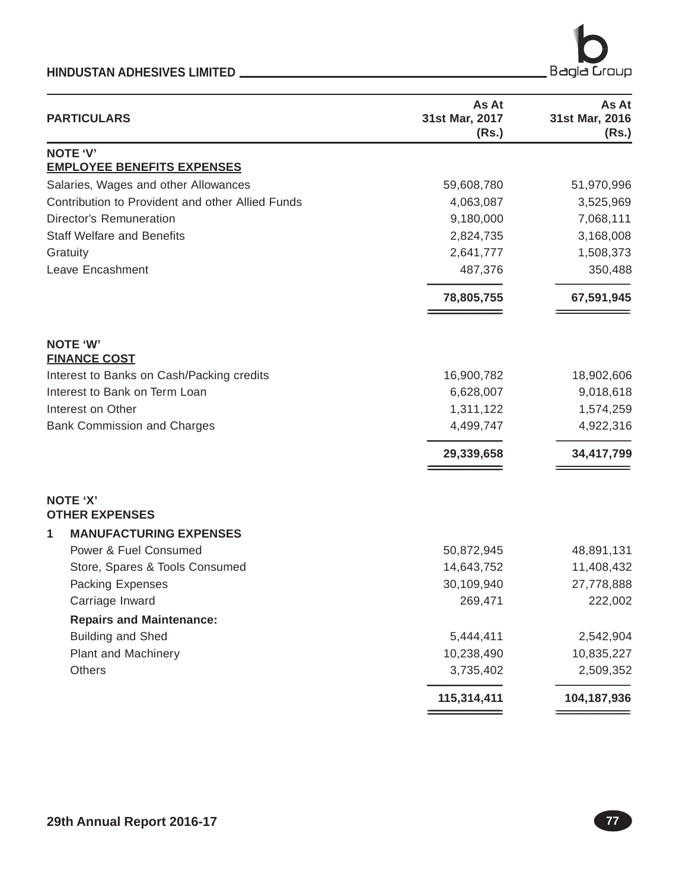| PARTICULARS | As At 31st Mar, 2017 (Rs.) | As At 31st Mar, 2016 (Rs.) |
|---|---|---|
| **NOTE 'V'** | | |
| **EMPLOYEE BENEFITS EXPENSES** | | |
| Salaries, Wages and other Allowances | 59,608,780 | 51,970,996 |
| Contribution to Provident and other Allied Funds | 4,063,087 | 3,525,969 |
| Director's Remuneration | 9,180,000 | 7,068,111 |
| Staff Welfare and Benefits | 2,824,735 | 3,168,008 |
| Gratuity | 2,641,777 | 1,508,373 |
| Leave Encashment | 487,376 | 350,488 |
| | **78,805,755** | **67,591,945** |
| **NOTE 'W'** | | |
| **FINANCE COST** | | |
| Interest to Banks on Cash/Packing credits | 16,900,782 | 18,902,606 |
| Interest to Bank on Term Loan | 6,628,007 | 9,018,618 |
| Interest on Other | 1,311,122 | 1,574,259 |
| Bank Commission and Charges | 4,499,747 | 4,922,316 |
| | **29,339,658** | **34,417,799** |
| **NOTE 'X'** | | |
| **OTHER EXPENSES** | | |
| **1 MANUFACTURING EXPENSES** | | |
| Power & Fuel Consumed | 50,872,945 | 48,891,131 |
| Store, Spares & Tools Consumed | 14,643,752 | 11,408,432 |
| Packing Expenses | 30,109,940 | 27,778,888 |
| Carriage Inward | 269,471 | 222,002 |
| **Repairs and Maintenance:** | | |
| Building and Shed | 5,444,411 | 2,542,904 |
| Plant and Machinery | 10,238,490 | 10,835,227 |
| Others | 3,735,402 | 2,509,352 |
| | **115,314,411** | **104,187,936** |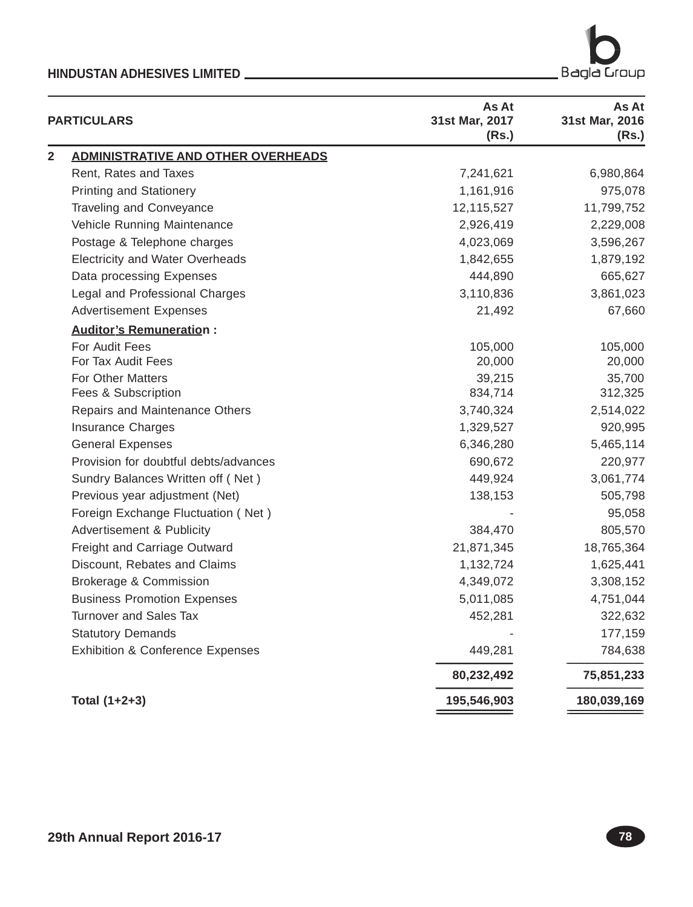| PARTICULARS | As At 31st Mar, 2017 (Rs.) | As At 31st Mar, 2016 (Rs.) |
|---|---|---|
| **2 ADMINISTRATIVE AND OTHER OVERHEADS** | | |
| Rent, Rates and Taxes | 7,241,621 | 6,980,864 |
| Printing and Stationery | 1,161,916 | 975,078 |
| Traveling and Conveyance | 12,115,527 | 11,799,752 |
| Vehicle Running Maintenance | 2,926,419 | 2,229,008 |
| Postage & Telephone charges | 4,023,069 | 3,596,267 |
| Electricity and Water Overheads | 1,842,655 | 1,879,192 |
| Data processing Expenses | 444,890 | 665,627 |
| Legal and Professional Charges | 3,110,836 | 3,861,023 |
| Advertisement Expenses | 21,492 | 67,660 |
| **Auditor's Remuneration :** | | |
| For Audit Fees | 105,000 | 105,000 |
| For Tax Audit Fees | 20,000 | 20,000 |
| For Other Matters | 39,215 | 35,700 |
| Fees & Subscription | 834,714 | 312,325 |
| Repairs and Maintenance Others | 3,740,324 | 2,514,022 |
| Insurance Charges | 1,329,527 | 920,995 |
| General Expenses | 6,346,280 | 5,465,114 |
| Provision for doubtful debts/advances | 690,672 | 220,977 |
| Sundry Balances Written off ( Net ) | 449,924 | 3,061,774 |
| Previous year adjustment (Net) | 138,153 | 505,798 |
| Foreign Exchange Fluctuation ( Net ) | - | 95,058 |
| Advertisement & Publicity | 384,470 | 805,570 |
| Freight and Carriage Outward | 21,871,345 | 18,765,364 |
| Discount, Rebates and Claims | 1,132,724 | 1,625,441 |
| Brokerage & Commission | 4,349,072 | 3,308,152 |
| Business Promotion Expenses | 5,011,085 | 4,751,044 |
| Turnover and Sales Tax | 452,281 | 322,632 |
| Statutory Demands | - | 177,159 |
| Exhibition & Conference Expenses | 449,281 | 784,638 |
| | **80,232,492** | **75,851,233** |
| **Total (1+2+3)** | **195,546,903** | **180,039,169** |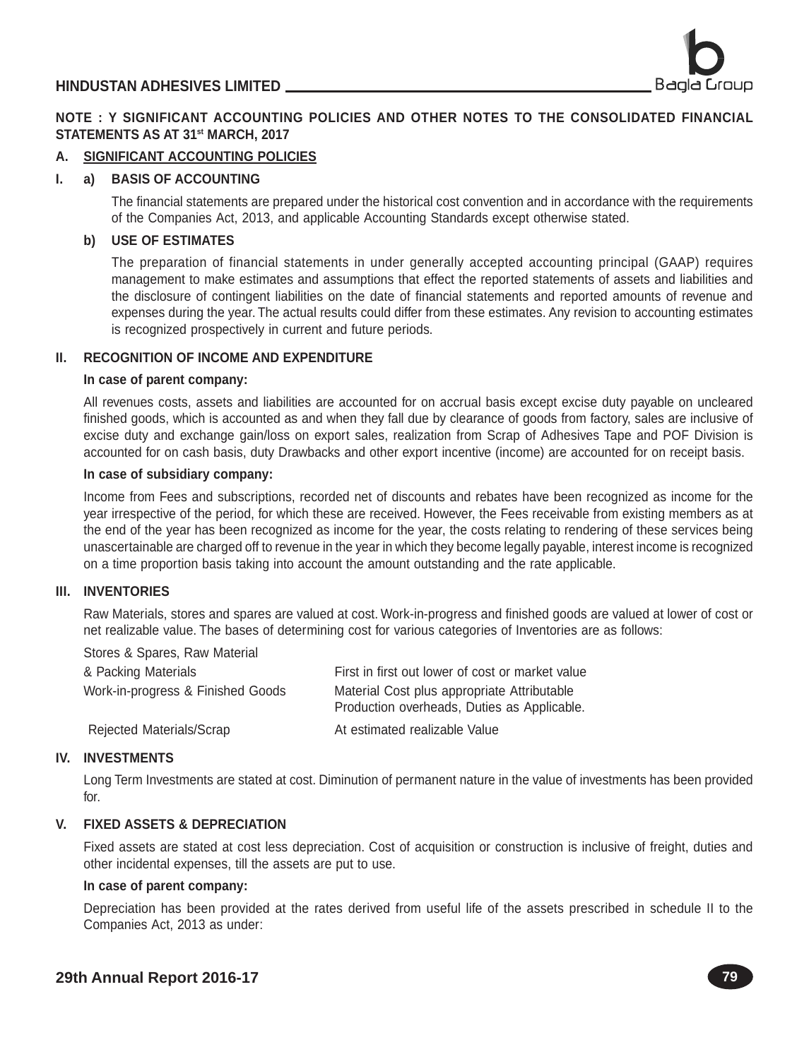**NOTE : Y SIGNIFICANT ACCOUNTING POLICIES AND OTHER NOTES TO THE CONSOLIDATED FINANCIAL STATEMENTS AS AT 31st MARCH, 2017**

## A. SIGNIFICANT ACCOUNTING POLICIES

### I. a) BASIS OF ACCOUNTING

The financial statements are prepared under the historical cost convention and in accordance with the requirements of the Companies Act, 2013, and applicable Accounting Standards except otherwise stated.

### b) USE OF ESTIMATES

The preparation of financial statements in under generally accepted accounting principal (GAAP) requires management to make estimates and assumptions that effect the reported statements of assets and liabilities and the disclosure of contingent liabilities on the date of financial statements and reported amounts of revenue and expenses during the year. The actual results could differ from these estimates. Any revision to accounting estimates is recognized prospectively in current and future periods.

### II. RECOGNITION OF INCOME AND EXPENDITURE

**In case of parent company:**

All revenues costs, assets and liabilities are accounted for on accrual basis except excise duty payable on uncleared finished goods, which is accounted as and when they fall due by clearance of goods from factory, sales are inclusive of excise duty and exchange gain/loss on export sales, realization from Scrap of Adhesives Tape and POF Division is accounted for on cash basis, duty Drawbacks and other export incentive (income) are accounted for on receipt basis.

**In case of subsidiary company:**

Income from Fees and subscriptions, recorded net of discounts and rebates have been recognized as income for the year irrespective of the period, for which these are received. However, the Fees receivable from existing members as at the end of the year has been recognized as income for the year, the costs relating to rendering of these services being unascertainable are charged off to revenue in the year in which they become legally payable, interest income is recognized on a time proportion basis taking into account the amount outstanding and the rate applicable.

### III. INVENTORIES

Raw Materials, stores and spares are valued at cost. Work-in-progress and finished goods are valued at lower of cost or net realizable value. The bases of determining cost for various categories of Inventories are as follows:

| | |
|---|---|
| Stores & Spares, Raw Material & Packing Materials | First in first out lower of cost or market value |
| Work-in-progress & Finished Goods | Material Cost plus appropriate Attributable Production overheads, Duties as Applicable. |
| Rejected Materials/Scrap | At estimated realizable Value |

### IV. INVESTMENTS

Long Term Investments are stated at cost. Diminution of permanent nature in the value of investments has been provided for.

### V. FIXED ASSETS & DEPRECIATION

Fixed assets are stated at cost less depreciation. Cost of acquisition or construction is inclusive of freight, duties and other incidental expenses, till the assets are put to use.

**In case of parent company:**

Depreciation has been provided at the rates derived from useful life of the assets prescribed in schedule II to the Companies Act, 2013 as under: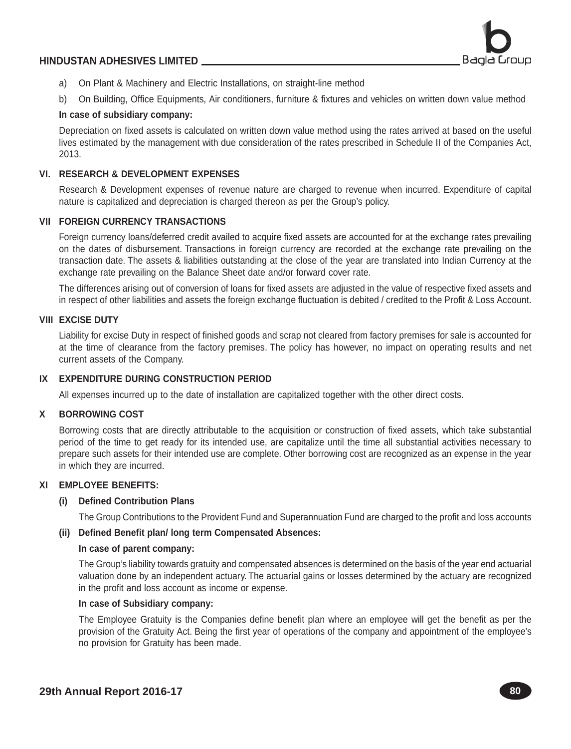a) On Plant & Machinery and Electric Installations, on straight-line method

b) On Building, Office Equipments, Air conditioners, furniture & fixtures and vehicles on written down value method

**In case of subsidiary company:**

Depreciation on fixed assets is calculated on written down value method using the rates arrived at based on the useful lives estimated by the management with due consideration of the rates prescribed in Schedule II of the Companies Act, 2013.

**VI. RESEARCH & DEVELOPMENT EXPENSES**

Research & Development expenses of revenue nature are charged to revenue when incurred. Expenditure of capital nature is capitalized and depreciation is charged thereon as per the Group's policy.

**VII FOREIGN CURRENCY TRANSACTIONS**

Foreign currency loans/deferred credit availed to acquire fixed assets are accounted for at the exchange rates prevailing on the dates of disbursement. Transactions in foreign currency are recorded at the exchange rate prevailing on the transaction date. The assets & liabilities outstanding at the close of the year are translated into Indian Currency at the exchange rate prevailing on the Balance Sheet date and/or forward cover rate.

The differences arising out of conversion of loans for fixed assets are adjusted in the value of respective fixed assets and in respect of other liabilities and assets the foreign exchange fluctuation is debited / credited to the Profit & Loss Account.

**VIII EXCISE DUTY**

Liability for excise Duty in respect of finished goods and scrap not cleared from factory premises for sale is accounted for at the time of clearance from the factory premises. The policy has however, no impact on operating results and net current assets of the Company.

**IX EXPENDITURE DURING CONSTRUCTION PERIOD**

All expenses incurred up to the date of installation are capitalized together with the other direct costs.

**X BORROWING COST**

Borrowing costs that are directly attributable to the acquisition or construction of fixed assets, which take substantial period of the time to get ready for its intended use, are capitalize until the time all substantial activities necessary to prepare such assets for their intended use are complete. Other borrowing cost are recognized as an expense in the year in which they are incurred.

**XI EMPLOYEE BENEFITS:**

**(i) Defined Contribution Plans**

The Group Contributions to the Provident Fund and Superannuation Fund are charged to the profit and loss accounts

**(ii) Defined Benefit plan/ long term Compensated Absences:**

**In case of parent company:**

The Group's liability towards gratuity and compensated absences is determined on the basis of the year end actuarial valuation done by an independent actuary. The actuarial gains or losses determined by the actuary are recognized in the profit and loss account as income or expense.

**In case of Subsidiary company:**

The Employee Gratuity is the Companies define benefit plan where an employee will get the benefit as per the provision of the Gratuity Act. Being the first year of operations of the company and appointment of the employee's no provision for Gratuity has been made.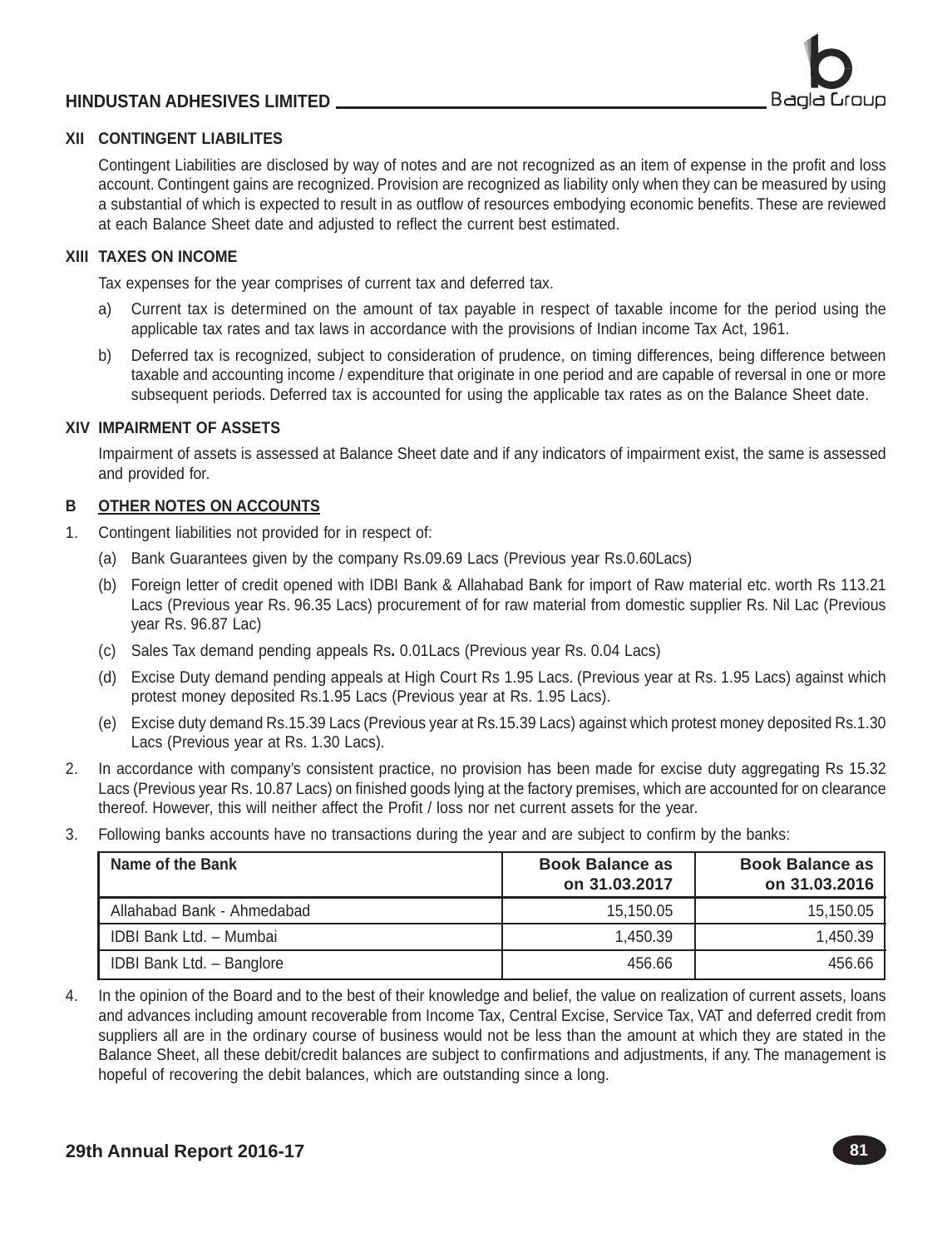### XII CONTINGENT LIABILITES

Contingent Liabilities are disclosed by way of notes and are not recognized as an item of expense in the profit and loss account. Contingent gains are recognized. Provision are recognized as liability only when they can be measured by using a substantial of which is expected to result in as outflow of resources embodying economic benefits. These are reviewed at each Balance Sheet date and adjusted to reflect the current best estimated.

### XIII TAXES ON INCOME

Tax expenses for the year comprises of current tax and deferred tax.

a) Current tax is determined on the amount of tax payable in respect of taxable income for the period using the applicable tax rates and tax laws in accordance with the provisions of Indian income Tax Act, 1961.

b) Deferred tax is recognized, subject to consideration of prudence, on timing differences, being difference between taxable and accounting income / expenditure that originate in one period and are capable of reversal in one or more subsequent periods. Deferred tax is accounted for using the applicable tax rates as on the Balance Sheet date.

### XIV IMPAIRMENT OF ASSETS

Impairment of assets is assessed at Balance Sheet date and if any indicators of impairment exist, the same is assessed and provided for.

## B <u>OTHER NOTES ON ACCOUNTS</u>

1. Contingent liabilities not provided for in respect of:
   - (a) Bank Guarantees given by the company Rs.09.69 Lacs (Previous year Rs.0.60Lacs)
   - (b) Foreign letter of credit opened with IDBI Bank & Allahabad Bank for import of Raw material etc. worth Rs 113.21 Lacs (Previous year Rs. 96.35 Lacs) procurement of for raw material from domestic supplier Rs. Nil Lac (Previous year Rs. 96.87 Lac)
   - (c) Sales Tax demand pending appeals Rs**.** 0.01Lacs (Previous year Rs. 0.04 Lacs)
   - (d) Excise Duty demand pending appeals at High Court Rs 1.95 Lacs. (Previous year at Rs. 1.95 Lacs) against which protest money deposited Rs.1.95 Lacs (Previous year at Rs. 1.95 Lacs).
   - (e) Excise duty demand Rs.15.39 Lacs (Previous year at Rs.15.39 Lacs) against which protest money deposited Rs.1.30 Lacs (Previous year at Rs. 1.30 Lacs).
2. In accordance with company's consistent practice, no provision has been made for excise duty aggregating Rs 15.32 Lacs (Previous year Rs. 10.87 Lacs) on finished goods lying at the factory premises, which are accounted for on clearance thereof. However, this will neither affect the Profit / loss nor net current assets for the year.
3. Following banks accounts have no transactions during the year and are subject to confirm by the banks:

| Name of the Bank | Book Balance as on 31.03.2017 | Book Balance as on 31.03.2016 |
|---|---|---|
| Allahabad Bank - Ahmedabad | 15,150.05 | 15,150.05 |
| IDBI Bank Ltd. – Mumbai | 1,450.39 | 1,450.39 |
| IDBI Bank Ltd. – Banglore | 456.66 | 456.66 |

4. In the opinion of the Board and to the best of their knowledge and belief, the value on realization of current assets, loans and advances including amount recoverable from Income Tax, Central Excise, Service Tax, VAT and deferred credit from suppliers all are in the ordinary course of business would not be less than the amount at which they are stated in the Balance Sheet, all these debit/credit balances are subject to confirmations and adjustments, if any. The management is hopeful of recovering the debit balances, which are outstanding since a long.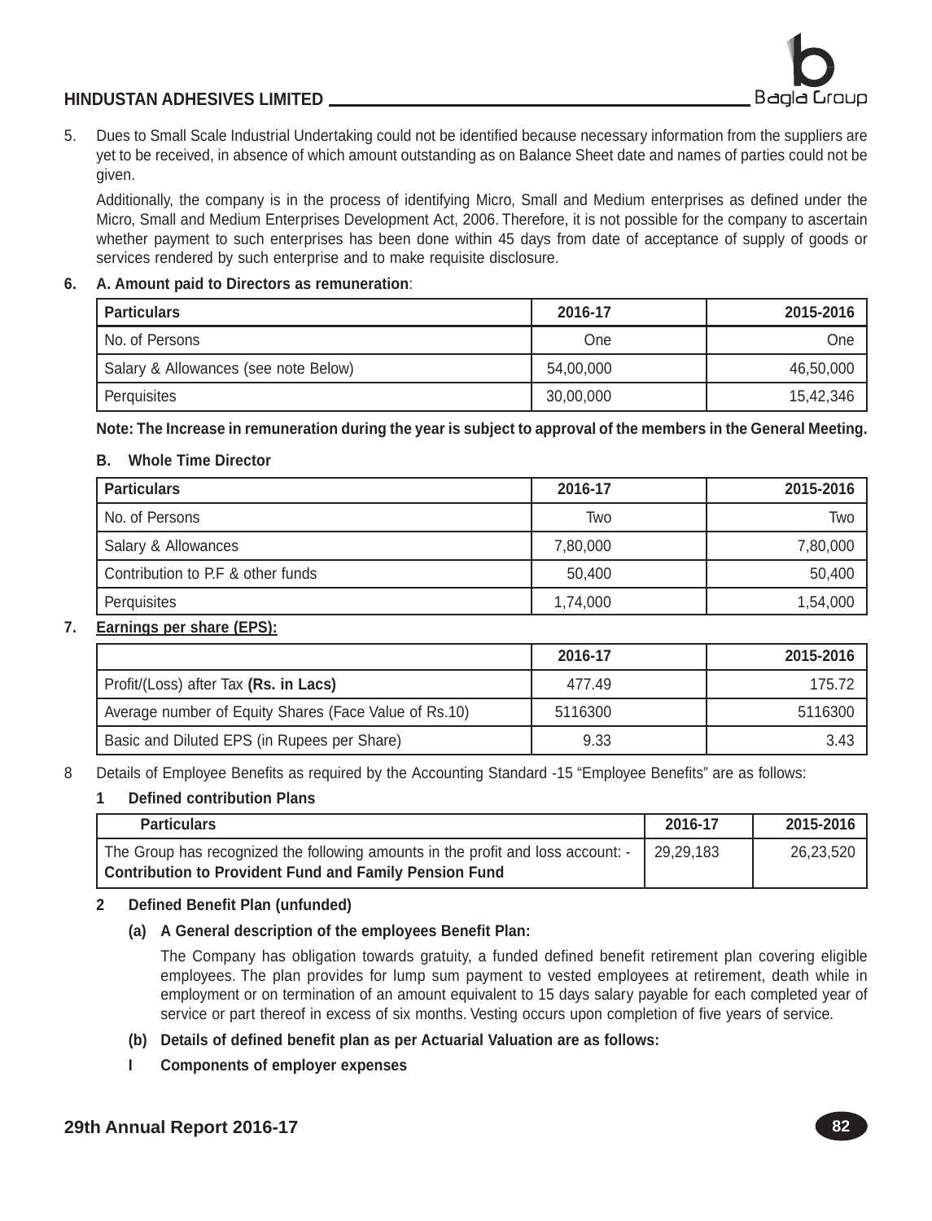5. Dues to Small Scale Industrial Undertaking could not be identified because necessary information from the suppliers are yet to be received, in absence of which amount outstanding as on Balance Sheet date and names of parties could not be given.

   Additionally, the company is in the process of identifying Micro, Small and Medium enterprises as defined under the Micro, Small and Medium Enterprises Development Act, 2006. Therefore, it is not possible for the company to ascertain whether payment to such enterprises has been done within 45 days from date of acceptance of supply of goods or services rendered by such enterprise and to make requisite disclosure.

**6. A. Amount paid to Directors as remuneration**:

| Particulars | 2016-17 | 2015-2016 |
|---|---|---|
| No. of Persons | One | One |
| Salary & Allowances (see note Below) | 54,00,000 | 46,50,000 |
| Perquisites | 30,00,000 | 15,42,346 |

**Note: The Increase in remuneration during the year is subject to approval of the members in the General Meeting.**

**B. Whole Time Director**

| Particulars | 2016-17 | 2015-2016 |
|---|---|---|
| No. of Persons | Two | Two |
| Salary & Allowances | 7,80,000 | 7,80,000 |
| Contribution to P.F & other funds | 50,400 | 50,400 |
| Perquisites | 1,74,000 | 1,54,000 |

**7. Earnings per share (EPS):**

| | 2016-17 | 2015-2016 |
|---|---|---|
| Profit/(Loss) after Tax **(Rs. in Lacs)** | 477.49 | 175.72 |
| Average number of Equity Shares (Face Value of Rs.10) | 5116300 | 5116300 |
| Basic and Diluted EPS (in Rupees per Share) | 9.33 | 3.43 |

8 Details of Employee Benefits as required by the Accounting Standard -15 "Employee Benefits" are as follows:

**1 Defined contribution Plans**

| Particulars | 2016-17 | 2015-2016 |
|---|---|---|
| The Group has recognized the following amounts in the profit and loss account: - **Contribution to Provident Fund and Family Pension Fund** | 29,29,183 | 26,23,520 |

**2 Defined Benefit Plan (unfunded)**

**(a) A General description of the employees Benefit Plan:**

The Company has obligation towards gratuity, a funded defined benefit retirement plan covering eligible employees. The plan provides for lump sum payment to vested employees at retirement, death while in employment or on termination of an amount equivalent to 15 days salary payable for each completed year of service or part thereof in excess of six months. Vesting occurs upon completion of five years of service.

**(b) Details of defined benefit plan as per Actuarial Valuation are as follows:**

**I Components of employer expenses**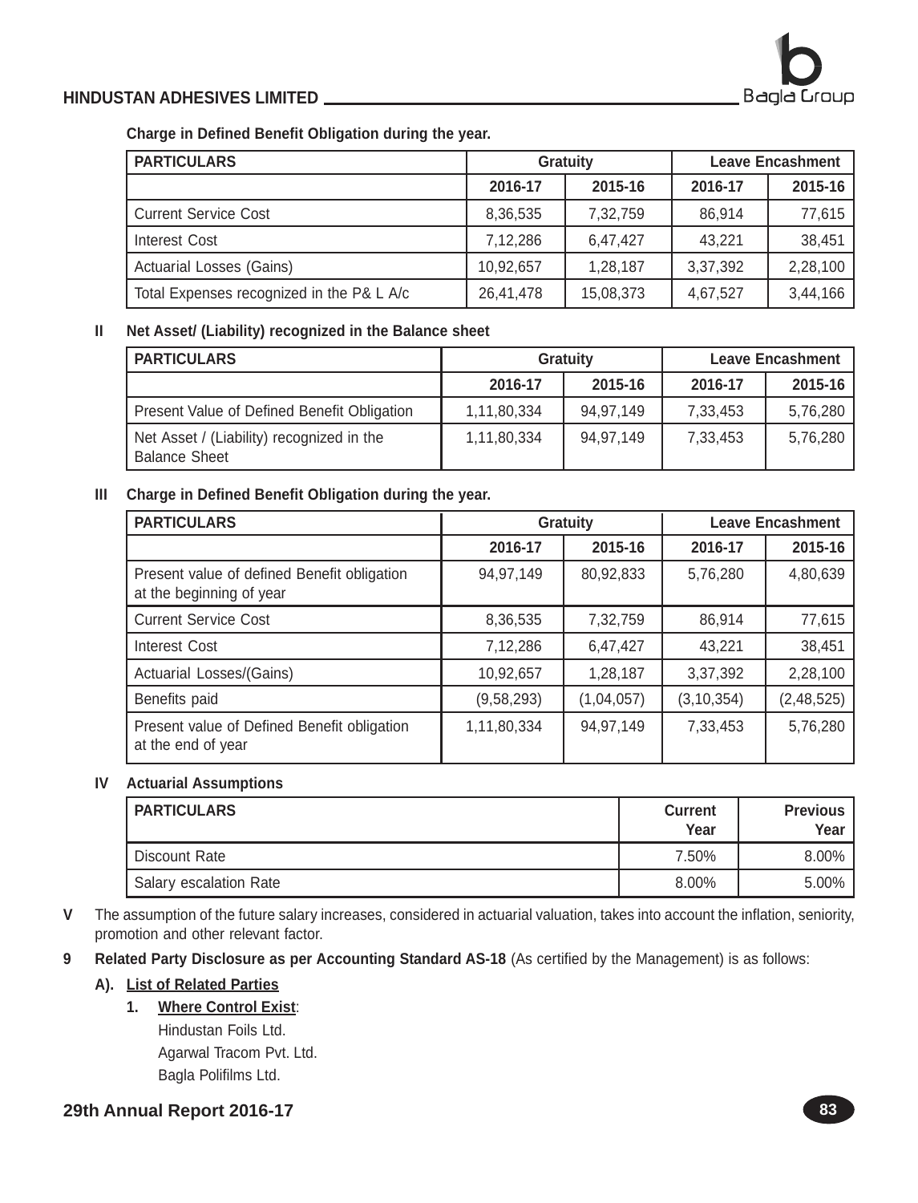**Charge in Defined Benefit Obligation during the year.**

| PARTICULARS | Gratuity | | Leave Encashment | |
|---|---|---|---|---|
| | 2016-17 | 2015-16 | 2016-17 | 2015-16 |
| Current Service Cost | 8,36,535 | 7,32,759 | 86,914 | 77,615 |
| Interest Cost | 7,12,286 | 6,47,427 | 43,221 | 38,451 |
| Actuarial Losses (Gains) | 10,92,657 | 1,28,187 | 3,37,392 | 2,28,100 |
| Total Expenses recognized in the P& L A/c | 26,41,478 | 15,08,373 | 4,67,527 | 3,44,166 |

**II Net Asset/ (Liability) recognized in the Balance sheet**

| PARTICULARS | Gratuity | | Leave Encashment | |
|---|---|---|---|---|
| | 2016-17 | 2015-16 | 2016-17 | 2015-16 |
| Present Value of Defined Benefit Obligation | 1,11,80,334 | 94,97,149 | 7,33,453 | 5,76,280 |
| Net Asset / (Liability) recognized in the Balance Sheet | 1,11,80,334 | 94,97,149 | 7,33,453 | 5,76,280 |

**III Charge in Defined Benefit Obligation during the year.**

| PARTICULARS | Gratuity | | Leave Encashment | |
|---|---|---|---|---|
| | 2016-17 | 2015-16 | 2016-17 | 2015-16 |
| Present value of defined Benefit obligation at the beginning of year | 94,97,149 | 80,92,833 | 5,76,280 | 4,80,639 |
| Current Service Cost | 8,36,535 | 7,32,759 | 86,914 | 77,615 |
| Interest Cost | 7,12,286 | 6,47,427 | 43,221 | 38,451 |
| Actuarial Losses/(Gains) | 10,92,657 | 1,28,187 | 3,37,392 | 2,28,100 |
| Benefits paid | (9,58,293) | (1,04,057) | (3,10,354) | (2,48,525) |
| Present value of Defined Benefit obligation at the end of year | 1,11,80,334 | 94,97,149 | 7,33,453 | 5,76,280 |

**IV Actuarial Assumptions**

| PARTICULARS | Current Year | Previous Year |
|---|---|---|
| Discount Rate | 7.50% | 8.00% |
| Salary escalation Rate | 8.00% | 5.00% |

**V** The assumption of the future salary increases, considered in actuarial valuation, takes into account the inflation, seniority, promotion and other relevant factor.

**9 Related Party Disclosure as per Accounting Standard AS-18** (As certified by the Management) is as follows:

**A). List of Related Parties**

1. **Where Control Exist**:
   Hindustan Foils Ltd.
   Agarwal Tracom Pvt. Ltd.
   Bagla Polifilms Ltd.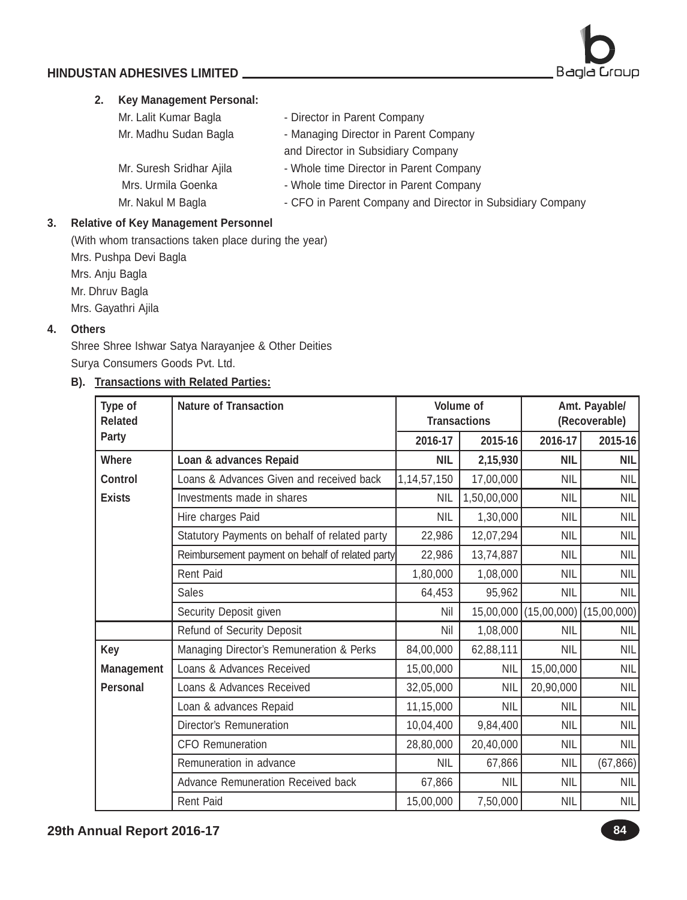2. **Key Management Personal:**

| | |
|---|---|
| Mr. Lalit Kumar Bagla | - Director in Parent Company |
| Mr. Madhu Sudan Bagla | - Managing Director in Parent Company and Director in Subsidiary Company |
| Mr. Suresh Sridhar Ajila | - Whole time Director in Parent Company |
| Mrs. Urmila Goenka | - Whole time Director in Parent Company |
| Mr. Nakul M Bagla | - CFO in Parent Company and Director in Subsidiary Company |

3. **Relative of Key Management Personnel**

(With whom transactions taken place during the year)

Mrs. Pushpa Devi Bagla

Mrs. Anju Bagla

Mr. Dhruv Bagla

Mrs. Gayathri Ajila

4. **Others**

Shree Shree Ishwar Satya Narayanjee & Other Deities

Surya Consumers Goods Pvt. Ltd.

**B). Transactions with Related Parties:**

| Type of Related Party | Nature of Transaction | Volume of Transactions | | Amt. Payable/ (Recoverable) | |
|---|---|---|---|---|---|
| | | 2016-17 | 2015-16 | 2016-17 | 2015-16 |
| Where Control Exists | **Loan & advances Repaid** | **NIL** | **2,15,930** | **NIL** | **NIL** |
| | Loans & Advances Given and received back | 1,14,57,150 | 17,00,000 | NIL | NIL |
| | Investments made in shares | NIL | 1,50,00,000 | NIL | NIL |
| | Hire charges Paid | NIL | 1,30,000 | NIL | NIL |
| | Statutory Payments on behalf of related party | 22,986 | 12,07,294 | NIL | NIL |
| | Reimbursement payment on behalf of related party | 22,986 | 13,74,887 | NIL | NIL |
| | Rent Paid | 1,80,000 | 1,08,000 | NIL | NIL |
| | Sales | 64,453 | 95,962 | NIL | NIL |
| | Security Deposit given | Nil | 15,00,000 | (15,00,000) | (15,00,000) |
| | Refund of Security Deposit | Nil | 1,08,000 | NIL | NIL |
| Key Management Personal | Managing Director's Remuneration & Perks | 84,00,000 | 62,88,111 | NIL | NIL |
| | Loans & Advances Received | 15,00,000 | NIL | 15,00,000 | NIL |
| | Loans & Advances Received | 32,05,000 | NIL | 20,90,000 | NIL |
| | Loan & advances Repaid | 11,15,000 | NIL | NIL | NIL |
| | Director's Remuneration | 10,04,400 | 9,84,400 | NIL | NIL |
| | CFO Remuneration | 28,80,000 | 20,40,000 | NIL | NIL |
| | Remuneration in advance | NIL | 67,866 | NIL | (67,866) |
| | Advance Remuneration Received back | 67,866 | NIL | NIL | NIL |
| | Rent Paid | 15,00,000 | 7,50,000 | NIL | NIL |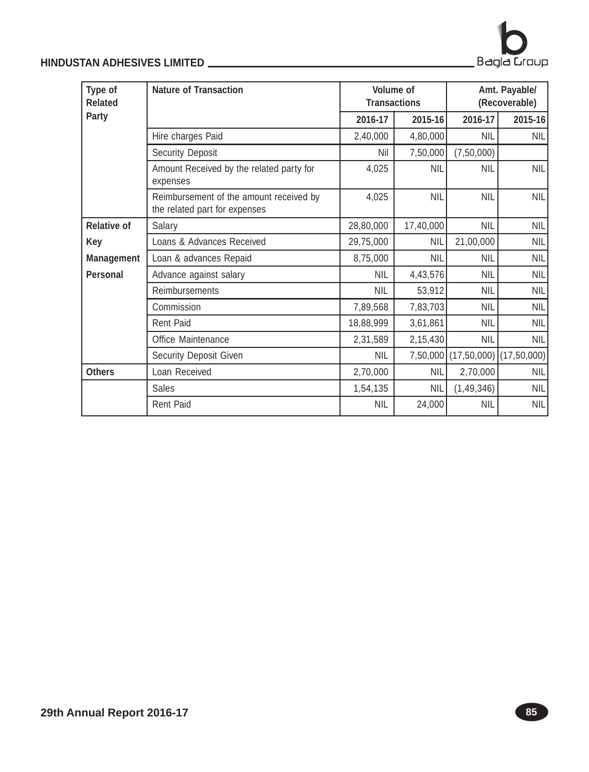| Type of Related Party | Nature of Transaction | Volume of Transactions | | Amt. Payable/ (Recoverable) | |
|---|---|---|---|---|---|
| | | 2016-17 | 2015-16 | 2016-17 | 2015-16 |
| | Hire charges Paid | 2,40,000 | 4,80,000 | NIL | NIL |
| | Security Deposit | Nil | 7,50,000 | (7,50,000) | |
| | Amount Received by the related party for expenses | 4,025 | NIL | NIL | NIL |
| | Reimbursement of the amount received by the related part for expenses | 4,025 | NIL | NIL | NIL |
| Relative of Key Management Personal | Salary | 28,80,000 | 17,40,000 | NIL | NIL |
| | Loans & Advances Received | 29,75,000 | NIL | 21,00,000 | NIL |
| | Loan & advances Repaid | 8,75,000 | NIL | NIL | NIL |
| | Advance against salary | NIL | 4,43,576 | NIL | NIL |
| | Reimbursements | NIL | 53,912 | NIL | NIL |
| | Commission | 7,89,568 | 7,83,703 | NIL | NIL |
| | Rent Paid | 18,88,999 | 3,61,861 | NIL | NIL |
| | Office Maintenance | 2,31,589 | 2,15,430 | NIL | NIL |
| | Security Deposit Given | NIL | 7,50,000 | (17,50,000) | (17,50,000) |
| Others | Loan Received | 2,70,000 | NIL | 2,70,000 | NIL |
| | Sales | 1,54,135 | NIL | (1,49,346) | NIL |
| | Rent Paid | NIL | 24,000 | NIL | NIL |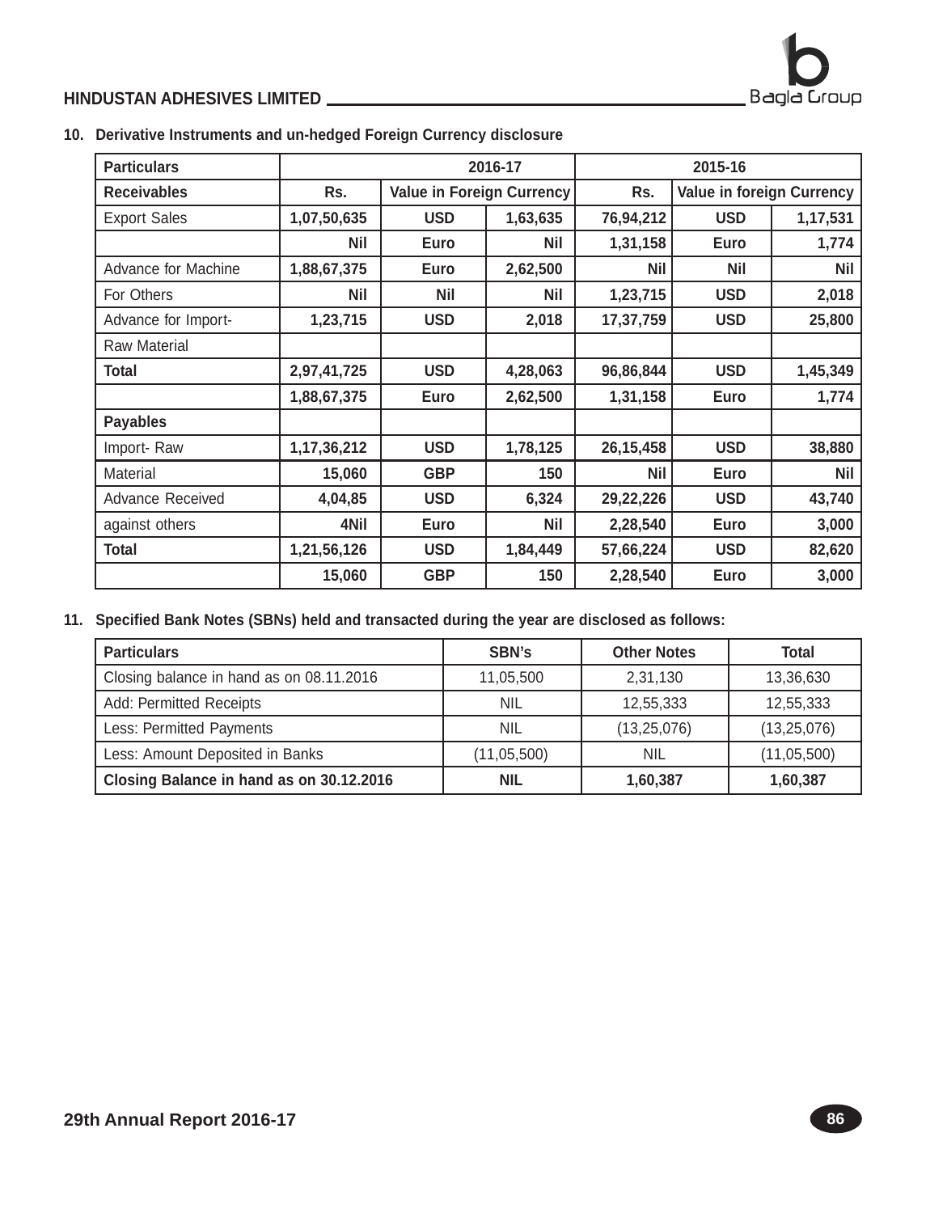**10. Derivative Instruments and un-hedged Foreign Currency disclosure**

| Particulars | 2016-17 | | | 2015-16 | | |
|---|---|---|---|---|---|---|
| **Receivables** | **Rs.** | **Value in Foreign Currency** | | **Rs.** | **Value in foreign Currency** | |
| Export Sales | **1,07,50,635** | **USD** | **1,63,635** | **76,94,212** | **USD** | **1,17,531** |
| | **Nil** | **Euro** | **Nil** | **1,31,158** | **Euro** | **1,774** |
| Advance for Machine | **1,88,67,375** | **Euro** | **2,62,500** | **Nil** | **Nil** | **Nil** |
| For Others | **Nil** | **Nil** | **Nil** | **1,23,715** | **USD** | **2,018** |
| Advance for Import- | **1,23,715** | **USD** | **2,018** | **17,37,759** | **USD** | **25,800** |
| Raw Material | | | | | | |
| **Total** | **2,97,41,725** | **USD** | **4,28,063** | **96,86,844** | **USD** | **1,45,349** |
| | **1,88,67,375** | **Euro** | **2,62,500** | **1,31,158** | **Euro** | **1,774** |
| **Payables** | | | | | | |
| Import- Raw | **1,17,36,212** | **USD** | **1,78,125** | **26,15,458** | **USD** | **38,880** |
| Material | **15,060** | **GBP** | **150** | **Nil** | **Euro** | **Nil** |
| Advance Received | **4,04,85** | **USD** | **6,324** | **29,22,226** | **USD** | **43,740** |
| against others | **4Nil** | **Euro** | **Nil** | **2,28,540** | **Euro** | **3,000** |
| **Total** | **1,21,56,126** | **USD** | **1,84,449** | **57,66,224** | **USD** | **82,620** |
| | **15,060** | **GBP** | **150** | **2,28,540** | **Euro** | **3,000** |

**11. Specified Bank Notes (SBNs) held and transacted during the year are disclosed as follows:**

| Particulars | SBN's | Other Notes | Total |
|---|---|---|---|
| Closing balance in hand as on 08.11.2016 | 11,05,500 | 2,31,130 | 13,36,630 |
| Add: Permitted Receipts | NIL | 12,55,333 | 12,55,333 |
| Less: Permitted Payments | NIL | (13,25,076) | (13,25,076) |
| Less: Amount Deposited in Banks | (11,05,500) | NIL | (11,05,500) |
| **Closing Balance in hand as on 30.12.2016** | **NIL** | **1,60,387** | **1,60,387** |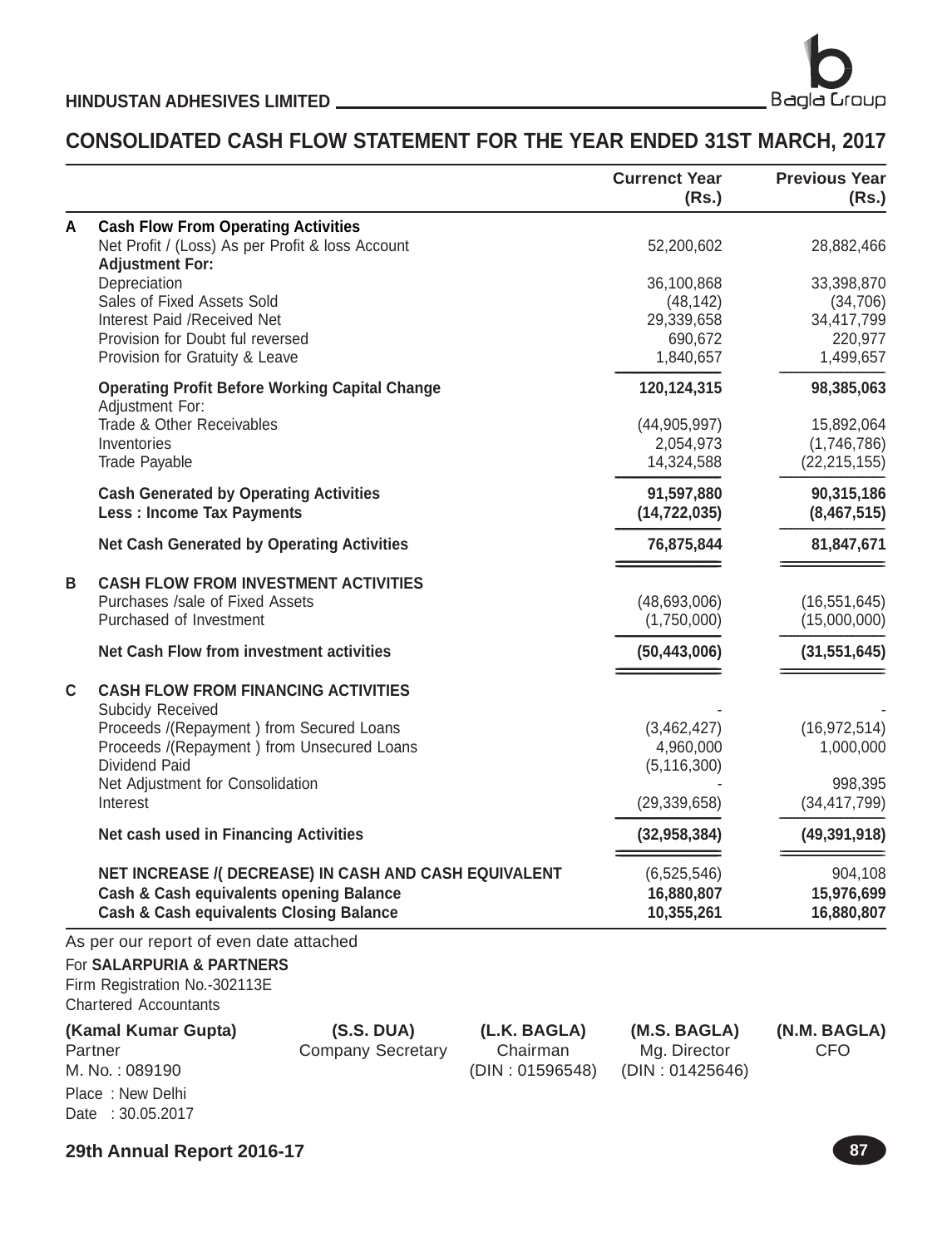## CONSOLIDATED CASH FLOW STATEMENT FOR THE YEAR ENDED 31ST MARCH, 2017

| | | Currenct Year (Rs.) | Previous Year (Rs.) |
|---|---|---|---|
| **A** | **Cash Flow From Operating Activities** | | |
| | Net Profit / (Loss) As per Profit & loss Account | 52,200,602 | 28,882,466 |
| | **Adjustment For:** | | |
| | Depreciation | 36,100,868 | 33,398,870 |
| | Sales of Fixed Assets Sold | (48,142) | (34,706) |
| | Interest Paid /Received Net | 29,339,658 | 34,417,799 |
| | Provision for Doubt ful reversed | 690,672 | 220,977 |
| | Provision for Gratuity & Leave | 1,840,657 | 1,499,657 |
| | **Operating Profit Before Working Capital Change** | **120,124,315** | **98,385,063** |
| | Adjustment For: | | |
| | Trade & Other Receivables | (44,905,997) | 15,892,064 |
| | Inventories | 2,054,973 | (1,746,786) |
| | Trade Payable | 14,324,588 | (22,215,155) |
| | **Cash Generated by Operating Activities** | **91,597,880** | **90,315,186** |
| | **Less : Income Tax Payments** | **(14,722,035)** | **(8,467,515)** |
| | **Net Cash Generated by Operating Activities** | **76,875,844** | **81,847,671** |
| **B** | **CASH FLOW FROM INVESTMENT ACTIVITIES** | | |
| | Purchases /sale of Fixed Assets | (48,693,006) | (16,551,645) |
| | Purchased of Investment | (1,750,000) | (15,000,000) |
| | **Net Cash Flow from investment activities** | **(50,443,006)** | **(31,551,645)** |
| **C** | **CASH FLOW FROM FINANCING ACTIVITIES** | | |
| | Subcidy Received | - | - |
| | Proceeds /(Repayment ) from Secured Loans | (3,462,427) | (16,972,514) |
| | Proceeds /(Repayment ) from Unsecured Loans | 4,960,000 | 1,000,000 |
| | Dividend Paid | (5,116,300) | |
| | Net Adjustment for Consolidation | - | 998,395 |
| | Interest | (29,339,658) | (34,417,799) |
| | **Net cash used in Financing Activities** | **(32,958,384)** | **(49,391,918)** |
| | **NET INCREASE /( DECREASE) IN CASH AND CASH EQUIVALENT** | (6,525,546) | 904,108 |
| | **Cash & Cash equivalents opening Balance** | **16,880,807** | **15,976,699** |
| | **Cash & Cash equivalents Closing Balance** | **10,355,261** | **16,880,807** |

As per our report of even date attached

For **SALARPURIA & PARTNERS**
Firm Registration No.-302113E
Chartered Accountants

| **(Kamal Kumar Gupta)** | **(S.S. DUA)** | **(L.K. BAGLA)** | **(M.S. BAGLA)** | **(N.M. BAGLA)** |
|---|---|---|---|---|
| Partner | Company Secretary | Chairman | Mg. Director | CFO |
| M. No. : 089190 | | (DIN : 01596548) | (DIN : 01425646) | |

Place : New Delhi
Date : 30.05.2017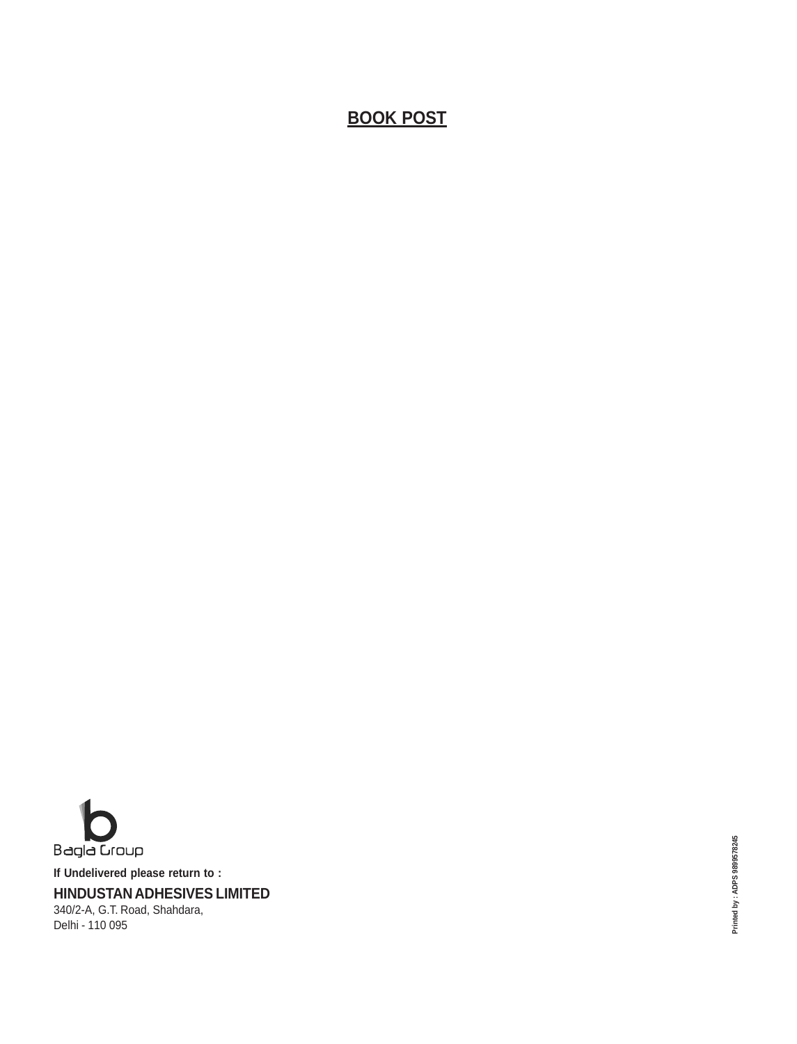**BOOK POST**

Bagla Group

**If Undelivered please return to :**

**HINDUSTAN ADHESIVES LIMITED**
340/2-A, G.T. Road, Shahdara,
Delhi - 110 095

Printed by : ADPS 9899578245